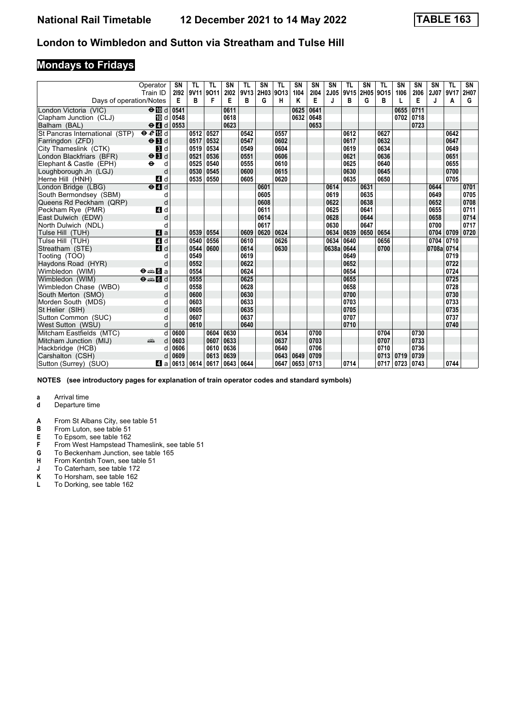# National Rail Timetable 12 December 2021 to 14 May 2022 TABLE 163

## London to Wimbledon and Sutton via Streatham and Tulse Hill

## Mondays to Fridays

| Operator | | SN | TL | TL | SN | TL | SN | TL | SN | SN | SN | TL | SN | TL | SN | SN | SN | TL | SN |
|---|---|---|---|---|---|---|---|---|---|---|---|---|---|---|---|---|---|---|---|
| Train ID | | 2I92 | 9V11 | 9O11 | 2I02 | 9V13 | 2H03 | 9O13 | 1I04 | 2I04 | 2J05 | 9V15 | 2H05 | 9O15 | 1I06 | 2I06 | 2J07 | 9V17 | 2H07 |
| Days of operation/Notes | | E | B | F | E | B | G | H | K | E | J | B | G | B | L | E | J | A | G |
| London Victoria (VIC) | d | 0541 | | | 0611 | | | | 0625 | 0641 | | | | | 0655 | 0711 | | | |
| Clapham Junction (CLJ) | d | 0548 | | | 0618 | | | | 0632 | 0648 | | | | | 0702 | 0718 | | | |
| Balham (BAL) | d | 0553 | | | 0623 | | | | | 0653 | | | | | | 0723 | | | |
| St Pancras International (STP) | d | | 0512 | 0527 | | 0542 | | 0557 | | | | 0612 | | 0627 | | | | 0642 | |
| Farringdon (ZFD) | d | | 0517 | 0532 | | 0547 | | 0602 | | | | 0617 | | 0632 | | | | 0647 | |
| City Thameslink (CTK) | d | | 0519 | 0534 | | 0549 | | 0604 | | | | 0619 | | 0634 | | | | 0649 | |
| London Blackfriars (BFR) | d | | 0521 | 0536 | | 0551 | | 0606 | | | | 0621 | | 0636 | | | | 0651 | |
| Elephant & Castle (EPH) | d | | 0525 | 0540 | | 0555 | | 0610 | | | | 0625 | | 0640 | | | | 0655 | |
| Loughborough Jn (LGJ) | d | | 0530 | 0545 | | 0600 | | 0615 | | | | 0630 | | 0645 | | | | 0700 | |
| Herne Hill (HNH) | d | | 0535 | 0550 | | 0605 | | 0620 | | | | 0635 | | 0650 | | | | 0705 | |
| London Bridge (LBG) | d | | | | | | 0601 | | | | 0614 | | 0631 | | | | 0644 | | 0701 |
| South Bermondsey (SBM) | d | | | | | | 0605 | | | | 0619 | | 0635 | | | | 0649 | | 0705 |
| Queens Rd Peckham (QRP) | d | | | | | | 0608 | | | | 0622 | | 0638 | | | | 0652 | | 0708 |
| Peckham Rye (PMR) | d | | | | | | 0611 | | | | 0625 | | 0641 | | | | 0655 | | 0711 |
| East Dulwich (EDW) | d | | | | | | 0614 | | | | 0628 | | 0644 | | | | 0658 | | 0714 |
| North Dulwich (NDL) | d | | | | | | 0617 | | | | 0630 | | 0647 | | | | 0700 | | 0717 |
| Tulse Hill (TUH) | a | | 0539 | 0554 | | 0609 | 0620 | 0624 | | | 0634 | 0639 | 0650 | 0654 | | | 0704 | 0709 | 0720 |
| Tulse Hill (TUH) | d | | 0540 | 0556 | | 0610 | | 0626 | | | 0634 | 0640 | | 0656 | | | 0704 | 0710 | |
| Streatham (STE) | d | | 0544 | 0600 | | 0614 | | 0630 | | | 0638a | 0644 | | 0700 | | | 0708a | 0714 | |
| Tooting (TOO) | d | | 0549 | | | 0619 | | | | | | 0649 | | | | | | 0719 | |
| Haydons Road (HYR) | d | | 0552 | | | 0622 | | | | | | 0652 | | | | | | 0722 | |
| Wimbledon (WIM) | a | | 0554 | | | 0624 | | | | | | 0654 | | | | | | 0724 | |
| Wimbledon (WIM) | d | | 0555 | | | 0625 | | | | | | 0655 | | | | | | 0725 | |
| Wimbledon Chase (WBO) | d | | 0558 | | | 0628 | | | | | | 0658 | | | | | | 0728 | |
| South Merton (SMO) | d | | 0600 | | | 0630 | | | | | | 0700 | | | | | | 0730 | |
| Morden South (MDS) | d | | 0603 | | | 0633 | | | | | | 0703 | | | | | | 0733 | |
| St Helier (SIH) | d | | 0605 | | | 0635 | | | | | | 0705 | | | | | | 0735 | |
| Sutton Common (SUC) | d | | 0607 | | | 0637 | | | | | | 0707 | | | | | | 0737 | |
| West Sutton (WSU) | d | | 0610 | | | 0640 | | | | | | 0710 | | | | | | 0740 | |
| Mitcham Eastfields (MTC) | d | 0600 | | 0604 | 0630 | | | 0634 | | 0700 | | | | 0704 | | 0730 | | | |
| Mitcham Junction (MIJ) | d | 0603 | | 0607 | 0633 | | | 0637 | | 0703 | | | | 0707 | | 0733 | | | |
| Hackbridge (HCB) | d | 0606 | | 0610 | 0636 | | | 0640 | | 0706 | | | | 0710 | | 0736 | | | |
| Carshalton (CSH) | d | 0609 | | 0613 | 0639 | | | 0643 | 0649 | 0709 | | | | 0713 | 0719 | 0739 | | | |
| Sutton (Surrey) (SUO) | a | 0613 | 0614 | 0617 | 0643 | 0644 | | 0647 | 0653 | 0713 | | 0714 | | 0717 | 0723 | 0743 | | 0744 | |

**NOTES (see introductory pages for explanation of train operator codes and standard symbols)**

**a** Arrival time
**d** Departure time

**A** From St Albans City, see table 51
**B** From Luton, see table 51
**E** To Epsom, see table 162
**F** From West Hampstead Thameslink, see table 51
**G** To Beckenham Junction, see table 165
**H** From Kentish Town, see table 51
**J** To Caterham, see table 172
**K** To Horsham, see table 162
**L** To Dorking, see table 162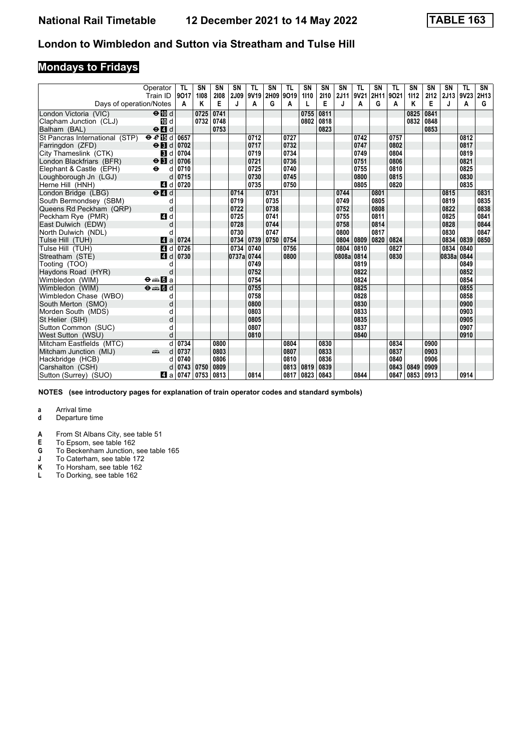# National Rail Timetable 12 December 2021 to 14 May 2022 TABLE 163

## London to Wimbledon and Sutton via Streatham and Tulse Hill

## Mondays to Fridays

| Operator | | TL | SN | SN | SN | TL | SN | TL | SN | SN | SN | TL | SN | TL | SN | SN | SN | TL | SN |
|---|---|---|---|---|---|---|---|---|---|---|---|---|---|---|---|---|---|---|---|
| Train ID | | 9O17 | 1I08 | 2I08 | 2J09 | 9V19 | 2H09 | 9O19 | 1I10 | 2I10 | 2J11 | 9V21 | 2H11 | 9O21 | 1I12 | 2I12 | 2J13 | 9V23 | 2H13 |
| Days of operation/Notes | | A | K | E | J | A | G | A | L | E | J | A | G | A | K | E | J | A | G |
| London Victoria (VIC) | ⊖ 10 d | | 0725 | 0741 | | | | | 0755 | 0811 | | | | | 0825 | 0841 | | | |
| Clapham Junction (CLJ) | 10 d | | 0732 | 0748 | | | | | 0802 | 0818 | | | | | 0832 | 0848 | | | |
| Balham (BAL) | ⊖ 4 d | | | 0753 | | | | | | 0823 | | | | | | 0853 | | | |
| St Pancras International (STP) | ⊖ e 15 d | 0657 | | | | 0712 | | 0727 | | | | 0742 | | 0757 | | | | 0812 | |
| Farringdon (ZFD) | ⊖ 3 d | 0702 | | | | 0717 | | 0732 | | | | 0747 | | 0802 | | | | 0817 | |
| City Thameslink (CTK) | 3 d | 0704 | | | | 0719 | | 0734 | | | | 0749 | | 0804 | | | | 0819 | |
| London Blackfriars (BFR) | ⊖ 3 d | 0706 | | | | 0721 | | 0736 | | | | 0751 | | 0806 | | | | 0821 | |
| Elephant & Castle (EPH) | ⊖ d | 0710 | | | | 0725 | | 0740 | | | | 0755 | | 0810 | | | | 0825 | |
| Loughborough Jn (LGJ) | d | 0715 | | | | 0730 | | 0745 | | | | 0800 | | 0815 | | | | 0830 | |
| Herne Hill (HNH) | 4 d | 0720 | | | | 0735 | | 0750 | | | | 0805 | | 0820 | | | | 0835 | |
| London Bridge (LBG) | ⊖ 4 d | | | | 0714 | | 0731 | | | | 0744 | | 0801 | | | | 0815 | | 0831 |
| South Bermondsey (SBM) | d | | | | 0719 | | 0735 | | | | 0749 | | 0805 | | | | 0819 | | 0835 |
| Queens Rd Peckham (QRP) | d | | | | 0722 | | 0738 | | | | 0752 | | 0808 | | | | 0822 | | 0838 |
| Peckham Rye (PMR) | 4 d | | | | 0725 | | 0741 | | | | 0755 | | 0811 | | | | 0825 | | 0841 |
| East Dulwich (EDW) | d | | | | 0728 | | 0744 | | | | 0758 | | 0814 | | | | 0828 | | 0844 |
| North Dulwich (NDL) | d | | | | 0730 | | 0747 | | | | 0800 | | 0817 | | | | 0830 | | 0847 |
| Tulse Hill (TUH) | 4 a | 0724 | | | 0734 | 0739 | 0750 | 0754 | | | 0804 | 0809 | 0820 | 0824 | | | 0834 | 0839 | 0850 |
| Tulse Hill (TUH) | 4 d | 0726 | | | 0734 | 0740 | | 0756 | | | 0804 | 0810 | | 0827 | | | 0834 | 0840 | |
| Streatham (STE) | 4 d | 0730 | | | 0737a | 0744 | | 0800 | | | 0808a | 0814 | | 0830 | | | 0838a | 0844 | |
| Tooting (TOO) | d | | | | | 0749 | | | | | | 0819 | | | | | | 0849 | |
| Haydons Road (HYR) | d | | | | | 0752 | | | | | | 0822 | | | | | | 0852 | |
| Wimbledon (WIM) | ⊖ 🚋 6 a | | | | | 0754 | | | | | | 0824 | | | | | | 0854 | |
| Wimbledon (WIM) | ⊖ 🚋 6 d | | | | | 0755 | | | | | | 0825 | | | | | | 0855 | |
| Wimbledon Chase (WBO) | d | | | | | 0758 | | | | | | 0828 | | | | | | 0858 | |
| South Merton (SMO) | d | | | | | 0800 | | | | | | 0830 | | | | | | 0900 | |
| Morden South (MDS) | d | | | | | 0803 | | | | | | 0833 | | | | | | 0903 | |
| St Helier (SIH) | d | | | | | 0805 | | | | | | 0835 | | | | | | 0905 | |
| Sutton Common (SUC) | d | | | | | 0807 | | | | | | 0837 | | | | | | 0907 | |
| West Sutton (WSU) | d | | | | | 0810 | | | | | | 0840 | | | | | | 0910 | |
| Mitcham Eastfields (MTC) | d | 0734 | | 0800 | | | | 0804 | | 0830 | | | | 0834 | | 0900 | | | |
| Mitcham Junction (MIJ) | 🚋 d | 0737 | | 0803 | | | | 0807 | | 0833 | | | | 0837 | | 0903 | | | |
| Hackbridge (HCB) | d | 0740 | | 0806 | | | | 0810 | | 0836 | | | | 0840 | | 0906 | | | |
| Carshalton (CSH) | d | 0743 | 0750 | 0809 | | | | 0813 | 0819 | 0839 | | | | 0843 | 0849 | 0909 | | | |
| Sutton (Surrey) (SUO) | 4 a | 0747 | 0753 | 0813 | | 0814 | | 0817 | 0823 | 0843 | | 0844 | | 0847 | 0853 | 0913 | | 0914 | |

**NOTES (see introductory pages for explanation of train operator codes and standard symbols)**

- **a** Arrival time
- **d** Departure time

- **A** From St Albans City, see table 51
- **E** To Epsom, see table 162
- **G** To Beckenham Junction, see table 165
- **J** To Caterham, see table 172
- **K** To Horsham, see table 162
- **L** To Dorking, see table 162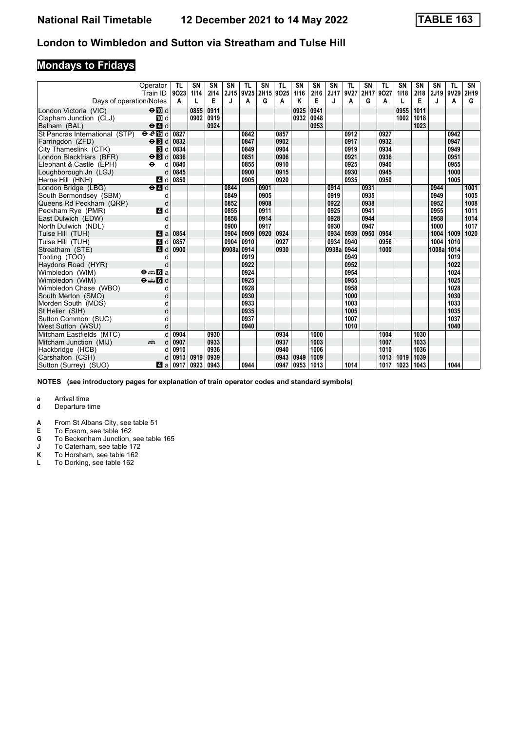# National Rail Timetable 12 December 2021 to 14 May 2022 TABLE 163

## London to Wimbledon and Sutton via Streatham and Tulse Hill

## Mondays to Fridays

| Operator | | TL | SN | SN | SN | TL | SN | TL | SN | SN | SN | TL | SN | TL | SN | SN | SN | TL | SN |
|---|---|---|---|---|---|---|---|---|---|---|---|---|---|---|---|---|---|---|---|
| Train ID | | 9O23 | 1I14 | 2I14 | 2J15 | 9V25 | 2H15 | 9O25 | 1I16 | 2I16 | 2J17 | 9V27 | 2H17 | 9O27 | 1I18 | 2I18 | 2J19 | 9V29 | 2H19 |
| Days of operation/Notes | | A | L | E | J | A | G | A | K | E | J | A | G | A | L | E | J | A | G |
| London Victoria (VIC) | ⊖ 10 d | | 0855 | 0911 | | | | | 0925 | 0941 | | | | | 0955 | 1011 | | | |
| Clapham Junction (CLJ) | 10 d | | 0902 | 0919 | | | | | 0932 | 0948 | | | | | 1002 | 1018 | | | |
| Balham (BAL) | ⊖ 4 d | | | 0924 | | | | | | 0953 | | | | | | 1023 | | | |
| St Pancras International (STP) | ⊖ ℯ 15 d | 0827 | | | | 0842 | | 0857 | | | | 0912 | | 0927 | | | | 0942 | |
| Farringdon (ZFD) | ⊖ 3 d | 0832 | | | | 0847 | | 0902 | | | | 0917 | | 0932 | | | | 0947 | |
| City Thameslink (CTK) | 3 d | 0834 | | | | 0849 | | 0904 | | | | 0919 | | 0934 | | | | 0949 | |
| London Blackfriars (BFR) | ⊖ 3 d | 0836 | | | | 0851 | | 0906 | | | | 0921 | | 0936 | | | | 0951 | |
| Elephant & Castle (EPH) | ⊖ d | 0840 | | | | 0855 | | 0910 | | | | 0925 | | 0940 | | | | 0955 | |
| Loughborough Jn (LGJ) | d | 0845 | | | | 0900 | | 0915 | | | | 0930 | | 0945 | | | | 1000 | |
| Herne Hill (HNH) | 4 d | 0850 | | | | 0905 | | 0920 | | | | 0935 | | 0950 | | | | 1005 | |
| London Bridge (LBG) | ⊖ 4 d | | | | 0844 | | 0901 | | | | 0914 | | 0931 | | | | 0944 | | 1001 |
| South Bermondsey (SBM) | d | | | | 0849 | | 0905 | | | | 0919 | | 0935 | | | | 0949 | | 1005 |
| Queens Rd Peckham (QRP) | d | | | | 0852 | | 0908 | | | | 0922 | | 0938 | | | | 0952 | | 1008 |
| Peckham Rye (PMR) | 4 d | | | | 0855 | | 0911 | | | | 0925 | | 0941 | | | | 0955 | | 1011 |
| East Dulwich (EDW) | d | | | | 0858 | | 0914 | | | | 0928 | | 0944 | | | | 0958 | | 1014 |
| North Dulwich (NDL) | d | | | | 0900 | | 0917 | | | | 0930 | | 0947 | | | | 1000 | | 1017 |
| Tulse Hill (TUH) | 4 a | 0854 | | | 0904 | 0909 | 0920 | 0924 | | | 0934 | 0939 | 0950 | 0954 | | | 1004 | 1009 | 1020 |
| Tulse Hill (TUH) | 4 d | 0857 | | | 0904 | 0910 | | 0927 | | | 0934 | 0940 | | 0956 | | | 1004 | 1010 | |
| Streatham (STE) | 4 d | 0900 | | | 0908a | 0914 | | 0930 | | | 0938a | 0944 | | 1000 | | | 1008a | 1014 | |
| Tooting (TOO) | d | | | | | 0919 | | | | | | 0949 | | | | | | 1019 | |
| Haydons Road (HYR) | d | | | | | 0922 | | | | | | 0952 | | | | | | 1022 | |
| Wimbledon (WIM) | ⊖ 🚌 6 a | | | | | 0924 | | | | | | 0954 | | | | | | 1024 | |
| Wimbledon (WIM) | ⊖ 🚌 6 d | | | | | 0925 | | | | | | 0955 | | | | | | 1025 | |
| Wimbledon Chase (WBO) | d | | | | | 0928 | | | | | | 0958 | | | | | | 1028 | |
| South Merton (SMO) | d | | | | | 0930 | | | | | | 1000 | | | | | | 1030 | |
| Morden South (MDS) | d | | | | | 0933 | | | | | | 1003 | | | | | | 1033 | |
| St Helier (SIH) | d | | | | | 0935 | | | | | | 1005 | | | | | | 1035 | |
| Sutton Common (SUC) | d | | | | | 0937 | | | | | | 1007 | | | | | | 1037 | |
| West Sutton (WSU) | d | | | | | 0940 | | | | | | 1010 | | | | | | 1040 | |
| Mitcham Eastfields (MTC) | d | 0904 | | 0930 | | | | 0934 | | 1000 | | | | 1004 | | 1030 | | | |
| Mitcham Junction (MIJ) | 🚌 d | 0907 | | 0933 | | | | 0937 | | 1003 | | | | 1007 | | 1033 | | | |
| Hackbridge (HCB) | d | 0910 | | 0936 | | | | 0940 | | 1006 | | | | 1010 | | 1036 | | | |
| Carshalton (CSH) | d | 0913 | 0919 | 0939 | | | | 0943 | 0949 | 1009 | | | | 1013 | 1019 | 1039 | | | |
| Sutton (Surrey) (SUO) | 4 a | 0917 | 0923 | 0943 | | 0944 | | 0947 | 0953 | 1013 | | 1014 | | 1017 | 1023 | 1043 | | 1044 | |

**NOTES (see introductory pages for explanation of train operator codes and standard symbols)**

**a** Arrival time
**d** Departure time

**A** From St Albans City, see table 51
**E** To Epsom, see table 162
**G** To Beckenham Junction, see table 165
**J** To Caterham, see table 172
**K** To Horsham, see table 162
**L** To Dorking, see table 162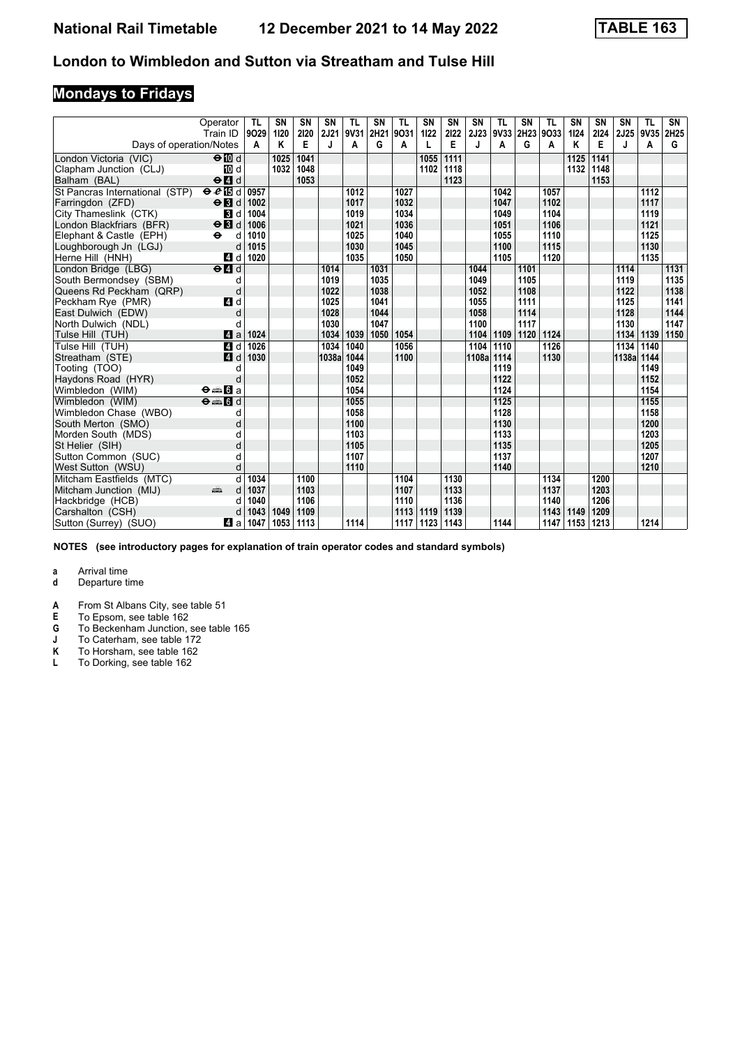# National Rail Timetable 12 December 2021 to 14 May 2022 TABLE 163

## London to Wimbledon and Sutton via Streatham and Tulse Hill

## Mondays to Fridays

| Operator | | TL | SN | SN | SN | TL | SN | TL | SN | SN | SN | TL | SN | TL | SN | SN | SN | TL | SN |
|---|---|---|---|---|---|---|---|---|---|---|---|---|---|---|---|---|---|---|---|
| Train ID | | 9O29 | 1I20 | 2I20 | 2J21 | 9V31 | 2H21 | 9O31 | 1I22 | 2I22 | 2J23 | 9V33 | 2H23 | 9O33 | 1I24 | 2I24 | 2J25 | 9V35 | 2H25 |
| Days of operation/Notes | | A | K | E | J | A | G | A | L | E | J | A | G | A | K | E | J | A | G |
| London Victoria (VIC) | ⊖10 d | | 1025 | 1041 | | | | | 1055 | 1111 | | | | | 1125 | 1141 | | | |
| Clapham Junction (CLJ) | 10 d | | 1032 | 1048 | | | | | 1102 | 1118 | | | | | 1132 | 1148 | | | |
| Balham (BAL) | ⊖4 d | | | 1053 | | | | | | 1123 | | | | | | 1153 | | | |
| St Pancras International (STP) | ⊖15 d | 0957 | | | | 1012 | | 1027 | | | | 1042 | | 1057 | | | | 1112 | |
| Farringdon (ZFD) | ⊖3 d | 1002 | | | | 1017 | | 1032 | | | | 1047 | | 1102 | | | | 1117 | |
| City Thameslink (CTK) | 3 d | 1004 | | | | 1019 | | 1034 | | | | 1049 | | 1104 | | | | 1119 | |
| London Blackfriars (BFR) | ⊖3 d | 1006 | | | | 1021 | | 1036 | | | | 1051 | | 1106 | | | | 1121 | |
| Elephant & Castle (EPH) | ⊖ d | 1010 | | | | 1025 | | 1040 | | | | 1055 | | 1110 | | | | 1125 | |
| Loughborough Jn (LGJ) | d | 1015 | | | | 1030 | | 1045 | | | | 1100 | | 1115 | | | | 1130 | |
| Herne Hill (HNH) | 4 d | 1020 | | | | 1035 | | 1050 | | | | 1105 | | 1120 | | | | 1135 | |
| London Bridge (LBG) | ⊖4 d | | | | 1014 | | 1031 | | | | 1044 | | 1101 | | | | 1114 | | 1131 |
| South Bermondsey (SBM) | d | | | | 1019 | | 1035 | | | | 1049 | | 1105 | | | | 1119 | | 1135 |
| Queens Rd Peckham (QRP) | d | | | | 1022 | | 1038 | | | | 1052 | | 1108 | | | | 1122 | | 1138 |
| Peckham Rye (PMR) | 4 d | | | | 1025 | | 1041 | | | | 1055 | | 1111 | | | | 1125 | | 1141 |
| East Dulwich (EDW) | d | | | | 1028 | | 1044 | | | | 1058 | | 1114 | | | | 1128 | | 1144 |
| North Dulwich (NDL) | d | | | | 1030 | | 1047 | | | | 1100 | | 1117 | | | | 1130 | | 1147 |
| Tulse Hill (TUH) | 4 a | 1024 | | | 1034 | 1039 | 1050 | 1054 | | | 1104 | 1109 | 1120 | 1124 | | | 1134 | 1139 | 1150 |
| Tulse Hill (TUH) | 4 d | 1026 | | | 1034 | 1040 | | 1056 | | | 1104 | 1110 | | 1126 | | | 1134 | 1140 | |
| Streatham (STE) | 4 d | 1030 | | | 1038a | 1044 | | 1100 | | | 1108a | 1114 | | 1130 | | | 1138a | 1144 | |
| Tooting (TOO) | d | | | | | 1049 | | | | | | 1119 | | | | | | 1149 | |
| Haydons Road (HYR) | d | | | | | 1052 | | | | | | 1122 | | | | | | 1152 | |
| Wimbledon (WIM) | ⊖🚌6 a | | | | | 1054 | | | | | | 1124 | | | | | | 1154 | |
| Wimbledon (WIM) | ⊖🚌6 d | | | | | 1055 | | | | | | 1125 | | | | | | 1155 | |
| Wimbledon Chase (WBO) | d | | | | | 1058 | | | | | | 1128 | | | | | | 1158 | |
| South Merton (SMO) | d | | | | | 1100 | | | | | | 1130 | | | | | | 1200 | |
| Morden South (MDS) | d | | | | | 1103 | | | | | | 1133 | | | | | | 1203 | |
| St Helier (SIH) | d | | | | | 1105 | | | | | | 1135 | | | | | | 1205 | |
| Sutton Common (SUC) | d | | | | | 1107 | | | | | | 1137 | | | | | | 1207 | |
| West Sutton (WSU) | d | | | | | 1110 | | | | | | 1140 | | | | | | 1210 | |
| Mitcham Eastfields (MTC) | d | 1034 | | 1100 | | | | 1104 | | 1130 | | | | 1134 | | 1200 | | | |
| Mitcham Junction (MIJ) | 🚌 d | 1037 | | 1103 | | | | 1107 | | 1133 | | | | 1137 | | 1203 | | | |
| Hackbridge (HCB) | d | 1040 | | 1106 | | | | 1110 | | 1136 | | | | 1140 | | 1206 | | | |
| Carshalton (CSH) | d | 1043 | 1049 | 1109 | | | | 1113 | 1119 | 1139 | | | | 1143 | 1149 | 1209 | | | |
| Sutton (Surrey) (SUO) | 4 a | 1047 | 1053 | 1113 | | 1114 | | 1117 | 1123 | 1143 | | 1144 | | 1147 | 1153 | 1213 | | 1214 | |

**NOTES (see introductory pages for explanation of train operator codes and standard symbols)**

- **a** Arrival time
- **d** Departure time

- **A** From St Albans City, see table 51
- **E** To Epsom, see table 162
- **G** To Beckenham Junction, see table 165
- **J** To Caterham, see table 172
- **K** To Horsham, see table 162
- **L** To Dorking, see table 162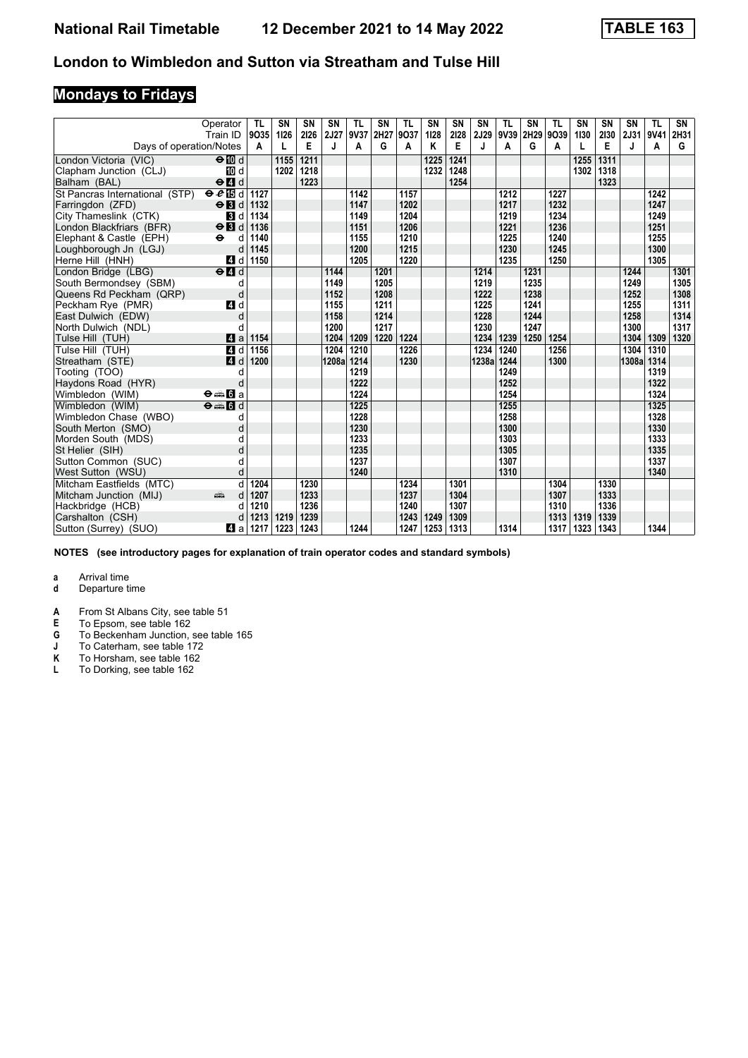# National Rail Timetable 12 December 2021 to 14 May 2022 TABLE 163

## London to Wimbledon and Sutton via Streatham and Tulse Hill

## Mondays to Fridays

| Operator | | TL | SN | SN | SN | TL | SN | TL | SN | SN | SN | TL | SN | TL | SN | SN | SN | TL | SN |
|---|---|---|---|---|---|---|---|---|---|---|---|---|---|---|---|---|---|---|---|
| Train ID | | 9O35 | 1I26 | 2I26 | 2J27 | 9V37 | 2H27 | 9O37 | 1I28 | 2I28 | 2J29 | 9V39 | 2H29 | 9O39 | 1I30 | 2I30 | 2J31 | 9V41 | 2H31 |
| Days of operation/Notes | | A | L | E | J | A | G | A | K | E | J | A | G | A | L | E | J | A | G |
| London Victoria (VIC) | ⊖ 10 d | | 1155 | 1211 | | | | | 1225 | 1241 | | | | | 1255 | 1311 | | | |
| Clapham Junction (CLJ) | 10 d | | 1202 | 1218 | | | | | 1232 | 1248 | | | | | 1302 | 1318 | | | |
| Balham (BAL) | ⊖ 4 d | | | 1223 | | | | | | 1254 | | | | | | 1323 | | | |
| St Pancras International (STP) | ⊖ ✈ 15 d | 1127 | | | | 1142 | | 1157 | | | | 1212 | | 1227 | | | | 1242 | |
| Farringdon (ZFD) | ⊖ 3 d | 1132 | | | | 1147 | | 1202 | | | | 1217 | | 1232 | | | | 1247 | |
| City Thameslink (CTK) | 3 d | 1134 | | | | 1149 | | 1204 | | | | 1219 | | 1234 | | | | 1249 | |
| London Blackfriars (BFR) | ⊖ 3 d | 1136 | | | | 1151 | | 1206 | | | | 1221 | | 1236 | | | | 1251 | |
| Elephant & Castle (EPH) | ⊖ d | 1140 | | | | 1155 | | 1210 | | | | 1225 | | 1240 | | | | 1255 | |
| Loughborough Jn (LGJ) | d | 1145 | | | | 1200 | | 1215 | | | | 1230 | | 1245 | | | | 1300 | |
| Herne Hill (HNH) | 4 d | 1150 | | | | 1205 | | 1220 | | | | 1235 | | 1250 | | | | 1305 | |
| London Bridge (LBG) | ⊖ 4 d | | | | 1144 | | 1201 | | | | 1214 | | 1231 | | | | 1244 | | 1301 |
| South Bermondsey (SBM) | d | | | | 1149 | | 1205 | | | | 1219 | | 1235 | | | | 1249 | | 1305 |
| Queens Rd Peckham (QRP) | d | | | | 1152 | | 1208 | | | | 1222 | | 1238 | | | | 1252 | | 1308 |
| Peckham Rye (PMR) | 4 d | | | | 1155 | | 1211 | | | | 1225 | | 1241 | | | | 1255 | | 1311 |
| East Dulwich (EDW) | d | | | | 1158 | | 1214 | | | | 1228 | | 1244 | | | | 1258 | | 1314 |
| North Dulwich (NDL) | d | | | | 1200 | | 1217 | | | | 1230 | | 1247 | | | | 1300 | | 1317 |
| Tulse Hill (TUH) | 4 a | 1154 | | | 1204 | 1209 | 1220 | 1224 | | | 1234 | 1239 | 1250 | 1254 | | | 1304 | 1309 | 1320 |
| Tulse Hill (TUH) | 4 d | 1156 | | | 1204 | 1210 | | 1226 | | | 1234 | 1240 | | 1256 | | | 1304 | 1310 | |
| Streatham (STE) | 4 d | 1200 | | | 1208a | 1214 | | 1230 | | | 1238a | 1244 | | 1300 | | | 1308a | 1314 | |
| Tooting (TOO) | d | | | | | 1219 | | | | | | 1249 | | | | | | 1319 | |
| Haydons Road (HYR) | d | | | | | 1222 | | | | | | 1252 | | | | | | 1322 | |
| Wimbledon (WIM) | ⊖ 🚌 6 a | | | | | 1224 | | | | | | 1254 | | | | | | 1324 | |
| Wimbledon (WIM) | ⊖ 🚌 6 d | | | | | 1225 | | | | | | 1255 | | | | | | 1325 | |
| Wimbledon Chase (WBO) | d | | | | | 1228 | | | | | | 1258 | | | | | | 1328 | |
| South Merton (SMO) | d | | | | | 1230 | | | | | | 1300 | | | | | | 1330 | |
| Morden South (MDS) | d | | | | | 1233 | | | | | | 1303 | | | | | | 1333 | |
| St Helier (SIH) | d | | | | | 1235 | | | | | | 1305 | | | | | | 1335 | |
| Sutton Common (SUC) | d | | | | | 1237 | | | | | | 1307 | | | | | | 1337 | |
| West Sutton (WSU) | d | | | | | 1240 | | | | | | 1310 | | | | | | 1340 | |
| Mitcham Eastfields (MTC) | d | 1204 | | 1230 | | | | 1234 | | 1301 | | | | 1304 | | 1330 | | | |
| Mitcham Junction (MIJ) | 🚌 d | 1207 | | 1233 | | | | 1237 | | 1304 | | | | 1307 | | 1333 | | | |
| Hackbridge (HCB) | d | 1210 | | 1236 | | | | 1240 | | 1307 | | | | 1310 | | 1336 | | | |
| Carshalton (CSH) | d | 1213 | 1219 | 1239 | | | | 1243 | 1249 | 1309 | | | | 1313 | 1319 | 1339 | | | |
| Sutton (Surrey) (SUO) | 4 a | 1217 | 1223 | 1243 | | 1244 | | 1247 | 1253 | 1313 | | 1314 | | 1317 | 1323 | 1343 | | 1344 | |

**NOTES (see introductory pages for explanation of train operator codes and standard symbols)**

**a** Arrival time
**d** Departure time

**A** From St Albans City, see table 51
**E** To Epsom, see table 162
**G** To Beckenham Junction, see table 165
**J** To Caterham, see table 172
**K** To Horsham, see table 162
**L** To Dorking, see table 162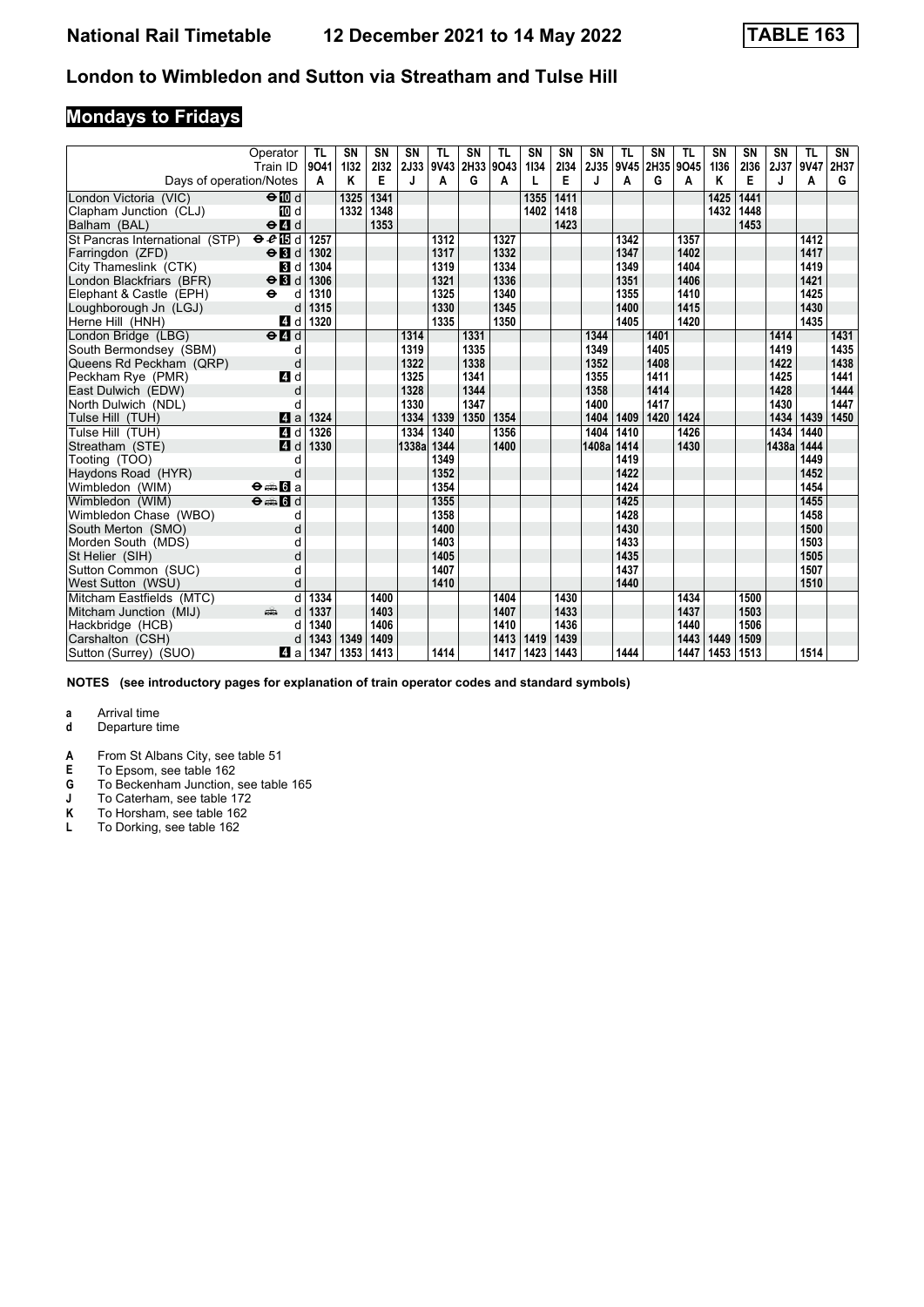# National Rail Timetable 12 December 2021 to 14 May 2022 TABLE 163

## London to Wimbledon and Sutton via Streatham and Tulse Hill

## Mondays to Fridays

| Operator | | TL | SN | SN | SN | TL | SN | TL | SN | SN | SN | TL | SN | TL | SN | SN | SN | TL | SN |
|---|---|---|---|---|---|---|---|---|---|---|---|---|---|---|---|---|---|---|---|
| Train ID | | 9O41 | 1I32 | 2I32 | 2J33 | 9V43 | 2H33 | 9O43 | 1I34 | 2I34 | 2J35 | 9V45 | 2H35 | 9O45 | 1I36 | 2I36 | 2J37 | 9V47 | 2H37 |
| Days of operation/Notes | | A | K | E | J | A | G | A | L | E | J | A | G | A | K | E | J | A | G |
| London Victoria (VIC) | ⊖ 10 d | | 1325 | 1341 | | | | | 1355 | 1411 | | | | | 1425 | 1441 | | | |
| Clapham Junction (CLJ) | 10 d | | 1332 | 1348 | | | | | 1402 | 1418 | | | | | 1432 | 1448 | | | |
| Balham (BAL) | ⊖ 4 d | | | 1353 | | | | | | 1423 | | | | | | 1453 | | | |
| St Pancras International (STP) | ⊖ ✈ 15 d | 1257 | | | | 1312 | | 1327 | | | | 1342 | | 1357 | | | | 1412 | |
| Farringdon (ZFD) | ⊖ 3 d | 1302 | | | | 1317 | | 1332 | | | | 1347 | | 1402 | | | | 1417 | |
| City Thameslink (CTK) | 3 d | 1304 | | | | 1319 | | 1334 | | | | 1349 | | 1404 | | | | 1419 | |
| London Blackfriars (BFR) | ⊖ 3 d | 1306 | | | | 1321 | | 1336 | | | | 1351 | | 1406 | | | | 1421 | |
| Elephant & Castle (EPH) | ⊖ d | 1310 | | | | 1325 | | 1340 | | | | 1355 | | 1410 | | | | 1425 | |
| Loughborough Jn (LGJ) | d | 1315 | | | | 1330 | | 1345 | | | | 1400 | | 1415 | | | | 1430 | |
| Herne Hill (HNH) | 4 d | 1320 | | | | 1335 | | 1350 | | | | 1405 | | 1420 | | | | 1435 | |
| London Bridge (LBG) | ⊖ 4 d | | | | 1314 | | 1331 | | | | 1344 | | 1401 | | | | 1414 | | 1431 |
| South Bermondsey (SBM) | d | | | | 1319 | | 1335 | | | | 1349 | | 1405 | | | | 1419 | | 1435 |
| Queens Rd Peckham (QRP) | d | | | | 1322 | | 1338 | | | | 1352 | | 1408 | | | | 1422 | | 1438 |
| Peckham Rye (PMR) | 4 d | | | | 1325 | | 1341 | | | | 1355 | | 1411 | | | | 1425 | | 1441 |
| East Dulwich (EDW) | d | | | | 1328 | | 1344 | | | | 1358 | | 1414 | | | | 1428 | | 1444 |
| North Dulwich (NDL) | d | | | | 1330 | | 1347 | | | | 1400 | | 1417 | | | | 1430 | | 1447 |
| Tulse Hill (TUH) | 4 a | 1324 | | | 1334 | 1339 | 1350 | 1354 | | | 1404 | 1409 | 1420 | 1424 | | | 1434 | 1439 | 1450 |
| Tulse Hill (TUH) | 4 d | 1326 | | | 1334 | 1340 | | 1356 | | | 1404 | 1410 | | 1426 | | | 1434 | 1440 | |
| Streatham (STE) | 4 d | 1330 | | | 1338a | 1344 | | 1400 | | | 1408a | 1414 | | 1430 | | | 1438a | 1444 | |
| Tooting (TOO) | d | | | | | 1349 | | | | | | 1419 | | | | | | 1449 | |
| Haydons Road (HYR) | d | | | | | 1352 | | | | | | 1422 | | | | | | 1452 | |
| Wimbledon (WIM) | ⊖ 🚋 6 a | | | | | 1354 | | | | | | 1424 | | | | | | 1454 | |
| Wimbledon (WIM) | ⊖ 🚋 6 d | | | | | 1355 | | | | | | 1425 | | | | | | 1455 | |
| Wimbledon Chase (WBO) | d | | | | | 1358 | | | | | | 1428 | | | | | | 1458 | |
| South Merton (SMO) | d | | | | | 1400 | | | | | | 1430 | | | | | | 1500 | |
| Morden South (MDS) | d | | | | | 1403 | | | | | | 1433 | | | | | | 1503 | |
| St Helier (SIH) | d | | | | | 1405 | | | | | | 1435 | | | | | | 1505 | |
| Sutton Common (SUC) | d | | | | | 1407 | | | | | | 1437 | | | | | | 1507 | |
| West Sutton (WSU) | d | | | | | 1410 | | | | | | 1440 | | | | | | 1510 | |
| Mitcham Eastfields (MTC) | d | 1334 | | 1400 | | | | 1404 | | 1430 | | | | 1434 | | 1500 | | | |
| Mitcham Junction (MIJ) | 🚋 d | 1337 | | 1403 | | | | 1407 | | 1433 | | | | 1437 | | 1503 | | | |
| Hackbridge (HCB) | d | 1340 | | 1406 | | | | 1410 | | 1436 | | | | 1440 | | 1506 | | | |
| Carshalton (CSH) | d | 1343 | 1349 | 1409 | | | | 1413 | 1419 | 1439 | | | | 1443 | 1449 | 1509 | | | |
| Sutton (Surrey) (SUO) | 4 a | 1347 | 1353 | 1413 | | 1414 | | 1417 | 1423 | 1443 | | 1444 | | 1447 | 1453 | 1513 | | 1514 | |

**NOTES (see introductory pages for explanation of train operator codes and standard symbols)**

**a** Arrival time
**d** Departure time

**A** From St Albans City, see table 51
**E** To Epsom, see table 162
**G** To Beckenham Junction, see table 165
**J** To Caterham, see table 172
**K** To Horsham, see table 162
**L** To Dorking, see table 162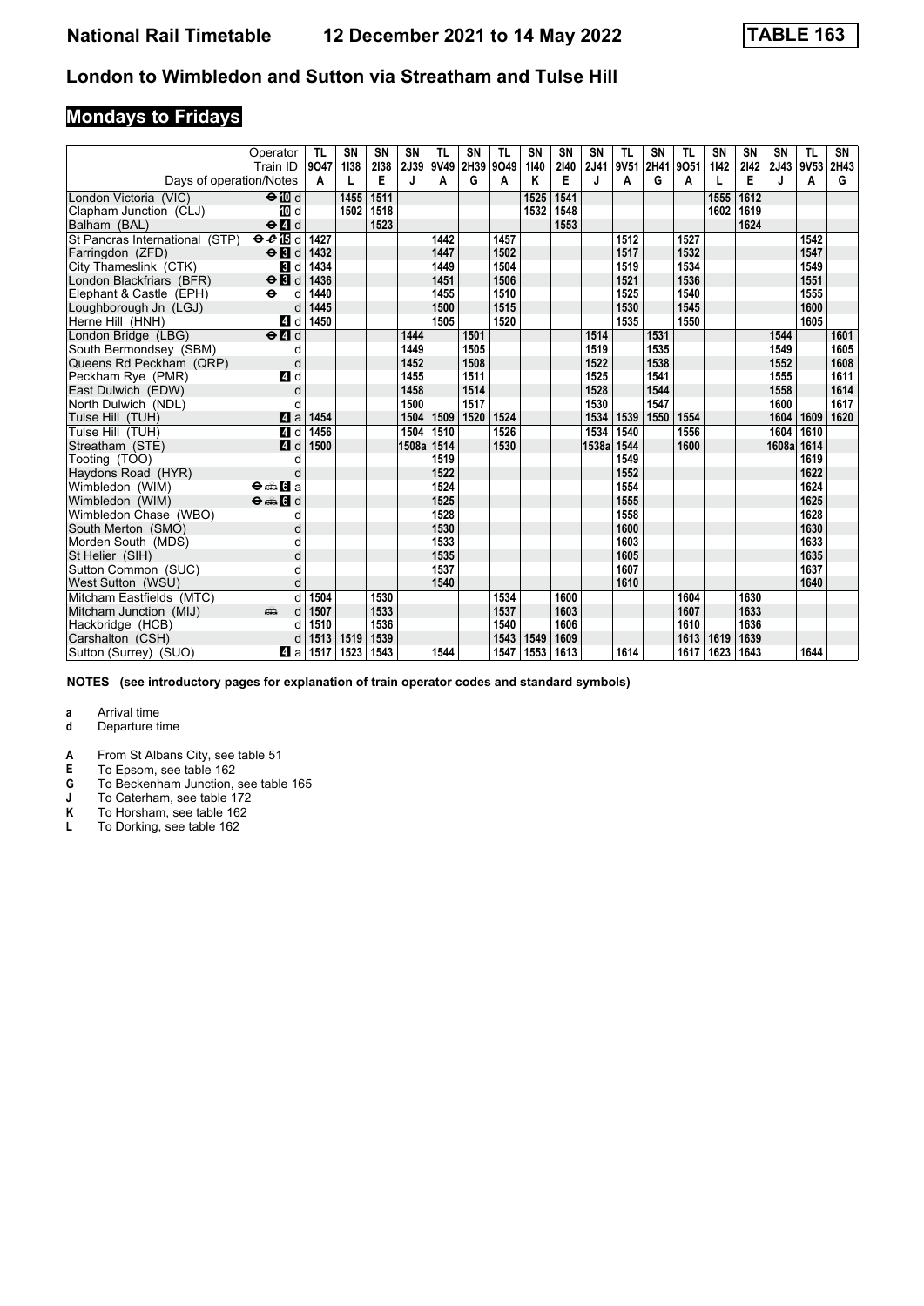# National Rail Timetable 12 December 2021 to 14 May 2022 TABLE 163

## London to Wimbledon and Sutton via Streatham and Tulse Hill

## Mondays to Fridays

| Operator | | TL | SN | SN | SN | TL | SN | TL | SN | SN | SN | TL | SN | TL | SN | SN | SN | TL | SN |
|---|---|---|---|---|---|---|---|---|---|---|---|---|---|---|---|---|---|---|---|
| Train ID | | 9O47 | 1I38 | 2I38 | 2J39 | 9V49 | 2H39 | 9O49 | 1I40 | 2I40 | 2J41 | 9V51 | 2H41 | 9O51 | 1I42 | 2I42 | 2J43 | 9V53 | 2H43 |
| Days of operation/Notes | | A | L | E | J | A | G | A | K | E | J | A | G | A | L | E | J | A | G |
| London Victoria (VIC) | ⊖ 10 d | | 1455 | 1511 | | | | | 1525 | 1541 | | | | | 1555 | 1612 | | | |
| Clapham Junction (CLJ) | 10 d | | 1502 | 1518 | | | | | 1532 | 1548 | | | | | 1602 | 1619 | | | |
| Balham (BAL) | ⊖ 4 d | | | 1523 | | | | | | 1553 | | | | | | 1624 | | | |
| St Pancras International (STP) | ⊖ ℯ 15 d | 1427 | | | | 1442 | | 1457 | | | | 1512 | | 1527 | | | | 1542 | |
| Farringdon (ZFD) | ⊖ 3 d | 1432 | | | | 1447 | | 1502 | | | | 1517 | | 1532 | | | | 1547 | |
| City Thameslink (CTK) | 3 d | 1434 | | | | 1449 | | 1504 | | | | 1519 | | 1534 | | | | 1549 | |
| London Blackfriars (BFR) | ⊖ 3 d | 1436 | | | | 1451 | | 1506 | | | | 1521 | | 1536 | | | | 1551 | |
| Elephant & Castle (EPH) | ⊖ d | 1440 | | | | 1455 | | 1510 | | | | 1525 | | 1540 | | | | 1555 | |
| Loughborough Jn (LGJ) | d | 1445 | | | | 1500 | | 1515 | | | | 1530 | | 1545 | | | | 1600 | |
| Herne Hill (HNH) | 4 d | 1450 | | | | 1505 | | 1520 | | | | 1535 | | 1550 | | | | 1605 | |
| London Bridge (LBG) | ⊖ 4 d | | | | 1444 | | 1501 | | | | 1514 | | 1531 | | | | 1544 | | 1601 |
| South Bermondsey (SBM) | d | | | | 1449 | | 1505 | | | | 1519 | | 1535 | | | | 1549 | | 1605 |
| Queens Rd Peckham (QRP) | d | | | | 1452 | | 1508 | | | | 1522 | | 1538 | | | | 1552 | | 1608 |
| Peckham Rye (PMR) | 4 d | | | | 1455 | | 1511 | | | | 1525 | | 1541 | | | | 1555 | | 1611 |
| East Dulwich (EDW) | d | | | | 1458 | | 1514 | | | | 1528 | | 1544 | | | | 1558 | | 1614 |
| North Dulwich (NDL) | d | | | | 1500 | | 1517 | | | | 1530 | | 1547 | | | | 1600 | | 1617 |
| Tulse Hill (TUH) | 4 a | 1454 | | | 1504 | 1509 | 1520 | 1524 | | | 1534 | 1539 | 1550 | 1554 | | | 1604 | 1609 | 1620 |
| Tulse Hill (TUH) | 4 d | 1456 | | | 1504 | 1510 | | 1526 | | | 1534 | 1540 | | 1556 | | | 1604 | 1610 | |
| Streatham (STE) | 4 d | 1500 | | | 1508a | 1514 | | 1530 | | | 1538a | 1544 | | 1600 | | | 1608a | 1614 | |
| Tooting (TOO) | d | | | | | 1519 | | | | | | 1549 | | | | | | 1619 | |
| Haydons Road (HYR) | d | | | | | 1522 | | | | | | 1552 | | | | | | 1622 | |
| Wimbledon (WIM) | ⊖ 🚋 6 a | | | | | 1524 | | | | | | 1554 | | | | | | 1624 | |
| Wimbledon (WIM) | ⊖ 🚋 6 d | | | | | 1525 | | | | | | 1555 | | | | | | 1625 | |
| Wimbledon Chase (WBO) | d | | | | | 1528 | | | | | | 1558 | | | | | | 1628 | |
| South Merton (SMO) | d | | | | | 1530 | | | | | | 1600 | | | | | | 1630 | |
| Morden South (MDS) | d | | | | | 1533 | | | | | | 1603 | | | | | | 1633 | |
| St Helier (SIH) | d | | | | | 1535 | | | | | | 1605 | | | | | | 1635 | |
| Sutton Common (SUC) | d | | | | | 1537 | | | | | | 1607 | | | | | | 1637 | |
| West Sutton (WSU) | d | | | | | 1540 | | | | | | 1610 | | | | | | 1640 | |
| Mitcham Eastfields (MTC) | d | 1504 | | 1530 | | | | 1534 | | 1600 | | | | 1604 | | 1630 | | | |
| Mitcham Junction (MIJ) | 🚋 d | 1507 | | 1533 | | | | 1537 | | 1603 | | | | 1607 | | 1633 | | | |
| Hackbridge (HCB) | d | 1510 | | 1536 | | | | 1540 | | 1606 | | | | 1610 | | 1636 | | | |
| Carshalton (CSH) | d | 1513 | 1519 | 1539 | | | | 1543 | 1549 | 1609 | | | | 1613 | 1619 | 1639 | | | |
| Sutton (Surrey) (SUO) | 4 a | 1517 | 1523 | 1543 | | 1544 | | 1547 | 1553 | 1613 | | 1614 | | 1617 | 1623 | 1643 | | 1644 | |

**NOTES (see introductory pages for explanation of train operator codes and standard symbols)**

**a** Arrival time
**d** Departure time

**A** From St Albans City, see table 51
**E** To Epsom, see table 162
**G** To Beckenham Junction, see table 165
**J** To Caterham, see table 172
**K** To Horsham, see table 162
**L** To Dorking, see table 162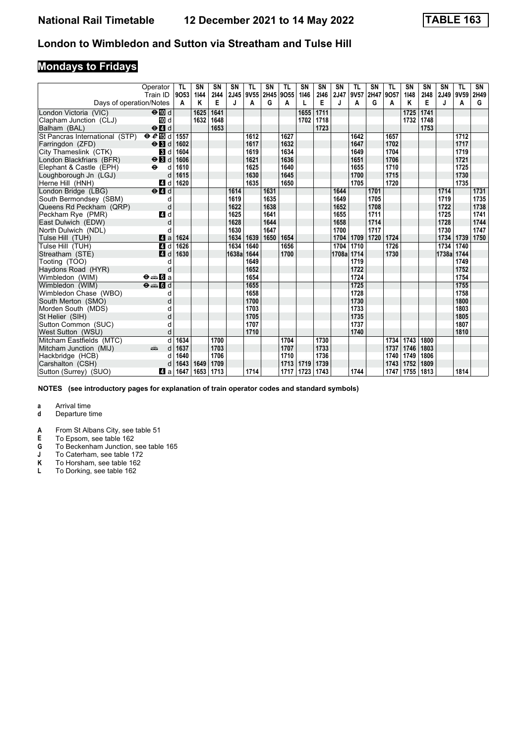# National Rail Timetable 12 December 2021 to 14 May 2022 TABLE 163

## London to Wimbledon and Sutton via Streatham and Tulse Hill

## Mondays to Fridays

| Operator | | TL | SN | SN | SN | TL | SN | TL | SN | SN | SN | TL | SN | TL | SN | SN | SN | TL | SN |
|---|---|---|---|---|---|---|---|---|---|---|---|---|---|---|---|---|---|---|---|
| Train ID | | 9O53 | 1I44 | 2I44 | 2J45 | 9V55 | 2H45 | 9O55 | 1I46 | 2I46 | 2J47 | 9V57 | 2H47 | 9O57 | 1I48 | 2I48 | 2J49 | 9V59 | 2H49 |
| Days of operation/Notes | | A | K | E | J | A | G | A | L | E | J | A | G | A | K | E | J | A | G |
| London Victoria (VIC) | ⊖ 10 d | | 1625 | 1641 | | | | | 1655 | 1711 | | | | | 1725 | 1741 | | | |
| Clapham Junction (CLJ) | 10 d | | 1632 | 1648 | | | | | 1702 | 1718 | | | | | 1732 | 1748 | | | |
| Balham (BAL) | ⊖ 4 d | | | 1653 | | | | | | 1723 | | | | | | 1753 | | | |
| St Pancras International (STP) | ⊖ 15 d | 1557 | | | | 1612 | | 1627 | | | | 1642 | | 1657 | | | | 1712 | |
| Farringdon (ZFD) | ⊖ 3 d | 1602 | | | | 1617 | | 1632 | | | | 1647 | | 1702 | | | | 1717 | |
| City Thameslink (CTK) | 3 d | 1604 | | | | 1619 | | 1634 | | | | 1649 | | 1704 | | | | 1719 | |
| London Blackfriars (BFR) | ⊖ 3 d | 1606 | | | | 1621 | | 1636 | | | | 1651 | | 1706 | | | | 1721 | |
| Elephant & Castle (EPH) | ⊖ d | 1610 | | | | 1625 | | 1640 | | | | 1655 | | 1710 | | | | 1725 | |
| Loughborough Jn (LGJ) | d | 1615 | | | | 1630 | | 1645 | | | | 1700 | | 1715 | | | | 1730 | |
| Herne Hill (HNH) | 4 d | 1620 | | | | 1635 | | 1650 | | | | 1705 | | 1720 | | | | 1735 | |
| London Bridge (LBG) | ⊖ 4 d | | | | 1614 | | 1631 | | | | 1644 | | 1701 | | | | 1714 | | 1731 |
| South Bermondsey (SBM) | d | | | | 1619 | | 1635 | | | | 1649 | | 1705 | | | | 1719 | | 1735 |
| Queens Rd Peckham (QRP) | d | | | | 1622 | | 1638 | | | | 1652 | | 1708 | | | | 1722 | | 1738 |
| Peckham Rye (PMR) | 4 d | | | | 1625 | | 1641 | | | | 1655 | | 1711 | | | | 1725 | | 1741 |
| East Dulwich (EDW) | d | | | | 1628 | | 1644 | | | | 1658 | | 1714 | | | | 1728 | | 1744 |
| North Dulwich (NDL) | d | | | | 1630 | | 1647 | | | | 1700 | | 1717 | | | | 1730 | | 1747 |
| Tulse Hill (TUH) | 4 a | 1624 | | | 1634 | 1639 | 1650 | 1654 | | | 1704 | 1709 | 1720 | 1724 | | | 1734 | 1739 | 1750 |
| Tulse Hill (TUH) | 4 d | 1626 | | | 1634 | 1640 | | 1656 | | | 1704 | 1710 | | 1726 | | | 1734 | 1740 | |
| Streatham (STE) | 4 d | 1630 | | | 1638a | 1644 | | 1700 | | | 1708a | 1714 | | 1730 | | | 1738a | 1744 | |
| Tooting (TOO) | d | | | | | 1649 | | | | | | 1719 | | | | | | 1749 | |
| Haydons Road (HYR) | d | | | | | 1652 | | | | | | 1722 | | | | | | 1752 | |
| Wimbledon (WIM) | ⊖ 🚌 6 a | | | | | 1654 | | | | | | 1724 | | | | | | 1754 | |
| Wimbledon (WIM) | ⊖ 🚌 6 d | | | | | 1655 | | | | | | 1725 | | | | | | 1755 | |
| Wimbledon Chase (WBO) | d | | | | | 1658 | | | | | | 1728 | | | | | | 1758 | |
| South Merton (SMO) | d | | | | | 1700 | | | | | | 1730 | | | | | | 1800 | |
| Morden South (MDS) | d | | | | | 1703 | | | | | | 1733 | | | | | | 1803 | |
| St Helier (SIH) | d | | | | | 1705 | | | | | | 1735 | | | | | | 1805 | |
| Sutton Common (SUC) | d | | | | | 1707 | | | | | | 1737 | | | | | | 1807 | |
| West Sutton (WSU) | d | | | | | 1710 | | | | | | 1740 | | | | | | 1810 | |
| Mitcham Eastfields (MTC) | d | 1634 | | 1700 | | | | 1704 | | 1730 | | | | 1734 | 1743 | 1800 | | | |
| Mitcham Junction (MIJ) | 🚌 d | 1637 | | 1703 | | | | 1707 | | 1733 | | | | 1737 | 1746 | 1803 | | | |
| Hackbridge (HCB) | d | 1640 | | 1706 | | | | 1710 | | 1736 | | | | 1740 | 1749 | 1806 | | | |
| Carshalton (CSH) | d | 1643 | 1649 | 1709 | | | | 1713 | 1719 | 1739 | | | | 1743 | 1752 | 1809 | | | |
| Sutton (Surrey) (SUO) | 4 a | 1647 | 1653 | 1713 | | 1714 | | 1717 | 1723 | 1743 | | 1744 | | 1747 | 1755 | 1813 | | 1814 | |

**NOTES (see introductory pages for explanation of train operator codes and standard symbols)**

**a** Arrival time
**d** Departure time

**A** From St Albans City, see table 51
**E** To Epsom, see table 162
**G** To Beckenham Junction, see table 165
**J** To Caterham, see table 172
**K** To Horsham, see table 162
**L** To Dorking, see table 162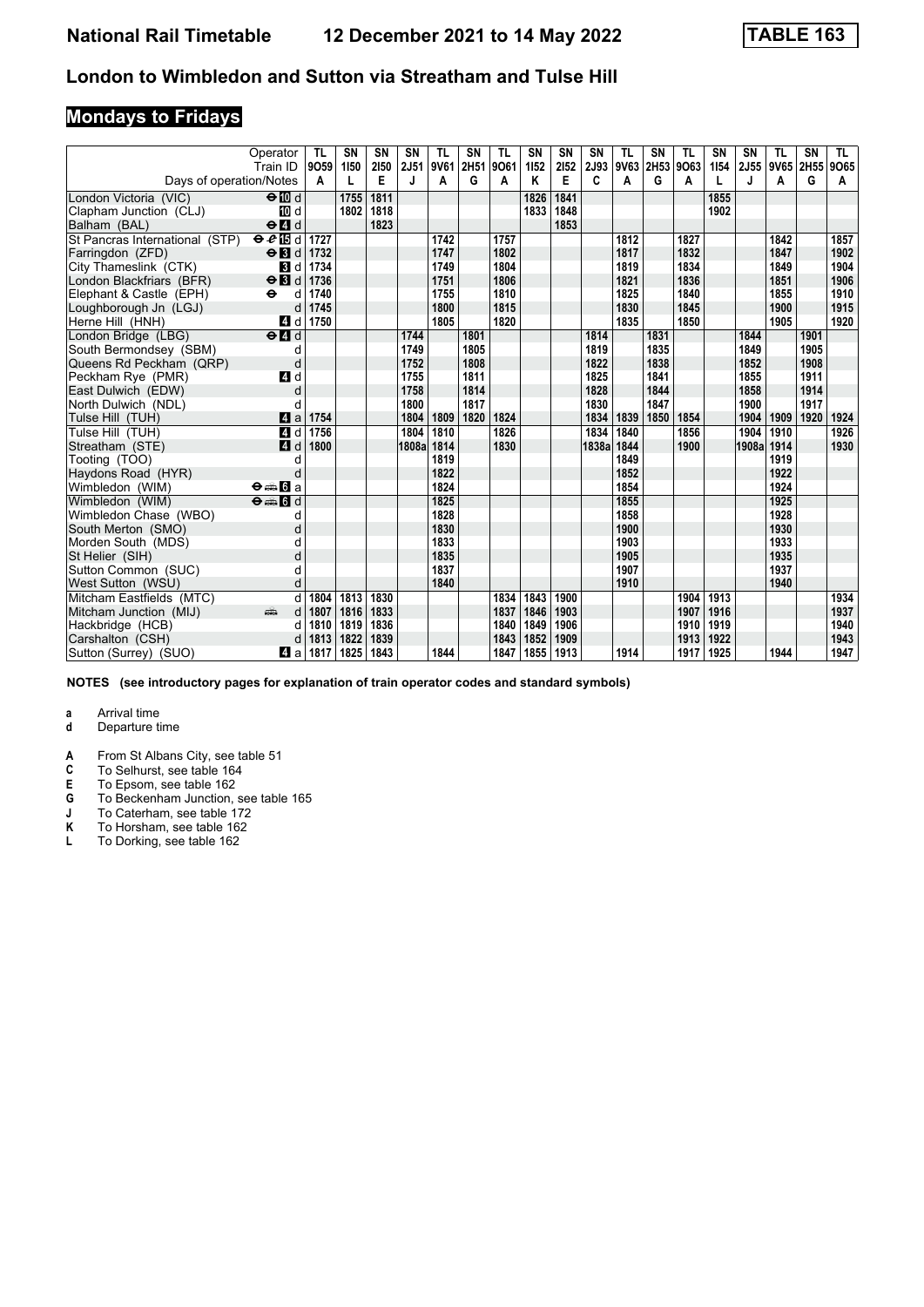# National Rail Timetable 12 December 2021 to 14 May 2022 TABLE 163

## London to Wimbledon and Sutton via Streatham and Tulse Hill

## Mondays to Fridays

| Operator | | TL | SN | SN | SN | TL | SN | TL | SN | SN | SN | TL | SN | TL | SN | SN | TL | SN | TL |
|---|---|---|---|---|---|---|---|---|---|---|---|---|---|---|---|---|---|---|---|
| Train ID | | 9O59 | 1I50 | 2I50 | 2J51 | 9V61 | 2H51 | 9O61 | 1I52 | 2I52 | 2J93 | 9V63 | 2H53 | 9O63 | 1I54 | 2J55 | 9V65 | 2H55 | 9O65 |
| Days of operation/Notes | | A | L | E | J | A | G | A | K | E | C | A | G | A | L | J | A | G | A |
| London Victoria (VIC) | ⊖ 10 d | | 1755 | 1811 | | | | | 1826 | 1841 | | | | | 1855 | | | | |
| Clapham Junction (CLJ) | 10 d | | 1802 | 1818 | | | | | 1833 | 1848 | | | | | 1902 | | | | |
| Balham (BAL) | ⊖ 4 d | | | 1823 | | | | | | 1853 | | | | | | | | | |
| St Pancras International (STP) | ⊖ ℯ 15 d | 1727 | | | | 1742 | | 1757 | | | | 1812 | | 1827 | | | 1842 | | 1857 |
| Farringdon (ZFD) | ⊖ 3 d | 1732 | | | | 1747 | | 1802 | | | | 1817 | | 1832 | | | 1847 | | 1902 |
| City Thameslink (CTK) | 3 d | 1734 | | | | 1749 | | 1804 | | | | 1819 | | 1834 | | | 1849 | | 1904 |
| London Blackfriars (BFR) | ⊖ 3 d | 1736 | | | | 1751 | | 1806 | | | | 1821 | | 1836 | | | 1851 | | 1906 |
| Elephant & Castle (EPH) | ⊖ d | 1740 | | | | 1755 | | 1810 | | | | 1825 | | 1840 | | | 1855 | | 1910 |
| Loughborough Jn (LGJ) | d | 1745 | | | | 1800 | | 1815 | | | | 1830 | | 1845 | | | 1900 | | 1915 |
| Herne Hill (HNH) | 4 d | 1750 | | | | 1805 | | 1820 | | | | 1835 | | 1850 | | | 1905 | | 1920 |
| London Bridge (LBG) | ⊖ 4 d | | | | 1744 | | 1801 | | | | 1814 | | 1831 | | | 1844 | | 1901 | |
| South Bermondsey (SBM) | d | | | | 1749 | | 1805 | | | | 1819 | | 1835 | | | 1849 | | 1905 | |
| Queens Rd Peckham (QRP) | d | | | | 1752 | | 1808 | | | | 1822 | | 1838 | | | 1852 | | 1908 | |
| Peckham Rye (PMR) | 4 d | | | | 1755 | | 1811 | | | | 1825 | | 1841 | | | 1855 | | 1911 | |
| East Dulwich (EDW) | d | | | | 1758 | | 1814 | | | | 1828 | | 1844 | | | 1858 | | 1914 | |
| North Dulwich (NDL) | d | | | | 1800 | | 1817 | | | | 1830 | | 1847 | | | 1900 | | 1917 | |
| Tulse Hill (TUH) | 4 a | 1754 | | | 1804 | 1809 | 1820 | 1824 | | | 1834 | 1839 | 1850 | 1854 | | 1904 | 1909 | 1920 | 1924 |
| Tulse Hill (TUH) | 4 d | 1756 | | | 1804 | 1810 | | 1826 | | | 1834 | 1840 | | 1856 | | 1904 | 1910 | | 1926 |
| Streatham (STE) | 4 d | 1800 | | | 1808a | 1814 | | 1830 | | | 1838a | 1844 | | 1900 | | 1908a | 1914 | | 1930 |
| Tooting (TOO) | d | | | | | 1819 | | | | | | 1849 | | | | | 1919 | | |
| Haydons Road (HYR) | d | | | | | 1822 | | | | | | 1852 | | | | | 1922 | | |
| Wimbledon (WIM) | ⊖ 🚌 6 a | | | | | 1824 | | | | | | 1854 | | | | | 1924 | | |
| Wimbledon (WIM) | ⊖ 🚌 6 d | | | | | 1825 | | | | | | 1855 | | | | | 1925 | | |
| Wimbledon Chase (WBO) | d | | | | | 1828 | | | | | | 1858 | | | | | 1928 | | |
| South Merton (SMO) | d | | | | | 1830 | | | | | | 1900 | | | | | 1930 | | |
| Morden South (MDS) | d | | | | | 1833 | | | | | | 1903 | | | | | 1933 | | |
| St Helier (SIH) | d | | | | | 1835 | | | | | | 1905 | | | | | 1935 | | |
| Sutton Common (SUC) | d | | | | | 1837 | | | | | | 1907 | | | | | 1937 | | |
| West Sutton (WSU) | d | | | | | 1840 | | | | | | 1910 | | | | | 1940 | | |
| Mitcham Eastfields (MTC) | d | 1804 | 1813 | 1830 | | | | 1834 | 1843 | 1900 | | | | 1904 | 1913 | | | | 1934 |
| Mitcham Junction (MIJ) | 🚌 d | 1807 | 1816 | 1833 | | | | 1837 | 1846 | 1903 | | | | 1907 | 1916 | | | | 1937 |
| Hackbridge (HCB) | d | 1810 | 1819 | 1836 | | | | 1840 | 1849 | 1906 | | | | 1910 | 1919 | | | | 1940 |
| Carshalton (CSH) | d | 1813 | 1822 | 1839 | | | | 1843 | 1852 | 1909 | | | | 1913 | 1922 | | | | 1943 |
| Sutton (Surrey) (SUO) | 4 a | 1817 | 1825 | 1843 | | 1844 | | 1847 | 1855 | 1913 | | 1914 | | 1917 | 1925 | | 1944 | | 1947 |

**NOTES (see introductory pages for explanation of train operator codes and standard symbols)**

**a** Arrival time
**d** Departure time

**A** From St Albans City, see table 51
**C** To Selhurst, see table 164
**E** To Epsom, see table 162
**G** To Beckenham Junction, see table 165
**J** To Caterham, see table 172
**K** To Horsham, see table 162
**L** To Dorking, see table 162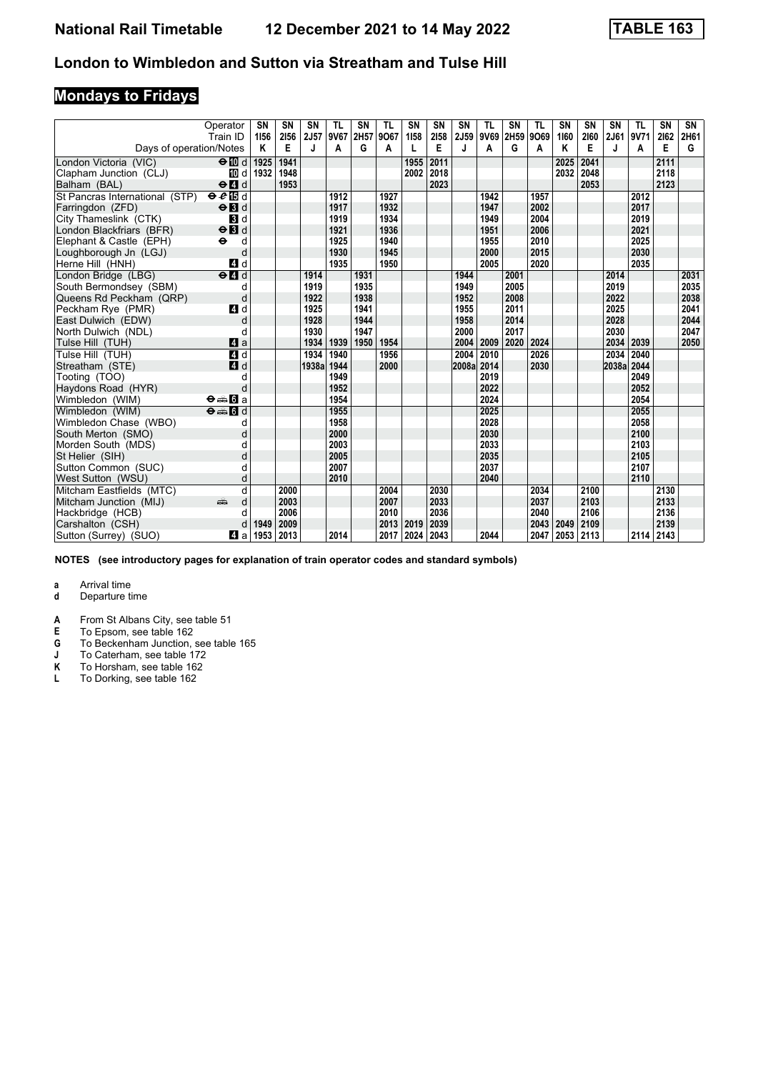# National Rail Timetable 12 December 2021 to 14 May 2022 TABLE 163

## London to Wimbledon and Sutton via Streatham and Tulse Hill

## Mondays to Fridays

| Operator | | SN | SN | SN | TL | SN | TL | SN | SN | SN | TL | SN | TL | SN | SN | SN | TL | SN | SN |
|---|---|---|---|---|---|---|---|---|---|---|---|---|---|---|---|---|---|---|---|
| Train ID | | 1I56 | 2I56 | 2J57 | 9V67 | 2H57 | 9O67 | 1I58 | 2I58 | 2J59 | 9V69 | 2H59 | 9O69 | 1I60 | 2I60 | 2J61 | 9V71 | 2I62 | 2H61 |
| Days of operation/Notes | | K | E | J | A | G | A | L | E | J | A | G | A | K | E | J | A | E | G |
| London Victoria (VIC) | ⊖ 10 d | 1925 | 1941 | | | | | 1955 | 2011 | | | | | 2025 | 2041 | | | 2111 | |
| Clapham Junction (CLJ) | 10 d | 1932 | 1948 | | | | | 2002 | 2018 | | | | | 2032 | 2048 | | | 2118 | |
| Balham (BAL) | ⊖ 4 d | | 1953 | | | | | | 2023 | | | | | | 2053 | | | 2123 | |
| St Pancras International (STP) | ⊖ ✈ 15 d | | | | 1912 | | 1927 | | | | 1942 | | 1957 | | | | 2012 | | |
| Farringdon (ZFD) | ⊖ 3 d | | | | 1917 | | 1932 | | | | 1947 | | 2002 | | | | 2017 | | |
| City Thameslink (CTK) | 3 d | | | | 1919 | | 1934 | | | | 1949 | | 2004 | | | | 2019 | | |
| London Blackfriars (BFR) | ⊖ 3 d | | | | 1921 | | 1936 | | | | 1951 | | 2006 | | | | 2021 | | |
| Elephant & Castle (EPH) | ⊖ d | | | | 1925 | | 1940 | | | | 1955 | | 2010 | | | | 2025 | | |
| Loughborough Jn (LGJ) | d | | | | 1930 | | 1945 | | | | 2000 | | 2015 | | | | 2030 | | |
| Herne Hill (HNH) | 4 d | | | | 1935 | | 1950 | | | | 2005 | | 2020 | | | | 2035 | | |
| London Bridge (LBG) | ⊖ 4 d | | | 1914 | | 1931 | | | | 1944 | | 2001 | | | | 2014 | | | 2031 |
| South Bermondsey (SBM) | d | | | 1919 | | 1935 | | | | 1949 | | 2005 | | | | 2019 | | | 2035 |
| Queens Rd Peckham (QRP) | d | | | 1922 | | 1938 | | | | 1952 | | 2008 | | | | 2022 | | | 2038 |
| Peckham Rye (PMR) | 4 d | | | 1925 | | 1941 | | | | 1955 | | 2011 | | | | 2025 | | | 2041 |
| East Dulwich (EDW) | d | | | 1928 | | 1944 | | | | 1958 | | 2014 | | | | 2028 | | | 2044 |
| North Dulwich (NDL) | d | | | 1930 | | 1947 | | | | 2000 | | 2017 | | | | 2030 | | | 2047 |
| Tulse Hill (TUH) | 4 a | | | 1934 | 1939 | 1950 | 1954 | | | 2004 | 2009 | 2020 | 2024 | | | 2034 | 2039 | | 2050 |
| Tulse Hill (TUH) | 4 d | | | 1934 | 1940 | | 1956 | | | 2004 | 2010 | | 2026 | | | 2034 | 2040 | | |
| Streatham (STE) | 4 d | | | 1938a | 1944 | | 2000 | | | 2008a | 2014 | | 2030 | | | 2038a | 2044 | | |
| Tooting (TOO) | d | | | | 1949 | | | | | | 2019 | | | | | | 2049 | | |
| Haydons Road (HYR) | d | | | | 1952 | | | | | | 2022 | | | | | | 2052 | | |
| Wimbledon (WIM) | ⊖ 🚋 6 a | | | | 1954 | | | | | | 2024 | | | | | | 2054 | | |
| Wimbledon (WIM) | ⊖ 🚋 6 d | | | | 1955 | | | | | | 2025 | | | | | | 2055 | | |
| Wimbledon Chase (WBO) | d | | | | 1958 | | | | | | 2028 | | | | | | 2058 | | |
| South Merton (SMO) | d | | | | 2000 | | | | | | 2030 | | | | | | 2100 | | |
| Morden South (MDS) | d | | | | 2003 | | | | | | 2033 | | | | | | 2103 | | |
| St Helier (SIH) | d | | | | 2005 | | | | | | 2035 | | | | | | 2105 | | |
| Sutton Common (SUC) | d | | | | 2007 | | | | | | 2037 | | | | | | 2107 | | |
| West Sutton (WSU) | d | | | | 2010 | | | | | | 2040 | | | | | | 2110 | | |
| Mitcham Eastfields (MTC) | d | | 2000 | | | | 2004 | | 2030 | | | | 2034 | | 2100 | | | 2130 | |
| Mitcham Junction (MIJ) | 🚋 d | | 2003 | | | | 2007 | | 2033 | | | | 2037 | | 2103 | | | 2133 | |
| Hackbridge (HCB) | d | | 2006 | | | | 2010 | | 2036 | | | | 2040 | | 2106 | | | 2136 | |
| Carshalton (CSH) | d | 1949 | 2009 | | | | 2013 | 2019 | 2039 | | | | 2043 | 2049 | 2109 | | | 2139 | |
| Sutton (Surrey) (SUO) | 4 a | 1953 | 2013 | | 2014 | | 2017 | 2024 | 2043 | | 2044 | | 2047 | 2053 | 2113 | | 2114 | 2143 | |

**NOTES (see introductory pages for explanation of train operator codes and standard symbols)**

- **a** Arrival time
- **d** Departure time

- **A** From St Albans City, see table 51
- **E** To Epsom, see table 162
- **G** To Beckenham Junction, see table 165
- **J** To Caterham, see table 172
- **K** To Horsham, see table 162
- **L** To Dorking, see table 162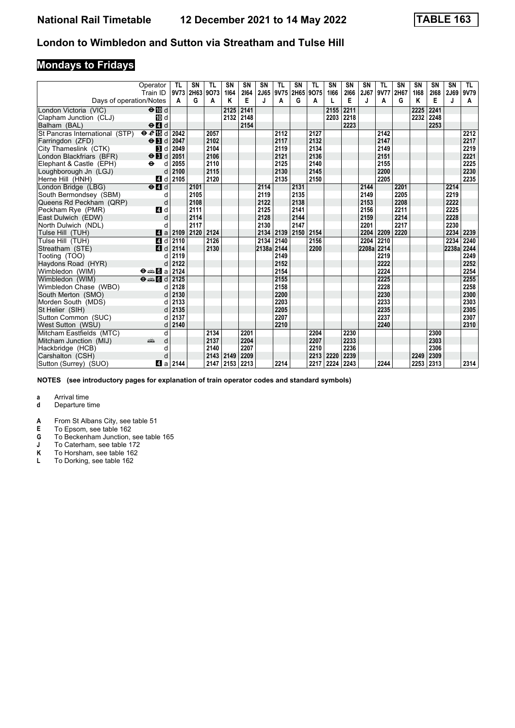# National Rail Timetable 12 December 2021 to 14 May 2022 TABLE 163

## London to Wimbledon and Sutton via Streatham and Tulse Hill

### Mondays to Fridays

| Operator | | TL | SN | TL | SN | SN | SN | TL | SN | TL | SN | SN | SN | TL | SN | SN | SN | SN | TL |
|---|---|---|---|---|---|---|---|---|---|---|---|---|---|---|---|---|---|---|---|
| Train ID | | 9V73 | 2H63 | 9O73 | 1I64 | 2I64 | 2J65 | 9V75 | 2H65 | 9O75 | 1I66 | 2I66 | 2J67 | 9V77 | 2H67 | 1I68 | 2I68 | 2J69 | 9V79 |
| Days of operation/Notes | | A | G | A | K | E | J | A | G | A | L | E | J | A | G | K | E | J | A |
| London Victoria (VIC) | ⊖ 10 d | | | | 2125 | 2141 | | | | | 2155 | 2211 | | | | 2225 | 2241 | | |
| Clapham Junction (CLJ) | 10 d | | | | 2132 | 2148 | | | | | 2203 | 2218 | | | | 2232 | 2248 | | |
| Balham (BAL) | ⊖ 4 d | | | | | 2154 | | | | | | 2223 | | | | | 2253 | | |
| St Pancras International (STP) | ⊖ 15 d | 2042 | | 2057 | | | | 2112 | | 2127 | | | | 2142 | | | | | 2212 |
| Farringdon (ZFD) | ⊖ 3 d | 2047 | | 2102 | | | | 2117 | | 2132 | | | | 2147 | | | | | 2217 |
| City Thameslink (CTK) | 3 d | 2049 | | 2104 | | | | 2119 | | 2134 | | | | 2149 | | | | | 2219 |
| London Blackfriars (BFR) | ⊖ 3 d | 2051 | | 2106 | | | | 2121 | | 2136 | | | | 2151 | | | | | 2221 |
| Elephant & Castle (EPH) | ⊖ d | 2055 | | 2110 | | | | 2125 | | 2140 | | | | 2155 | | | | | 2225 |
| Loughborough Jn (LGJ) | d | 2100 | | 2115 | | | | 2130 | | 2145 | | | | 2200 | | | | | 2230 |
| Herne Hill (HNH) | 4 d | 2105 | | 2120 | | | | 2135 | | 2150 | | | | 2205 | | | | | 2235 |
| London Bridge (LBG) | ⊖ 4 d | | 2101 | | | | 2114 | | 2131 | | | | 2144 | | 2201 | | | 2214 | |
| South Bermondsey (SBM) | d | | 2105 | | | | 2119 | | 2135 | | | | 2149 | | 2205 | | | 2219 | |
| Queens Rd Peckham (QRP) | d | | 2108 | | | | 2122 | | 2138 | | | | 2153 | | 2208 | | | 2222 | |
| Peckham Rye (PMR) | 4 d | | 2111 | | | | 2125 | | 2141 | | | | 2156 | | 2211 | | | 2225 | |
| East Dulwich (EDW) | d | | 2114 | | | | 2128 | | 2144 | | | | 2159 | | 2214 | | | 2228 | |
| North Dulwich (NDL) | d | | 2117 | | | | 2130 | | 2147 | | | | 2201 | | 2217 | | | 2230 | |
| Tulse Hill (TUH) | 4 a | 2109 | 2120 | 2124 | | | 2134 | 2139 | 2150 | 2154 | | | 2204 | 2209 | 2220 | | | 2234 | 2239 |
| Tulse Hill (TUH) | 4 d | 2110 | | 2126 | | | 2134 | 2140 | | 2156 | | | 2204 | 2210 | | | | 2234 | 2240 |
| Streatham (STE) | 4 d | 2114 | | 2130 | | | 2138a | 2144 | | 2200 | | | 2208a | 2214 | | | | 2238a | 2244 |
| Tooting (TOO) | d | 2119 | | | | | | 2149 | | | | | | 2219 | | | | | 2249 |
| Haydons Road (HYR) | d | 2122 | | | | | | 2152 | | | | | | 2222 | | | | | 2252 |
| Wimbledon (WIM) | ⊖ 🚌 6 a | 2124 | | | | | | 2154 | | | | | | 2224 | | | | | 2254 |
| Wimbledon (WIM) | ⊖ 🚌 6 d | 2125 | | | | | | 2155 | | | | | | 2225 | | | | | 2255 |
| Wimbledon Chase (WBO) | d | 2128 | | | | | | 2158 | | | | | | 2228 | | | | | 2258 |
| South Merton (SMO) | d | 2130 | | | | | | 2200 | | | | | | 2230 | | | | | 2300 |
| Morden South (MDS) | d | 2133 | | | | | | 2203 | | | | | | 2233 | | | | | 2303 |
| St Helier (SIH) | d | 2135 | | | | | | 2205 | | | | | | 2235 | | | | | 2305 |
| Sutton Common (SUC) | d | 2137 | | | | | | 2207 | | | | | | 2237 | | | | | 2307 |
| West Sutton (WSU) | d | 2140 | | | | | | 2210 | | | | | | 2240 | | | | | 2310 |
| Mitcham Eastfields (MTC) | d | | | 2134 | | 2201 | | | | 2204 | | 2230 | | | | | 2300 | | |
| Mitcham Junction (MIJ) | 🚌 d | | | 2137 | | 2204 | | | | 2207 | | 2233 | | | | | 2303 | | |
| Hackbridge (HCB) | d | | | 2140 | | 2207 | | | | 2210 | | 2236 | | | | | 2306 | | |
| Carshalton (CSH) | d | | | 2143 | 2149 | 2209 | | | | 2213 | 2220 | 2239 | | | | 2249 | 2309 | | |
| Sutton (Surrey) (SUO) | 4 a | 2144 | | 2147 | 2153 | 2213 | | 2214 | | 2217 | 2224 | 2243 | | 2244 | | 2253 | 2313 | | 2314 |

**NOTES (see introductory pages for explanation of train operator codes and standard symbols)**

- **a** Arrival time
- **d** Departure time

- **A** From St Albans City, see table 51
- **E** To Epsom, see table 162
- **G** To Beckenham Junction, see table 165
- **J** To Caterham, see table 172
- **K** To Horsham, see table 162
- **L** To Dorking, see table 162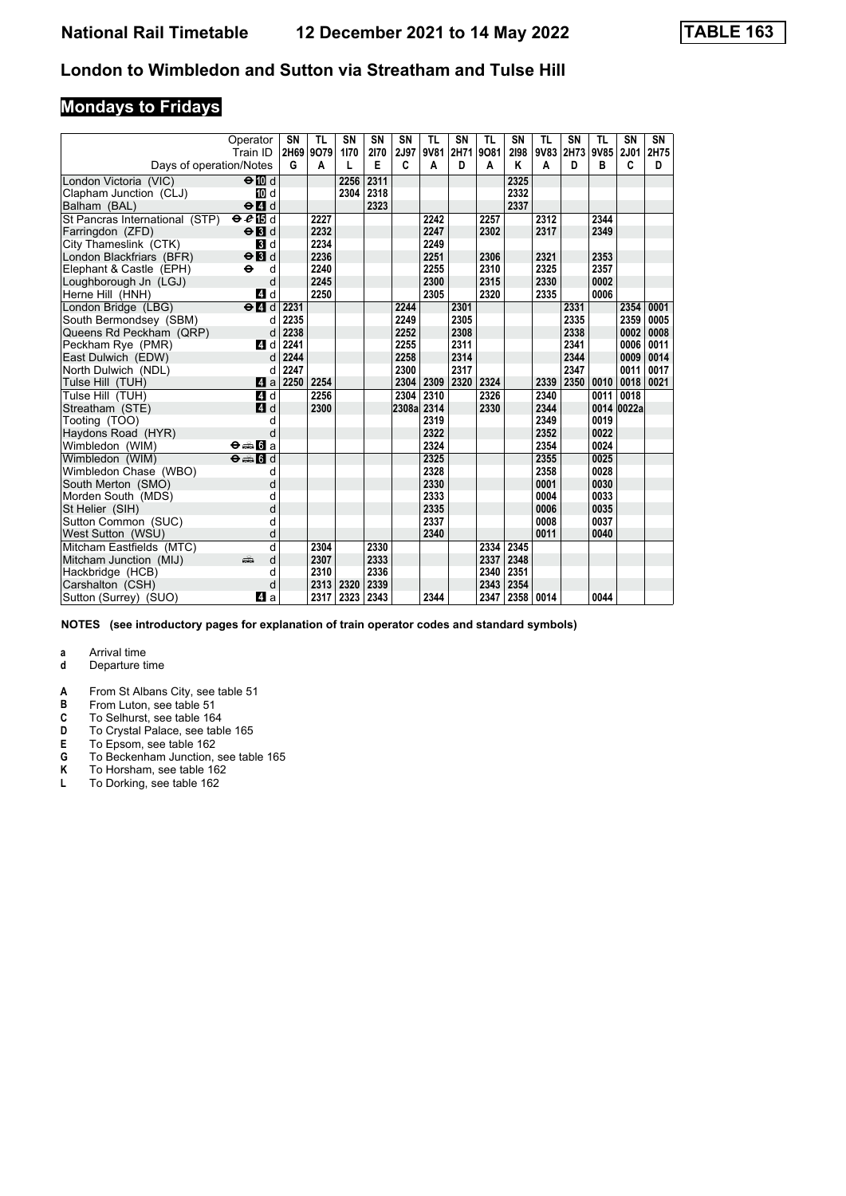# National Rail Timetable 12 December 2021 to 14 May 2022 TABLE 163

## London to Wimbledon and Sutton via Streatham and Tulse Hill

## Mondays to Fridays

| Operator | | SN | TL | SN | SN | SN | TL | SN | TL | SN | TL | SN | TL | SN | SN |
|---|---|---|---|---|---|---|---|---|---|---|---|---|---|---|---|
| Train ID | | 2H69 | 9O79 | 1I70 | 2I70 | 2J97 | 9V81 | 2H71 | 9O81 | 2I98 | 9V83 | 2H73 | 9V85 | 2J01 | 2H75 |
| Days of operation/Notes | | G | A | L | E | C | A | D | A | K | A | D | B | C | D |
| London Victoria (VIC) | ⊖ 10 d | | | 2256 | 2311 | | | | | 2325 | | | | | |
| Clapham Junction (CLJ) | 10 d | | | 2304 | 2318 | | | | | 2332 | | | | | |
| Balham (BAL) | ⊖ 4 d | | | | 2323 | | | | | 2337 | | | | | |
| St Pancras International (STP) | ⊖ 15 d | | 2227 | | | | 2242 | | 2257 | | 2312 | | 2344 | | |
| Farringdon (ZFD) | ⊖ 3 d | | 2232 | | | | 2247 | | 2302 | | 2317 | | 2349 | | |
| City Thameslink (CTK) | 3 d | | 2234 | | | | 2249 | | | | | | | | |
| London Blackfriars (BFR) | ⊖ 3 d | | 2236 | | | | 2251 | | 2306 | | 2321 | | 2353 | | |
| Elephant & Castle (EPH) | ⊖ d | | 2240 | | | | 2255 | | 2310 | | 2325 | | 2357 | | |
| Loughborough Jn (LGJ) | d | | 2245 | | | | 2300 | | 2315 | | 2330 | | 0002 | | |
| Herne Hill (HNH) | 4 d | | 2250 | | | | 2305 | | 2320 | | 2335 | | 0006 | | |
| London Bridge (LBG) | ⊖ 4 d | 2231 | | | | 2244 | | 2301 | | | | 2331 | | 2354 | 0001 |
| South Bermondsey (SBM) | d | 2235 | | | | 2249 | | 2305 | | | | 2335 | | 2359 | 0005 |
| Queens Rd Peckham (QRP) | d | 2238 | | | | 2252 | | 2308 | | | | 2338 | | 0002 | 0008 |
| Peckham Rye (PMR) | 4 d | 2241 | | | | 2255 | | 2311 | | | | 2341 | | 0006 | 0011 |
| East Dulwich (EDW) | d | 2244 | | | | 2258 | | 2314 | | | | 2344 | | 0009 | 0014 |
| North Dulwich (NDL) | d | 2247 | | | | 2300 | | 2317 | | | | 2347 | | 0011 | 0017 |
| Tulse Hill (TUH) | 4 a | 2250 | 2254 | | | 2304 | 2309 | 2320 | 2324 | | 2339 | 2350 | 0010 | 0018 | 0021 |
| Tulse Hill (TUH) | 4 d | | 2256 | | | 2304 | 2310 | | 2326 | | 2340 | | 0011 | 0018 | |
| Streatham (STE) | 4 d | | 2300 | | | 2308a | 2314 | | 2330 | | 2344 | | 0014 | 0022a | |
| Tooting (TOO) | d | | | | | | 2319 | | | | 2349 | | 0019 | | |
| Haydons Road (HYR) | d | | | | | | 2322 | | | | 2352 | | 0022 | | |
| Wimbledon (WIM) | ⊖ 🚋 6 a | | | | | | 2324 | | | | 2354 | | 0024 | | |
| Wimbledon (WIM) | ⊖ 🚋 6 d | | | | | | 2325 | | | | 2355 | | 0025 | | |
| Wimbledon Chase (WBO) | d | | | | | | 2328 | | | | 2358 | | 0028 | | |
| South Merton (SMO) | d | | | | | | 2330 | | | | 0001 | | 0030 | | |
| Morden South (MDS) | d | | | | | | 2333 | | | | 0004 | | 0033 | | |
| St Helier (SIH) | d | | | | | | 2335 | | | | 0006 | | 0035 | | |
| Sutton Common (SUC) | d | | | | | | 2337 | | | | 0008 | | 0037 | | |
| West Sutton (WSU) | d | | | | | | 2340 | | | | 0011 | | 0040 | | |
| Mitcham Eastfields (MTC) | d | | 2304 | | 2330 | | | | 2334 | 2345 | | | | | |
| Mitcham Junction (MIJ) | 🚋 d | | 2307 | | 2333 | | | | 2337 | 2348 | | | | | |
| Hackbridge (HCB) | d | | 2310 | | 2336 | | | | 2340 | 2351 | | | | | |
| Carshalton (CSH) | d | | 2313 | 2320 | 2339 | | | | 2343 | 2354 | | | | | |
| Sutton (Surrey) (SUO) | 4 a | | 2317 | 2323 | 2343 | | 2344 | | 2347 | 2358 | 0014 | | 0044 | | |

**NOTES (see introductory pages for explanation of train operator codes and standard symbols)**

- **a** Arrival time
- **d** Departure time

- **A** From St Albans City, see table 51
- **B** From Luton, see table 51
- **C** To Selhurst, see table 164
- **D** To Crystal Palace, see table 165
- **E** To Epsom, see table 162
- **G** To Beckenham Junction, see table 165
- **K** To Horsham, see table 162
- **L** To Dorking, see table 162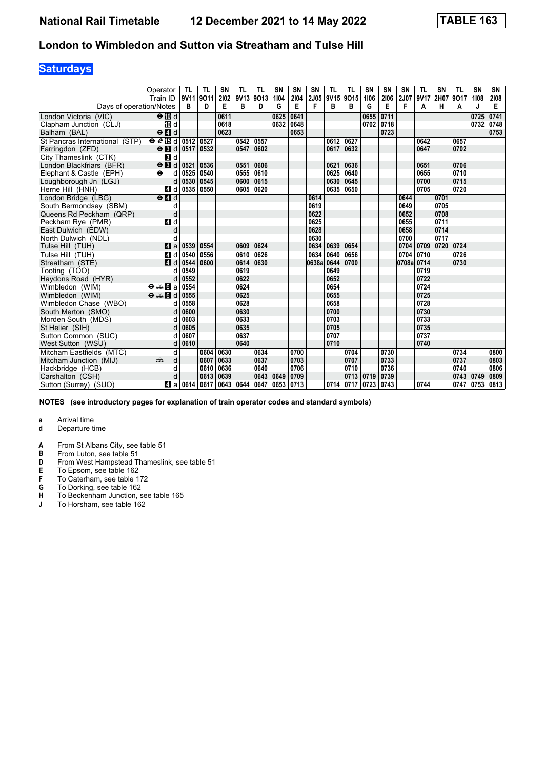# National Rail Timetable 12 December 2021 to 14 May 2022 TABLE 163

## London to Wimbledon and Sutton via Streatham and Tulse Hill

### Saturdays

| Operator | | TL | TL | SN | TL | TL | SN | SN | SN | TL | TL | SN | SN | SN | TL | SN | TL | SN | SN |
|---|---|---|---|---|---|---|---|---|---|---|---|---|---|---|---|---|---|---|---|
| Train ID | | 9V11 | 9O11 | 2I02 | 9V13 | 9O13 | 1I04 | 2I04 | 2J05 | 9V15 | 9O15 | 1I06 | 2I06 | 2J07 | 9V17 | 2H07 | 9O17 | 1I08 | 2I08 |
| Days of operation/Notes | | B | D | E | B | D | G | E | F | B | B | G | E | F | A | H | A | J | E |
| London Victoria (VIC) | ⊖ 10 d | | | 0611 | | | 0625 | 0641 | | | | 0655 | 0711 | | | | | 0725 | 0741 |
| Clapham Junction (CLJ) | 10 d | | | 0618 | | | 0632 | 0648 | | | | 0702 | 0718 | | | | | 0732 | 0748 |
| Balham (BAL) | ⊖ 4 d | | | 0623 | | | | 0653 | | | | | 0723 | | | | | | 0753 |
| St Pancras International (STP) | ⊖ 15 d | 0512 | 0527 | | 0542 | 0557 | | | | 0612 | 0627 | | | | 0642 | | 0657 | | |
| Farringdon (ZFD) | ⊖ 3 d | 0517 | 0532 | | 0547 | 0602 | | | | 0617 | 0632 | | | | 0647 | | 0702 | | |
| City Thameslink (CTK) | 3 d | | | | | | | | | | | | | | | | | | |
| London Blackfriars (BFR) | ⊖ 3 d | 0521 | 0536 | | 0551 | 0606 | | | | 0621 | 0636 | | | | 0651 | | 0706 | | |
| Elephant & Castle (EPH) | ⊖ d | 0525 | 0540 | | 0555 | 0610 | | | | 0625 | 0640 | | | | 0655 | | 0710 | | |
| Loughborough Jn (LGJ) | d | 0530 | 0545 | | 0600 | 0615 | | | | 0630 | 0645 | | | | 0700 | | 0715 | | |
| Herne Hill (HNH) | 4 d | 0535 | 0550 | | 0605 | 0620 | | | | 0635 | 0650 | | | | 0705 | | 0720 | | |
| London Bridge (LBG) | ⊖ 4 d | | | | | | | | 0614 | | | | | 0644 | | 0701 | | | |
| South Bermondsey (SBM) | d | | | | | | | | 0619 | | | | | 0649 | | 0705 | | | |
| Queens Rd Peckham (QRP) | d | | | | | | | | 0622 | | | | | 0652 | | 0708 | | | |
| Peckham Rye (PMR) | 4 d | | | | | | | | 0625 | | | | | 0655 | | 0711 | | | |
| East Dulwich (EDW) | d | | | | | | | | 0628 | | | | | 0658 | | 0714 | | | |
| North Dulwich (NDL) | d | | | | | | | | 0630 | | | | | 0700 | | 0717 | | | |
| Tulse Hill (TUH) | 4 a | 0539 | 0554 | | 0609 | 0624 | | | 0634 | 0639 | 0654 | | | 0704 | 0709 | 0720 | 0724 | | |
| Tulse Hill (TUH) | 4 d | 0540 | 0556 | | 0610 | 0626 | | | 0634 | 0640 | 0656 | | | 0704 | 0710 | | 0726 | | |
| Streatham (STE) | 4 d | 0544 | 0600 | | 0614 | 0630 | | | 0638a | 0644 | 0700 | | | 0708a | 0714 | | 0730 | | |
| Tooting (TOO) | d | 0549 | | | 0619 | | | | | 0649 | | | | | 0719 | | | | |
| Haydons Road (HYR) | d | 0552 | | | 0622 | | | | | 0652 | | | | | 0722 | | | | |
| Wimbledon (WIM) | ⊖ 🚌 6 a | 0554 | | | 0624 | | | | | 0654 | | | | | 0724 | | | | |
| Wimbledon (WIM) | ⊖ 🚌 6 d | 0555 | | | 0625 | | | | | 0655 | | | | | 0725 | | | | |
| Wimbledon Chase (WBO) | d | 0558 | | | 0628 | | | | | 0658 | | | | | 0728 | | | | |
| South Merton (SMO) | d | 0600 | | | 0630 | | | | | 0700 | | | | | 0730 | | | | |
| Morden South (MDS) | d | 0603 | | | 0633 | | | | | 0703 | | | | | 0733 | | | | |
| St Helier (SIH) | d | 0605 | | | 0635 | | | | | 0705 | | | | | 0735 | | | | |
| Sutton Common (SUC) | d | 0607 | | | 0637 | | | | | 0707 | | | | | 0737 | | | | |
| West Sutton (WSU) | d | 0610 | | | 0640 | | | | | 0710 | | | | | 0740 | | | | |
| Mitcham Eastfields (MTC) | d | | 0604 | 0630 | | 0634 | | 0700 | | | 0704 | | 0730 | | | | 0734 | | 0800 |
| Mitcham Junction (MIJ) | 🚌 d | | 0607 | 0633 | | 0637 | | 0703 | | | 0707 | | 0733 | | | | 0737 | | 0803 |
| Hackbridge (HCB) | d | | 0610 | 0636 | | 0640 | | 0706 | | | 0710 | | 0736 | | | | 0740 | | 0806 |
| Carshalton (CSH) | d | | 0613 | 0639 | | 0643 | 0649 | 0709 | | | 0713 | 0719 | 0739 | | | | 0743 | 0749 | 0809 |
| Sutton (Surrey) (SUO) | 4 a | 0614 | 0617 | 0643 | 0644 | 0647 | 0653 | 0713 | | 0714 | 0717 | 0723 | 0743 | | 0744 | | 0747 | 0753 | 0813 |

**NOTES (see introductory pages for explanation of train operator codes and standard symbols)**

- **a** Arrival time
- **d** Departure time

- **A** From St Albans City, see table 51
- **B** From Luton, see table 51
- **D** From West Hampstead Thameslink, see table 51
- **E** To Epsom, see table 162
- **F** To Caterham, see table 172
- **G** To Dorking, see table 162
- **H** To Beckenham Junction, see table 165
- **J** To Horsham, see table 162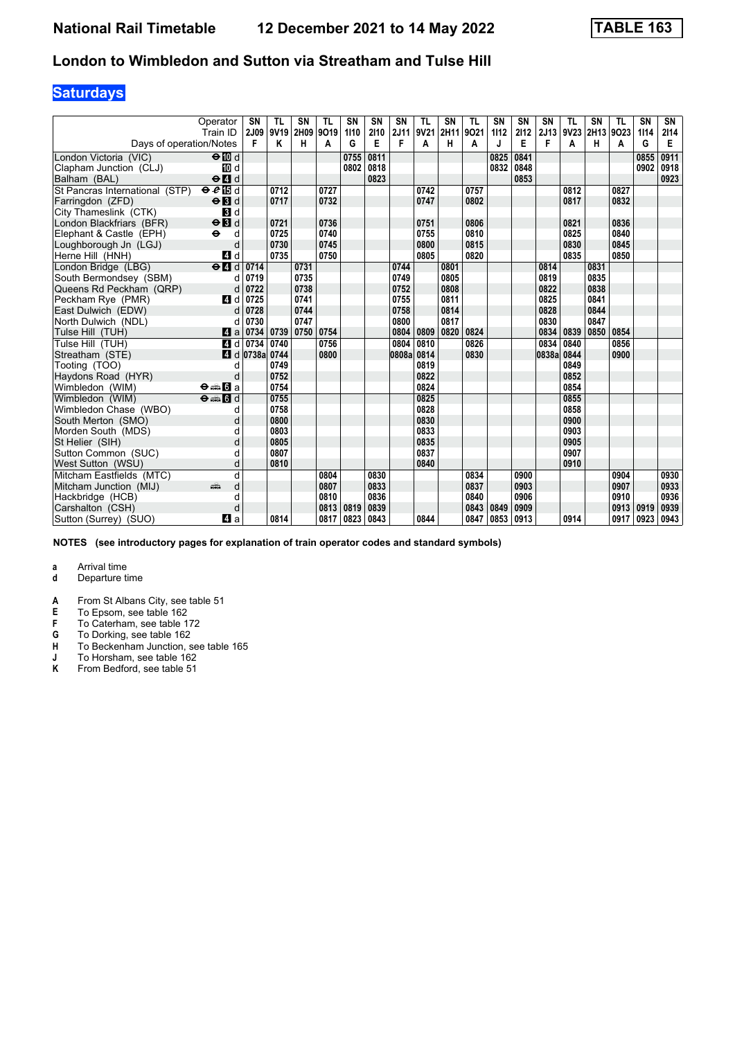# National Rail Timetable 12 December 2021 to 14 May 2022 TABLE 163

## London to Wimbledon and Sutton via Streatham and Tulse Hill

### Saturdays

| Operator | | SN | TL | SN | TL | SN | SN | SN | TL | SN | TL | SN | SN | SN | TL | SN | TL | SN | SN |
|---|---|---|---|---|---|---|---|---|---|---|---|---|---|---|---|---|---|---|---|
| Train ID | | 2J09 | 9V19 | 2H09 | 9O19 | 1I10 | 2I10 | 2J11 | 9V21 | 2H11 | 9O21 | 1I12 | 2I12 | 2J13 | 9V23 | 2H13 | 9O23 | 1I14 | 2I14 |
| Days of operation/Notes | | F | K | H | A | G | E | F | A | H | A | J | E | F | A | H | A | G | E |
| London Victoria (VIC) | ⊖ 10 d | | | | | 0755 | 0811 | | | | | 0825 | 0841 | | | | | 0855 | 0911 |
| Clapham Junction (CLJ) | 10 d | | | | | 0802 | 0818 | | | | | 0832 | 0848 | | | | | 0902 | 0918 |
| Balham (BAL) | ⊖ 4 d | | | | | | 0823 | | | | | | 0853 | | | | | | 0923 |
| St Pancras International (STP) | ⊖ 15 d | | 0712 | | 0727 | | | | 0742 | | 0757 | | | | 0812 | | 0827 | | |
| Farringdon (ZFD) | ⊖ 3 d | | 0717 | | 0732 | | | | 0747 | | 0802 | | | | 0817 | | 0832 | | |
| City Thameslink (CTK) | 3 d | | | | | | | | | | | | | | | | | | |
| London Blackfriars (BFR) | ⊖ 3 d | | 0721 | | 0736 | | | | 0751 | | 0806 | | | | 0821 | | 0836 | | |
| Elephant & Castle (EPH) | ⊖ d | | 0725 | | 0740 | | | | 0755 | | 0810 | | | | 0825 | | 0840 | | |
| Loughborough Jn (LGJ) | d | | 0730 | | 0745 | | | | 0800 | | 0815 | | | | 0830 | | 0845 | | |
| Herne Hill (HNH) | 4 d | | 0735 | | 0750 | | | | 0805 | | 0820 | | | | 0835 | | 0850 | | |
| London Bridge (LBG) | ⊖ 4 d | 0714 | | 0731 | | | | 0744 | | 0801 | | | | 0814 | | 0831 | | | |
| South Bermondsey (SBM) | d | 0719 | | 0735 | | | | 0749 | | 0805 | | | | 0819 | | 0835 | | | |
| Queens Rd Peckham (QRP) | d | 0722 | | 0738 | | | | 0752 | | 0808 | | | | 0822 | | 0838 | | | |
| Peckham Rye (PMR) | 4 d | 0725 | | 0741 | | | | 0755 | | 0811 | | | | 0825 | | 0841 | | | |
| East Dulwich (EDW) | d | 0728 | | 0744 | | | | 0758 | | 0814 | | | | 0828 | | 0844 | | | |
| North Dulwich (NDL) | d | 0730 | | 0747 | | | | 0800 | | 0817 | | | | 0830 | | 0847 | | | |
| Tulse Hill (TUH) | 4 a | 0734 | 0739 | 0750 | 0754 | | | 0804 | 0809 | 0820 | 0824 | | | 0834 | 0839 | 0850 | 0854 | | |
| Tulse Hill (TUH) | 4 d | 0734 | 0740 | | 0756 | | | 0804 | 0810 | | 0826 | | | 0834 | 0840 | | 0856 | | |
| Streatham (STE) | 4 d | 0738a | 0744 | | 0800 | | | 0808a | 0814 | | 0830 | | | 0838a | 0844 | | 0900 | | |
| Tooting (TOO) | d | | 0749 | | | | | | 0819 | | | | | | 0849 | | | | |
| Haydons Road (HYR) | d | | 0752 | | | | | | 0822 | | | | | | 0852 | | | | |
| Wimbledon (WIM) | ⊖ 🚌 6 a | | 0754 | | | | | | 0824 | | | | | | 0854 | | | | |
| Wimbledon (WIM) | ⊖ 🚌 6 d | | 0755 | | | | | | 0825 | | | | | | 0855 | | | | |
| Wimbledon Chase (WBO) | d | | 0758 | | | | | | 0828 | | | | | | 0858 | | | | |
| South Merton (SMO) | d | | 0800 | | | | | | 0830 | | | | | | 0900 | | | | |
| Morden South (MDS) | d | | 0803 | | | | | | 0833 | | | | | | 0903 | | | | |
| St Helier (SIH) | d | | 0805 | | | | | | 0835 | | | | | | 0905 | | | | |
| Sutton Common (SUC) | d | | 0807 | | | | | | 0837 | | | | | | 0907 | | | | |
| West Sutton (WSU) | d | | 0810 | | | | | | 0840 | | | | | | 0910 | | | | |
| Mitcham Eastfields (MTC) | d | | | | 0804 | | 0830 | | | | 0834 | | 0900 | | | | 0904 | | 0930 |
| Mitcham Junction (MIJ) | 🚋 d | | | | 0807 | | 0833 | | | | 0837 | | 0903 | | | | 0907 | | 0933 |
| Hackbridge (HCB) | d | | | | 0810 | | 0836 | | | | 0840 | | 0906 | | | | 0910 | | 0936 |
| Carshalton (CSH) | d | | | | 0813 | 0819 | 0839 | | | | 0843 | 0849 | 0909 | | | | 0913 | 0919 | 0939 |
| Sutton (Surrey) (SUO) | 4 a | | 0814 | | 0817 | 0823 | 0843 | | 0844 | | 0847 | 0853 | 0913 | | 0914 | | 0917 | 0923 | 0943 |

**NOTES (see introductory pages for explanation of train operator codes and standard symbols)**

- **a** Arrival time
- **d** Departure time

- **A** From St Albans City, see table 51
- **E** To Epsom, see table 162
- **F** To Caterham, see table 172
- **G** To Dorking, see table 162
- **H** To Beckenham Junction, see table 165
- **J** To Horsham, see table 162
- **K** From Bedford, see table 51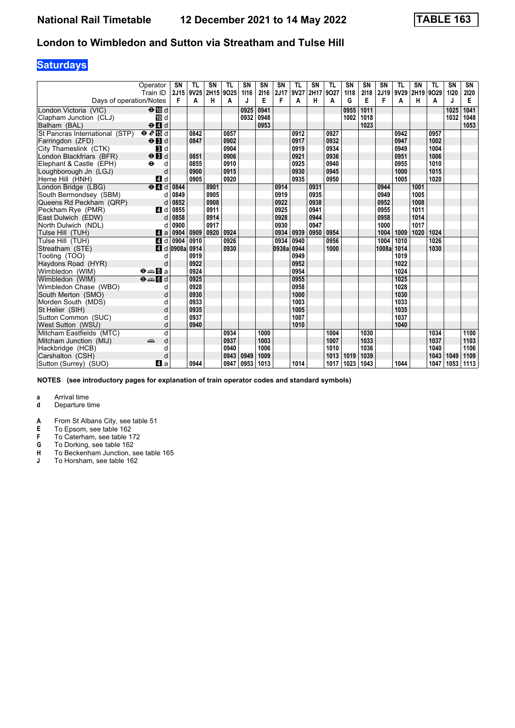# National Rail Timetable 12 December 2021 to 14 May 2022 TABLE 163

## London to Wimbledon and Sutton via Streatham and Tulse Hill

### Saturdays

| Operator | | SN | TL | SN | TL | SN | SN | SN | TL | SN | TL | SN | SN | SN | TL | SN | TL | SN | SN |
|---|---|---|---|---|---|---|---|---|---|---|---|---|---|---|---|---|---|---|---|
| Train ID | | 2J15 | 9V25 | 2H15 | 9O25 | 1I16 | 2I16 | 2J17 | 9V27 | 2H17 | 9O27 | 1I18 | 2I18 | 2J19 | 9V29 | 2H19 | 9O29 | 1I20 | 2I20 |
| Days of operation/Notes | | F | A | H | A | J | E | F | A | H | A | G | E | F | A | H | A | J | E |
| London Victoria (VIC) | ⊖ 10 d | | | | | 0925 | 0941 | | | | | 0955 | 1011 | | | | | 1025 | 1041 |
| Clapham Junction (CLJ) | 10 d | | | | | 0932 | 0948 | | | | | 1002 | 1018 | | | | | 1032 | 1048 |
| Balham (BAL) | ⊖ 4 d | | | | | | 0953 | | | | | | 1023 | | | | | | 1053 |
| St Pancras International (STP) | ⊖ ✈ 15 d | | 0842 | | 0857 | | | | 0912 | | 0927 | | | | 0942 | | 0957 | | |
| Farringdon (ZFD) | ⊖ 3 d | | 0847 | | 0902 | | | | 0917 | | 0932 | | | | 0947 | | 1002 | | |
| City Thameslink (CTK) | 3 d | | | | 0904 | | | | 0919 | | 0934 | | | | 0949 | | 1004 | | |
| London Blackfriars (BFR) | ⊖ 3 d | | 0851 | | 0906 | | | | 0921 | | 0936 | | | | 0951 | | 1006 | | |
| Elephant & Castle (EPH) | ⊖ d | | 0855 | | 0910 | | | | 0925 | | 0940 | | | | 0955 | | 1010 | | |
| Loughborough Jn (LGJ) | d | | 0900 | | 0915 | | | | 0930 | | 0945 | | | | 1000 | | 1015 | | |
| Herne Hill (HNH) | 4 d | | 0905 | | 0920 | | | | 0935 | | 0950 | | | | 1005 | | 1020 | | |
| London Bridge (LBG) | ⊖ 4 d | 0844 | | 0901 | | | | 0914 | | 0931 | | | | 0944 | | 1001 | | | |
| South Bermondsey (SBM) | d | 0849 | | 0905 | | | | 0919 | | 0935 | | | | 0949 | | 1005 | | | |
| Queens Rd Peckham (QRP) | d | 0852 | | 0908 | | | | 0922 | | 0938 | | | | 0952 | | 1008 | | | |
| Peckham Rye (PMR) | 4 d | 0855 | | 0911 | | | | 0925 | | 0941 | | | | 0955 | | 1011 | | | |
| East Dulwich (EDW) | d | 0858 | | 0914 | | | | 0928 | | 0944 | | | | 0958 | | 1014 | | | |
| North Dulwich (NDL) | d | 0900 | | 0917 | | | | 0930 | | 0947 | | | | 1000 | | 1017 | | | |
| Tulse Hill (TUH) | 4 a | 0904 | 0909 | 0920 | 0924 | | | 0934 | 0939 | 0950 | 0954 | | | 1004 | 1009 | 1020 | 1024 | | |
| Tulse Hill (TUH) | 4 d | 0904 | 0910 | | 0926 | | | 0934 | 0940 | | 0956 | | | 1004 | 1010 | | 1026 | | |
| Streatham (STE) | 4 d | 0908a | 0914 | | 0930 | | | 0938a | 0944 | | 1000 | | | 1008a | 1014 | | 1030 | | |
| Tooting (TOO) | d | | 0919 | | | | | | 0949 | | | | | | 1019 | | | | |
| Haydons Road (HYR) | d | | 0922 | | | | | | 0952 | | | | | | 1022 | | | | |
| Wimbledon (WIM) | ⊖ 🚌 6 a | | 0924 | | | | | | 0954 | | | | | | 1024 | | | | |
| Wimbledon (WIM) | ⊖ 🚌 6 d | | 0925 | | | | | | 0955 | | | | | | 1025 | | | | |
| Wimbledon Chase (WBO) | d | | 0928 | | | | | | 0958 | | | | | | 1028 | | | | |
| South Merton (SMO) | d | | 0930 | | | | | | 1000 | | | | | | 1030 | | | | |
| Morden South (MDS) | d | | 0933 | | | | | | 1003 | | | | | | 1033 | | | | |
| St Helier (SIH) | d | | 0935 | | | | | | 1005 | | | | | | 1035 | | | | |
| Sutton Common (SUC) | d | | 0937 | | | | | | 1007 | | | | | | 1037 | | | | |
| West Sutton (WSU) | d | | 0940 | | | | | | 1010 | | | | | | 1040 | | | | |
| Mitcham Eastfields (MTC) | d | | | | 0934 | | 1000 | | | | 1004 | | 1030 | | | | 1034 | | 1100 |
| Mitcham Junction (MIJ) | 🚌 d | | | | 0937 | | 1003 | | | | 1007 | | 1033 | | | | 1037 | | 1103 |
| Hackbridge (HCB) | d | | | | 0940 | | 1006 | | | | 1010 | | 1036 | | | | 1040 | | 1106 |
| Carshalton (CSH) | d | | | | 0943 | 0949 | 1009 | | | | 1013 | 1019 | 1039 | | | | 1043 | 1049 | 1109 |
| Sutton (Surrey) (SUO) | 4 a | | 0944 | | 0947 | 0953 | 1013 | | 1014 | | 1017 | 1023 | 1043 | | 1044 | | 1047 | 1053 | 1113 |

**NOTES (see introductory pages for explanation of train operator codes and standard symbols)**

**a** Arrival time
**d** Departure time

**A** From St Albans City, see table 51
**E** To Epsom, see table 162
**F** To Caterham, see table 172
**G** To Dorking, see table 162
**H** To Beckenham Junction, see table 165
**J** To Horsham, see table 162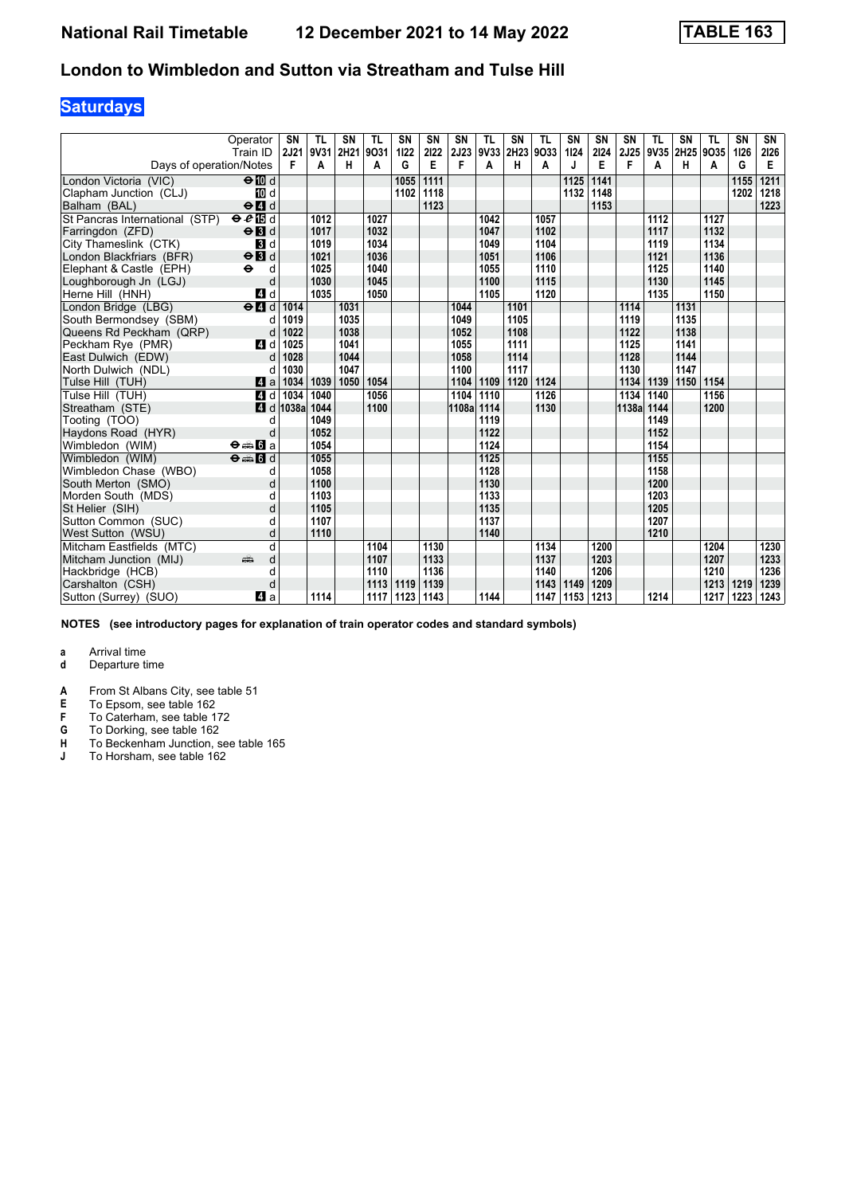# National Rail Timetable 12 December 2021 to 14 May 2022 TABLE 163

## London to Wimbledon and Sutton via Streatham and Tulse Hill

### Saturdays

| Operator | | SN | TL | SN | TL | SN | SN | SN | TL | SN | TL | SN | SN | SN | TL | SN | TL | SN | SN |
|---|---|---|---|---|---|---|---|---|---|---|---|---|---|---|---|---|---|---|---|
| Train ID | | 2J21 | 9V31 | 2H21 | 9O31 | 1I22 | 2I22 | 2J23 | 9V33 | 2H23 | 9O33 | 1I24 | 2I24 | 2J25 | 9V35 | 2H25 | 9O35 | 1I26 | 2I26 |
| Days of operation/Notes | | F | A | H | A | G | E | F | A | H | A | J | E | F | A | H | A | G | E |
| London Victoria (VIC) | ⊖ 10 d | | | | | 1055 | 1111 | | | | | 1125 | 1141 | | | | | 1155 | 1211 |
| Clapham Junction (CLJ) | 10 d | | | | | 1102 | 1118 | | | | | 1132 | 1148 | | | | | 1202 | 1218 |
| Balham (BAL) | ⊖ 4 d | | | | | | 1123 | | | | | | 1153 | | | | | | 1223 |
| St Pancras International (STP) | ⊖ 15 d | | 1012 | | 1027 | | | | 1042 | | 1057 | | | | 1112 | | 1127 | | |
| Farringdon (ZFD) | ⊖ 3 d | | 1017 | | 1032 | | | | 1047 | | 1102 | | | | 1117 | | 1132 | | |
| City Thameslink (CTK) | 3 d | | 1019 | | 1034 | | | | 1049 | | 1104 | | | | 1119 | | 1134 | | |
| London Blackfriars (BFR) | ⊖ 3 d | | 1021 | | 1036 | | | | 1051 | | 1106 | | | | 1121 | | 1136 | | |
| Elephant & Castle (EPH) | ⊖ d | | 1025 | | 1040 | | | | 1055 | | 1110 | | | | 1125 | | 1140 | | |
| Loughborough Jn (LGJ) | d | | 1030 | | 1045 | | | | 1100 | | 1115 | | | | 1130 | | 1145 | | |
| Herne Hill (HNH) | 4 d | | 1035 | | 1050 | | | | 1105 | | 1120 | | | | 1135 | | 1150 | | |
| London Bridge (LBG) | ⊖ 4 d | 1014 | | 1031 | | | | 1044 | | 1101 | | | | 1114 | | 1131 | | | |
| South Bermondsey (SBM) | d | 1019 | | 1035 | | | | 1049 | | 1105 | | | | 1119 | | 1135 | | | |
| Queens Rd Peckham (QRP) | d | 1022 | | 1038 | | | | 1052 | | 1108 | | | | 1122 | | 1138 | | | |
| Peckham Rye (PMR) | 4 d | 1025 | | 1041 | | | | 1055 | | 1111 | | | | 1125 | | 1141 | | | |
| East Dulwich (EDW) | d | 1028 | | 1044 | | | | 1058 | | 1114 | | | | 1128 | | 1144 | | | |
| North Dulwich (NDL) | d | 1030 | | 1047 | | | | 1100 | | 1117 | | | | 1130 | | 1147 | | | |
| Tulse Hill (TUH) | 4 a | 1034 | 1039 | 1050 | 1054 | | | 1104 | 1109 | 1120 | 1124 | | | 1134 | 1139 | 1150 | 1154 | | |
| Tulse Hill (TUH) | 4 d | 1034 | 1040 | | 1056 | | | 1104 | 1110 | | 1126 | | | 1134 | 1140 | | 1156 | | |
| Streatham (STE) | 4 d | 1038a | 1044 | | 1100 | | | 1108a | 1114 | | 1130 | | | 1138a | 1144 | | 1200 | | |
| Tooting (TOO) | d | | 1049 | | | | | | 1119 | | | | | | 1149 | | | | |
| Haydons Road (HYR) | d | | 1052 | | | | | | 1122 | | | | | | 1152 | | | | |
| Wimbledon (WIM) | ⊖ 6 a | | 1054 | | | | | | 1124 | | | | | | 1154 | | | | |
| Wimbledon (WIM) | ⊖ 6 d | | 1055 | | | | | | 1125 | | | | | | 1155 | | | | |
| Wimbledon Chase (WBO) | d | | 1058 | | | | | | 1128 | | | | | | 1158 | | | | |
| South Merton (SMO) | d | | 1100 | | | | | | 1130 | | | | | | 1200 | | | | |
| Morden South (MDS) | d | | 1103 | | | | | | 1133 | | | | | | 1203 | | | | |
| St Helier (SIH) | d | | 1105 | | | | | | 1135 | | | | | | 1205 | | | | |
| Sutton Common (SUC) | d | | 1107 | | | | | | 1137 | | | | | | 1207 | | | | |
| West Sutton (WSU) | d | | 1110 | | | | | | 1140 | | | | | | 1210 | | | | |
| Mitcham Eastfields (MTC) | d | | | | 1104 | | 1130 | | | | 1134 | | 1200 | | | | 1204 | | 1230 |
| Mitcham Junction (MIJ) | d | | | | 1107 | | 1133 | | | | 1137 | | 1203 | | | | 1207 | | 1233 |
| Hackbridge (HCB) | d | | | | 1110 | | 1136 | | | | 1140 | | 1206 | | | | 1210 | | 1236 |
| Carshalton (CSH) | d | | | | 1113 | 1119 | 1139 | | | | 1143 | 1149 | 1209 | | | | 1213 | 1219 | 1239 |
| Sutton (Surrey) (SUO) | 4 a | | 1114 | | 1117 | 1123 | 1143 | | 1144 | | 1147 | 1153 | 1213 | | 1214 | | 1217 | 1223 | 1243 |

**NOTES (see introductory pages for explanation of train operator codes and standard symbols)**

- **a** Arrival time
- **d** Departure time

- **A** From St Albans City, see table 51
- **E** To Epsom, see table 162
- **F** To Caterham, see table 172
- **G** To Dorking, see table 162
- **H** To Beckenham Junction, see table 165
- **J** To Horsham, see table 162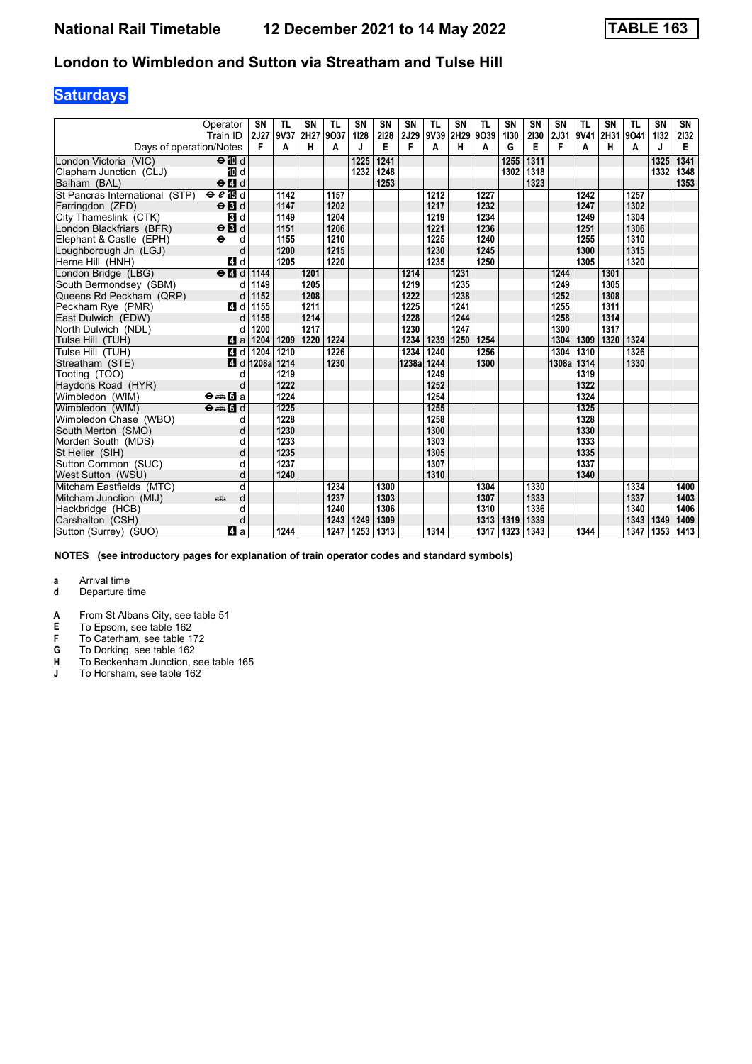# National Rail Timetable 12 December 2021 to 14 May 2022 TABLE 163

## London to Wimbledon and Sutton via Streatham and Tulse Hill

### Saturdays

| Operator | | SN | TL | SN | TL | SN | SN | SN | TL | SN | TL | SN | SN | SN | TL | SN | TL | SN | SN |
|---|---|---|---|---|---|---|---|---|---|---|---|---|---|---|---|---|---|---|---|
| Train ID | | 2J27 | 9V37 | 2H27 | 9O37 | 1I28 | 2I28 | 2J29 | 9V39 | 2H29 | 9O39 | 1I30 | 2I30 | 2J31 | 9V41 | 2H31 | 9O41 | 1I32 | 2I32 |
| Days of operation/Notes | | F | A | H | A | J | E | F | A | H | A | G | E | F | A | H | A | J | E |
| London Victoria (VIC) | ⊖ 10 d | | | | | 1225 | 1241 | | | | | 1255 | 1311 | | | | | 1325 | 1341 |
| Clapham Junction (CLJ) | 10 d | | | | | 1232 | 1248 | | | | | 1302 | 1318 | | | | | 1332 | 1348 |
| Balham (BAL) | ⊖ 4 d | | | | | | 1253 | | | | | | 1323 | | | | | | 1353 |
| St Pancras International (STP) | ⊖ ✈ 15 d | | 1142 | | 1157 | | | | 1212 | | 1227 | | | | 1242 | | 1257 | | |
| Farringdon (ZFD) | ⊖ 3 d | | 1147 | | 1202 | | | | 1217 | | 1232 | | | | 1247 | | 1302 | | |
| City Thameslink (CTK) | 3 d | | 1149 | | 1204 | | | | 1219 | | 1234 | | | | 1249 | | 1304 | | |
| London Blackfriars (BFR) | ⊖ 3 d | | 1151 | | 1206 | | | | 1221 | | 1236 | | | | 1251 | | 1306 | | |
| Elephant & Castle (EPH) | ⊖ d | | 1155 | | 1210 | | | | 1225 | | 1240 | | | | 1255 | | 1310 | | |
| Loughborough Jn (LGJ) | d | | 1200 | | 1215 | | | | 1230 | | 1245 | | | | 1300 | | 1315 | | |
| Herne Hill (HNH) | 4 d | | 1205 | | 1220 | | | | 1235 | | 1250 | | | | 1305 | | 1320 | | |
| London Bridge (LBG) | ⊖ 4 d | 1144 | | 1201 | | | | 1214 | | 1231 | | | | 1244 | | 1301 | | | |
| South Bermondsey (SBM) | d | 1149 | | 1205 | | | | 1219 | | 1235 | | | | 1249 | | 1305 | | | |
| Queens Rd Peckham (QRP) | d | 1152 | | 1208 | | | | 1222 | | 1238 | | | | 1252 | | 1308 | | | |
| Peckham Rye (PMR) | 4 d | 1155 | | 1211 | | | | 1225 | | 1241 | | | | 1255 | | 1311 | | | |
| East Dulwich (EDW) | d | 1158 | | 1214 | | | | 1228 | | 1244 | | | | 1258 | | 1314 | | | |
| North Dulwich (NDL) | d | 1200 | | 1217 | | | | 1230 | | 1247 | | | | 1300 | | 1317 | | | |
| Tulse Hill (TUH) | 4 a | 1204 | 1209 | 1220 | 1224 | | | 1234 | 1239 | 1250 | 1254 | | | 1304 | 1309 | 1320 | 1324 | | |
| Tulse Hill (TUH) | 4 d | 1204 | 1210 | | 1226 | | | 1234 | 1240 | | 1256 | | | 1304 | 1310 | | 1326 | | |
| Streatham (STE) | 4 d | 1208a | 1214 | | 1230 | | | 1238a | 1244 | | 1300 | | | 1308a | 1314 | | 1330 | | |
| Tooting (TOO) | d | | 1219 | | | | | | 1249 | | | | | | 1319 | | | | |
| Haydons Road (HYR) | d | | 1222 | | | | | | 1252 | | | | | | 1322 | | | | |
| Wimbledon (WIM) | ⊖ 🚌 6 a | | 1224 | | | | | | 1254 | | | | | | 1324 | | | | |
| Wimbledon (WIM) | ⊖ 🚌 6 d | | 1225 | | | | | | 1255 | | | | | | 1325 | | | | |
| Wimbledon Chase (WBO) | d | | 1228 | | | | | | 1258 | | | | | | 1328 | | | | |
| South Merton (SMO) | d | | 1230 | | | | | | 1300 | | | | | | 1330 | | | | |
| Morden South (MDS) | d | | 1233 | | | | | | 1303 | | | | | | 1333 | | | | |
| St Helier (SIH) | d | | 1235 | | | | | | 1305 | | | | | | 1335 | | | | |
| Sutton Common (SUC) | d | | 1237 | | | | | | 1307 | | | | | | 1337 | | | | |
| West Sutton (WSU) | d | | 1240 | | | | | | 1310 | | | | | | 1340 | | | | |
| Mitcham Eastfields (MTC) | d | | | | 1234 | | 1300 | | | | 1304 | | 1330 | | | | 1334 | | 1400 |
| Mitcham Junction (MIJ) | 🚌 d | | | | 1237 | | 1303 | | | | 1307 | | 1333 | | | | 1337 | | 1403 |
| Hackbridge (HCB) | d | | | | 1240 | | 1306 | | | | 1310 | | 1336 | | | | 1340 | | 1406 |
| Carshalton (CSH) | d | | | | 1243 | 1249 | 1309 | | | | 1313 | 1319 | 1339 | | | | 1343 | 1349 | 1409 |
| Sutton (Surrey) (SUO) | 4 a | | 1244 | | 1247 | 1253 | 1313 | | 1314 | | 1317 | 1323 | 1343 | | 1344 | | 1347 | 1353 | 1413 |

**NOTES (see introductory pages for explanation of train operator codes and standard symbols)**

**a** Arrival time
**d** Departure time

**A** From St Albans City, see table 51
**E** To Epsom, see table 162
**F** To Caterham, see table 172
**G** To Dorking, see table 162
**H** To Beckenham Junction, see table 165
**J** To Horsham, see table 162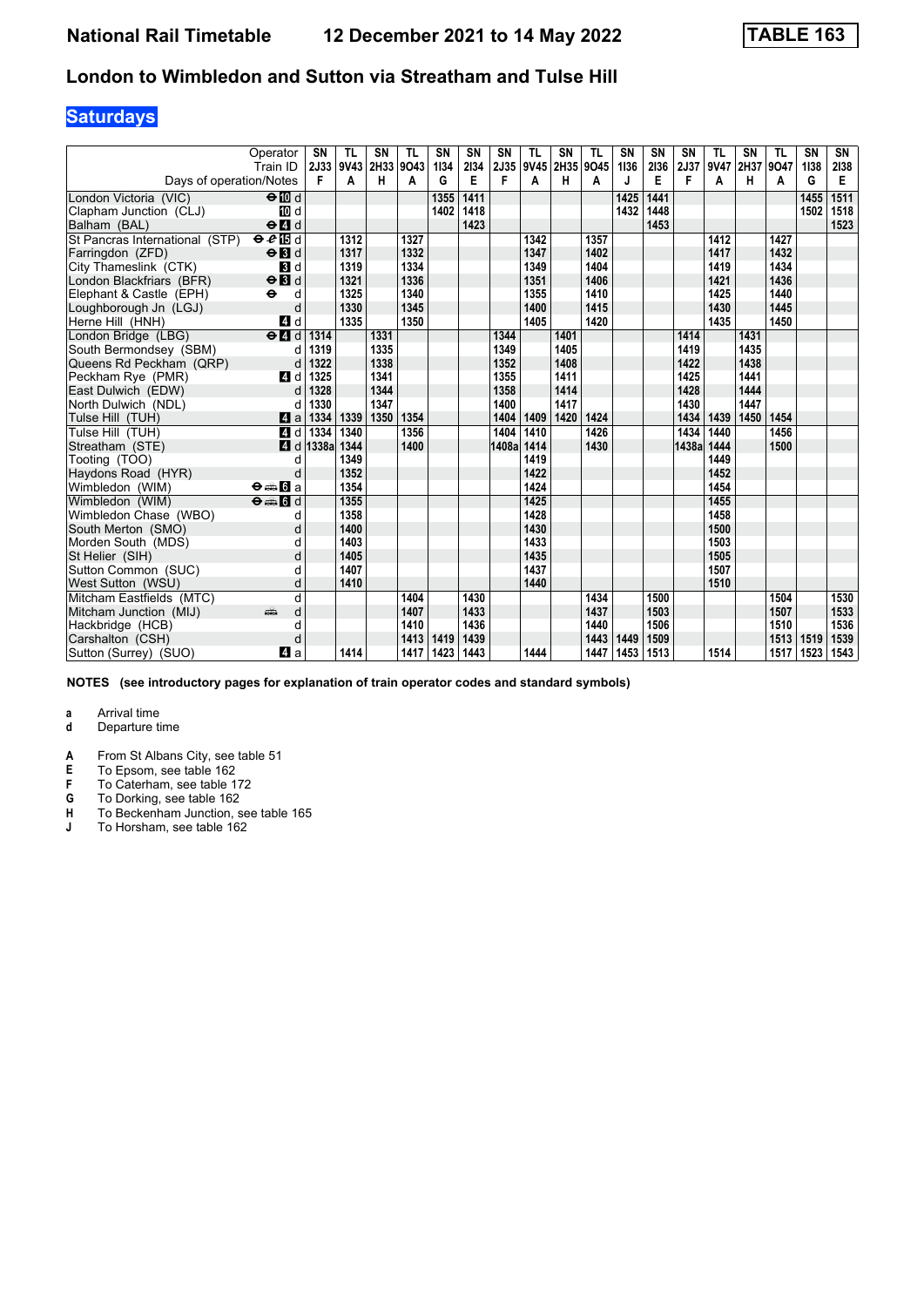# National Rail Timetable 12 December 2021 to 14 May 2022 TABLE 163

## London to Wimbledon and Sutton via Streatham and Tulse Hill

### Saturdays

| Operator | | SN | TL | SN | TL | SN | SN | SN | TL | SN | TL | SN | SN | SN | TL | SN | TL | SN | SN |
|---|---|---|---|---|---|---|---|---|---|---|---|---|---|---|---|---|---|---|---|
| Train ID | | 2J33 | 9V43 | 2H33 | 9O43 | 1I34 | 2I34 | 2J35 | 9V45 | 2H35 | 9O45 | 1I36 | 2I36 | 2J37 | 9V47 | 2H37 | 9O47 | 1I38 | 2I38 |
| Days of operation/Notes | | F | A | H | A | G | E | F | A | H | A | J | E | F | A | H | A | G | E |
| London Victoria (VIC) | ⊖ 10 d | | | | | 1355 | 1411 | | | | | 1425 | 1441 | | | | | 1455 | 1511 |
| Clapham Junction (CLJ) | 10 d | | | | | 1402 | 1418 | | | | | 1432 | 1448 | | | | | 1502 | 1518 |
| Balham (BAL) | ⊖ 4 d | | | | | | 1423 | | | | | | 1453 | | | | | | 1523 |
| St Pancras International (STP) | ⊖ 15 d | | 1312 | | 1327 | | | | 1342 | | 1357 | | | | 1412 | | 1427 | | |
| Farringdon (ZFD) | ⊖ 3 d | | 1317 | | 1332 | | | | 1347 | | 1402 | | | | 1417 | | 1432 | | |
| City Thameslink (CTK) | 3 d | | 1319 | | 1334 | | | | 1349 | | 1404 | | | | 1419 | | 1434 | | |
| London Blackfriars (BFR) | ⊖ 3 d | | 1321 | | 1336 | | | | 1351 | | 1406 | | | | 1421 | | 1436 | | |
| Elephant & Castle (EPH) | ⊖ d | | 1325 | | 1340 | | | | 1355 | | 1410 | | | | 1425 | | 1440 | | |
| Loughborough Jn (LGJ) | d | | 1330 | | 1345 | | | | 1400 | | 1415 | | | | 1430 | | 1445 | | |
| Herne Hill (HNH) | 4 d | | 1335 | | 1350 | | | | 1405 | | 1420 | | | | 1435 | | 1450 | | |
| London Bridge (LBG) | ⊖ 4 d | 1314 | | 1331 | | | | 1344 | | 1401 | | | | 1414 | | 1431 | | | |
| South Bermondsey (SBM) | d | 1319 | | 1335 | | | | 1349 | | 1405 | | | | 1419 | | 1435 | | | |
| Queens Rd Peckham (QRP) | d | 1322 | | 1338 | | | | 1352 | | 1408 | | | | 1422 | | 1438 | | | |
| Peckham Rye (PMR) | 4 d | 1325 | | 1341 | | | | 1355 | | 1411 | | | | 1425 | | 1441 | | | |
| East Dulwich (EDW) | d | 1328 | | 1344 | | | | 1358 | | 1414 | | | | 1428 | | 1444 | | | |
| North Dulwich (NDL) | d | 1330 | | 1347 | | | | 1400 | | 1417 | | | | 1430 | | 1447 | | | |
| Tulse Hill (TUH) | 4 a | 1334 | 1339 | 1350 | 1354 | | | 1404 | 1409 | 1420 | 1424 | | | 1434 | 1439 | 1450 | 1454 | | |
| Tulse Hill (TUH) | 4 d | 1334 | 1340 | | 1356 | | | 1404 | 1410 | | 1426 | | | 1434 | 1440 | | 1456 | | |
| Streatham (STE) | 4 d | 1338a | 1344 | | 1400 | | | 1408a | 1414 | | 1430 | | | 1438a | 1444 | | 1500 | | |
| Tooting (TOO) | d | | 1349 | | | | | | 1419 | | | | | | 1449 | | | | |
| Haydons Road (HYR) | d | | 1352 | | | | | | 1422 | | | | | | 1452 | | | | |
| Wimbledon (WIM) | ⊖ 🚌 6 a | | 1354 | | | | | | 1424 | | | | | | 1454 | | | | |
| Wimbledon (WIM) | ⊖ 🚌 6 d | | 1355 | | | | | | 1425 | | | | | | 1455 | | | | |
| Wimbledon Chase (WBO) | d | | 1358 | | | | | | 1428 | | | | | | 1458 | | | | |
| South Merton (SMO) | d | | 1400 | | | | | | 1430 | | | | | | 1500 | | | | |
| Morden South (MDS) | d | | 1403 | | | | | | 1433 | | | | | | 1503 | | | | |
| St Helier (SIH) | d | | 1405 | | | | | | 1435 | | | | | | 1505 | | | | |
| Sutton Common (SUC) | d | | 1407 | | | | | | 1437 | | | | | | 1507 | | | | |
| West Sutton (WSU) | d | | 1410 | | | | | | 1440 | | | | | | 1510 | | | | |
| Mitcham Eastfields (MTC) | d | | | | 1404 | | 1430 | | | | 1434 | | 1500 | | | | 1504 | | 1530 |
| Mitcham Junction (MIJ) | 🚌 d | | | | 1407 | | 1433 | | | | 1437 | | 1503 | | | | 1507 | | 1533 |
| Hackbridge (HCB) | d | | | | 1410 | | 1436 | | | | 1440 | | 1506 | | | | 1510 | | 1536 |
| Carshalton (CSH) | d | | | | 1413 | 1419 | 1439 | | | | 1443 | 1449 | 1509 | | | | 1513 | 1519 | 1539 |
| Sutton (Surrey) (SUO) | 4 a | | 1414 | | 1417 | 1423 | 1443 | | 1444 | | 1447 | 1453 | 1513 | | 1514 | | 1517 | 1523 | 1543 |

**NOTES (see introductory pages for explanation of train operator codes and standard symbols)**

**a** Arrival time
**d** Departure time

**A** From St Albans City, see table 51
**E** To Epsom, see table 162
**F** To Caterham, see table 172
**G** To Dorking, see table 162
**H** To Beckenham Junction, see table 165
**J** To Horsham, see table 162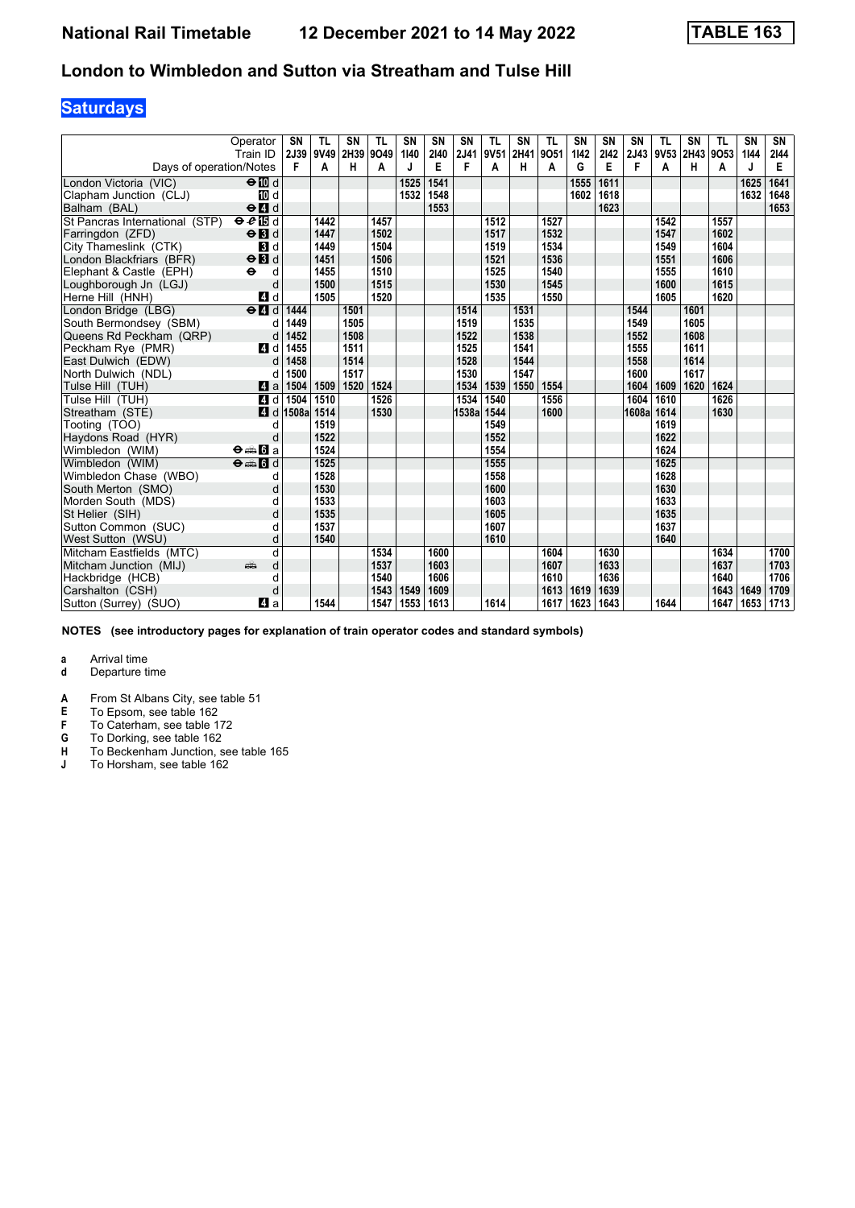# National Rail Timetable 12 December 2021 to 14 May 2022 TABLE 163

## London to Wimbledon and Sutton via Streatham and Tulse Hill

### Saturdays

| Operator | | SN | TL | SN | TL | SN | SN | SN | TL | SN | TL | SN | SN | SN | TL | SN | TL | SN | SN |
|---|---|---|---|---|---|---|---|---|---|---|---|---|---|---|---|---|---|---|---|
| Train ID | | 2J39 | 9V49 | 2H39 | 9O49 | 1I40 | 2I40 | 2J41 | 9V51 | 2H41 | 9O51 | 1I42 | 2I42 | 2J43 | 9V53 | 2H43 | 9O53 | 1I44 | 2I44 |
| Days of operation/Notes | | F | A | H | A | J | E | F | A | H | A | G | E | F | A | H | A | J | E |
| London Victoria (VIC) | ⊖ 10 d | | | | | 1525 | 1541 | | | | | 1555 | 1611 | | | | | 1625 | 1641 |
| Clapham Junction (CLJ) | 10 d | | | | | 1532 | 1548 | | | | | 1602 | 1618 | | | | | 1632 | 1648 |
| Balham (BAL) | ⊖ 4 d | | | | | | 1553 | | | | | | 1623 | | | | | | 1653 |
| St Pancras International (STP) | ⊖ 15 d | | 1442 | | 1457 | | | | 1512 | | 1527 | | | | 1542 | | 1557 | | |
| Farringdon (ZFD) | ⊖ 3 d | | 1447 | | 1502 | | | | 1517 | | 1532 | | | | 1547 | | 1602 | | |
| City Thameslink (CTK) | 3 d | | 1449 | | 1504 | | | | 1519 | | 1534 | | | | 1549 | | 1604 | | |
| London Blackfriars (BFR) | ⊖ 3 d | | 1451 | | 1506 | | | | 1521 | | 1536 | | | | 1551 | | 1606 | | |
| Elephant & Castle (EPH) | ⊖ d | | 1455 | | 1510 | | | | 1525 | | 1540 | | | | 1555 | | 1610 | | |
| Loughborough Jn (LGJ) | d | | 1500 | | 1515 | | | | 1530 | | 1545 | | | | 1600 | | 1615 | | |
| Herne Hill (HNH) | 4 d | | 1505 | | 1520 | | | | 1535 | | 1550 | | | | 1605 | | 1620 | | |
| London Bridge (LBG) | ⊖ 4 d | 1444 | | 1501 | | | | 1514 | | 1531 | | | | 1544 | | 1601 | | | |
| South Bermondsey (SBM) | d | 1449 | | 1505 | | | | 1519 | | 1535 | | | | 1549 | | 1605 | | | |
| Queens Rd Peckham (QRP) | d | 1452 | | 1508 | | | | 1522 | | 1538 | | | | 1552 | | 1608 | | | |
| Peckham Rye (PMR) | 4 d | 1455 | | 1511 | | | | 1525 | | 1541 | | | | 1555 | | 1611 | | | |
| East Dulwich (EDW) | d | 1458 | | 1514 | | | | 1528 | | 1544 | | | | 1558 | | 1614 | | | |
| North Dulwich (NDL) | d | 1500 | | 1517 | | | | 1530 | | 1547 | | | | 1600 | | 1617 | | | |
| Tulse Hill (TUH) | 4 a | 1504 | 1509 | 1520 | 1524 | | | 1534 | 1539 | 1550 | 1554 | | | 1604 | 1609 | 1620 | 1624 | | |
| Tulse Hill (TUH) | 4 d | 1504 | 1510 | | 1526 | | | 1534 | 1540 | | 1556 | | | 1604 | 1610 | | 1626 | | |
| Streatham (STE) | 4 d | 1508a | 1514 | | 1530 | | | 1538a | 1544 | | 1600 | | | 1608a | 1614 | | 1630 | | |
| Tooting (TOO) | d | | 1519 | | | | | | 1549 | | | | | | 1619 | | | | |
| Haydons Road (HYR) | d | | 1522 | | | | | | 1552 | | | | | | 1622 | | | | |
| Wimbledon (WIM) | ⊖ 🚌 6 a | | 1524 | | | | | | 1554 | | | | | | 1624 | | | | |
| Wimbledon (WIM) | ⊖ 🚌 6 d | | 1525 | | | | | | 1555 | | | | | | 1625 | | | | |
| Wimbledon Chase (WBO) | d | | 1528 | | | | | | 1558 | | | | | | 1628 | | | | |
| South Merton (SMO) | d | | 1530 | | | | | | 1600 | | | | | | 1630 | | | | |
| Morden South (MDS) | d | | 1533 | | | | | | 1603 | | | | | | 1633 | | | | |
| St Helier (SIH) | d | | 1535 | | | | | | 1605 | | | | | | 1635 | | | | |
| Sutton Common (SUC) | d | | 1537 | | | | | | 1607 | | | | | | 1637 | | | | |
| West Sutton (WSU) | d | | 1540 | | | | | | 1610 | | | | | | 1640 | | | | |
| Mitcham Eastfields (MTC) | d | | | | 1534 | | 1600 | | | | 1604 | | 1630 | | | | 1634 | | 1700 |
| Mitcham Junction (MIJ) | 🚌 d | | | | 1537 | | 1603 | | | | 1607 | | 1633 | | | | 1637 | | 1703 |
| Hackbridge (HCB) | d | | | | 1540 | | 1606 | | | | 1610 | | 1636 | | | | 1640 | | 1706 |
| Carshalton (CSH) | d | | | | 1543 | 1549 | 1609 | | | | 1613 | 1619 | 1639 | | | | 1643 | 1649 | 1709 |
| Sutton (Surrey) (SUO) | 4 a | | 1544 | | 1547 | 1553 | 1613 | | 1614 | | 1617 | 1623 | 1643 | | 1644 | | 1647 | 1653 | 1713 |

**NOTES (see introductory pages for explanation of train operator codes and standard symbols)**

- **a** Arrival time
- **d** Departure time

- **A** From St Albans City, see table 51
- **E** To Epsom, see table 162
- **F** To Caterham, see table 172
- **G** To Dorking, see table 162
- **H** To Beckenham Junction, see table 165
- **J** To Horsham, see table 162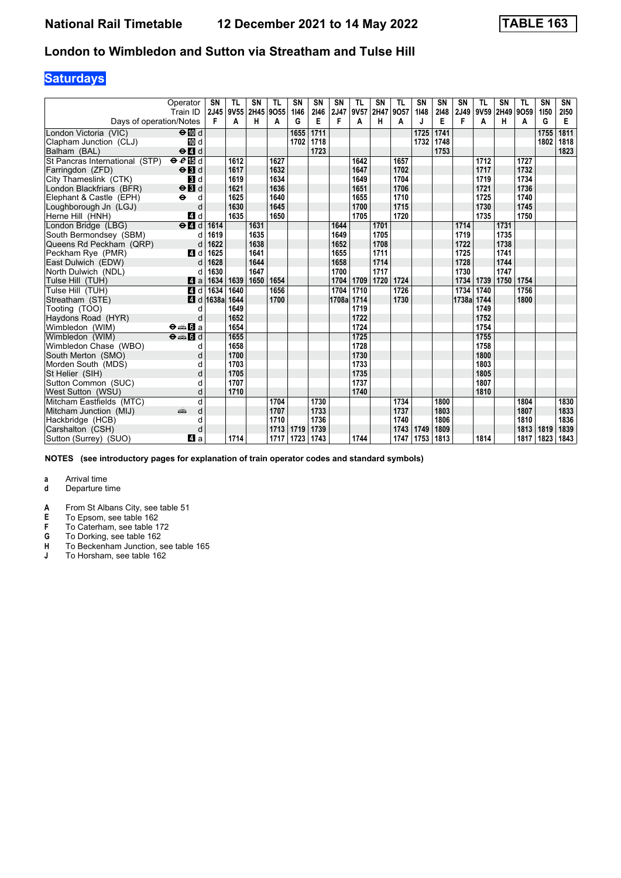# National Rail Timetable    12 December 2021 to 14 May 2022    TABLE 163

## London to Wimbledon and Sutton via Streatham and Tulse Hill

### Saturdays

| Operator | | SN | TL | SN | TL | SN | SN | SN | TL | SN | TL | SN | SN | SN | TL | SN | TL | SN | SN |
|---|---|---|---|---|---|---|---|---|---|---|---|---|---|---|---|---|---|---|---|
| Train ID | | 2J45 | 9V55 | 2H45 | 9O55 | 1I46 | 2I46 | 2J47 | 9V57 | 2H47 | 9O57 | 1I48 | 2I48 | 2J49 | 9V59 | 2H49 | 9O59 | 1I50 | 2I50 |
| Days of operation/Notes | | F | A | H | A | G | E | F | A | H | A | J | E | F | A | H | A | G | E |
| London Victoria (VIC) | ⊖ 10 d | | | | | 1655 | 1711 | | | | | 1725 | 1741 | | | | | 1755 | 1811 |
| Clapham Junction (CLJ) | 10 d | | | | | 1702 | 1718 | | | | | 1732 | 1748 | | | | | 1802 | 1818 |
| Balham (BAL) | ⊖ 4 d | | | | | | 1723 | | | | | | 1753 | | | | | | 1823 |
| St Pancras International (STP) | ⊖ 15 d | | 1612 | | 1627 | | | | 1642 | | 1657 | | | | 1712 | | 1727 | | |
| Farringdon (ZFD) | ⊖ 3 d | | 1617 | | 1632 | | | | 1647 | | 1702 | | | | 1717 | | 1732 | | |
| City Thameslink (CTK) | 3 d | | 1619 | | 1634 | | | | 1649 | | 1704 | | | | 1719 | | 1734 | | |
| London Blackfriars (BFR) | ⊖ 3 d | | 1621 | | 1636 | | | | 1651 | | 1706 | | | | 1721 | | 1736 | | |
| Elephant & Castle (EPH) | ⊖ d | | 1625 | | 1640 | | | | 1655 | | 1710 | | | | 1725 | | 1740 | | |
| Loughborough Jn (LGJ) | d | | 1630 | | 1645 | | | | 1700 | | 1715 | | | | 1730 | | 1745 | | |
| Herne Hill (HNH) | 4 d | | 1635 | | 1650 | | | | 1705 | | 1720 | | | | 1735 | | 1750 | | |
| London Bridge (LBG) | ⊖ 4 d | 1614 | | 1631 | | | | 1644 | | 1701 | | | | 1714 | | 1731 | | | |
| South Bermondsey (SBM) | d | 1619 | | 1635 | | | | 1649 | | 1705 | | | | 1719 | | 1735 | | | |
| Queens Rd Peckham (QRP) | d | 1622 | | 1638 | | | | 1652 | | 1708 | | | | 1722 | | 1738 | | | |
| Peckham Rye (PMR) | 4 d | 1625 | | 1641 | | | | 1655 | | 1711 | | | | 1725 | | 1741 | | | |
| East Dulwich (EDW) | d | 1628 | | 1644 | | | | 1658 | | 1714 | | | | 1728 | | 1744 | | | |
| North Dulwich (NDL) | d | 1630 | | 1647 | | | | 1700 | | 1717 | | | | 1730 | | 1747 | | | |
| Tulse Hill (TUH) | 4 a | 1634 | 1639 | 1650 | 1654 | | | 1704 | 1709 | 1720 | 1724 | | | 1734 | 1739 | 1750 | 1754 | | |
| Tulse Hill (TUH) | 4 d | 1634 | 1640 | | 1656 | | | 1704 | 1710 | | 1726 | | | 1734 | 1740 | | 1756 | | |
| Streatham (STE) | 4 d | 1638a | 1644 | | 1700 | | | 1708a | 1714 | | 1730 | | | 1738a | 1744 | | 1800 | | |
| Tooting (TOO) | d | | 1649 | | | | | | 1719 | | | | | | 1749 | | | | |
| Haydons Road (HYR) | d | | 1652 | | | | | | 1722 | | | | | | 1752 | | | | |
| Wimbledon (WIM) | ⊖ 🚌 6 a | | 1654 | | | | | | 1724 | | | | | | 1754 | | | | |
| Wimbledon (WIM) | ⊖ 🚌 6 d | | 1655 | | | | | | 1725 | | | | | | 1755 | | | | |
| Wimbledon Chase (WBO) | d | | 1658 | | | | | | 1728 | | | | | | 1758 | | | | |
| South Merton (SMO) | d | | 1700 | | | | | | 1730 | | | | | | 1800 | | | | |
| Morden South (MDS) | d | | 1703 | | | | | | 1733 | | | | | | 1803 | | | | |
| St Helier (SIH) | d | | 1705 | | | | | | 1735 | | | | | | 1805 | | | | |
| Sutton Common (SUC) | d | | 1707 | | | | | | 1737 | | | | | | 1807 | | | | |
| West Sutton (WSU) | d | | 1710 | | | | | | 1740 | | | | | | 1810 | | | | |
| Mitcham Eastfields (MTC) | d | | | | 1704 | | 1730 | | | | 1734 | | 1800 | | | | 1804 | | 1830 |
| Mitcham Junction (MIJ) | 🚌 d | | | | 1707 | | 1733 | | | | 1737 | | 1803 | | | | 1807 | | 1833 |
| Hackbridge (HCB) | d | | | | 1710 | | 1736 | | | | 1740 | | 1806 | | | | 1810 | | 1836 |
| Carshalton (CSH) | d | | | | 1713 | 1719 | 1739 | | | | 1743 | 1749 | 1809 | | | | 1813 | 1819 | 1839 |
| Sutton (Surrey) (SUO) | 4 a | | 1714 | | 1717 | 1723 | 1743 | | 1744 | | 1747 | 1753 | 1813 | | 1814 | | 1817 | 1823 | 1843 |

**NOTES (see introductory pages for explanation of train operator codes and standard symbols)**

**a** Arrival time
**d** Departure time

**A** From St Albans City, see table 51
**E** To Epsom, see table 162
**F** To Caterham, see table 172
**G** To Dorking, see table 162
**H** To Beckenham Junction, see table 165
**J** To Horsham, see table 162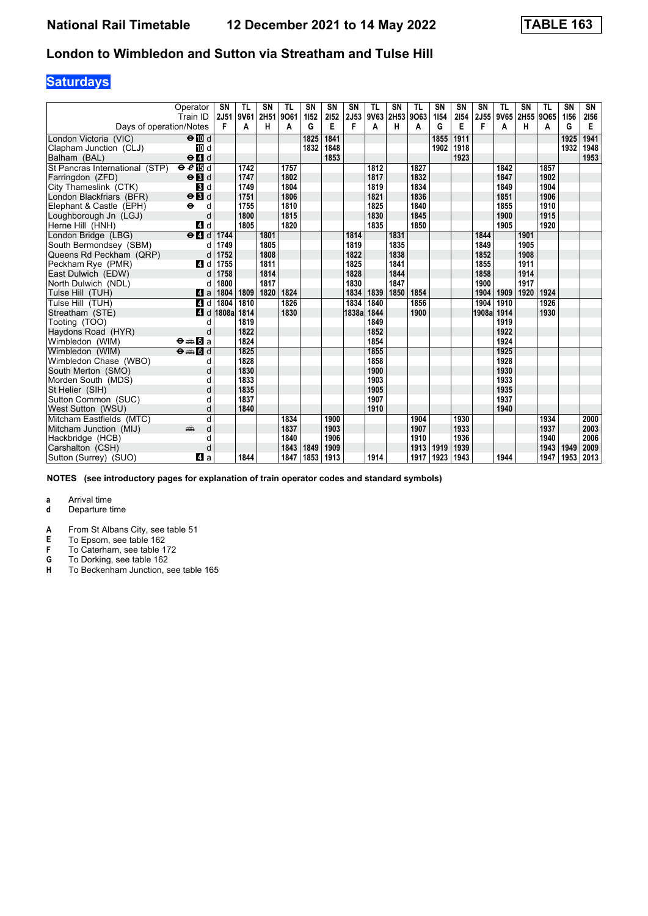# National Rail Timetable 12 December 2021 to 14 May 2022 TABLE 163

## London to Wimbledon and Sutton via Streatham and Tulse Hill

### Saturdays

| Operator | | SN | TL | SN | TL | SN | SN | SN | TL | SN | TL | SN | SN | SN | TL | SN | TL | SN | SN |
|---|---|---|---|---|---|---|---|---|---|---|---|---|---|---|---|---|---|---|---|
| Train ID | | 2J51 | 9V61 | 2H51 | 9O61 | 1I52 | 2I52 | 2J53 | 9V63 | 2H53 | 9O63 | 1I54 | 2I54 | 2J55 | 9V65 | 2H55 | 9O65 | 1I56 | 2I56 |
| Days of operation/Notes | | F | A | H | A | G | E | F | A | H | A | G | E | F | A | H | A | G | E |
| London Victoria (VIC) | ⊖ 10 d | | | | | 1825 | 1841 | | | | | 1855 | 1911 | | | | | 1925 | 1941 |
| Clapham Junction (CLJ) | 10 d | | | | | 1832 | 1848 | | | | | 1902 | 1918 | | | | | 1932 | 1948 |
| Balham (BAL) | ⊖ 4 d | | | | | | 1853 | | | | | | 1923 | | | | | | 1953 |
| St Pancras International (STP) | ⊖ 15 d | | 1742 | | 1757 | | | | 1812 | | 1827 | | | | 1842 | | 1857 | | |
| Farringdon (ZFD) | ⊖ 3 d | | 1747 | | 1802 | | | | 1817 | | 1832 | | | | 1847 | | 1902 | | |
| City Thameslink (CTK) | 3 d | | 1749 | | 1804 | | | | 1819 | | 1834 | | | | 1849 | | 1904 | | |
| London Blackfriars (BFR) | ⊖ 3 d | | 1751 | | 1806 | | | | 1821 | | 1836 | | | | 1851 | | 1906 | | |
| Elephant & Castle (EPH) | ⊖ d | | 1755 | | 1810 | | | | 1825 | | 1840 | | | | 1855 | | 1910 | | |
| Loughborough Jn (LGJ) | d | | 1800 | | 1815 | | | | 1830 | | 1845 | | | | 1900 | | 1915 | | |
| Herne Hill (HNH) | 4 d | | 1805 | | 1820 | | | | 1835 | | 1850 | | | | 1905 | | 1920 | | |
| London Bridge (LBG) | ⊖ 4 d | 1744 | | 1801 | | | | 1814 | | 1831 | | | | 1844 | | 1901 | | | |
| South Bermondsey (SBM) | d | 1749 | | 1805 | | | | 1819 | | 1835 | | | | 1849 | | 1905 | | | |
| Queens Rd Peckham (QRP) | d | 1752 | | 1808 | | | | 1822 | | 1838 | | | | 1852 | | 1908 | | | |
| Peckham Rye (PMR) | 4 d | 1755 | | 1811 | | | | 1825 | | 1841 | | | | 1855 | | 1911 | | | |
| East Dulwich (EDW) | d | 1758 | | 1814 | | | | 1828 | | 1844 | | | | 1858 | | 1914 | | | |
| North Dulwich (NDL) | d | 1800 | | 1817 | | | | 1830 | | 1847 | | | | 1900 | | 1917 | | | |
| Tulse Hill (TUH) | 4 a | 1804 | 1809 | 1820 | 1824 | | | 1834 | 1839 | 1850 | 1854 | | | 1904 | 1909 | 1920 | 1924 | | |
| Tulse Hill (TUH) | 4 d | 1804 | 1810 | | 1826 | | | 1834 | 1840 | | 1856 | | | 1904 | 1910 | | 1926 | | |
| Streatham (STE) | 4 d | 1808a | 1814 | | 1830 | | | 1838a | 1844 | | 1900 | | | 1908a | 1914 | | 1930 | | |
| Tooting (TOO) | d | | 1819 | | | | | | 1849 | | | | | | 1919 | | | | |
| Haydons Road (HYR) | d | | 1822 | | | | | | 1852 | | | | | | 1922 | | | | |
| Wimbledon (WIM) | ⊖ 🚌 6 a | | 1824 | | | | | | 1854 | | | | | | 1924 | | | | |
| Wimbledon (WIM) | ⊖ 🚌 6 d | | 1825 | | | | | | 1855 | | | | | | 1925 | | | | |
| Wimbledon Chase (WBO) | d | | 1828 | | | | | | 1858 | | | | | | 1928 | | | | |
| South Merton (SMO) | d | | 1830 | | | | | | 1900 | | | | | | 1930 | | | | |
| Morden South (MDS) | d | | 1833 | | | | | | 1903 | | | | | | 1933 | | | | |
| St Helier (SIH) | d | | 1835 | | | | | | 1905 | | | | | | 1935 | | | | |
| Sutton Common (SUC) | d | | 1837 | | | | | | 1907 | | | | | | 1937 | | | | |
| West Sutton (WSU) | d | | 1840 | | | | | | 1910 | | | | | | 1940 | | | | |
| Mitcham Eastfields (MTC) | d | | | | 1834 | | 1900 | | | | 1904 | | 1930 | | | | 1934 | | 2000 |
| Mitcham Junction (MIJ) | 🚌 d | | | | 1837 | | 1903 | | | | 1907 | | 1933 | | | | 1937 | | 2003 |
| Hackbridge (HCB) | d | | | | 1840 | | 1906 | | | | 1910 | | 1936 | | | | 1940 | | 2006 |
| Carshalton (CSH) | d | | | | 1843 | 1849 | 1909 | | | | 1913 | 1919 | 1939 | | | | 1943 | 1949 | 2009 |
| Sutton (Surrey) (SUO) | 4 a | | 1844 | | 1847 | 1853 | 1913 | | 1914 | | 1917 | 1923 | 1943 | | 1944 | | 1947 | 1953 | 2013 |

**NOTES (see introductory pages for explanation of train operator codes and standard symbols)**

**a** Arrival time
**d** Departure time

**A** From St Albans City, see table 51
**E** To Epsom, see table 162
**F** To Caterham, see table 172
**G** To Dorking, see table 162
**H** To Beckenham Junction, see table 165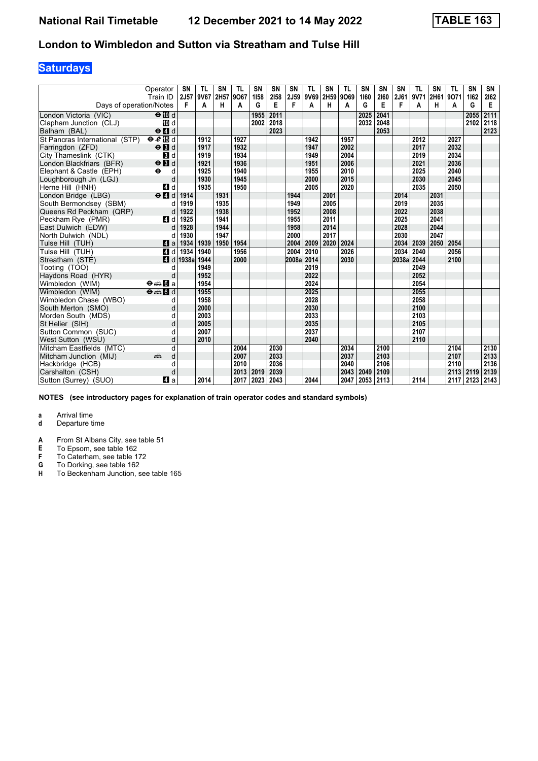# National Rail Timetable    12 December 2021 to 14 May 2022    TABLE 163

## London to Wimbledon and Sutton via Streatham and Tulse Hill

### Saturdays

| Operator | | SN | TL | SN | TL | SN | SN | SN | TL | SN | TL | SN | SN | SN | TL | SN | TL | SN | SN |
|---|---|---|---|---|---|---|---|---|---|---|---|---|---|---|---|---|---|---|---|
| Train ID | | 2J57 | 9V67 | 2H57 | 9O67 | 1I58 | 2I58 | 2J59 | 9V69 | 2H59 | 9O69 | 1I60 | 2I60 | 2J61 | 9V71 | 2H61 | 9O71 | 1I62 | 2I62 |
| Days of operation/Notes | | F | A | H | A | G | E | F | A | H | A | G | E | F | A | H | A | G | E |
| London Victoria (VIC) | ⊖ 10 d | | | | | 1955 | 2011 | | | | | 2025 | 2041 | | | | | 2055 | 2111 |
| Clapham Junction (CLJ) | 10 d | | | | | 2002 | 2018 | | | | | 2032 | 2048 | | | | | 2102 | 2118 |
| Balham (BAL) | ⊖ 4 d | | | | | | 2023 | | | | | | 2053 | | | | | | 2123 |
| St Pancras International (STP) | ⊖ ✈ 15 d | | 1912 | | 1927 | | | | 1942 | | 1957 | | | | 2012 | | 2027 | | |
| Farringdon (ZFD) | ⊖ 3 d | | 1917 | | 1932 | | | | 1947 | | 2002 | | | | 2017 | | 2032 | | |
| City Thameslink (CTK) | 3 d | | 1919 | | 1934 | | | | 1949 | | 2004 | | | | 2019 | | 2034 | | |
| London Blackfriars (BFR) | ⊖ 3 d | | 1921 | | 1936 | | | | 1951 | | 2006 | | | | 2021 | | 2036 | | |
| Elephant & Castle (EPH) | ⊖ d | | 1925 | | 1940 | | | | 1955 | | 2010 | | | | 2025 | | 2040 | | |
| Loughborough Jn (LGJ) | d | | 1930 | | 1945 | | | | 2000 | | 2015 | | | | 2030 | | 2045 | | |
| Herne Hill (HNH) | 4 d | | 1935 | | 1950 | | | | 2005 | | 2020 | | | | 2035 | | 2050 | | |
| London Bridge (LBG) | ⊖ 4 d | 1914 | | 1931 | | | | 1944 | | 2001 | | | | 2014 | | 2031 | | | |
| South Bermondsey (SBM) | d | 1919 | | 1935 | | | | 1949 | | 2005 | | | | 2019 | | 2035 | | | |
| Queens Rd Peckham (QRP) | d | 1922 | | 1938 | | | | 1952 | | 2008 | | | | 2022 | | 2038 | | | |
| Peckham Rye (PMR) | 4 d | 1925 | | 1941 | | | | 1955 | | 2011 | | | | 2025 | | 2041 | | | |
| East Dulwich (EDW) | d | 1928 | | 1944 | | | | 1958 | | 2014 | | | | 2028 | | 2044 | | | |
| North Dulwich (NDL) | d | 1930 | | 1947 | | | | 2000 | | 2017 | | | | 2030 | | 2047 | | | |
| Tulse Hill (TUH) | 4 a | 1934 | 1939 | 1950 | 1954 | | | 2004 | 2009 | 2020 | 2024 | | | 2034 | 2039 | 2050 | 2054 | | |
| Tulse Hill (TUH) | 4 d | 1934 | 1940 | | 1956 | | | 2004 | 2010 | | 2026 | | | 2034 | 2040 | | 2056 | | |
| Streatham (STE) | 4 d | 1938a | 1944 | | 2000 | | | 2008a | 2014 | | 2030 | | | 2038a | 2044 | | 2100 | | |
| Tooting (TOO) | d | | 1949 | | | | | | 2019 | | | | | | 2049 | | | | |
| Haydons Road (HYR) | d | | 1952 | | | | | | 2022 | | | | | | 2052 | | | | |
| Wimbledon (WIM) | ⊖ 🚌 6 a | | 1954 | | | | | | 2024 | | | | | | 2054 | | | | |
| Wimbledon (WIM) | ⊖ 🚌 6 d | | 1955 | | | | | | 2025 | | | | | | 2055 | | | | |
| Wimbledon Chase (WBO) | d | | 1958 | | | | | | 2028 | | | | | | 2058 | | | | |
| South Merton (SMO) | d | | 2000 | | | | | | 2030 | | | | | | 2100 | | | | |
| Morden South (MDS) | d | | 2003 | | | | | | 2033 | | | | | | 2103 | | | | |
| St Helier (SIH) | d | | 2005 | | | | | | 2035 | | | | | | 2105 | | | | |
| Sutton Common (SUC) | d | | 2007 | | | | | | 2037 | | | | | | 2107 | | | | |
| West Sutton (WSU) | d | | 2010 | | | | | | 2040 | | | | | | 2110 | | | | |
| Mitcham Eastfields (MTC) | d | | | | 2004 | | 2030 | | | | 2034 | | 2100 | | | | 2104 | | 2130 |
| Mitcham Junction (MIJ) | 🚌 d | | | | 2007 | | 2033 | | | | 2037 | | 2103 | | | | 2107 | | 2133 |
| Hackbridge (HCB) | d | | | | 2010 | | 2036 | | | | 2040 | | 2106 | | | | 2110 | | 2136 |
| Carshalton (CSH) | d | | | | 2013 | 2019 | 2039 | | | | 2043 | 2049 | 2109 | | | | 2113 | 2119 | 2139 |
| Sutton (Surrey) (SUO) | 4 a | | 2014 | | 2017 | 2023 | 2043 | | 2044 | | 2047 | 2053 | 2113 | | 2114 | | 2117 | 2123 | 2143 |

**NOTES (see introductory pages for explanation of train operator codes and standard symbols)**

- **a** Arrival time
- **d** Departure time

- **A** From St Albans City, see table 51
- **E** To Epsom, see table 162
- **F** To Caterham, see table 172
- **G** To Dorking, see table 162
- **H** To Beckenham Junction, see table 165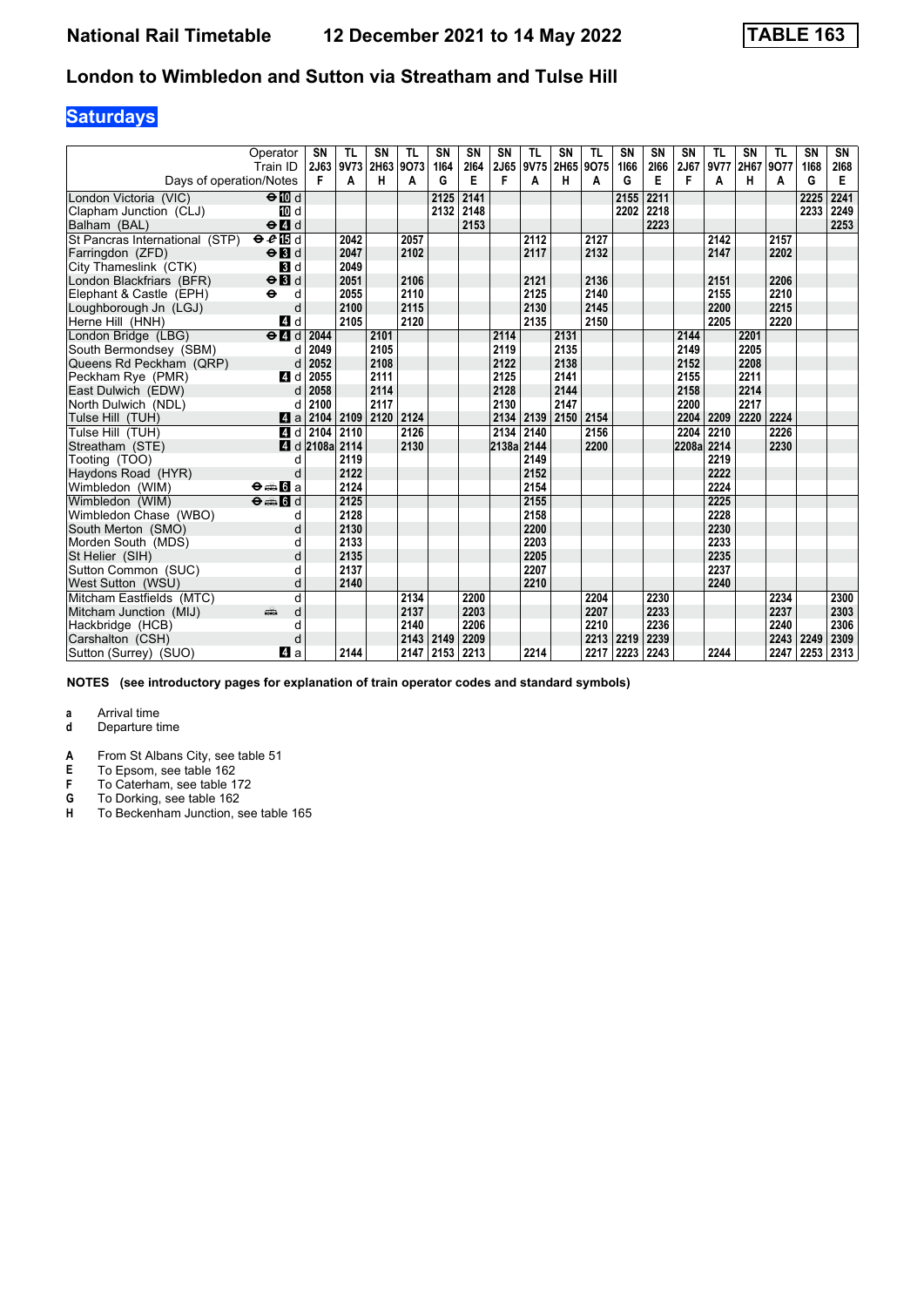# National Rail Timetable 12 December 2021 to 14 May 2022 TABLE 163

## London to Wimbledon and Sutton via Streatham and Tulse Hill

### Saturdays

| Operator | | SN | TL | SN | TL | SN | SN | SN | TL | SN | TL | SN | SN | SN | TL | SN | TL | SN | SN |
|---|---|---|---|---|---|---|---|---|---|---|---|---|---|---|---|---|---|---|---|
| Train ID | | 2J63 | 9V73 | 2H63 | 9O73 | 1I64 | 2I64 | 2J65 | 9V75 | 2H65 | 9O75 | 1I66 | 2I66 | 2J67 | 9V77 | 2H67 | 9O77 | 1I68 | 2I68 |
| Days of operation/Notes | | F | A | H | A | G | E | F | A | H | A | G | E | F | A | H | A | G | E |
| London Victoria (VIC) | ⊖ 10 d | | | | | 2125 | 2141 | | | | | 2155 | 2211 | | | | | 2225 | 2241 |
| Clapham Junction (CLJ) | 10 d | | | | | 2132 | 2148 | | | | | 2202 | 2218 | | | | | 2233 | 2249 |
| Balham (BAL) | ⊖ 4 d | | | | | | 2153 | | | | | | 2223 | | | | | | 2253 |
| St Pancras International (STP) | ⊖ 15 d | | 2042 | | 2057 | | | | 2112 | | 2127 | | | | 2142 | | 2157 | | |
| Farringdon (ZFD) | ⊖ 3 d | | 2047 | | 2102 | | | | 2117 | | 2132 | | | | 2147 | | 2202 | | |
| City Thameslink (CTK) | 3 d | | 2049 | | | | | | | | | | | | | | | | |
| London Blackfriars (BFR) | ⊖ 3 d | | 2051 | | 2106 | | | | 2121 | | 2136 | | | | 2151 | | 2206 | | |
| Elephant & Castle (EPH) | ⊖ d | | 2055 | | 2110 | | | | 2125 | | 2140 | | | | 2155 | | 2210 | | |
| Loughborough Jn (LGJ) | d | | 2100 | | 2115 | | | | 2130 | | 2145 | | | | 2200 | | 2215 | | |
| Herne Hill (HNH) | 4 d | | 2105 | | 2120 | | | | 2135 | | 2150 | | | | 2205 | | 2220 | | |
| London Bridge (LBG) | ⊖ 4 d | 2044 | | 2101 | | | | 2114 | | 2131 | | | | 2144 | | 2201 | | | |
| South Bermondsey (SBM) | d | 2049 | | 2105 | | | | 2119 | | 2135 | | | | 2149 | | 2205 | | | |
| Queens Rd Peckham (QRP) | d | 2052 | | 2108 | | | | 2122 | | 2138 | | | | 2152 | | 2208 | | | |
| Peckham Rye (PMR) | 4 d | 2055 | | 2111 | | | | 2125 | | 2141 | | | | 2155 | | 2211 | | | |
| East Dulwich (EDW) | d | 2058 | | 2114 | | | | 2128 | | 2144 | | | | 2158 | | 2214 | | | |
| North Dulwich (NDL) | d | 2100 | | 2117 | | | | 2130 | | 2147 | | | | 2200 | | 2217 | | | |
| Tulse Hill (TUH) | 4 a | 2104 | 2109 | 2120 | 2124 | | | 2134 | 2139 | 2150 | 2154 | | | 2204 | 2209 | 2220 | 2224 | | |
| Tulse Hill (TUH) | 4 d | 2104 | 2110 | | 2126 | | | 2134 | 2140 | | 2156 | | | 2204 | 2210 | | 2226 | | |
| Streatham (STE) | 4 d | 2108a | 2114 | | 2130 | | | 2138a | 2144 | | 2200 | | | 2208a | 2214 | | 2230 | | |
| Tooting (TOO) | d | | 2119 | | | | | | 2149 | | | | | | 2219 | | | | |
| Haydons Road (HYR) | d | | 2122 | | | | | | 2152 | | | | | | 2222 | | | | |
| Wimbledon (WIM) | ⊖ 🚌 6 a | | 2124 | | | | | | 2154 | | | | | | 2224 | | | | |
| Wimbledon (WIM) | ⊖ 🚌 6 d | | 2125 | | | | | | 2155 | | | | | | 2225 | | | | |
| Wimbledon Chase (WBO) | d | | 2128 | | | | | | 2158 | | | | | | 2228 | | | | |
| South Merton (SMO) | d | | 2130 | | | | | | 2200 | | | | | | 2230 | | | | |
| Morden South (MDS) | d | | 2133 | | | | | | 2203 | | | | | | 2233 | | | | |
| St Helier (SIH) | d | | 2135 | | | | | | 2205 | | | | | | 2235 | | | | |
| Sutton Common (SUC) | d | | 2137 | | | | | | 2207 | | | | | | 2237 | | | | |
| West Sutton (WSU) | d | | 2140 | | | | | | 2210 | | | | | | 2240 | | | | |
| Mitcham Eastfields (MTC) | d | | | | 2134 | | 2200 | | | | 2204 | | 2230 | | | | 2234 | | 2300 |
| Mitcham Junction (MIJ) | 🚌 d | | | | 2137 | | 2203 | | | | 2207 | | 2233 | | | | 2237 | | 2303 |
| Hackbridge (HCB) | d | | | | 2140 | | 2206 | | | | 2210 | | 2236 | | | | 2240 | | 2306 |
| Carshalton (CSH) | d | | | | 2143 | 2149 | 2209 | | | | 2213 | 2219 | 2239 | | | | 2243 | 2249 | 2309 |
| Sutton (Surrey) (SUO) | 4 a | | 2144 | | 2147 | 2153 | 2213 | | 2214 | | 2217 | 2223 | 2243 | | 2244 | | 2247 | 2253 | 2313 |

**NOTES (see introductory pages for explanation of train operator codes and standard symbols)**

- **a** Arrival time
- **d** Departure time

- **A** From St Albans City, see table 51
- **E** To Epsom, see table 162
- **F** To Caterham, see table 172
- **G** To Dorking, see table 162
- **H** To Beckenham Junction, see table 165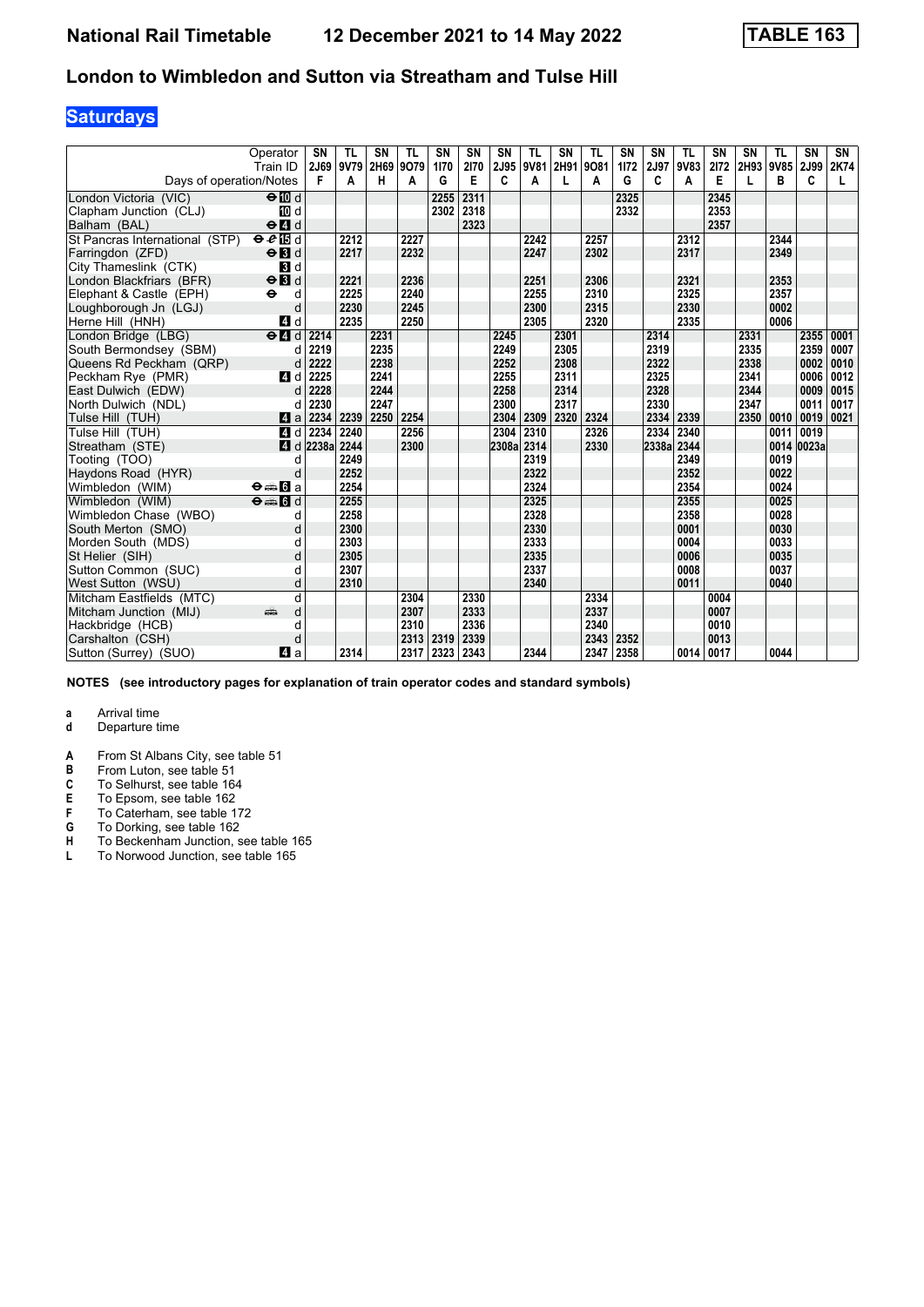# National Rail Timetable 12 December 2021 to 14 May 2022 TABLE 163

## London to Wimbledon and Sutton via Streatham and Tulse Hill

### Saturdays

| Operator | | SN | TL | SN | TL | SN | SN | SN | TL | SN | TL | SN | SN | TL | SN | SN | TL | SN | SN |
|---|---|---|---|---|---|---|---|---|---|---|---|---|---|---|---|---|---|---|---|
| Train ID | | 2J69 | 9V79 | 2H69 | 9O79 | 1I70 | 2I70 | 2J95 | 9V81 | 2H91 | 9O81 | 1I72 | 2J97 | 9V83 | 2I72 | 2H93 | 9V85 | 2J99 | 2K74 |
| Days of operation/Notes | | F | A | H | A | G | E | C | A | L | A | G | C | A | E | L | B | C | L |
| London Victoria (VIC) | ⊖ 10 d | | | | | 2255 | 2311 | | | | | 2325 | | | 2345 | | | | |
| Clapham Junction (CLJ) | 10 d | | | | | 2302 | 2318 | | | | | 2332 | | | 2353 | | | | |
| Balham (BAL) | ⊖ 4 d | | | | | | 2323 | | | | | | | | 2357 | | | | |
| St Pancras International (STP) | ⊖ 15 d | | 2212 | | 2227 | | | | 2242 | | 2257 | | | 2312 | | | 2344 | | |
| Farringdon (ZFD) | ⊖ 3 d | | 2217 | | 2232 | | | | 2247 | | 2302 | | | 2317 | | | 2349 | | |
| City Thameslink (CTK) | 3 d | | | | | | | | | | | | | | | | | | |
| London Blackfriars (BFR) | ⊖ 3 d | | 2221 | | 2236 | | | | 2251 | | 2306 | | | 2321 | | | 2353 | | |
| Elephant & Castle (EPH) | ⊖ d | | 2225 | | 2240 | | | | 2255 | | 2310 | | | 2325 | | | 2357 | | |
| Loughborough Jn (LGJ) | d | | 2230 | | 2245 | | | | 2300 | | 2315 | | | 2330 | | | 0002 | | |
| Herne Hill (HNH) | 4 d | | 2235 | | 2250 | | | | 2305 | | 2320 | | | 2335 | | | 0006 | | |
| London Bridge (LBG) | ⊖ 4 d | 2214 | | 2231 | | | | 2245 | | 2301 | | | 2314 | | | 2331 | | 2355 | 0001 |
| South Bermondsey (SBM) | d | 2219 | | 2235 | | | | 2249 | | 2305 | | | 2319 | | | 2335 | | 2359 | 0007 |
| Queens Rd Peckham (QRP) | d | 2222 | | 2238 | | | | 2252 | | 2308 | | | 2322 | | | 2338 | | 0002 | 0010 |
| Peckham Rye (PMR) | 4 d | 2225 | | 2241 | | | | 2255 | | 2311 | | | 2325 | | | 2341 | | 0006 | 0012 |
| East Dulwich (EDW) | d | 2228 | | 2244 | | | | 2258 | | 2314 | | | 2328 | | | 2344 | | 0009 | 0015 |
| North Dulwich (NDL) | d | 2230 | | 2247 | | | | 2300 | | 2317 | | | 2330 | | | 2347 | | 0011 | 0017 |
| Tulse Hill (TUH) | 4 a | 2234 | 2239 | 2250 | 2254 | | | 2304 | 2309 | 2320 | 2324 | | 2334 | 2339 | | 2350 | 0010 | 0019 | 0021 |
| Tulse Hill (TUH) | 4 d | 2234 | 2240 | | 2256 | | | 2304 | 2310 | | 2326 | | 2334 | 2340 | | | 0011 | 0019 | |
| Streatham (STE) | 4 d | 2238a | 2244 | | 2300 | | | 2308a | 2314 | | 2330 | | 2338a | 2344 | | | 0014 | 0023a | |
| Tooting (TOO) | d | | 2249 | | | | | | 2319 | | | | | 2349 | | | 0019 | | |
| Haydons Road (HYR) | d | | 2252 | | | | | | 2322 | | | | | 2352 | | | 0022 | | |
| Wimbledon (WIM) | ⊖ 6 a | | 2254 | | | | | | 2324 | | | | | 2354 | | | 0024 | | |
| Wimbledon (WIM) | ⊖ 6 d | | 2255 | | | | | | 2325 | | | | | 2355 | | | 0025 | | |
| Wimbledon Chase (WBO) | d | | 2258 | | | | | | 2328 | | | | | 2358 | | | 0028 | | |
| South Merton (SMO) | d | | 2300 | | | | | | 2330 | | | | | 0001 | | | 0030 | | |
| Morden South (MDS) | d | | 2303 | | | | | | 2333 | | | | | 0004 | | | 0033 | | |
| St Helier (SIH) | d | | 2305 | | | | | | 2335 | | | | | 0006 | | | 0035 | | |
| Sutton Common (SUC) | d | | 2307 | | | | | | 2337 | | | | | 0008 | | | 0037 | | |
| West Sutton (WSU) | d | | 2310 | | | | | | 2340 | | | | | 0011 | | | 0040 | | |
| Mitcham Eastfields (MTC) | d | | | | 2304 | | 2330 | | | | 2334 | | | | 0004 | | | | |
| Mitcham Junction (MIJ) | d | | | | 2307 | | 2333 | | | | 2337 | | | | 0007 | | | | |
| Hackbridge (HCB) | d | | | | 2310 | | 2336 | | | | 2340 | | | | 0010 | | | | |
| Carshalton (CSH) | d | | | | 2313 | 2319 | 2339 | | | | 2343 | 2352 | | | 0013 | | | | |
| Sutton (Surrey) (SUO) | 4 a | | 2314 | | 2317 | 2323 | 2343 | | 2344 | | 2347 | 2358 | | 0014 | 0017 | | 0044 | | |

**NOTES (see introductory pages for explanation of train operator codes and standard symbols)**

- **a** Arrival time
- **d** Departure time

- **A** From St Albans City, see table 51
- **B** From Luton, see table 51
- **C** To Selhurst, see table 164
- **E** To Epsom, see table 162
- **F** To Caterham, see table 172
- **G** To Dorking, see table 162
- **H** To Beckenham Junction, see table 165
- **L** To Norwood Junction, see table 165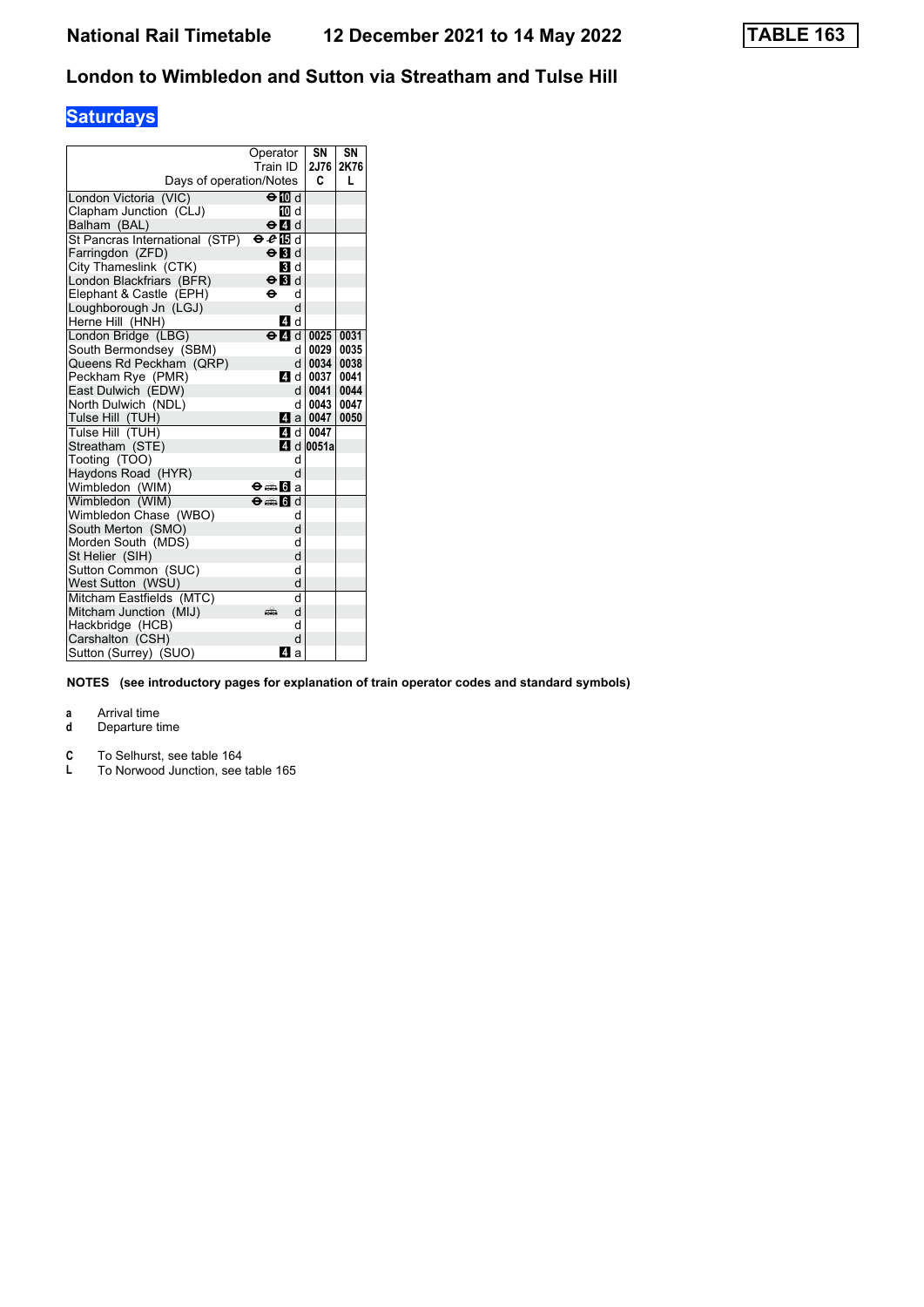# National Rail Timetable 12 December 2021 to 14 May 2022

**TABLE 163**

## London to Wimbledon and Sutton via Streatham and Tulse Hill

### Saturdays

| Operator | | SN | SN |
|---|---|---|---|
| Train ID | | 2J76 | 2K76 |
| Days of operation/Notes | | C | L |
| London Victoria (VIC) | ⊖ 10 d | | |
| Clapham Junction (CLJ) | 10 d | | |
| Balham (BAL) | ⊖ 4 d | | |
| St Pancras International (STP) | ⊖ ✈ 15 d | | |
| Farringdon (ZFD) | ⊖ 3 d | | |
| City Thameslink (CTK) | 3 d | | |
| London Blackfriars (BFR) | ⊖ 3 d | | |
| Elephant & Castle (EPH) | ⊖ d | | |
| Loughborough Jn (LGJ) | d | | |
| Herne Hill (HNH) | 4 d | | |
| London Bridge (LBG) | ⊖ 4 d | 0025 | 0031 |
| South Bermondsey (SBM) | d | 0029 | 0035 |
| Queens Rd Peckham (QRP) | d | 0034 | 0038 |
| Peckham Rye (PMR) | 4 d | 0037 | 0041 |
| East Dulwich (EDW) | d | 0041 | 0044 |
| North Dulwich (NDL) | d | 0043 | 0047 |
| Tulse Hill (TUH) | 4 a | 0047 | 0050 |
| Tulse Hill (TUH) | 4 d | 0047 | |
| Streatham (STE) | 4 d | 0051a | |
| Tooting (TOO) | d | | |
| Haydons Road (HYR) | d | | |
| Wimbledon (WIM) | ⊖ 🚋 6 a | | |
| Wimbledon (WIM) | ⊖ 🚋 6 d | | |
| Wimbledon Chase (WBO) | d | | |
| South Merton (SMO) | d | | |
| Morden South (MDS) | d | | |
| St Helier (SIH) | d | | |
| Sutton Common (SUC) | d | | |
| West Sutton (WSU) | d | | |
| Mitcham Eastfields (MTC) | d | | |
| Mitcham Junction (MIJ) | 🚋 d | | |
| Hackbridge (HCB) | d | | |
| Carshalton (CSH) | d | | |
| Sutton (Surrey) (SUO) | 4 a | | |

**NOTES (see introductory pages for explanation of train operator codes and standard symbols)**

**a** Arrival time
**d** Departure time

**C** To Selhurst, see table 164
**L** To Norwood Junction, see table 165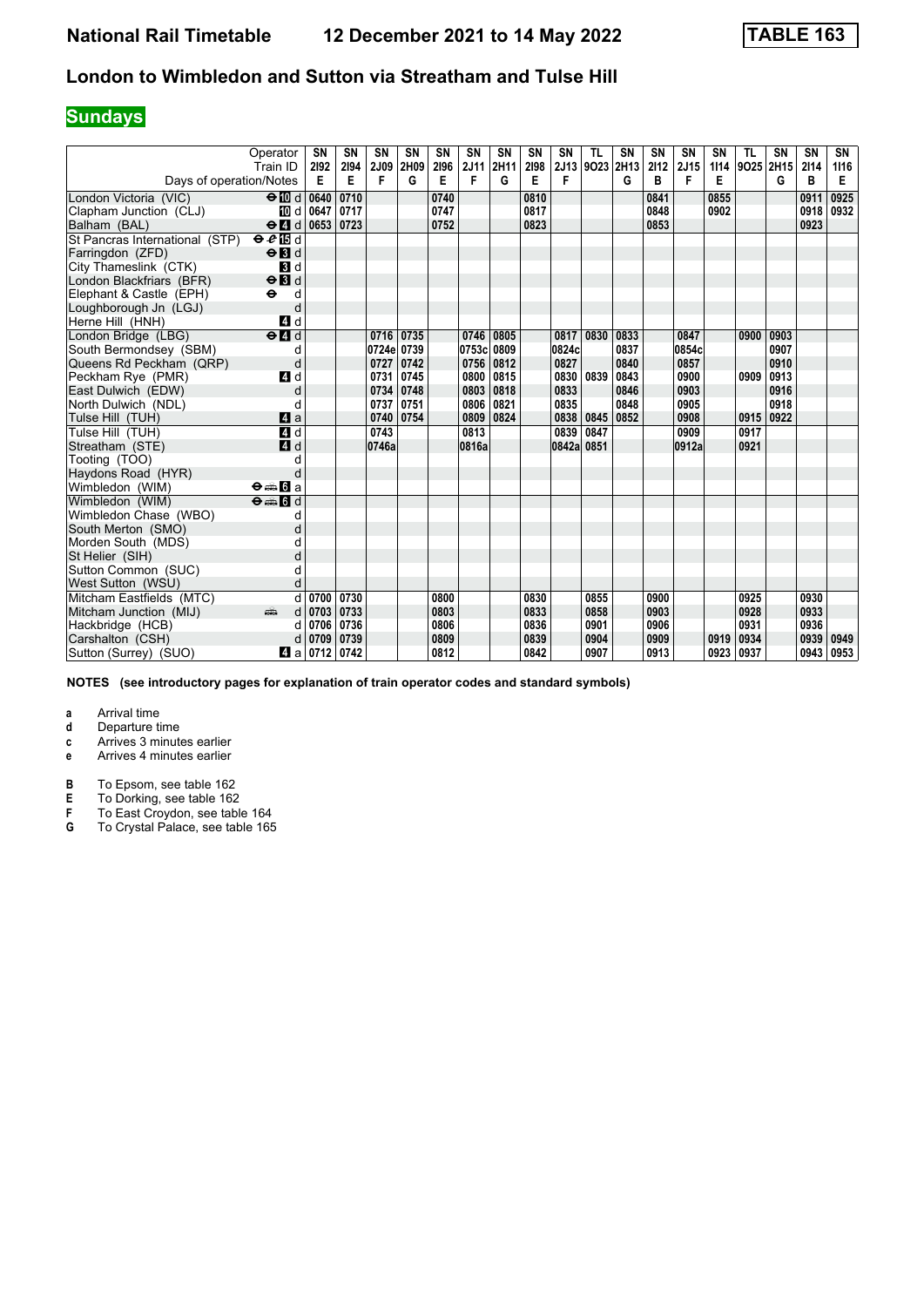**National Rail Timetable    12 December 2021 to 14 May 2022    TABLE 163**

## London to Wimbledon and Sutton via Streatham and Tulse Hill

### Sundays

| Operator | | SN | SN | SN | SN | SN | SN | SN | SN | SN | TL | SN | SN | SN | SN | TL | SN | SN | SN |
|---|---|---|---|---|---|---|---|---|---|---|---|---|---|---|---|---|---|---|---|
| Train ID | | 2I92 | 2I94 | 2J09 | 2H09 | 2I96 | 2J11 | 2H11 | 2I98 | 2J13 | 9O23 | 2H13 | 2I12 | 2J15 | 1I14 | 9O25 | 2H15 | 2I14 | 1I16 |
| Days of operation/Notes | | E | E | F | G | E | F | G | E | F | | G | B | F | E | | G | B | E |
| London Victoria (VIC) | ⊖ 10 d | 0640 | 0710 | | | 0740 | | | 0810 | | | | 0841 | | 0855 | | | 0911 | 0925 |
| Clapham Junction (CLJ) | 10 d | 0647 | 0717 | | | 0747 | | | 0817 | | | | 0848 | | 0902 | | | 0918 | 0932 |
| Balham (BAL) | ⊖ 4 d | 0653 | 0723 | | | 0752 | | | 0823 | | | | 0853 | | | | | 0923 | |
| St Pancras International (STP) | ⊖ 15 d | | | | | | | | | | | | | | | | | | |
| Farringdon (ZFD) | ⊖ 3 d | | | | | | | | | | | | | | | | | | |
| City Thameslink (CTK) | 3 d | | | | | | | | | | | | | | | | | | |
| London Blackfriars (BFR) | ⊖ 3 d | | | | | | | | | | | | | | | | | | |
| Elephant & Castle (EPH) | ⊖ d | | | | | | | | | | | | | | | | | | |
| Loughborough Jn (LGJ) | d | | | | | | | | | | | | | | | | | | |
| Herne Hill (HNH) | 4 d | | | | | | | | | | | | | | | | | | |
| London Bridge (LBG) | ⊖ 4 d | | | 0716 | 0735 | | 0746 | 0805 | | 0817 | 0830 | 0833 | | 0847 | | 0900 | 0903 | | |
| South Bermondsey (SBM) | d | | | 0724e | 0739 | | 0753c | 0809 | | 0824c | | 0837 | | 0854c | | | 0907 | | |
| Queens Rd Peckham (QRP) | d | | | 0727 | 0742 | | 0756 | 0812 | | 0827 | | 0840 | | 0857 | | | 0910 | | |
| Peckham Rye (PMR) | 4 d | | | 0731 | 0745 | | 0800 | 0815 | | 0830 | 0839 | 0843 | | 0900 | | 0909 | 0913 | | |
| East Dulwich (EDW) | d | | | 0734 | 0748 | | 0803 | 0818 | | 0833 | | 0846 | | 0903 | | | 0916 | | |
| North Dulwich (NDL) | d | | | 0737 | 0751 | | 0806 | 0821 | | 0835 | | 0848 | | 0905 | | | 0918 | | |
| Tulse Hill (TUH) | 4 a | | | 0740 | 0754 | | 0809 | 0824 | | 0838 | 0845 | 0852 | | 0908 | | 0915 | 0922 | | |
| Tulse Hill (TUH) | 4 d | | | 0743 | | | 0813 | | | 0839 | 0847 | | | 0909 | | 0917 | | | |
| Streatham (STE) | 4 d | | | 0746a | | | 0816a | | | 0842a | 0851 | | | 0912a | | 0921 | | | |
| Tooting (TOO) | d | | | | | | | | | | | | | | | | | | |
| Haydons Road (HYR) | d | | | | | | | | | | | | | | | | | | |
| Wimbledon (WIM) | ⊖ 6 a | | | | | | | | | | | | | | | | | | |
| Wimbledon (WIM) | ⊖ 6 d | | | | | | | | | | | | | | | | | | |
| Wimbledon Chase (WBO) | d | | | | | | | | | | | | | | | | | | |
| South Merton (SMO) | d | | | | | | | | | | | | | | | | | | |
| Morden South (MDS) | d | | | | | | | | | | | | | | | | | | |
| St Helier (SIH) | d | | | | | | | | | | | | | | | | | | |
| Sutton Common (SUC) | d | | | | | | | | | | | | | | | | | | |
| West Sutton (WSU) | d | | | | | | | | | | | | | | | | | | |
| Mitcham Eastfields (MTC) | d | 0700 | 0730 | | | 0800 | | | 0830 | | 0855 | | 0900 | | | 0925 | | 0930 | |
| Mitcham Junction (MIJ) | d | 0703 | 0733 | | | 0803 | | | 0833 | | 0858 | | 0903 | | | 0928 | | 0933 | |
| Hackbridge (HCB) | d | 0706 | 0736 | | | 0806 | | | 0836 | | 0901 | | 0906 | | | 0931 | | 0936 | |
| Carshalton (CSH) | d | 0709 | 0739 | | | 0809 | | | 0839 | | 0904 | | 0909 | | 0919 | 0934 | | 0939 | 0949 |
| Sutton (Surrey) (SUO) | 4 a | 0712 | 0742 | | | 0812 | | | 0842 | | 0907 | | 0913 | | 0923 | 0937 | | 0943 | 0953 |

**NOTES (see introductory pages for explanation of train operator codes and standard symbols)**

- **a** Arrival time
- **d** Departure time
- **c** Arrives 3 minutes earlier
- **e** Arrives 4 minutes earlier

- **B** To Epsom, see table 162
- **E** To Dorking, see table 162
- **F** To East Croydon, see table 164
- **G** To Crystal Palace, see table 165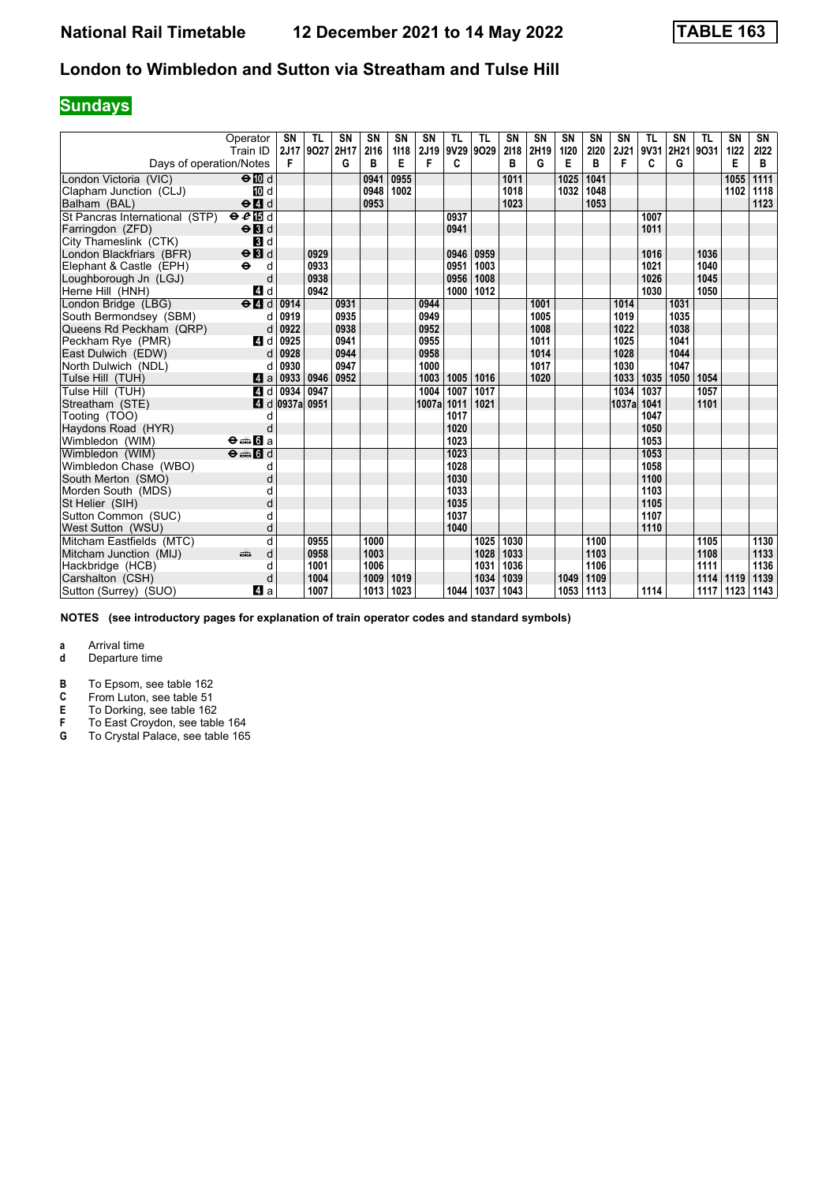# National Rail Timetable 12 December 2021 to 14 May 2022 TABLE 163

## London to Wimbledon and Sutton via Streatham and Tulse Hill

**Sundays**

| Operator | | SN | TL | SN | SN | SN | SN | TL | TL | SN | SN | SN | SN | SN | TL | SN | TL | SN | SN |
|---|---|---|---|---|---|---|---|---|---|---|---|---|---|---|---|---|---|---|---|
| Train ID | | 2J17 | 9O27 | 2H17 | 2I16 | 1I18 | 2J19 | 9V29 | 9O29 | 2I18 | 2H19 | 1I20 | 2I20 | 2J21 | 9V31 | 2H21 | 9O31 | 1I22 | 2I22 |
| Days of operation/Notes | | F | | G | B | E | F | C | | B | G | E | B | F | C | G | | E | B |
| London Victoria (VIC) | ⊖ 10 d | | | | 0941 | 0955 | | | | 1011 | | 1025 | 1041 | | | | | 1055 | 1111 |
| Clapham Junction (CLJ) | 10 d | | | | 0948 | 1002 | | | | 1018 | | 1032 | 1048 | | | | | 1102 | 1118 |
| Balham (BAL) | ⊖ 4 d | | | | 0953 | | | | | 1023 | | | 1053 | | | | | | 1123 |
| St Pancras International (STP) | ⊖ ℯ 15 d | | | | | | | 0937 | | | | | | | 1007 | | | | |
| Farringdon (ZFD) | ⊖ 3 d | | | | | | | 0941 | | | | | | | 1011 | | | | |
| City Thameslink (CTK) | 3 d | | | | | | | | | | | | | | | | | | |
| London Blackfriars (BFR) | ⊖ 3 d | | 0929 | | | | | 0946 | 0959 | | | | | | 1016 | | 1036 | | |
| Elephant & Castle (EPH) | ⊖ d | | 0933 | | | | | 0951 | 1003 | | | | | | 1021 | | 1040 | | |
| Loughborough Jn (LGJ) | d | | 0938 | | | | | 0956 | 1008 | | | | | | 1026 | | 1045 | | |
| Herne Hill (HNH) | 4 d | | 0942 | | | | | 1000 | 1012 | | | | | | 1030 | | 1050 | | |
| London Bridge (LBG) | ⊖ 4 d | 0914 | | 0931 | | | 0944 | | | | 1001 | | | 1014 | | 1031 | | | |
| South Bermondsey (SBM) | d | 0919 | | 0935 | | | 0949 | | | | 1005 | | | 1019 | | 1035 | | | |
| Queens Rd Peckham (QRP) | d | 0922 | | 0938 | | | 0952 | | | | 1008 | | | 1022 | | 1038 | | | |
| Peckham Rye (PMR) | 4 d | 0925 | | 0941 | | | 0955 | | | | 1011 | | | 1025 | | 1041 | | | |
| East Dulwich (EDW) | d | 0928 | | 0944 | | | 0958 | | | | 1014 | | | 1028 | | 1044 | | | |
| North Dulwich (NDL) | d | 0930 | | 0947 | | | 1000 | | | | 1017 | | | 1030 | | 1047 | | | |
| Tulse Hill (TUH) | 4 a | 0933 | 0946 | 0952 | | | 1003 | 1005 | 1016 | | 1020 | | | 1033 | 1035 | 1050 | 1054 | | |
| Tulse Hill (TUH) | 4 d | 0934 | 0947 | | | | 1004 | 1007 | 1017 | | | | | 1034 | 1037 | | 1057 | | |
| Streatham (STE) | 4 d | 0937a | 0951 | | | | 1007a | 1011 | 1021 | | | | | 1037a | 1041 | | 1101 | | |
| Tooting (TOO) | d | | | | | | | 1017 | | | | | | | 1047 | | | | |
| Haydons Road (HYR) | d | | | | | | | 1020 | | | | | | | 1050 | | | | |
| Wimbledon (WIM) | ⊖ 🚌 6 a | | | | | | | 1023 | | | | | | | 1053 | | | | |
| Wimbledon (WIM) | ⊖ 🚌 6 d | | | | | | | 1023 | | | | | | | 1053 | | | | |
| Wimbledon Chase (WBO) | d | | | | | | | 1028 | | | | | | | 1058 | | | | |
| South Merton (SMO) | d | | | | | | | 1030 | | | | | | | 1100 | | | | |
| Morden South (MDS) | d | | | | | | | 1033 | | | | | | | 1103 | | | | |
| St Helier (SIH) | d | | | | | | | 1035 | | | | | | | 1105 | | | | |
| Sutton Common (SUC) | d | | | | | | | 1037 | | | | | | | 1107 | | | | |
| West Sutton (WSU) | d | | | | | | | 1040 | | | | | | | 1110 | | | | |
| Mitcham Eastfields (MTC) | d | | 0955 | | 1000 | | | | 1025 | 1030 | | | 1100 | | | | 1105 | | 1130 |
| Mitcham Junction (MIJ) | 🚌 d | | 0958 | | 1003 | | | | 1028 | 1033 | | | 1103 | | | | 1108 | | 1133 |
| Hackbridge (HCB) | d | | 1001 | | 1006 | | | | 1031 | 1036 | | | 1106 | | | | 1111 | | 1136 |
| Carshalton (CSH) | d | | 1004 | | 1009 | 1019 | | | 1034 | 1039 | | 1049 | 1109 | | | | 1114 | 1119 | 1139 |
| Sutton (Surrey) (SUO) | 4 a | | 1007 | | 1013 | 1023 | | 1044 | 1037 | 1043 | | 1053 | 1113 | | 1114 | | 1117 | 1123 | 1143 |

**NOTES (see introductory pages for explanation of train operator codes and standard symbols)**

- **a** Arrival time
- **d** Departure time

- **B** To Epsom, see table 162
- **C** From Luton, see table 51
- **E** To Dorking, see table 162
- **F** To East Croydon, see table 164
- **G** To Crystal Palace, see table 165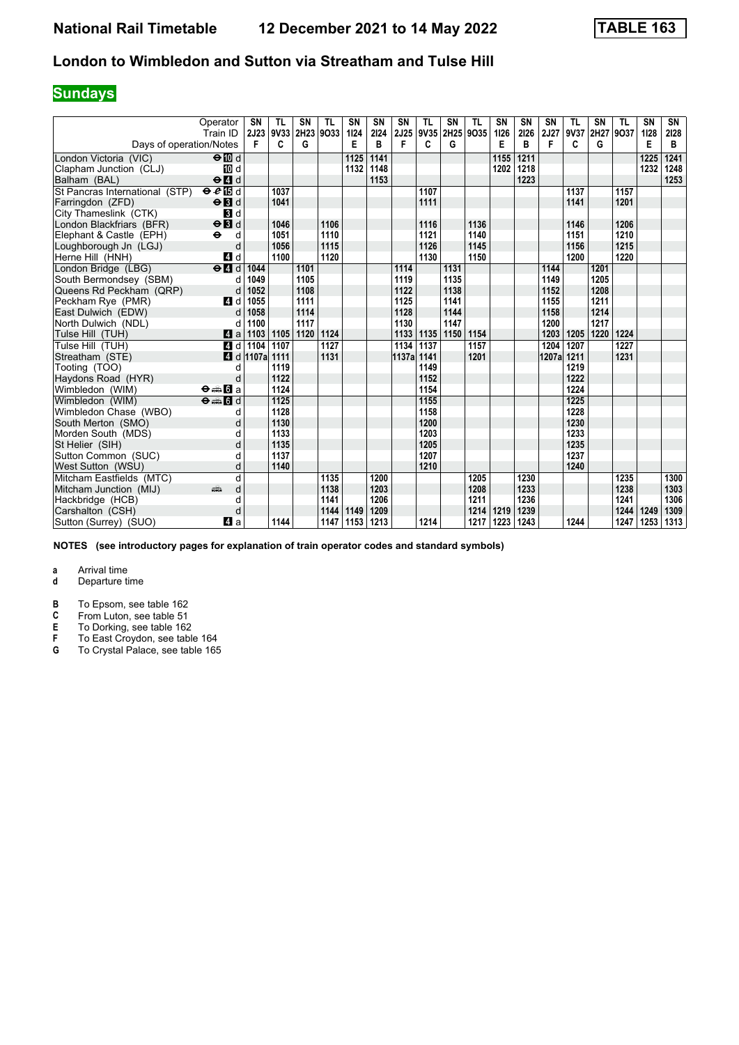# National Rail Timetable 12 December 2021 to 14 May 2022 TABLE 163

## London to Wimbledon and Sutton via Streatham and Tulse Hill

**Sundays**

| Operator | | SN | TL | SN | TL | SN | SN | SN | TL | SN | TL | SN | SN | SN | TL | SN | TL | SN | SN |
|---|---|---|---|---|---|---|---|---|---|---|---|---|---|---|---|---|---|---|---|
| Train ID | | 2J23 | 9V33 | 2H23 | 9O33 | 1I24 | 2I24 | 2J25 | 9V35 | 2H25 | 9O35 | 1I26 | 2I26 | 2J27 | 9V37 | 2H27 | 9O37 | 1I28 | 2I28 |
| Days of operation/Notes | | F | C | G | | E | B | F | C | G | | E | B | F | C | G | | E | B |
| London Victoria (VIC) | ⊖10 d | | | | | 1125 | 1141 | | | | | 1155 | 1211 | | | | | 1225 | 1241 |
| Clapham Junction (CLJ) | 10 d | | | | | 1132 | 1148 | | | | | 1202 | 1218 | | | | | 1232 | 1248 |
| Balham (BAL) | ⊖4 d | | | | | | 1153 | | | | | | 1223 | | | | | | 1253 |
| St Pancras International (STP) | ⊖15 d | | 1037 | | | | | | 1107 | | | | | | 1137 | | 1157 | | |
| Farringdon (ZFD) | ⊖3 d | | 1041 | | | | | | 1111 | | | | | | 1141 | | 1201 | | |
| City Thameslink (CTK) | 3 d | | | | | | | | | | | | | | | | | | |
| London Blackfriars (BFR) | ⊖3 d | | 1046 | | 1106 | | | | 1116 | | 1136 | | | | 1146 | | 1206 | | |
| Elephant & Castle (EPH) | ⊖ d | | 1051 | | 1110 | | | | 1121 | | 1140 | | | | 1151 | | 1210 | | |
| Loughborough Jn (LGJ) | d | | 1056 | | 1115 | | | | 1126 | | 1145 | | | | 1156 | | 1215 | | |
| Herne Hill (HNH) | 4 d | | 1100 | | 1120 | | | | 1130 | | 1150 | | | | 1200 | | 1220 | | |
| London Bridge (LBG) | ⊖4 d | 1044 | | 1101 | | | | 1114 | | 1131 | | | | 1144 | | 1201 | | | |
| South Bermondsey (SBM) | d | 1049 | | 1105 | | | | 1119 | | 1135 | | | | 1149 | | 1205 | | | |
| Queens Rd Peckham (QRP) | d | 1052 | | 1108 | | | | 1122 | | 1138 | | | | 1152 | | 1208 | | | |
| Peckham Rye (PMR) | 4 d | 1055 | | 1111 | | | | 1125 | | 1141 | | | | 1155 | | 1211 | | | |
| East Dulwich (EDW) | d | 1058 | | 1114 | | | | 1128 | | 1144 | | | | 1158 | | 1214 | | | |
| North Dulwich (NDL) | d | 1100 | | 1117 | | | | 1130 | | 1147 | | | | 1200 | | 1217 | | | |
| Tulse Hill (TUH) | 4 a | 1103 | 1105 | 1120 | 1124 | | | 1133 | 1135 | 1150 | 1154 | | | 1203 | 1205 | 1220 | 1224 | | |
| Tulse Hill (TUH) | 4 d | 1104 | 1107 | | 1127 | | | 1134 | 1137 | | 1157 | | | 1204 | 1207 | | 1227 | | |
| Streatham (STE) | 4 d | 1107a | 1111 | | 1131 | | | 1137a | 1141 | | 1201 | | | 1207a | 1211 | | 1231 | | |
| Tooting (TOO) | d | | 1119 | | | | | | 1149 | | | | | | 1219 | | | | |
| Haydons Road (HYR) | d | | 1122 | | | | | | 1152 | | | | | | 1222 | | | | |
| Wimbledon (WIM) | ⊖🚋6 a | | 1124 | | | | | | 1154 | | | | | | 1224 | | | | |
| Wimbledon (WIM) | ⊖🚋6 d | | 1125 | | | | | | 1155 | | | | | | 1225 | | | | |
| Wimbledon Chase (WBO) | d | | 1128 | | | | | | 1158 | | | | | | 1228 | | | | |
| South Merton (SMO) | d | | 1130 | | | | | | 1200 | | | | | | 1230 | | | | |
| Morden South (MDS) | d | | 1133 | | | | | | 1203 | | | | | | 1233 | | | | |
| St Helier (SIH) | d | | 1135 | | | | | | 1205 | | | | | | 1235 | | | | |
| Sutton Common (SUC) | d | | 1137 | | | | | | 1207 | | | | | | 1237 | | | | |
| West Sutton (WSU) | d | | 1140 | | | | | | 1210 | | | | | | 1240 | | | | |
| Mitcham Eastfields (MTC) | d | | | | 1135 | | 1200 | | | | 1205 | | 1230 | | | | 1235 | | 1300 |
| Mitcham Junction (MIJ) | 🚋 d | | | | 1138 | | 1203 | | | | 1208 | | 1233 | | | | 1238 | | 1303 |
| Hackbridge (HCB) | d | | | | 1141 | | 1206 | | | | 1211 | | 1236 | | | | 1241 | | 1306 |
| Carshalton (CSH) | d | | | | 1144 | 1149 | 1209 | | | | 1214 | 1219 | 1239 | | | | 1244 | 1249 | 1309 |
| Sutton (Surrey) (SUO) | 4 a | | 1144 | | 1147 | 1153 | 1213 | | 1214 | | 1217 | 1223 | 1243 | | 1244 | | 1247 | 1253 | 1313 |

**NOTES (see introductory pages for explanation of train operator codes and standard symbols)**

- **a** Arrival time
- **d** Departure time

- **B** To Epsom, see table 162
- **C** From Luton, see table 51
- **E** To Dorking, see table 162
- **F** To East Croydon, see table 164
- **G** To Crystal Palace, see table 165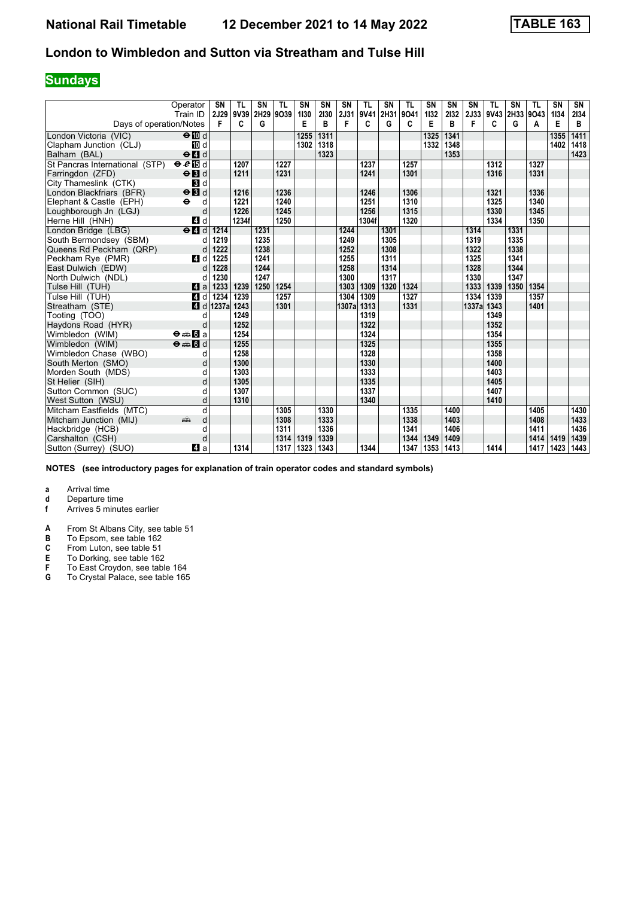# National Rail Timetable 12 December 2021 to 14 May 2022 TABLE 163

## London to Wimbledon and Sutton via Streatham and Tulse Hill

### Sundays

| Operator | | SN | TL | SN | TL | SN | SN | SN | TL | SN | TL | SN | SN | SN | TL | SN | TL | SN | SN |
|---|---|---|---|---|---|---|---|---|---|---|---|---|---|---|---|---|---|---|---|
| Train ID | | 2J29 | 9V39 | 2H29 | 9O39 | 1I30 | 2I30 | 2J31 | 9V41 | 2H31 | 9O41 | 1I32 | 2I32 | 2J33 | 9V43 | 2H33 | 9O43 | 1I34 | 2I34 |
| Days of operation/Notes | | F | C | G | | E | B | F | C | G | C | E | B | F | C | G | A | E | B |
| London Victoria (VIC) | ⊖ 10 d | | | | | 1255 | 1311 | | | | | 1325 | 1341 | | | | | 1355 | 1411 |
| Clapham Junction (CLJ) | 10 d | | | | | 1302 | 1318 | | | | | 1332 | 1348 | | | | | 1402 | 1418 |
| Balham (BAL) | ⊖ 4 d | | | | | | 1323 | | | | | | 1353 | | | | | | 1423 |
| St Pancras International (STP) | ⊖ e 15 d | | 1207 | | 1227 | | | | 1237 | | 1257 | | | | 1312 | | 1327 | | |
| Farringdon (ZFD) | ⊖ 3 d | | 1211 | | 1231 | | | | 1241 | | 1301 | | | | 1316 | | 1331 | | |
| City Thameslink (CTK) | 3 d | | | | | | | | | | | | | | | | | | |
| London Blackfriars (BFR) | ⊖ 3 d | | 1216 | | 1236 | | | | 1246 | | 1306 | | | | 1321 | | 1336 | | |
| Elephant & Castle (EPH) | ⊖ d | | 1221 | | 1240 | | | | 1251 | | 1310 | | | | 1325 | | 1340 | | |
| Loughborough Jn (LGJ) | d | | 1226 | | 1245 | | | | 1256 | | 1315 | | | | 1330 | | 1345 | | |
| Herne Hill (HNH) | 4 d | | 1234f | | 1250 | | | | 1304f | | 1320 | | | | 1334 | | 1350 | | |
| London Bridge (LBG) | ⊖ 4 d | 1214 | | 1231 | | | | 1244 | | 1301 | | | | 1314 | | 1331 | | | |
| South Bermondsey (SBM) | d | 1219 | | 1235 | | | | 1249 | | 1305 | | | | 1319 | | 1335 | | | |
| Queens Rd Peckham (QRP) | d | 1222 | | 1238 | | | | 1252 | | 1308 | | | | 1322 | | 1338 | | | |
| Peckham Rye (PMR) | 4 d | 1225 | | 1241 | | | | 1255 | | 1311 | | | | 1325 | | 1341 | | | |
| East Dulwich (EDW) | d | 1228 | | 1244 | | | | 1258 | | 1314 | | | | 1328 | | 1344 | | | |
| North Dulwich (NDL) | d | 1230 | | 1247 | | | | 1300 | | 1317 | | | | 1330 | | 1347 | | | |
| Tulse Hill (TUH) | 4 a | 1233 | 1239 | 1250 | 1254 | | | 1303 | 1309 | 1320 | 1324 | | | 1333 | 1339 | 1350 | 1354 | | |
| Tulse Hill (TUH) | 4 d | 1234 | 1239 | | 1257 | | | 1304 | 1309 | | 1327 | | | 1334 | 1339 | | 1357 | | |
| Streatham (STE) | 4 d | 1237a | 1243 | | 1301 | | | 1307a | 1313 | | 1331 | | | 1337a | 1343 | | 1401 | | |
| Tooting (TOO) | d | | 1249 | | | | | | 1319 | | | | | | 1349 | | | | |
| Haydons Road (HYR) | d | | 1252 | | | | | | 1322 | | | | | | 1352 | | | | |
| Wimbledon (WIM) | ⊖ 🚌 6 a | | 1254 | | | | | | 1324 | | | | | | 1354 | | | | |
| Wimbledon (WIM) | ⊖ 🚌 6 d | | 1255 | | | | | | 1325 | | | | | | 1355 | | | | |
| Wimbledon Chase (WBO) | d | | 1258 | | | | | | 1328 | | | | | | 1358 | | | | |
| South Merton (SMO) | d | | 1300 | | | | | | 1330 | | | | | | 1400 | | | | |
| Morden South (MDS) | d | | 1303 | | | | | | 1333 | | | | | | 1403 | | | | |
| St Helier (SIH) | d | | 1305 | | | | | | 1335 | | | | | | 1405 | | | | |
| Sutton Common (SUC) | d | | 1307 | | | | | | 1337 | | | | | | 1407 | | | | |
| West Sutton (WSU) | d | | 1310 | | | | | | 1340 | | | | | | 1410 | | | | |
| Mitcham Eastfields (MTC) | d | | | | 1305 | | 1330 | | | | 1335 | | 1400 | | | | 1405 | | 1430 |
| Mitcham Junction (MIJ) | 🚌 d | | | | 1308 | | 1333 | | | | 1338 | | 1403 | | | | 1408 | | 1433 |
| Hackbridge (HCB) | d | | | | 1311 | | 1336 | | | | 1341 | | 1406 | | | | 1411 | | 1436 |
| Carshalton (CSH) | d | | | | 1314 | 1319 | 1339 | | | | 1344 | 1349 | 1409 | | | | 1414 | 1419 | 1439 |
| Sutton (Surrey) (SUO) | 4 a | | 1314 | | 1317 | 1323 | 1343 | | 1344 | | 1347 | 1353 | 1413 | | 1414 | | 1417 | 1423 | 1443 |

**NOTES (see introductory pages for explanation of train operator codes and standard symbols)**

- **a** Arrival time
- **d** Departure time
- **f** Arrives 5 minutes earlier

- **A** From St Albans City, see table 51
- **B** To Epsom, see table 162
- **C** From Luton, see table 51
- **E** To Dorking, see table 162
- **F** To East Croydon, see table 164
- **G** To Crystal Palace, see table 165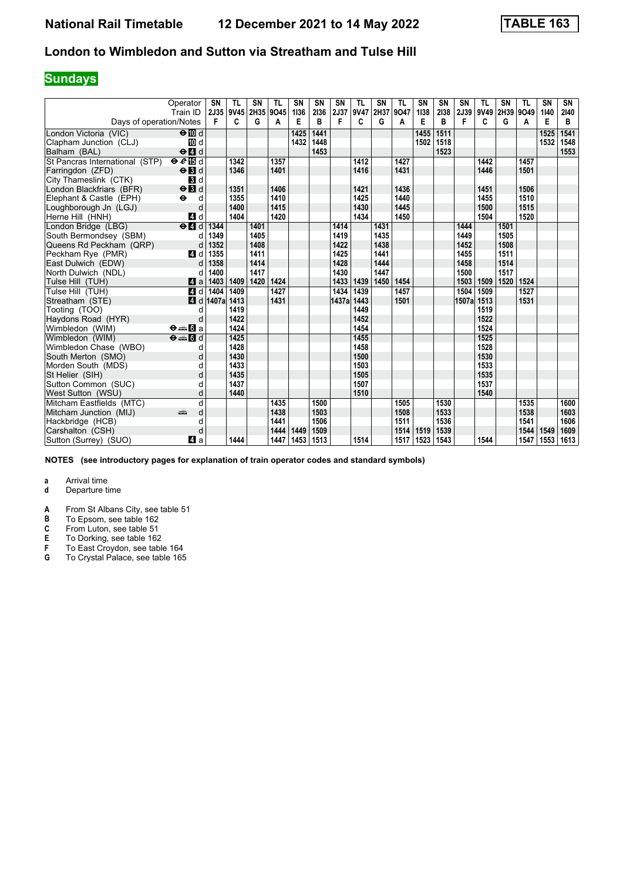# National Rail Timetable 12 December 2021 to 14 May 2022 TABLE 163

## London to Wimbledon and Sutton via Streatham and Tulse Hill

**Sundays**

| Operator | | SN | TL | SN | TL | SN | SN | SN | TL | SN | TL | SN | SN | SN | TL | SN | TL | SN | SN |
|---|---|---|---|---|---|---|---|---|---|---|---|---|---|---|---|---|---|---|---|
| Train ID | | 2J35 | 9V45 | 2H35 | 9O45 | 1I36 | 2I36 | 2J37 | 9V47 | 2H37 | 9O47 | 1I38 | 2I38 | 2J39 | 9V49 | 2H39 | 9O49 | 1I40 | 2I40 |
| Days of operation/Notes | | F | C | G | A | E | B | F | C | G | A | E | B | F | C | G | A | E | B |
| London Victoria (VIC) | ⊖ 10 d | | | | | 1425 | 1441 | | | | | 1455 | 1511 | | | | | 1525 | 1541 |
| Clapham Junction (CLJ) | 10 d | | | | | 1432 | 1448 | | | | | 1502 | 1518 | | | | | 1532 | 1548 |
| Balham (BAL) | ⊖ 4 d | | | | | | 1453 | | | | | | 1523 | | | | | | 1553 |
| St Pancras International (STP) | ⊖ ✈ 15 d | | 1342 | | 1357 | | | | 1412 | | 1427 | | | | 1442 | | 1457 | | |
| Farringdon (ZFD) | ⊖ 3 d | | 1346 | | 1401 | | | | 1416 | | 1431 | | | | 1446 | | 1501 | | |
| City Thameslink (CTK) | 3 d | | | | | | | | | | | | | | | | | | |
| London Blackfriars (BFR) | ⊖ 3 d | | 1351 | | 1406 | | | | 1421 | | 1436 | | | | 1451 | | 1506 | | |
| Elephant & Castle (EPH) | ⊖ d | | 1355 | | 1410 | | | | 1425 | | 1440 | | | | 1455 | | 1510 | | |
| Loughborough Jn (LGJ) | d | | 1400 | | 1415 | | | | 1430 | | 1445 | | | | 1500 | | 1515 | | |
| Herne Hill (HNH) | 4 d | | 1404 | | 1420 | | | | 1434 | | 1450 | | | | 1504 | | 1520 | | |
| London Bridge (LBG) | ⊖ 4 d | 1344 | | 1401 | | | | 1414 | | 1431 | | | | 1444 | | 1501 | | | |
| South Bermondsey (SBM) | d | 1349 | | 1405 | | | | 1419 | | 1435 | | | | 1449 | | 1505 | | | |
| Queens Rd Peckham (QRP) | d | 1352 | | 1408 | | | | 1422 | | 1438 | | | | 1452 | | 1508 | | | |
| Peckham Rye (PMR) | 4 d | 1355 | | 1411 | | | | 1425 | | 1441 | | | | 1455 | | 1511 | | | |
| East Dulwich (EDW) | d | 1358 | | 1414 | | | | 1428 | | 1444 | | | | 1458 | | 1514 | | | |
| North Dulwich (NDL) | d | 1400 | | 1417 | | | | 1430 | | 1447 | | | | 1500 | | 1517 | | | |
| Tulse Hill (TUH) | 4 a | 1403 | 1409 | 1420 | 1424 | | | 1433 | 1439 | 1450 | 1454 | | | 1503 | 1509 | 1520 | 1524 | | |
| Tulse Hill (TUH) | 4 d | 1404 | 1409 | | 1427 | | | 1434 | 1439 | | 1457 | | | 1504 | 1509 | | 1527 | | |
| Streatham (STE) | 4 d | 1407a | 1413 | | 1431 | | | 1437a | 1443 | | 1501 | | | 1507a | 1513 | | 1531 | | |
| Tooting (TOO) | d | | 1419 | | | | | | 1449 | | | | | | 1519 | | | | |
| Haydons Road (HYR) | d | | 1422 | | | | | | 1452 | | | | | | 1522 | | | | |
| Wimbledon (WIM) | ⊖ 🚌 6 a | | 1424 | | | | | | 1454 | | | | | | 1524 | | | | |
| Wimbledon (WIM) | ⊖ 🚌 6 d | | 1425 | | | | | | 1455 | | | | | | 1525 | | | | |
| Wimbledon Chase (WBO) | d | | 1428 | | | | | | 1458 | | | | | | 1528 | | | | |
| South Merton (SMO) | d | | 1430 | | | | | | 1500 | | | | | | 1530 | | | | |
| Morden South (MDS) | d | | 1433 | | | | | | 1503 | | | | | | 1533 | | | | |
| St Helier (SIH) | d | | 1435 | | | | | | 1505 | | | | | | 1535 | | | | |
| Sutton Common (SUC) | d | | 1437 | | | | | | 1507 | | | | | | 1537 | | | | |
| West Sutton (WSU) | d | | 1440 | | | | | | 1510 | | | | | | 1540 | | | | |
| Mitcham Eastfields (MTC) | d | | | | 1435 | | 1500 | | | | 1505 | | 1530 | | | | 1535 | | 1600 |
| Mitcham Junction (MIJ) | 🚌 d | | | | 1438 | | 1503 | | | | 1508 | | 1533 | | | | 1538 | | 1603 |
| Hackbridge (HCB) | d | | | | 1441 | | 1506 | | | | 1511 | | 1536 | | | | 1541 | | 1606 |
| Carshalton (CSH) | d | | | | 1444 | 1449 | 1509 | | | | 1514 | 1519 | 1539 | | | | 1544 | 1549 | 1609 |
| Sutton (Surrey) (SUO) | 4 a | | 1444 | | 1447 | 1453 | 1513 | | 1514 | | 1517 | 1523 | 1543 | | 1544 | | 1547 | 1553 | 1613 |

**NOTES (see introductory pages for explanation of train operator codes and standard symbols)**

**a** Arrival time
**d** Departure time

**A** From St Albans City, see table 51
**B** To Epsom, see table 162
**C** From Luton, see table 51
**E** To Dorking, see table 162
**F** To East Croydon, see table 164
**G** To Crystal Palace, see table 165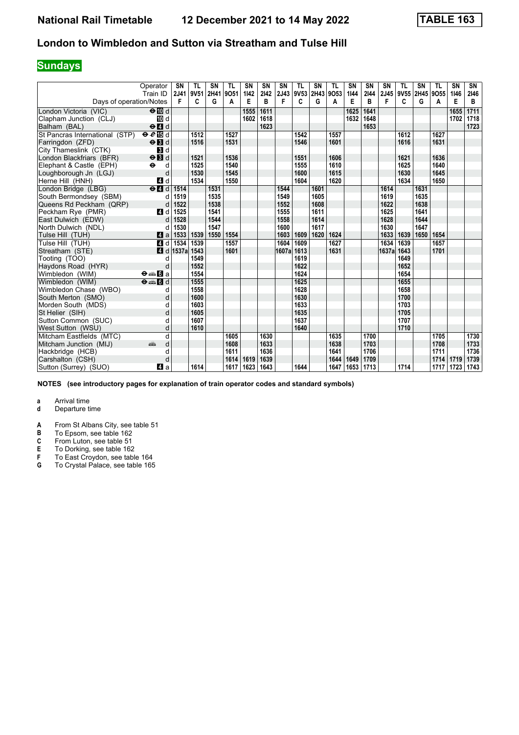# National Rail Timetable 12 December 2021 to 14 May 2022 TABLE 163

## London to Wimbledon and Sutton via Streatham and Tulse Hill

## Sundays

| Operator | | SN | TL | SN | TL | SN | SN | SN | TL | SN | TL | SN | SN | SN | TL | SN | TL | SN | SN |
|---|---|---|---|---|---|---|---|---|---|---|---|---|---|---|---|---|---|---|---|
| Train ID | | 2J41 | 9V51 | 2H41 | 9O51 | 1I42 | 2I42 | 2J43 | 9V53 | 2H43 | 9O53 | 1I44 | 2I44 | 2J45 | 9V55 | 2H45 | 9O55 | 1I46 | 2I46 |
| Days of operation/Notes | | F | C | G | A | E | B | F | C | G | A | E | B | F | C | G | A | E | B |
| London Victoria (VIC) | ⊖ 10 d | | | | | 1555 | 1611 | | | | | 1625 | 1641 | | | | | 1655 | 1711 |
| Clapham Junction (CLJ) | 10 d | | | | | 1602 | 1618 | | | | | 1632 | 1648 | | | | | 1702 | 1718 |
| Balham (BAL) | ⊖ 4 d | | | | | | 1623 | | | | | | 1653 | | | | | | 1723 |
| St Pancras International (STP) | ⊖ ✈ 15 d | | 1512 | | 1527 | | | | 1542 | | 1557 | | | | 1612 | | 1627 | | |
| Farringdon (ZFD) | ⊖ 3 d | | 1516 | | 1531 | | | | 1546 | | 1601 | | | | 1616 | | 1631 | | |
| City Thameslink (CTK) | 3 d | | | | | | | | | | | | | | | | | | |
| London Blackfriars (BFR) | ⊖ 3 d | | 1521 | | 1536 | | | | 1551 | | 1606 | | | | 1621 | | 1636 | | |
| Elephant & Castle (EPH) | ⊖ d | | 1525 | | 1540 | | | | 1555 | | 1610 | | | | 1625 | | 1640 | | |
| Loughborough Jn (LGJ) | d | | 1530 | | 1545 | | | | 1600 | | 1615 | | | | 1630 | | 1645 | | |
| Herne Hill (HNH) | 4 d | | 1534 | | 1550 | | | | 1604 | | 1620 | | | | 1634 | | 1650 | | |
| London Bridge (LBG) | ⊖ 4 d | 1514 | | 1531 | | | | 1544 | | 1601 | | | | 1614 | | 1631 | | | |
| South Bermondsey (SBM) | d | 1519 | | 1535 | | | | 1549 | | 1605 | | | | 1619 | | 1635 | | | |
| Queens Rd Peckham (QRP) | d | 1522 | | 1538 | | | | 1552 | | 1608 | | | | 1622 | | 1638 | | | |
| Peckham Rye (PMR) | 4 d | 1525 | | 1541 | | | | 1555 | | 1611 | | | | 1625 | | 1641 | | | |
| East Dulwich (EDW) | d | 1528 | | 1544 | | | | 1558 | | 1614 | | | | 1628 | | 1644 | | | |
| North Dulwich (NDL) | d | 1530 | | 1547 | | | | 1600 | | 1617 | | | | 1630 | | 1647 | | | |
| Tulse Hill (TUH) | 4 a | 1533 | 1539 | 1550 | 1554 | | | 1603 | 1609 | 1620 | 1624 | | | 1633 | 1639 | 1650 | 1654 | | |
| Tulse Hill (TUH) | 4 d | 1534 | 1539 | | 1557 | | | 1604 | 1609 | | 1627 | | | 1634 | 1639 | | 1657 | | |
| Streatham (STE) | 4 d | 1537a | 1543 | | 1601 | | | 1607a | 1613 | | 1631 | | | 1637a | 1643 | | 1701 | | |
| Tooting (TOO) | d | | 1549 | | | | | | 1619 | | | | | | 1649 | | | | |
| Haydons Road (HYR) | d | | 1552 | | | | | | 1622 | | | | | | 1652 | | | | |
| Wimbledon (WIM) | ⊖ 🚌 6 a | | 1554 | | | | | | 1624 | | | | | | 1654 | | | | |
| Wimbledon (WIM) | ⊖ 🚌 6 d | | 1555 | | | | | | 1625 | | | | | | 1655 | | | | |
| Wimbledon Chase (WBO) | d | | 1558 | | | | | | 1628 | | | | | | 1658 | | | | |
| South Merton (SMO) | d | | 1600 | | | | | | 1630 | | | | | | 1700 | | | | |
| Morden South (MDS) | d | | 1603 | | | | | | 1633 | | | | | | 1703 | | | | |
| St Helier (SIH) | d | | 1605 | | | | | | 1635 | | | | | | 1705 | | | | |
| Sutton Common (SUC) | d | | 1607 | | | | | | 1637 | | | | | | 1707 | | | | |
| West Sutton (WSU) | d | | 1610 | | | | | | 1640 | | | | | | 1710 | | | | |
| Mitcham Eastfields (MTC) | d | | | | 1605 | | 1630 | | | | 1635 | | 1700 | | | | 1705 | | 1730 |
| Mitcham Junction (MIJ) | 🚌 d | | | | 1608 | | 1633 | | | | 1638 | | 1703 | | | | 1708 | | 1733 |
| Hackbridge (HCB) | d | | | | 1611 | | 1636 | | | | 1641 | | 1706 | | | | 1711 | | 1736 |
| Carshalton (CSH) | d | | | | 1614 | 1619 | 1639 | | | | 1644 | 1649 | 1709 | | | | 1714 | 1719 | 1739 |
| Sutton (Surrey) (SUO) | 4 a | | 1614 | | 1617 | 1623 | 1643 | | 1644 | | 1647 | 1653 | 1713 | | 1714 | | 1717 | 1723 | 1743 |

**NOTES (see introductory pages for explanation of train operator codes and standard symbols)**

**a** Arrival time
**d** Departure time

**A** From St Albans City, see table 51
**B** To Epsom, see table 162
**C** From Luton, see table 51
**E** To Dorking, see table 162
**F** To East Croydon, see table 164
**G** To Crystal Palace, see table 165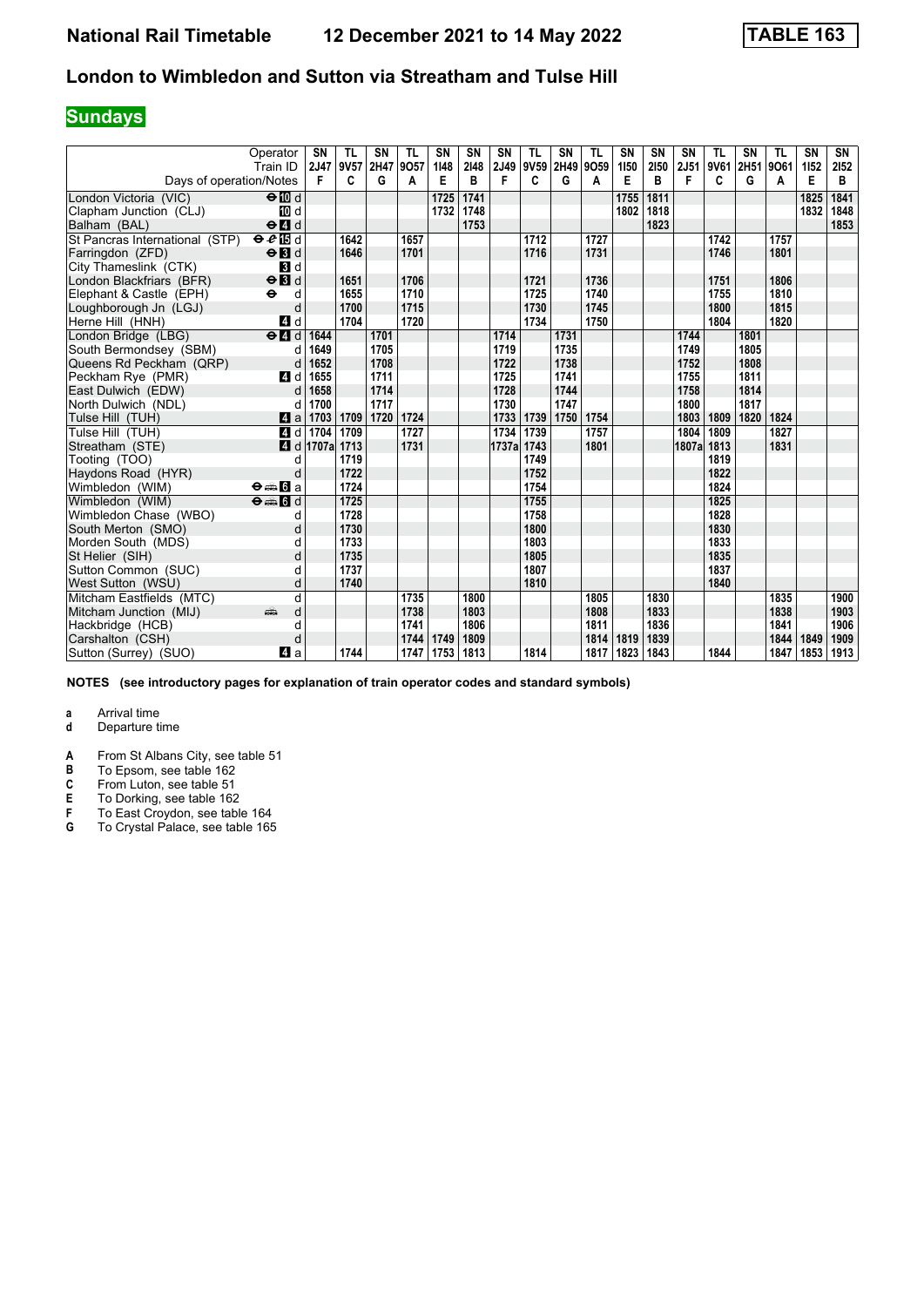# National Rail Timetable    12 December 2021 to 14 May 2022    TABLE 163

## London to Wimbledon and Sutton via Streatham and Tulse Hill

### Sundays

| Operator | | SN | TL | SN | TL | SN | SN | SN | TL | SN | TL | SN | SN | SN | TL | SN | TL | SN | SN |
|---|---|---|---|---|---|---|---|---|---|---|---|---|---|---|---|---|---|---|---|
| Train ID | | 2J47 | 9V57 | 2H47 | 9O57 | 1I48 | 2I48 | 2J49 | 9V59 | 2H49 | 9O59 | 1I50 | 2I50 | 2J51 | 9V61 | 2H51 | 9O61 | 1I52 | 2I52 |
| Days of operation/Notes | | F | C | G | A | E | B | F | C | G | A | E | B | F | C | G | A | E | B |
| London Victoria (VIC) | ⊖ 10 d | | | | | 1725 | 1741 | | | | | 1755 | 1811 | | | | | 1825 | 1841 |
| Clapham Junction (CLJ) | 10 d | | | | | 1732 | 1748 | | | | | 1802 | 1818 | | | | | 1832 | 1848 |
| Balham (BAL) | ⊖ 4 d | | | | | | 1753 | | | | | | 1823 | | | | | | 1853 |
| St Pancras International (STP) | ⊖ 15 d | | 1642 | | 1657 | | | | 1712 | | 1727 | | | | 1742 | | 1757 | | |
| Farringdon (ZFD) | ⊖ 3 d | | 1646 | | 1701 | | | | 1716 | | 1731 | | | | 1746 | | 1801 | | |
| City Thameslink (CTK) | 3 d | | | | | | | | | | | | | | | | | | |
| London Blackfriars (BFR) | ⊖ 3 d | | 1651 | | 1706 | | | | 1721 | | 1736 | | | | 1751 | | 1806 | | |
| Elephant & Castle (EPH) | ⊖ d | | 1655 | | 1710 | | | | 1725 | | 1740 | | | | 1755 | | 1810 | | |
| Loughborough Jn (LGJ) | d | | 1700 | | 1715 | | | | 1730 | | 1745 | | | | 1800 | | 1815 | | |
| Herne Hill (HNH) | 4 d | | 1704 | | 1720 | | | | 1734 | | 1750 | | | | 1804 | | 1820 | | |
| London Bridge (LBG) | ⊖ 4 d | 1644 | | 1701 | | | | 1714 | | 1731 | | | | 1744 | | 1801 | | | |
| South Bermondsey (SBM) | d | 1649 | | 1705 | | | | 1719 | | 1735 | | | | 1749 | | 1805 | | | |
| Queens Rd Peckham (QRP) | d | 1652 | | 1708 | | | | 1722 | | 1738 | | | | 1752 | | 1808 | | | |
| Peckham Rye (PMR) | 4 d | 1655 | | 1711 | | | | 1725 | | 1741 | | | | 1755 | | 1811 | | | |
| East Dulwich (EDW) | d | 1658 | | 1714 | | | | 1728 | | 1744 | | | | 1758 | | 1814 | | | |
| North Dulwich (NDL) | d | 1700 | | 1717 | | | | 1730 | | 1747 | | | | 1800 | | 1817 | | | |
| Tulse Hill (TUH) | 4 a | 1703 | 1709 | 1720 | 1724 | | | 1733 | 1739 | 1750 | 1754 | | | 1803 | 1809 | 1820 | 1824 | | |
| Tulse Hill (TUH) | 4 d | 1704 | 1709 | | 1727 | | | 1734 | 1739 | | 1757 | | | 1804 | 1809 | | 1827 | | |
| Streatham (STE) | 4 d | 1707a | 1713 | | 1731 | | | 1737a | 1743 | | 1801 | | | 1807a | 1813 | | 1831 | | |
| Tooting (TOO) | d | | 1719 | | | | | | 1749 | | | | | | 1819 | | | | |
| Haydons Road (HYR) | d | | 1722 | | | | | | 1752 | | | | | | 1822 | | | | |
| Wimbledon (WIM) | ⊖ 6 a | | 1724 | | | | | | 1754 | | | | | | 1824 | | | | |
| Wimbledon (WIM) | ⊖ 6 d | | 1725 | | | | | | 1755 | | | | | | 1825 | | | | |
| Wimbledon Chase (WBO) | d | | 1728 | | | | | | 1758 | | | | | | 1828 | | | | |
| South Merton (SMO) | d | | 1730 | | | | | | 1800 | | | | | | 1830 | | | | |
| Morden South (MDS) | d | | 1733 | | | | | | 1803 | | | | | | 1833 | | | | |
| St Helier (SIH) | d | | 1735 | | | | | | 1805 | | | | | | 1835 | | | | |
| Sutton Common (SUC) | d | | 1737 | | | | | | 1807 | | | | | | 1837 | | | | |
| West Sutton (WSU) | d | | 1740 | | | | | | 1810 | | | | | | 1840 | | | | |
| Mitcham Eastfields (MTC) | d | | | | 1735 | | 1800 | | | | 1805 | | 1830 | | | | 1835 | | 1900 |
| Mitcham Junction (MIJ) | d | | | | 1738 | | 1803 | | | | 1808 | | 1833 | | | | 1838 | | 1903 |
| Hackbridge (HCB) | d | | | | 1741 | | 1806 | | | | 1811 | | 1836 | | | | 1841 | | 1906 |
| Carshalton (CSH) | d | | | | 1744 | 1749 | 1809 | | | | 1814 | 1819 | 1839 | | | | 1844 | 1849 | 1909 |
| Sutton (Surrey) (SUO) | 4 a | | 1744 | | 1747 | 1753 | 1813 | | 1814 | | 1817 | 1823 | 1843 | | 1844 | | 1847 | 1853 | 1913 |

**NOTES (see introductory pages for explanation of train operator codes and standard symbols)**

- **a** Arrival time
- **d** Departure time

- **A** From St Albans City, see table 51
- **B** To Epsom, see table 162
- **C** From Luton, see table 51
- **E** To Dorking, see table 162
- **F** To East Croydon, see table 164
- **G** To Crystal Palace, see table 165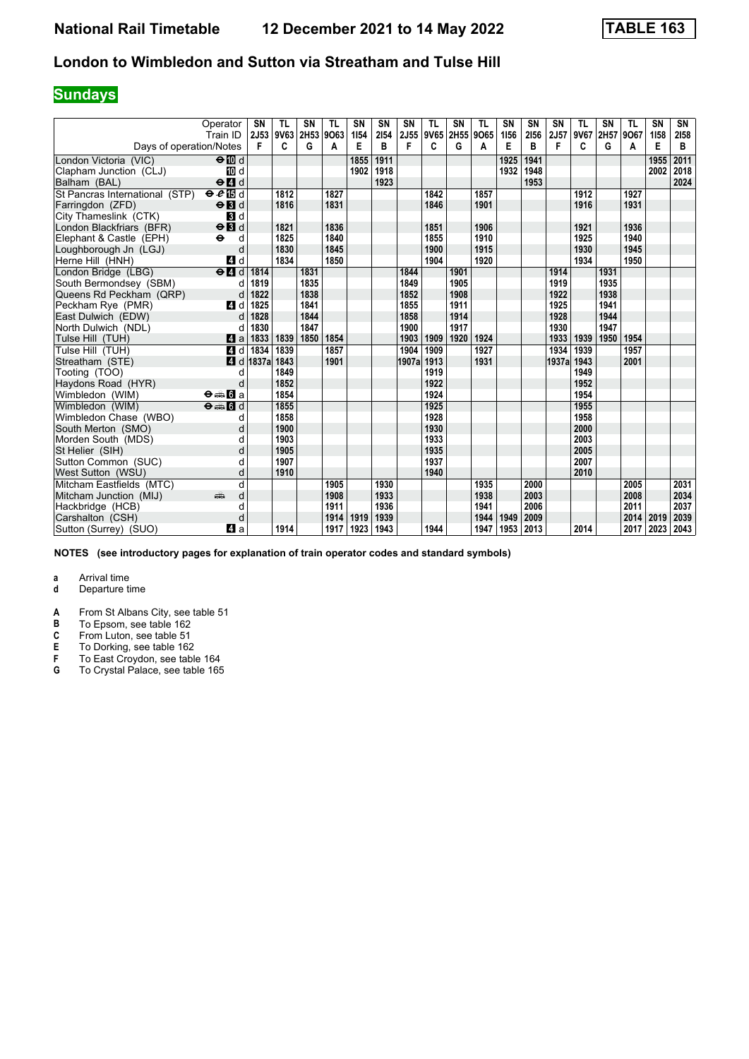# National Rail Timetable 12 December 2021 to 14 May 2022 TABLE 163

## London to Wimbledon and Sutton via Streatham and Tulse Hill

### Sundays

| Operator | | SN | TL | SN | TL | SN | SN | SN | TL | SN | TL | SN | SN | SN | TL | SN | TL | SN | SN |
|---|---|---|---|---|---|---|---|---|---|---|---|---|---|---|---|---|---|---|---|
| Train ID | | 2J53 | 9V63 | 2H53 | 9O63 | 1I54 | 2I54 | 2J55 | 9V65 | 2H55 | 9O65 | 1I56 | 2I56 | 2J57 | 9V67 | 2H57 | 9O67 | 1I58 | 2I58 |
| Days of operation/Notes | | F | C | G | A | E | B | F | C | G | A | E | B | F | C | G | A | E | B |
| London Victoria (VIC) | ⊖ 10 d | | | | | 1855 | 1911 | | | | | 1925 | 1941 | | | | | 1955 | 2011 |
| Clapham Junction (CLJ) | 10 d | | | | | 1902 | 1918 | | | | | 1932 | 1948 | | | | | 2002 | 2018 |
| Balham (BAL) | ⊖ 4 d | | | | | | 1923 | | | | | | 1953 | | | | | | 2024 |
| St Pancras International (STP) | ⊖ 15 d | | 1812 | | 1827 | | | | 1842 | | 1857 | | | | 1912 | | 1927 | | |
| Farringdon (ZFD) | ⊖ 3 d | | 1816 | | 1831 | | | | 1846 | | 1901 | | | | 1916 | | 1931 | | |
| City Thameslink (CTK) | 3 d | | | | | | | | | | | | | | | | | | |
| London Blackfriars (BFR) | ⊖ 3 d | | 1821 | | 1836 | | | | 1851 | | 1906 | | | | 1921 | | 1936 | | |
| Elephant & Castle (EPH) | ⊖ d | | 1825 | | 1840 | | | | 1855 | | 1910 | | | | 1925 | | 1940 | | |
| Loughborough Jn (LGJ) | d | | 1830 | | 1845 | | | | 1900 | | 1915 | | | | 1930 | | 1945 | | |
| Herne Hill (HNH) | 4 d | | 1834 | | 1850 | | | | 1904 | | 1920 | | | | 1934 | | 1950 | | |
| London Bridge (LBG) | ⊖ 4 d | 1814 | | 1831 | | | | 1844 | | 1901 | | | | 1914 | | 1931 | | | |
| South Bermondsey (SBM) | d | 1819 | | 1835 | | | | 1849 | | 1905 | | | | 1919 | | 1935 | | | |
| Queens Rd Peckham (QRP) | d | 1822 | | 1838 | | | | 1852 | | 1908 | | | | 1922 | | 1938 | | | |
| Peckham Rye (PMR) | 4 d | 1825 | | 1841 | | | | 1855 | | 1911 | | | | 1925 | | 1941 | | | |
| East Dulwich (EDW) | d | 1828 | | 1844 | | | | 1858 | | 1914 | | | | 1928 | | 1944 | | | |
| North Dulwich (NDL) | d | 1830 | | 1847 | | | | 1900 | | 1917 | | | | 1930 | | 1947 | | | |
| Tulse Hill (TUH) | 4 a | 1833 | 1839 | 1850 | 1854 | | | 1903 | 1909 | 1920 | 1924 | | | 1933 | 1939 | 1950 | 1954 | | |
| Tulse Hill (TUH) | 4 d | 1834 | 1839 | | 1857 | | | 1904 | 1909 | | 1927 | | | 1934 | 1939 | | 1957 | | |
| Streatham (STE) | 4 d | 1837a | 1843 | | 1901 | | | 1907a | 1913 | | 1931 | | | 1937a | 1943 | | 2001 | | |
| Tooting (TOO) | d | | 1849 | | | | | | 1919 | | | | | | 1949 | | | | |
| Haydons Road (HYR) | d | | 1852 | | | | | | 1922 | | | | | | 1952 | | | | |
| Wimbledon (WIM) | ⊖ 🚌 6 a | | 1854 | | | | | | 1924 | | | | | | 1954 | | | | |
| Wimbledon (WIM) | ⊖ 🚌 6 d | | 1855 | | | | | | 1925 | | | | | | 1955 | | | | |
| Wimbledon Chase (WBO) | d | | 1858 | | | | | | 1928 | | | | | | 1958 | | | | |
| South Merton (SMO) | d | | 1900 | | | | | | 1930 | | | | | | 2000 | | | | |
| Morden South (MDS) | d | | 1903 | | | | | | 1933 | | | | | | 2003 | | | | |
| St Helier (SIH) | d | | 1905 | | | | | | 1935 | | | | | | 2005 | | | | |
| Sutton Common (SUC) | d | | 1907 | | | | | | 1937 | | | | | | 2007 | | | | |
| West Sutton (WSU) | d | | 1910 | | | | | | 1940 | | | | | | 2010 | | | | |
| Mitcham Eastfields (MTC) | d | | | | 1905 | | 1930 | | | | 1935 | | 2000 | | | | 2005 | | 2031 |
| Mitcham Junction (MIJ) | 🚌 d | | | | 1908 | | 1933 | | | | 1938 | | 2003 | | | | 2008 | | 2034 |
| Hackbridge (HCB) | d | | | | 1911 | | 1936 | | | | 1941 | | 2006 | | | | 2011 | | 2037 |
| Carshalton (CSH) | d | | | | 1914 | 1919 | 1939 | | | | 1944 | 1949 | 2009 | | | | 2014 | 2019 | 2039 |
| Sutton (Surrey) (SUO) | 4 a | | 1914 | | 1917 | 1923 | 1943 | | 1944 | | 1947 | 1953 | 2013 | | 2014 | | 2017 | 2023 | 2043 |

**NOTES (see introductory pages for explanation of train operator codes and standard symbols)**

- **a** Arrival time
- **d** Departure time

- **A** From St Albans City, see table 51
- **B** To Epsom, see table 162
- **C** From Luton, see table 51
- **E** To Dorking, see table 162
- **F** To East Croydon, see table 164
- **G** To Crystal Palace, see table 165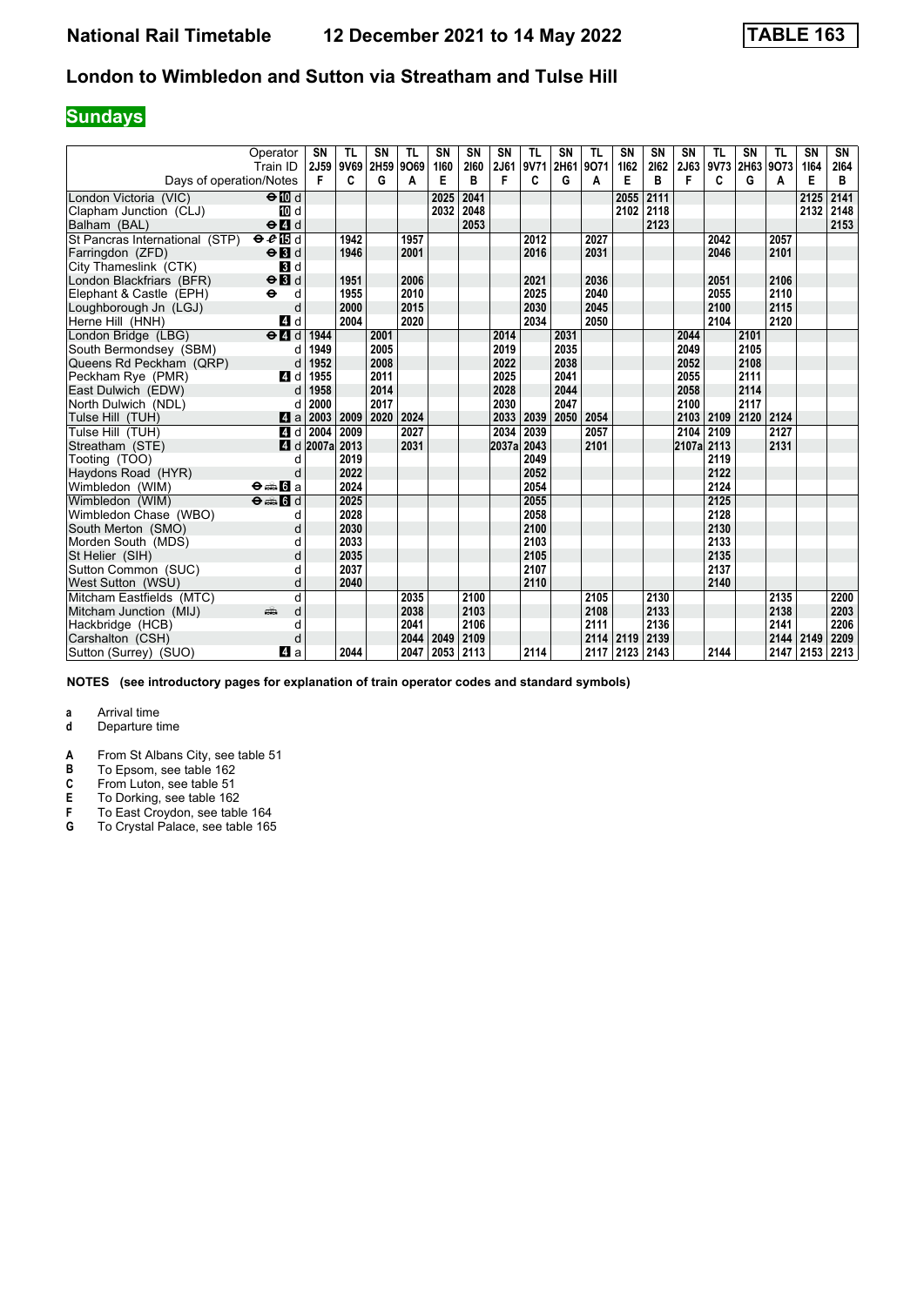# National Rail Timetable 12 December 2021 to 14 May 2022

**TABLE 163**

## London to Wimbledon and Sutton via Streatham and Tulse Hill

**Sundays**

| Operator | | SN | TL | SN | TL | SN | SN | SN | TL | SN | TL | SN | SN | SN | TL | SN | TL | SN | SN |
|---|---|---|---|---|---|---|---|---|---|---|---|---|---|---|---|---|---|---|---|
| Train ID | | 2J59 | 9V69 | 2H59 | 9O69 | 1I60 | 2I60 | 2J61 | 9V71 | 2H61 | 9O71 | 1I62 | 2I62 | 2J63 | 9V73 | 2H63 | 9O73 | 1I64 | 2I64 |
| Days of operation/Notes | | F | C | G | A | E | B | F | C | G | A | E | B | F | C | G | A | E | B |
| London Victoria (VIC) | ⊖ 10 d | | | | | 2025 | 2041 | | | | | 2055 | 2111 | | | | | 2125 | 2141 |
| Clapham Junction (CLJ) | 10 d | | | | | 2032 | 2048 | | | | | 2102 | 2118 | | | | | 2132 | 2148 |
| Balham (BAL) | ⊖ 4 d | | | | | | 2053 | | | | | | 2123 | | | | | | 2153 |
| St Pancras International (STP) | ⊖ ℯ 15 d | | 1942 | | 1957 | | | | 2012 | | 2027 | | | | 2042 | | 2057 | | |
| Farringdon (ZFD) | ⊖ 3 d | | 1946 | | 2001 | | | | 2016 | | 2031 | | | | 2046 | | 2101 | | |
| City Thameslink (CTK) | 3 d | | | | | | | | | | | | | | | | | | |
| London Blackfriars (BFR) | ⊖ 3 d | | 1951 | | 2006 | | | | 2021 | | 2036 | | | | 2051 | | 2106 | | |
| Elephant & Castle (EPH) | ⊖ d | | 1955 | | 2010 | | | | 2025 | | 2040 | | | | 2055 | | 2110 | | |
| Loughborough Jn (LGJ) | d | | 2000 | | 2015 | | | | 2030 | | 2045 | | | | 2100 | | 2115 | | |
| Herne Hill (HNH) | 4 d | | 2004 | | 2020 | | | | 2034 | | 2050 | | | | 2104 | | 2120 | | |
| London Bridge (LBG) | ⊖ 4 d | 1944 | | 2001 | | | | 2014 | | 2031 | | | | 2044 | | 2101 | | | |
| South Bermondsey (SBM) | d | 1949 | | 2005 | | | | 2019 | | 2035 | | | | 2049 | | 2105 | | | |
| Queens Rd Peckham (QRP) | d | 1952 | | 2008 | | | | 2022 | | 2038 | | | | 2052 | | 2108 | | | |
| Peckham Rye (PMR) | 4 d | 1955 | | 2011 | | | | 2025 | | 2041 | | | | 2055 | | 2111 | | | |
| East Dulwich (EDW) | d | 1958 | | 2014 | | | | 2028 | | 2044 | | | | 2058 | | 2114 | | | |
| North Dulwich (NDL) | d | 2000 | | 2017 | | | | 2030 | | 2047 | | | | 2100 | | 2117 | | | |
| Tulse Hill (TUH) | 4 a | 2003 | 2009 | 2020 | 2024 | | | 2033 | 2039 | 2050 | 2054 | | | 2103 | 2109 | 2120 | 2124 | | |
| Tulse Hill (TUH) | 4 d | 2004 | 2009 | | 2027 | | | 2034 | 2039 | | 2057 | | | 2104 | 2109 | | 2127 | | |
| Streatham (STE) | 4 d | 2007a | 2013 | | 2031 | | | 2037a | 2043 | | 2101 | | | 2107a | 2113 | | 2131 | | |
| Tooting (TOO) | d | | 2019 | | | | | | 2049 | | | | | | 2119 | | | | |
| Haydons Road (HYR) | d | | 2022 | | | | | | 2052 | | | | | | 2122 | | | | |
| Wimbledon (WIM) | ⊖ 🚌 6 a | | 2024 | | | | | | 2054 | | | | | | 2124 | | | | |
| Wimbledon (WIM) | ⊖ 🚌 6 d | | 2025 | | | | | | 2055 | | | | | | 2125 | | | | |
| Wimbledon Chase (WBO) | d | | 2028 | | | | | | 2058 | | | | | | 2128 | | | | |
| South Merton (SMO) | d | | 2030 | | | | | | 2100 | | | | | | 2130 | | | | |
| Morden South (MDS) | d | | 2033 | | | | | | 2103 | | | | | | 2133 | | | | |
| St Helier (SIH) | d | | 2035 | | | | | | 2105 | | | | | | 2135 | | | | |
| Sutton Common (SUC) | d | | 2037 | | | | | | 2107 | | | | | | 2137 | | | | |
| West Sutton (WSU) | d | | 2040 | | | | | | 2110 | | | | | | 2140 | | | | |
| Mitcham Eastfields (MTC) | d | | | | 2035 | | 2100 | | | | 2105 | | 2130 | | | | 2135 | | 2200 |
| Mitcham Junction (MIJ) | 🚌 d | | | | 2038 | | 2103 | | | | 2108 | | 2133 | | | | 2138 | | 2203 |
| Hackbridge (HCB) | d | | | | 2041 | | 2106 | | | | 2111 | | 2136 | | | | 2141 | | 2206 |
| Carshalton (CSH) | d | | | | 2044 | 2049 | 2109 | | | | 2114 | 2119 | 2139 | | | | 2144 | 2149 | 2209 |
| Sutton (Surrey) (SUO) | 4 a | | 2044 | | 2047 | 2053 | 2113 | | 2114 | | 2117 | 2123 | 2143 | | 2144 | | 2147 | 2153 | 2213 |

**NOTES (see introductory pages for explanation of train operator codes and standard symbols)**

- **a** Arrival time
- **d** Departure time

- **A** From St Albans City, see table 51
- **B** To Epsom, see table 162
- **C** From Luton, see table 51
- **E** To Dorking, see table 162
- **F** To East Croydon, see table 164
- **G** To Crystal Palace, see table 165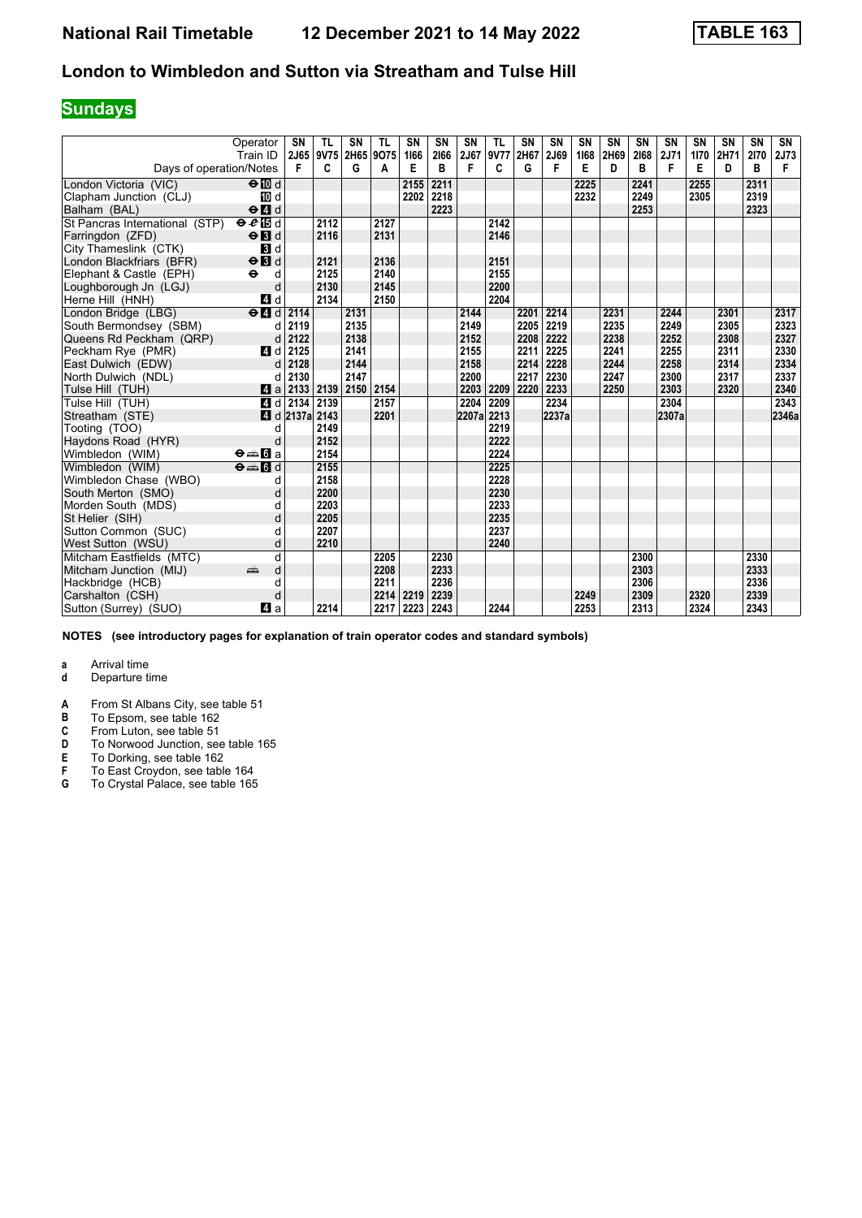# National Rail Timetable 12 December 2021 to 14 May 2022 TABLE 163

## London to Wimbledon and Sutton via Streatham and Tulse Hill

**Sundays**

| Operator | | SN | TL | SN | TL | SN | SN | SN | TL | SN | SN | SN | SN | SN | SN | SN | SN | SN | SN |
|---|---|---|---|---|---|---|---|---|---|---|---|---|---|---|---|---|---|---|---|
| Train ID | | 2J65 | 9V75 | 2H65 | 9O75 | 1I66 | 2I66 | 2J67 | 9V77 | 2H67 | 2J69 | 1I68 | 2H69 | 2I68 | 2J71 | 1I70 | 2H71 | 2I70 | 2J73 |
| Days of operation/Notes | | F | C | G | A | E | B | F | C | G | F | E | D | B | F | E | D | B | F |
| London Victoria (VIC) | ⊖ 10 d | | | | | 2155 | 2211 | | | | | 2225 | | 2241 | | 2255 | | 2311 | |
| Clapham Junction (CLJ) | 10 d | | | | | 2202 | 2218 | | | | | 2232 | | 2249 | | 2305 | | 2319 | |
| Balham (BAL) | ⊖ 4 d | | | | | | 2223 | | | | | | | 2253 | | | | 2323 | |
| St Pancras International (STP) | ⊖ 15 d | | 2112 | | 2127 | | | | 2142 | | | | | | | | | | |
| Farringdon (ZFD) | ⊖ 3 d | | 2116 | | 2131 | | | | 2146 | | | | | | | | | | |
| City Thameslink (CTK) | 3 d | | | | | | | | | | | | | | | | | | |
| London Blackfriars (BFR) | ⊖ 3 d | | 2121 | | 2136 | | | | 2151 | | | | | | | | | | |
| Elephant & Castle (EPH) | ⊖ d | | 2125 | | 2140 | | | | 2155 | | | | | | | | | | |
| Loughborough Jn (LGJ) | d | | 2130 | | 2145 | | | | 2200 | | | | | | | | | | |
| Herne Hill (HNH) | 4 d | | 2134 | | 2150 | | | | 2204 | | | | | | | | | | |
| London Bridge (LBG) | ⊖ 4 d | 2114 | | 2131 | | | | 2144 | | 2201 | 2214 | | 2231 | | 2244 | | 2301 | | 2317 |
| South Bermondsey (SBM) | d | 2119 | | 2135 | | | | 2149 | | 2205 | 2219 | | 2235 | | 2249 | | 2305 | | 2323 |
| Queens Rd Peckham (QRP) | d | 2122 | | 2138 | | | | 2152 | | 2208 | 2222 | | 2238 | | 2252 | | 2308 | | 2327 |
| Peckham Rye (PMR) | 4 d | 2125 | | 2141 | | | | 2155 | | 2211 | 2225 | | 2241 | | 2255 | | 2311 | | 2330 |
| East Dulwich (EDW) | d | 2128 | | 2144 | | | | 2158 | | 2214 | 2228 | | 2244 | | 2258 | | 2314 | | 2334 |
| North Dulwich (NDL) | d | 2130 | | 2147 | | | | 2200 | | 2217 | 2230 | | 2247 | | 2300 | | 2317 | | 2337 |
| Tulse Hill (TUH) | 4 a | 2133 | 2139 | 2150 | 2154 | | | 2203 | 2209 | 2220 | 2233 | | 2250 | | 2303 | | 2320 | | 2340 |
| Tulse Hill (TUH) | 4 d | 2134 | 2139 | | 2157 | | | 2204 | 2209 | | 2234 | | | | 2304 | | | | 2343 |
| Streatham (STE) | 4 d | 2137a | 2143 | | 2201 | | | 2207a | 2213 | | 2237a | | | | 2307a | | | | 2346a |
| Tooting (TOO) | d | | 2149 | | | | | | 2219 | | | | | | | | | | |
| Haydons Road (HYR) | d | | 2152 | | | | | | 2222 | | | | | | | | | | |
| Wimbledon (WIM) | ⊖ 🚌 6 a | | 2154 | | | | | | 2224 | | | | | | | | | | |
| Wimbledon (WIM) | ⊖ 🚌 6 d | | 2155 | | | | | | 2225 | | | | | | | | | | |
| Wimbledon Chase (WBO) | d | | 2158 | | | | | | 2228 | | | | | | | | | | |
| South Merton (SMO) | d | | 2200 | | | | | | 2230 | | | | | | | | | | |
| Morden South (MDS) | d | | 2203 | | | | | | 2233 | | | | | | | | | | |
| St Helier (SIH) | d | | 2205 | | | | | | 2235 | | | | | | | | | | |
| Sutton Common (SUC) | d | | 2207 | | | | | | 2237 | | | | | | | | | | |
| West Sutton (WSU) | d | | 2210 | | | | | | 2240 | | | | | | | | | | |
| Mitcham Eastfields (MTC) | d | | | | 2205 | | 2230 | | | | | | | 2300 | | | | 2330 | |
| Mitcham Junction (MIJ) | 🚌 d | | | | 2208 | | 2233 | | | | | | | 2303 | | | | 2333 | |
| Hackbridge (HCB) | d | | | | 2211 | | 2236 | | | | | | | 2306 | | | | 2336 | |
| Carshalton (CSH) | d | | | | 2214 | 2219 | 2239 | | | | | 2249 | | 2309 | | 2320 | | 2339 | |
| Sutton (Surrey) (SUO) | 4 a | | 2214 | | 2217 | 2223 | 2243 | | 2244 | | | 2253 | | 2313 | | 2324 | | 2343 | |

**NOTES (see introductory pages for explanation of train operator codes and standard symbols)**

- **a** Arrival time
- **d** Departure time

- **A** From St Albans City, see table 51
- **B** To Epsom, see table 162
- **C** From Luton, see table 51
- **D** To Norwood Junction, see table 165
- **E** To Dorking, see table 162
- **F** To East Croydon, see table 164
- **G** To Crystal Palace, see table 165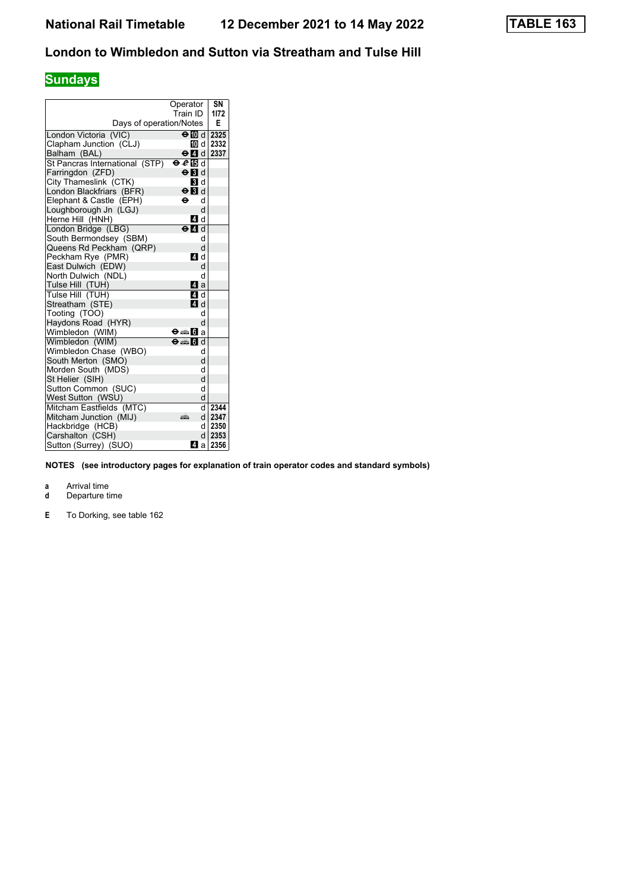# National Rail Timetable 12 December 2021 to 14 May 2022

**TABLE 163**

## London to Wimbledon and Sutton via Streatham and Tulse Hill

### Sundays

| Operator | | SN |
|---|---|---|
| Train ID | | 1I72 |
| Days of operation/Notes | | E |
| London Victoria (VIC) | ⊖ 10 d | 2325 |
| Clapham Junction (CLJ) | 10 d | 2332 |
| Balham (BAL) | ⊖ 4 d | 2337 |
| St Pancras International (STP) | ⊖ ✈ 15 d | |
| Farringdon (ZFD) | ⊖ 3 d | |
| City Thameslink (CTK) | 3 d | |
| London Blackfriars (BFR) | ⊖ 3 d | |
| Elephant & Castle (EPH) | ⊖ d | |
| Loughborough Jn (LGJ) | d | |
| Herne Hill (HNH) | 4 d | |
| London Bridge (LBG) | ⊖ 4 d | |
| South Bermondsey (SBM) | d | |
| Queens Rd Peckham (QRP) | d | |
| Peckham Rye (PMR) | 4 d | |
| East Dulwich (EDW) | d | |
| North Dulwich (NDL) | d | |
| Tulse Hill (TUH) | 4 a | |
| Tulse Hill (TUH) | 4 d | |
| Streatham (STE) | 4 d | |
| Tooting (TOO) | d | |
| Haydons Road (HYR) | d | |
| Wimbledon (WIM) | ⊖ 🚌 6 a | |
| Wimbledon (WIM) | ⊖ 🚌 6 d | |
| Wimbledon Chase (WBO) | d | |
| South Merton (SMO) | d | |
| Morden South (MDS) | d | |
| St Helier (SIH) | d | |
| Sutton Common (SUC) | d | |
| West Sutton (WSU) | d | |
| Mitcham Eastfields (MTC) | d | 2344 |
| Mitcham Junction (MIJ) | 🚊 d | 2347 |
| Hackbridge (HCB) | d | 2350 |
| Carshalton (CSH) | d | 2353 |
| Sutton (Surrey) (SUO) | 4 a | 2356 |

**NOTES (see introductory pages for explanation of train operator codes and standard symbols)**

**a** Arrival time
**d** Departure time

**E** To Dorking, see table 162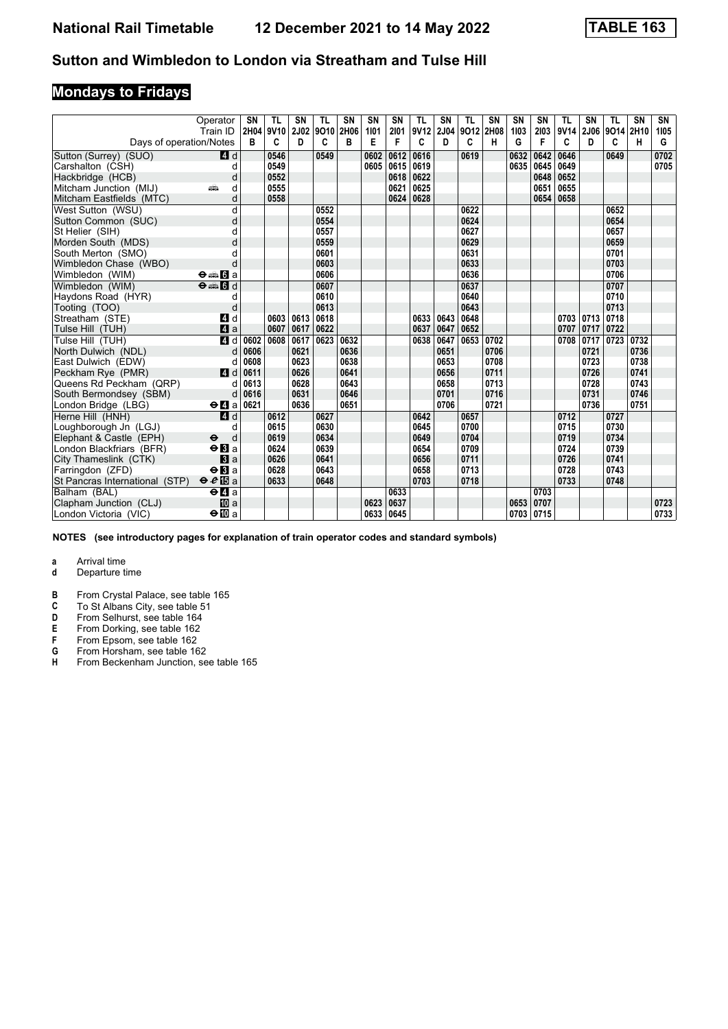# National Rail Timetable 12 December 2021 to 14 May 2022 TABLE 163

## Sutton and Wimbledon to London via Streatham and Tulse Hill

## Mondays to Fridays

| Operator | | SN | TL | SN | TL | SN | SN | SN | TL | SN | TL | SN | SN | SN | TL | SN | TL | SN | SN |
|---|---|---|---|---|---|---|---|---|---|---|---|---|---|---|---|---|---|---|---|
| Train ID | | 2H04 | 9V10 | 2J02 | 9O10 | 2H06 | 1I01 | 2I01 | 9V12 | 2J04 | 9O12 | 2H08 | 1I03 | 2I03 | 9V14 | 2J06 | 9O14 | 2H10 | 1I05 |
| Days of operation/Notes | | B | C | D | C | B | E | F | C | D | C | H | G | F | C | D | C | H | G |
| Sutton (Surrey) (SUO) | 4 d | | 0546 | | 0549 | | 0602 | 0612 | 0616 | | 0619 | | 0632 | 0642 | 0646 | | 0649 | | 0702 |
| Carshalton (CSH) | d | | 0549 | | | | 0605 | 0615 | 0619 | | | | 0635 | 0645 | 0649 | | | | 0705 |
| Hackbridge (HCB) | d | | 0552 | | | | | 0618 | 0622 | | | | | 0648 | 0652 | | | | |
| Mitcham Junction (MIJ) | d | | 0555 | | | | | 0621 | 0625 | | | | | 0651 | 0655 | | | | |
| Mitcham Eastfields (MTC) | d | | 0558 | | | | | 0624 | 0628 | | | | | 0654 | 0658 | | | | |
| West Sutton (WSU) | d | | | | 0552 | | | | | | 0622 | | | | | | 0652 | | |
| Sutton Common (SUC) | d | | | | 0554 | | | | | | 0624 | | | | | | 0654 | | |
| St Helier (SIH) | d | | | | 0557 | | | | | | 0627 | | | | | | 0657 | | |
| Morden South (MDS) | d | | | | 0559 | | | | | | 0629 | | | | | | 0659 | | |
| South Merton (SMO) | d | | | | 0601 | | | | | | 0631 | | | | | | 0701 | | |
| Wimbledon Chase (WBO) | d | | | | 0603 | | | | | | 0633 | | | | | | 0703 | | |
| Wimbledon (WIM) | 6 a | | | | 0606 | | | | | | 0636 | | | | | | 0706 | | |
| Wimbledon (WIM) | 6 d | | | | 0607 | | | | | | 0637 | | | | | | 0707 | | |
| Haydons Road (HYR) | d | | | | 0610 | | | | | | 0640 | | | | | | 0710 | | |
| Tooting (TOO) | d | | | | 0613 | | | | | | 0643 | | | | | | 0713 | | |
| Streatham (STE) | 4 d | | 0603 | 0613 | 0618 | | | | 0633 | 0643 | 0648 | | | | 0703 | 0713 | 0718 | | |
| Tulse Hill (TUH) | 4 a | | 0607 | 0617 | 0622 | | | | 0637 | 0647 | 0652 | | | | 0707 | 0717 | 0722 | | |
| Tulse Hill (TUH) | 4 d | 0602 | 0608 | 0617 | 0623 | 0632 | | | 0638 | 0647 | 0653 | 0702 | | | 0708 | 0717 | 0723 | 0732 | |
| North Dulwich (NDL) | d | 0606 | | 0621 | | 0636 | | | | 0651 | | 0706 | | | | 0721 | | 0736 | |
| East Dulwich (EDW) | d | 0608 | | 0623 | | 0638 | | | | 0653 | | 0708 | | | | 0723 | | 0738 | |
| Peckham Rye (PMR) | 4 d | 0611 | | 0626 | | 0641 | | | | 0656 | | 0711 | | | | 0726 | | 0741 | |
| Queens Rd Peckham (QRP) | d | 0613 | | 0628 | | 0643 | | | | 0658 | | 0713 | | | | 0728 | | 0743 | |
| South Bermondsey (SBM) | d | 0616 | | 0631 | | 0646 | | | | 0701 | | 0716 | | | | 0731 | | 0746 | |
| London Bridge (LBG) | 4 a | 0621 | | 0636 | | 0651 | | | | 0706 | | 0721 | | | | 0736 | | 0751 | |
| Herne Hill (HNH) | 4 d | | 0612 | | 0627 | | | | 0642 | | 0657 | | | | 0712 | | 0727 | | |
| Loughborough Jn (LGJ) | d | | 0615 | | 0630 | | | | 0645 | | 0700 | | | | 0715 | | 0730 | | |
| Elephant & Castle (EPH) | d | | 0619 | | 0634 | | | | 0649 | | 0704 | | | | 0719 | | 0734 | | |
| London Blackfriars (BFR) | 3 a | | 0624 | | 0639 | | | | 0654 | | 0709 | | | | 0724 | | 0739 | | |
| City Thameslink (CTK) | 3 a | | 0626 | | 0641 | | | | 0656 | | 0711 | | | | 0726 | | 0741 | | |
| Farringdon (ZFD) | 3 a | | 0628 | | 0643 | | | | 0658 | | 0713 | | | | 0728 | | 0743 | | |
| St Pancras International (STP) | 15 a | | 0633 | | 0648 | | | | 0703 | | 0718 | | | | 0733 | | 0748 | | |
| Balham (BAL) | 4 a | | | | | | | 0633 | | | | | | 0703 | | | | | |
| Clapham Junction (CLJ) | 10 a | | | | | | 0623 | 0637 | | | | | 0653 | 0707 | | | | | 0723 |
| London Victoria (VIC) | 10 a | | | | | | 0633 | 0645 | | | | | 0703 | 0715 | | | | | 0733 |

**NOTES (see introductory pages for explanation of train operator codes and standard symbols)**

**a** Arrival time
**d** Departure time

**B** From Crystal Palace, see table 165
**C** To St Albans City, see table 51
**D** From Selhurst, see table 164
**E** From Dorking, see table 162
**F** From Epsom, see table 162
**G** From Horsham, see table 162
**H** From Beckenham Junction, see table 165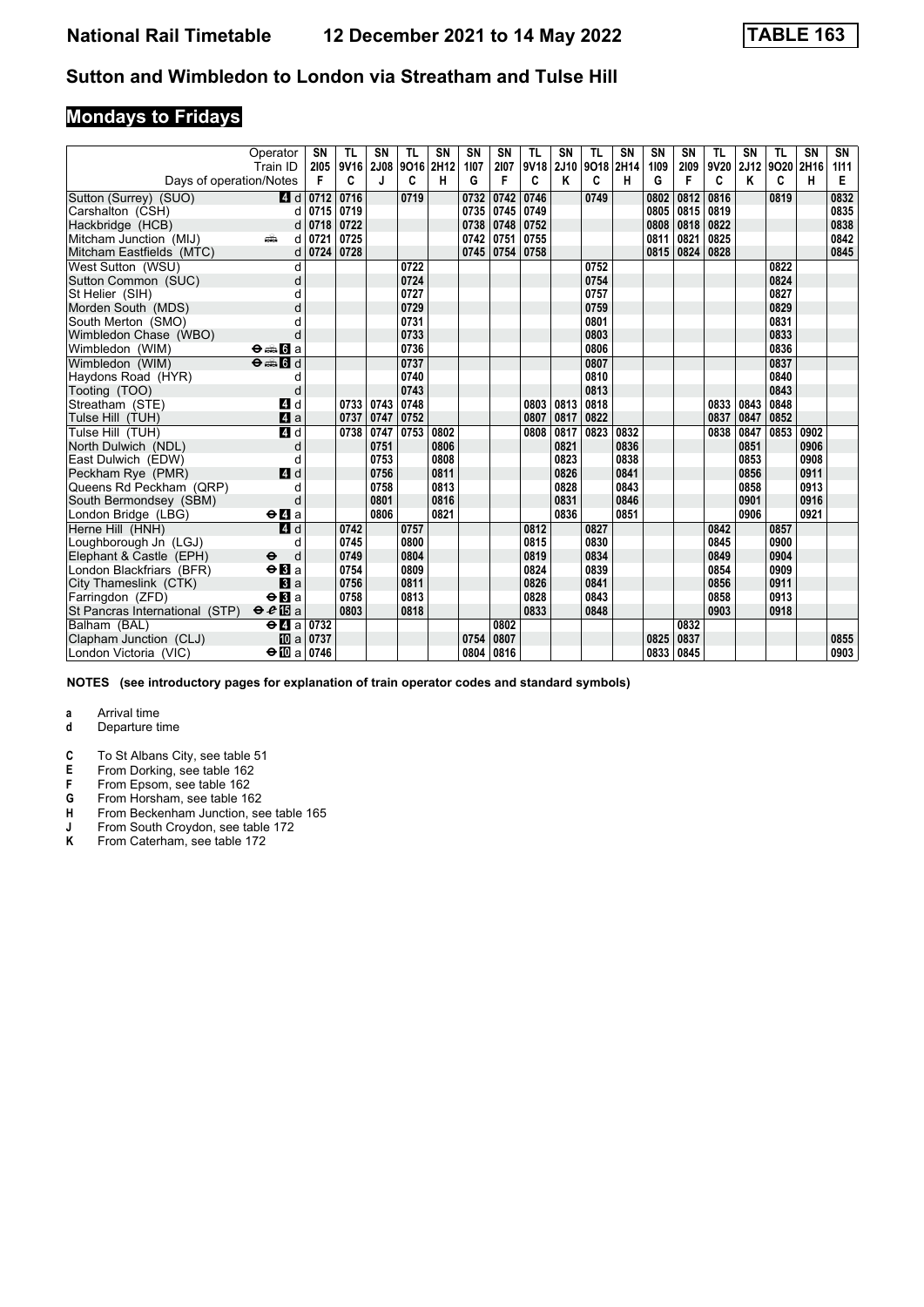# National Rail Timetable 12 December 2021 to 14 May 2022 TABLE 163

## Sutton and Wimbledon to London via Streatham and Tulse Hill

## Mondays to Fridays

| Operator | | SN | TL | SN | TL | SN | SN | SN | TL | SN | TL | SN | SN | SN | TL | SN | TL | SN | SN |
|---|---|---|---|---|---|---|---|---|---|---|---|---|---|---|---|---|---|---|---|
| Train ID | | 2I05 | 9V16 | 2J08 | 9O16 | 2H12 | 1I07 | 2I07 | 9V18 | 2J10 | 9O18 | 2H14 | 1I09 | 2I09 | 9V20 | 2J12 | 9O20 | 2H16 | 1I11 |
| Days of operation/Notes | | F | C | J | C | H | G | F | C | K | C | H | G | F | C | K | C | H | E |
| Sutton (Surrey) (SUO) | 4 d | 0712 | 0716 | | 0719 | | 0732 | 0742 | 0746 | | 0749 | | 0802 | 0812 | 0816 | | 0819 | | 0832 |
| Carshalton (CSH) | d | 0715 | 0719 | | | | 0735 | 0745 | 0749 | | | | 0805 | 0815 | 0819 | | | | 0835 |
| Hackbridge (HCB) | d | 0718 | 0722 | | | | 0738 | 0748 | 0752 | | | | 0808 | 0818 | 0822 | | | | 0838 |
| Mitcham Junction (MIJ) | d | 0721 | 0725 | | | | 0742 | 0751 | 0755 | | | | 0811 | 0821 | 0825 | | | | 0842 |
| Mitcham Eastfields (MTC) | d | 0724 | 0728 | | | | 0745 | 0754 | 0758 | | | | 0815 | 0824 | 0828 | | | | 0845 |
| West Sutton (WSU) | d | | | | 0722 | | | | | | 0752 | | | | | | 0822 | | |
| Sutton Common (SUC) | d | | | | 0724 | | | | | | 0754 | | | | | | 0824 | | |
| St Helier (SIH) | d | | | | 0727 | | | | | | 0757 | | | | | | 0827 | | |
| Morden South (MDS) | d | | | | 0729 | | | | | | 0759 | | | | | | 0829 | | |
| South Merton (SMO) | d | | | | 0731 | | | | | | 0801 | | | | | | 0831 | | |
| Wimbledon Chase (WBO) | d | | | | 0733 | | | | | | 0803 | | | | | | 0833 | | |
| Wimbledon (WIM) | ⊖ 6 a | | | | 0736 | | | | | | 0806 | | | | | | 0836 | | |
| Wimbledon (WIM) | ⊖ 6 d | | | | 0737 | | | | | | 0807 | | | | | | 0837 | | |
| Haydons Road (HYR) | d | | | | 0740 | | | | | | 0810 | | | | | | 0840 | | |
| Tooting (TOO) | d | | | | 0743 | | | | | | 0813 | | | | | | 0843 | | |
| Streatham (STE) | 4 d | | 0733 | 0743 | 0748 | | | | 0803 | 0813 | 0818 | | | | 0833 | 0843 | 0848 | | |
| Tulse Hill (TUH) | 4 a | | 0737 | 0747 | 0752 | | | | 0807 | 0817 | 0822 | | | | 0837 | 0847 | 0852 | | |
| Tulse Hill (TUH) | 4 d | | 0738 | 0747 | 0753 | 0802 | | | 0808 | 0817 | 0823 | 0832 | | | 0838 | 0847 | 0853 | 0902 | |
| North Dulwich (NDL) | d | | | 0751 | | 0806 | | | | 0821 | | 0836 | | | | 0851 | | 0906 | |
| East Dulwich (EDW) | d | | | 0753 | | 0808 | | | | 0823 | | 0838 | | | | 0853 | | 0908 | |
| Peckham Rye (PMR) | 4 d | | | 0756 | | 0811 | | | | 0826 | | 0841 | | | | 0856 | | 0911 | |
| Queens Rd Peckham (QRP) | d | | | 0758 | | 0813 | | | | 0828 | | 0843 | | | | 0858 | | 0913 | |
| South Bermondsey (SBM) | d | | | 0801 | | 0816 | | | | 0831 | | 0846 | | | | 0901 | | 0916 | |
| London Bridge (LBG) | ⊖ 4 a | | | 0806 | | 0821 | | | | 0836 | | 0851 | | | | 0906 | | 0921 | |
| Herne Hill (HNH) | 4 d | | 0742 | | 0757 | | | | 0812 | | 0827 | | | | 0842 | | 0857 | | |
| Loughborough Jn (LGJ) | d | | 0745 | | 0800 | | | | 0815 | | 0830 | | | | 0845 | | 0900 | | |
| Elephant & Castle (EPH) | ⊖ d | | 0749 | | 0804 | | | | 0819 | | 0834 | | | | 0849 | | 0904 | | |
| London Blackfriars (BFR) | ⊖ 3 a | | 0754 | | 0809 | | | | 0824 | | 0839 | | | | 0854 | | 0909 | | |
| City Thameslink (CTK) | 3 a | | 0756 | | 0811 | | | | 0826 | | 0841 | | | | 0856 | | 0911 | | |
| Farringdon (ZFD) | ⊖ 3 a | | 0758 | | 0813 | | | | 0828 | | 0843 | | | | 0858 | | 0913 | | |
| St Pancras International (STP) | ⊖ 15 a | | 0803 | | 0818 | | | | 0833 | | 0848 | | | | 0903 | | 0918 | | |
| Balham (BAL) | ⊖ 4 a | 0732 | | | | | | 0802 | | | | | | 0832 | | | | | |
| Clapham Junction (CLJ) | 10 a | 0737 | | | | | 0754 | 0807 | | | | | 0825 | 0837 | | | | | 0855 |
| London Victoria (VIC) | ⊖ 10 a | 0746 | | | | | 0804 | 0816 | | | | | 0833 | 0845 | | | | | 0903 |

**NOTES (see introductory pages for explanation of train operator codes and standard symbols)**

- **a** Arrival time
- **d** Departure time

- **C** To St Albans City, see table 51
- **E** From Dorking, see table 162
- **F** From Epsom, see table 162
- **G** From Horsham, see table 162
- **H** From Beckenham Junction, see table 165
- **J** From South Croydon, see table 172
- **K** From Caterham, see table 172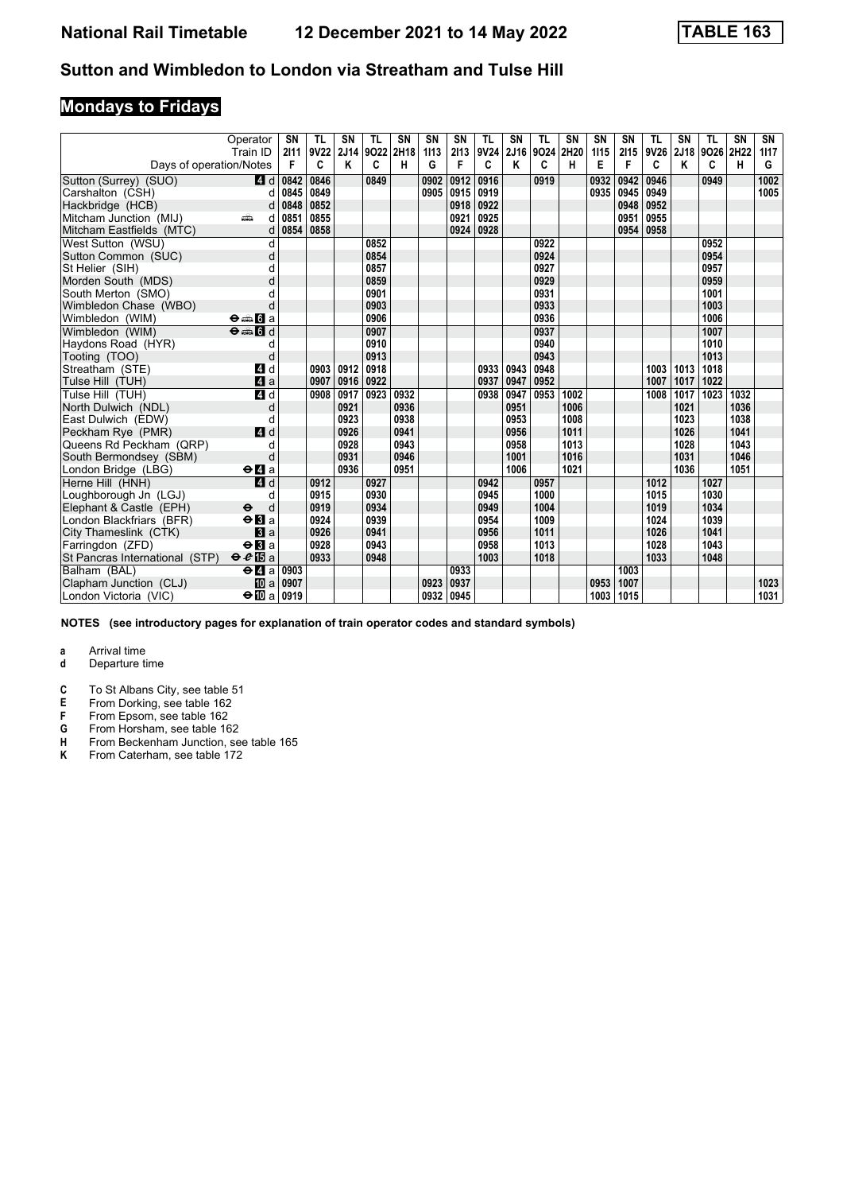# National Rail Timetable 12 December 2021 to 14 May 2022 TABLE 163

## Sutton and Wimbledon to London via Streatham and Tulse Hill

## Mondays to Fridays

| Operator | | SN | TL | SN | TL | SN | SN | SN | TL | SN | TL | SN | SN | SN | TL | SN | TL | SN | SN |
|---|---|---|---|---|---|---|---|---|---|---|---|---|---|---|---|---|---|---|---|
| Train ID | | 2I11 | 9V22 | 2J14 | 9O22 | 2H18 | 1I13 | 2I13 | 9V24 | 2J16 | 9O24 | 2H20 | 1I15 | 2I15 | 9V26 | 2J18 | 9O26 | 2H22 | 1I17 |
| Days of operation/Notes | | F | C | K | C | H | G | F | C | K | C | H | E | F | C | K | C | H | G |
| Sutton (Surrey) (SUO) | 4 d | 0842 | 0846 | | 0849 | | 0902 | 0912 | 0916 | | 0919 | | 0932 | 0942 | 0946 | | 0949 | | 1002 |
| Carshalton (CSH) | d | 0845 | 0849 | | | | 0905 | 0915 | 0919 | | | | 0935 | 0945 | 0949 | | | | 1005 |
| Hackbridge (HCB) | d | 0848 | 0852 | | | | | 0918 | 0922 | | | | | 0948 | 0952 | | | | |
| Mitcham Junction (MIJ) | d | 0851 | 0855 | | | | | 0921 | 0925 | | | | | 0951 | 0955 | | | | |
| Mitcham Eastfields (MTC) | d | 0854 | 0858 | | | | | 0924 | 0928 | | | | | 0954 | 0958 | | | | |
| West Sutton (WSU) | d | | | | 0852 | | | | | | 0922 | | | | | | 0952 | | |
| Sutton Common (SUC) | d | | | | 0854 | | | | | | 0924 | | | | | | 0954 | | |
| St Helier (SIH) | d | | | | 0857 | | | | | | 0927 | | | | | | 0957 | | |
| Morden South (MDS) | d | | | | 0859 | | | | | | 0929 | | | | | | 0959 | | |
| South Merton (SMO) | d | | | | 0901 | | | | | | 0931 | | | | | | 1001 | | |
| Wimbledon Chase (WBO) | d | | | | 0903 | | | | | | 0933 | | | | | | 1003 | | |
| Wimbledon (WIM) | 6 a | | | | 0906 | | | | | | 0936 | | | | | | 1006 | | |
| Wimbledon (WIM) | 6 d | | | | 0907 | | | | | | 0937 | | | | | | 1007 | | |
| Haydons Road (HYR) | d | | | | 0910 | | | | | | 0940 | | | | | | 1010 | | |
| Tooting (TOO) | d | | | | 0913 | | | | | | 0943 | | | | | | 1013 | | |
| Streatham (STE) | 4 d | | 0903 | 0912 | 0918 | | | | 0933 | 0943 | 0948 | | | | 1003 | 1013 | 1018 | | |
| Tulse Hill (TUH) | 4 a | | 0907 | 0916 | 0922 | | | | 0937 | 0947 | 0952 | | | | 1007 | 1017 | 1022 | | |
| Tulse Hill (TUH) | 4 d | | 0908 | 0917 | 0923 | 0932 | | | 0938 | 0947 | 0953 | 1002 | | | 1008 | 1017 | 1023 | 1032 | |
| North Dulwich (NDL) | d | | | 0921 | | 0936 | | | | 0951 | | 1006 | | | | 1021 | | 1036 | |
| East Dulwich (EDW) | d | | | 0923 | | 0938 | | | | 0953 | | 1008 | | | | 1023 | | 1038 | |
| Peckham Rye (PMR) | 4 d | | | 0926 | | 0941 | | | | 0956 | | 1011 | | | | 1026 | | 1041 | |
| Queens Rd Peckham (QRP) | d | | | 0928 | | 0943 | | | | 0958 | | 1013 | | | | 1028 | | 1043 | |
| South Bermondsey (SBM) | d | | | 0931 | | 0946 | | | | 1001 | | 1016 | | | | 1031 | | 1046 | |
| London Bridge (LBG) | 4 a | | | 0936 | | 0951 | | | | 1006 | | 1021 | | | | 1036 | | 1051 | |
| Herne Hill (HNH) | 4 d | | 0912 | | 0927 | | | | 0942 | | 0957 | | | | 1012 | | 1027 | | |
| Loughborough Jn (LGJ) | d | | 0915 | | 0930 | | | | 0945 | | 1000 | | | | 1015 | | 1030 | | |
| Elephant & Castle (EPH) | d | | 0919 | | 0934 | | | | 0949 | | 1004 | | | | 1019 | | 1034 | | |
| London Blackfriars (BFR) | 3 a | | 0924 | | 0939 | | | | 0954 | | 1009 | | | | 1024 | | 1039 | | |
| City Thameslink (CTK) | 3 a | | 0926 | | 0941 | | | | 0956 | | 1011 | | | | 1026 | | 1041 | | |
| Farringdon (ZFD) | 3 a | | 0928 | | 0943 | | | | 0958 | | 1013 | | | | 1028 | | 1043 | | |
| St Pancras International (STP) | 15 a | | 0933 | | 0948 | | | | 1003 | | 1018 | | | | 1033 | | 1048 | | |
| Balham (BAL) | 4 a | 0903 | | | | | | 0933 | | | | | | 1003 | | | | | |
| Clapham Junction (CLJ) | 10 a | 0907 | | | | | 0923 | 0937 | | | | | 0953 | 1007 | | | | | 1023 |
| London Victoria (VIC) | 10 a | 0919 | | | | | 0932 | 0945 | | | | | 1003 | 1015 | | | | | 1031 |

**NOTES (see introductory pages for explanation of train operator codes and standard symbols)**

**a** Arrival time
**d** Departure time

**C** To St Albans City, see table 51
**E** From Dorking, see table 162
**F** From Epsom, see table 162
**G** From Horsham, see table 162
**H** From Beckenham Junction, see table 165
**K** From Caterham, see table 172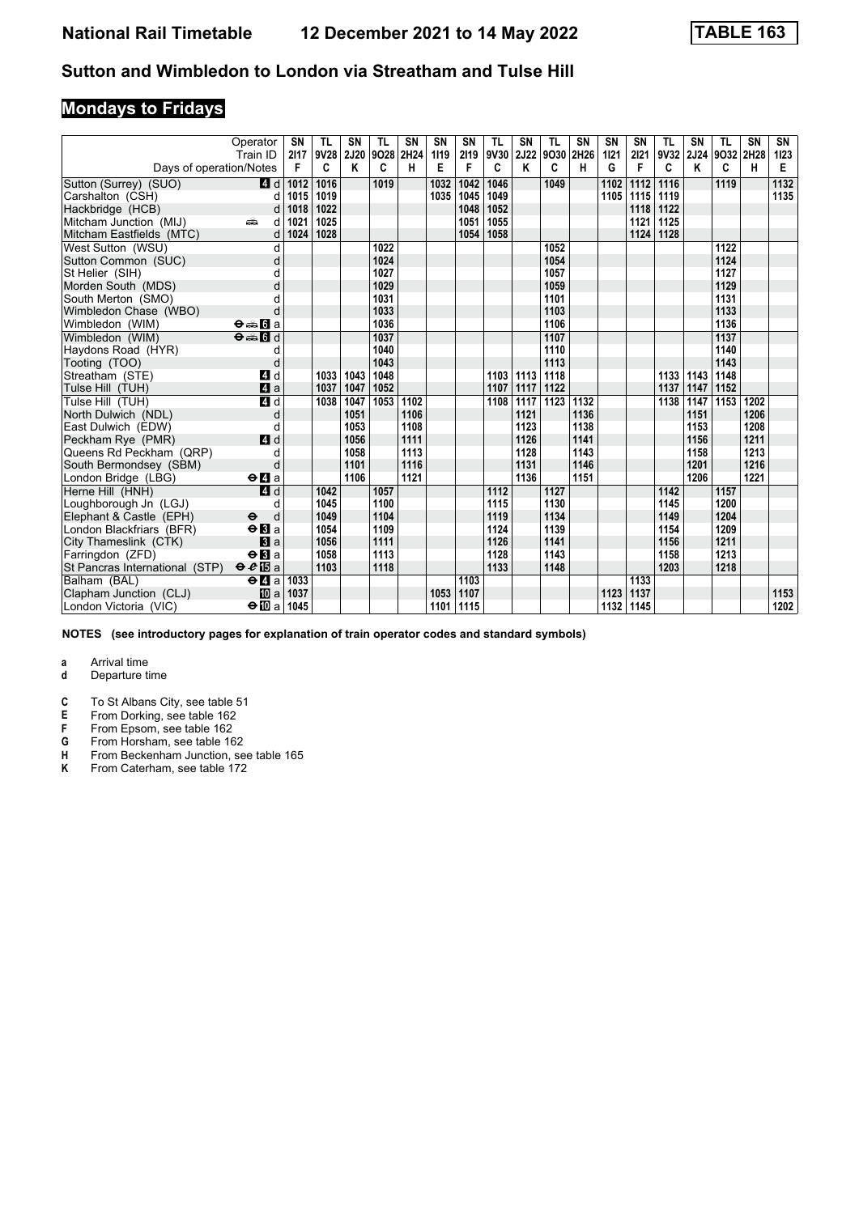# National Rail Timetable 12 December 2021 to 14 May 2022 TABLE 163

## Sutton and Wimbledon to London via Streatham and Tulse Hill

## Mondays to Fridays

| Operator | | SN | TL | SN | TL | SN | SN | SN | TL | SN | TL | SN | SN | SN | TL | SN | TL | SN | SN |
|---|---|---|---|---|---|---|---|---|---|---|---|---|---|---|---|---|---|---|---|
| Train ID | | 2I17 | 9V28 | 2J20 | 9O28 | 2H24 | 1I19 | 2I19 | 9V30 | 2J22 | 9O30 | 2H26 | 1I21 | 2I21 | 9V32 | 2J24 | 9O32 | 2H28 | 1I23 |
| Days of operation/Notes | | F | C | K | C | H | E | F | C | K | C | H | G | F | C | K | C | H | E |
| Sutton (Surrey) (SUO) | 4 d | 1012 | 1016 | | 1019 | | 1032 | 1042 | 1046 | | 1049 | | 1102 | 1112 | 1116 | | 1119 | | 1132 |
| Carshalton (CSH) | d | 1015 | 1019 | | | | 1035 | 1045 | 1049 | | | | 1105 | 1115 | 1119 | | | | 1135 |
| Hackbridge (HCB) | d | 1018 | 1022 | | | | | 1048 | 1052 | | | | | 1118 | 1122 | | | | |
| Mitcham Junction (MIJ) | d | 1021 | 1025 | | | | | 1051 | 1055 | | | | | 1121 | 1125 | | | | |
| Mitcham Eastfields (MTC) | d | 1024 | 1028 | | | | | 1054 | 1058 | | | | | 1124 | 1128 | | | | |
| West Sutton (WSU) | d | | | | 1022 | | | | | | 1052 | | | | | | 1122 | | |
| Sutton Common (SUC) | d | | | | 1024 | | | | | | 1054 | | | | | | 1124 | | |
| St Helier (SIH) | d | | | | 1027 | | | | | | 1057 | | | | | | 1127 | | |
| Morden South (MDS) | d | | | | 1029 | | | | | | 1059 | | | | | | 1129 | | |
| South Merton (SMO) | d | | | | 1031 | | | | | | 1101 | | | | | | 1131 | | |
| Wimbledon Chase (WBO) | d | | | | 1033 | | | | | | 1103 | | | | | | 1133 | | |
| Wimbledon (WIM) | 6 a | | | | 1036 | | | | | | 1106 | | | | | | 1136 | | |
| Wimbledon (WIM) | 6 d | | | | 1037 | | | | | | 1107 | | | | | | 1137 | | |
| Haydons Road (HYR) | d | | | | 1040 | | | | | | 1110 | | | | | | 1140 | | |
| Tooting (TOO) | d | | | | 1043 | | | | | | 1113 | | | | | | 1143 | | |
| Streatham (STE) | 4 d | | 1033 | 1043 | 1048 | | | | 1103 | 1113 | 1118 | | | | 1133 | 1143 | 1148 | | |
| Tulse Hill (TUH) | 4 a | | 1037 | 1047 | 1052 | | | | 1107 | 1117 | 1122 | | | | 1137 | 1147 | 1152 | | |
| Tulse Hill (TUH) | 4 d | | 1038 | 1047 | 1053 | 1102 | | | 1108 | 1117 | 1123 | 1132 | | | 1138 | 1147 | 1153 | 1202 | |
| North Dulwich (NDL) | d | | | 1051 | | 1106 | | | | 1121 | | 1136 | | | | 1151 | | 1206 | |
| East Dulwich (EDW) | d | | | 1053 | | 1108 | | | | 1123 | | 1138 | | | | 1153 | | 1208 | |
| Peckham Rye (PMR) | 4 d | | | 1056 | | 1111 | | | | 1126 | | 1141 | | | | 1156 | | 1211 | |
| Queens Rd Peckham (QRP) | d | | | 1058 | | 1113 | | | | 1128 | | 1143 | | | | 1158 | | 1213 | |
| South Bermondsey (SBM) | d | | | 1101 | | 1116 | | | | 1131 | | 1146 | | | | 1201 | | 1216 | |
| London Bridge (LBG) | 4 a | | | 1106 | | 1121 | | | | 1136 | | 1151 | | | | 1206 | | 1221 | |
| Herne Hill (HNH) | 4 d | | 1042 | | 1057 | | | | 1112 | | 1127 | | | | 1142 | | 1157 | | |
| Loughborough Jn (LGJ) | d | | 1045 | | 1100 | | | | 1115 | | 1130 | | | | 1145 | | 1200 | | |
| Elephant & Castle (EPH) | d | | 1049 | | 1104 | | | | 1119 | | 1134 | | | | 1149 | | 1204 | | |
| London Blackfriars (BFR) | 3 a | | 1054 | | 1109 | | | | 1124 | | 1139 | | | | 1154 | | 1209 | | |
| City Thameslink (CTK) | 3 a | | 1056 | | 1111 | | | | 1126 | | 1141 | | | | 1156 | | 1211 | | |
| Farringdon (ZFD) | 3 a | | 1058 | | 1113 | | | | 1128 | | 1143 | | | | 1158 | | 1213 | | |
| St Pancras International (STP) | 15 a | | 1103 | | 1118 | | | | 1133 | | 1148 | | | | 1203 | | 1218 | | |
| Balham (BAL) | 4 a | 1033 | | | | | | 1103 | | | | | | 1133 | | | | | |
| Clapham Junction (CLJ) | 10 a | 1037 | | | | | 1053 | 1107 | | | | | 1123 | 1137 | | | | | 1153 |
| London Victoria (VIC) | 10 a | 1045 | | | | | 1101 | 1115 | | | | | 1132 | 1145 | | | | | 1202 |

**NOTES (see introductory pages for explanation of train operator codes and standard symbols)**

**a** Arrival time
**d** Departure time

**C** To St Albans City, see table 51
**E** From Dorking, see table 162
**F** From Epsom, see table 162
**G** From Horsham, see table 162
**H** From Beckenham Junction, see table 165
**K** From Caterham, see table 172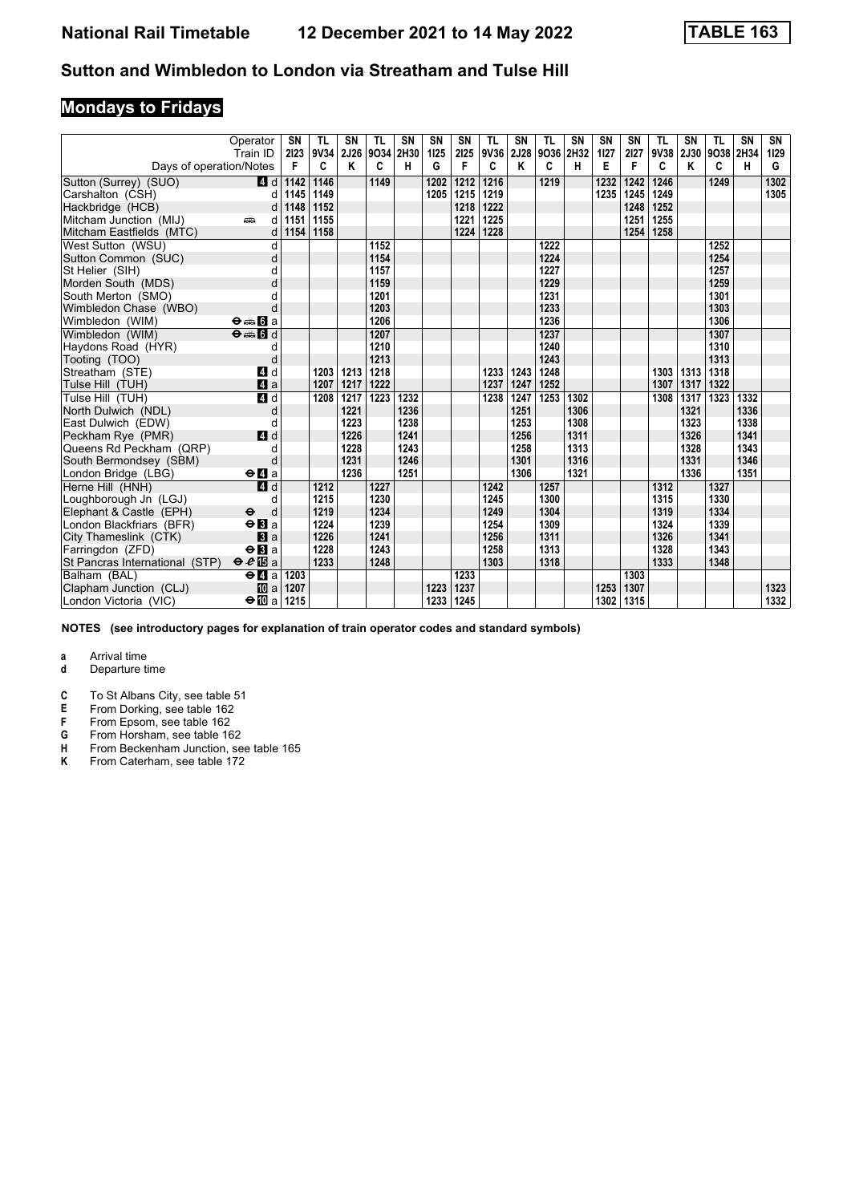# National Rail Timetable 12 December 2021 to 14 May 2022 TABLE 163

## Sutton and Wimbledon to London via Streatham and Tulse Hill

## Mondays to Fridays

| Operator | | SN | TL | SN | TL | SN | SN | SN | TL | SN | TL | SN | SN | SN | TL | SN | TL | SN | SN |
|---|---|---|---|---|---|---|---|---|---|---|---|---|---|---|---|---|---|---|---|
| Train ID | | 2I23 | 9V34 | 2J26 | 9O34 | 2H30 | 1I25 | 2I25 | 9V36 | 2J28 | 9O36 | 2H32 | 1I27 | 2I27 | 9V38 | 2J30 | 9O38 | 2H34 | 1I29 |
| Days of operation/Notes | | F | C | K | C | H | G | F | C | K | C | H | E | F | C | K | C | H | G |
| Sutton (Surrey) (SUO) | 4 d | 1142 | 1146 | | 1149 | | 1202 | 1212 | 1216 | | 1219 | | 1232 | 1242 | 1246 | | 1249 | | 1302 |
| Carshalton (CSH) | d | 1145 | 1149 | | | | 1205 | 1215 | 1219 | | | | 1235 | 1245 | 1249 | | | | 1305 |
| Hackbridge (HCB) | d | 1148 | 1152 | | | | | 1218 | 1222 | | | | | 1248 | 1252 | | | | |
| Mitcham Junction (MIJ) | d | 1151 | 1155 | | | | | 1221 | 1225 | | | | | 1251 | 1255 | | | | |
| Mitcham Eastfields (MTC) | d | 1154 | 1158 | | | | | 1224 | 1228 | | | | | 1254 | 1258 | | | | |
| West Sutton (WSU) | d | | | | 1152 | | | | | | 1222 | | | | | | 1252 | | |
| Sutton Common (SUC) | d | | | | 1154 | | | | | | 1224 | | | | | | 1254 | | |
| St Helier (SIH) | d | | | | 1157 | | | | | | 1227 | | | | | | 1257 | | |
| Morden South (MDS) | d | | | | 1159 | | | | | | 1229 | | | | | | 1259 | | |
| South Merton (SMO) | d | | | | 1201 | | | | | | 1231 | | | | | | 1301 | | |
| Wimbledon Chase (WBO) | d | | | | 1203 | | | | | | 1233 | | | | | | 1303 | | |
| Wimbledon (WIM) | 6 a | | | | 1206 | | | | | | 1236 | | | | | | 1306 | | |
| Wimbledon (WIM) | 6 d | | | | 1207 | | | | | | 1237 | | | | | | 1307 | | |
| Haydons Road (HYR) | d | | | | 1210 | | | | | | 1240 | | | | | | 1310 | | |
| Tooting (TOO) | d | | | | 1213 | | | | | | 1243 | | | | | | 1313 | | |
| Streatham (STE) | 4 d | | 1203 | 1213 | 1218 | | | | 1233 | 1243 | 1248 | | | | 1303 | 1313 | 1318 | | |
| Tulse Hill (TUH) | 4 a | | 1207 | 1217 | 1222 | | | | 1237 | 1247 | 1252 | | | | 1307 | 1317 | 1322 | | |
| Tulse Hill (TUH) | 4 d | | 1208 | 1217 | 1223 | 1232 | | | 1238 | 1247 | 1253 | 1302 | | | 1308 | 1317 | 1323 | 1332 | |
| North Dulwich (NDL) | d | | | 1221 | | 1236 | | | | 1251 | | 1306 | | | | 1321 | | 1336 | |
| East Dulwich (EDW) | d | | | 1223 | | 1238 | | | | 1253 | | 1308 | | | | 1323 | | 1338 | |
| Peckham Rye (PMR) | 4 d | | | 1226 | | 1241 | | | | 1256 | | 1311 | | | | 1326 | | 1341 | |
| Queens Rd Peckham (QRP) | d | | | 1228 | | 1243 | | | | 1258 | | 1313 | | | | 1328 | | 1343 | |
| South Bermondsey (SBM) | d | | | 1231 | | 1246 | | | | 1301 | | 1316 | | | | 1331 | | 1346 | |
| London Bridge (LBG) | 4 a | | | 1236 | | 1251 | | | | 1306 | | 1321 | | | | 1336 | | 1351 | |
| Herne Hill (HNH) | 4 d | | 1212 | | 1227 | | | | 1242 | | 1257 | | | | 1312 | | 1327 | | |
| Loughborough Jn (LGJ) | d | | 1215 | | 1230 | | | | 1245 | | 1300 | | | | 1315 | | 1330 | | |
| Elephant & Castle (EPH) | d | | 1219 | | 1234 | | | | 1249 | | 1304 | | | | 1319 | | 1334 | | |
| London Blackfriars (BFR) | 3 a | | 1224 | | 1239 | | | | 1254 | | 1309 | | | | 1324 | | 1339 | | |
| City Thameslink (CTK) | 3 a | | 1226 | | 1241 | | | | 1256 | | 1311 | | | | 1326 | | 1341 | | |
| Farringdon (ZFD) | 3 a | | 1228 | | 1243 | | | | 1258 | | 1313 | | | | 1328 | | 1343 | | |
| St Pancras International (STP) | 15 a | | 1233 | | 1248 | | | | 1303 | | 1318 | | | | 1333 | | 1348 | | |
| Balham (BAL) | 4 a | 1203 | | | | | | 1233 | | | | | | 1303 | | | | | |
| Clapham Junction (CLJ) | 10 a | 1207 | | | | | 1223 | 1237 | | | | | 1253 | 1307 | | | | | 1323 |
| London Victoria (VIC) | 10 a | 1215 | | | | | 1233 | 1245 | | | | | 1302 | 1315 | | | | | 1332 |

**NOTES (see introductory pages for explanation of train operator codes and standard symbols)**

**a** Arrival time
**d** Departure time

**C** To St Albans City, see table 51
**E** From Dorking, see table 162
**F** From Epsom, see table 162
**G** From Horsham, see table 162
**H** From Beckenham Junction, see table 165
**K** From Caterham, see table 172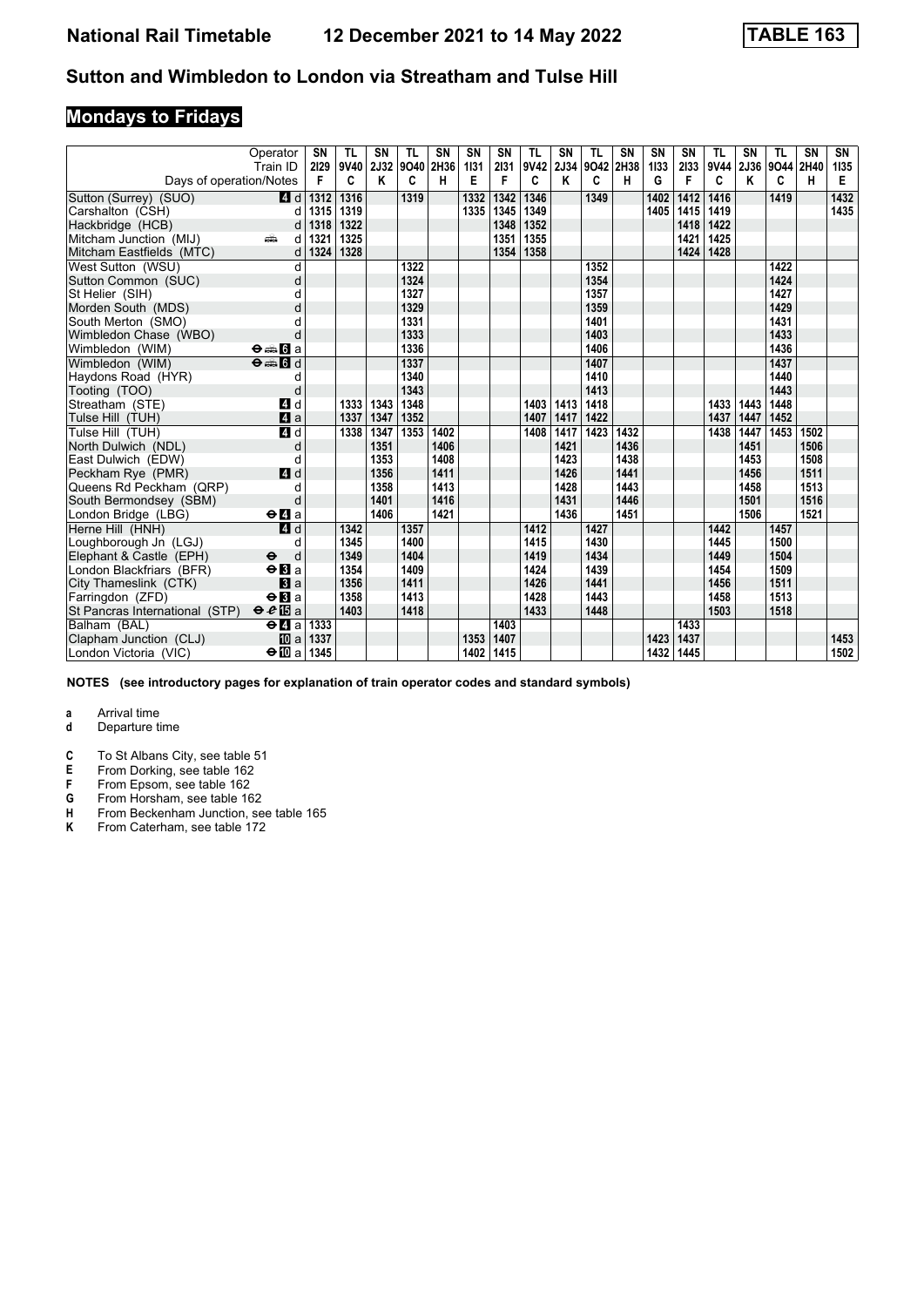# National Rail Timetable 12 December 2021 to 14 May 2022 TABLE 163

## Sutton and Wimbledon to London via Streatham and Tulse Hill

## Mondays to Fridays

| Operator | | SN | TL | SN | TL | SN | SN | SN | TL | SN | TL | SN | SN | SN | TL | SN | TL | SN | SN |
|---|---|---|---|---|---|---|---|---|---|---|---|---|---|---|---|---|---|---|---|
| Train ID | | 2I29 | 9V40 | 2J32 | 9O40 | 2H36 | 1I31 | 2I31 | 9V42 | 2J34 | 9O42 | 2H38 | 1I33 | 2I33 | 9V44 | 2J36 | 9O44 | 2H40 | 1I35 |
| Days of operation/Notes | | F | C | K | C | H | E | F | C | K | C | H | G | F | C | K | C | H | E |
| Sutton (Surrey) (SUO) | 4 d | 1312 | 1316 | | 1319 | | 1332 | 1342 | 1346 | | 1349 | | 1402 | 1412 | 1416 | | 1419 | | 1432 |
| Carshalton (CSH) | d | 1315 | 1319 | | | | 1335 | 1345 | 1349 | | | | 1405 | 1415 | 1419 | | | | 1435 |
| Hackbridge (HCB) | d | 1318 | 1322 | | | | | 1348 | 1352 | | | | | 1418 | 1422 | | | | |
| Mitcham Junction (MIJ) | 🚌 d | 1321 | 1325 | | | | | 1351 | 1355 | | | | | 1421 | 1425 | | | | |
| Mitcham Eastfields (MTC) | d | 1324 | 1328 | | | | | 1354 | 1358 | | | | | 1424 | 1428 | | | | |
| West Sutton (WSU) | d | | | | 1322 | | | | | | 1352 | | | | | | 1422 | | |
| Sutton Common (SUC) | d | | | | 1324 | | | | | | 1354 | | | | | | 1424 | | |
| St Helier (SIH) | d | | | | 1327 | | | | | | 1357 | | | | | | 1427 | | |
| Morden South (MDS) | d | | | | 1329 | | | | | | 1359 | | | | | | 1429 | | |
| South Merton (SMO) | d | | | | 1331 | | | | | | 1401 | | | | | | 1431 | | |
| Wimbledon Chase (WBO) | d | | | | 1333 | | | | | | 1403 | | | | | | 1433 | | |
| Wimbledon (WIM) | ⊖ 🚌 6 a | | | | 1336 | | | | | | 1406 | | | | | | 1436 | | |
| Wimbledon (WIM) | ⊖ 🚌 6 d | | | | 1337 | | | | | | 1407 | | | | | | 1437 | | |
| Haydons Road (HYR) | d | | | | 1340 | | | | | | 1410 | | | | | | 1440 | | |
| Tooting (TOO) | d | | | | 1343 | | | | | | 1413 | | | | | | 1443 | | |
| Streatham (STE) | 4 d | | 1333 | 1343 | 1348 | | | | 1403 | 1413 | 1418 | | | | 1433 | 1443 | 1448 | | |
| Tulse Hill (TUH) | 4 a | | 1337 | 1347 | 1352 | | | | 1407 | 1417 | 1422 | | | | 1437 | 1447 | 1452 | | |
| Tulse Hill (TUH) | 4 d | | 1338 | 1347 | 1353 | 1402 | | | 1408 | 1417 | 1423 | 1432 | | | 1438 | 1447 | 1453 | 1502 | |
| North Dulwich (NDL) | d | | | 1351 | | 1406 | | | | 1421 | | 1436 | | | | 1451 | | 1506 | |
| East Dulwich (EDW) | d | | | 1353 | | 1408 | | | | 1423 | | 1438 | | | | 1453 | | 1508 | |
| Peckham Rye (PMR) | 4 d | | | 1356 | | 1411 | | | | 1426 | | 1441 | | | | 1456 | | 1511 | |
| Queens Rd Peckham (QRP) | d | | | 1358 | | 1413 | | | | 1428 | | 1443 | | | | 1458 | | 1513 | |
| South Bermondsey (SBM) | d | | | 1401 | | 1416 | | | | 1431 | | 1446 | | | | 1501 | | 1516 | |
| London Bridge (LBG) | ⊖ 4 a | | | 1406 | | 1421 | | | | 1436 | | 1451 | | | | 1506 | | 1521 | |
| Herne Hill (HNH) | 4 d | | 1342 | | 1357 | | | | 1412 | | 1427 | | | | 1442 | | 1457 | | |
| Loughborough Jn (LGJ) | d | | 1345 | | 1400 | | | | 1415 | | 1430 | | | | 1445 | | 1500 | | |
| Elephant & Castle (EPH) | ⊖ d | | 1349 | | 1404 | | | | 1419 | | 1434 | | | | 1449 | | 1504 | | |
| London Blackfriars (BFR) | ⊖ 3 a | | 1354 | | 1409 | | | | 1424 | | 1439 | | | | 1454 | | 1509 | | |
| City Thameslink (CTK) | 3 a | | 1356 | | 1411 | | | | 1426 | | 1441 | | | | 1456 | | 1511 | | |
| Farringdon (ZFD) | ⊖ 3 a | | 1358 | | 1413 | | | | 1428 | | 1443 | | | | 1458 | | 1513 | | |
| St Pancras International (STP) | ⊖ ✈ 15 a | | 1403 | | 1418 | | | | 1433 | | 1448 | | | | 1503 | | 1518 | | |
| Balham (BAL) | ⊖ 4 a | 1333 | | | | | | 1403 | | | | | | 1433 | | | | | |
| Clapham Junction (CLJ) | 10 a | 1337 | | | | | 1353 | 1407 | | | | | 1423 | 1437 | | | | | 1453 |
| London Victoria (VIC) | ⊖ 10 a | 1345 | | | | | 1402 | 1415 | | | | | 1432 | 1445 | | | | | 1502 |

**NOTES (see introductory pages for explanation of train operator codes and standard symbols)**

**a** Arrival time
**d** Departure time

**C** To St Albans City, see table 51
**E** From Dorking, see table 162
**F** From Epsom, see table 162
**G** From Horsham, see table 162
**H** From Beckenham Junction, see table 165
**K** From Caterham, see table 172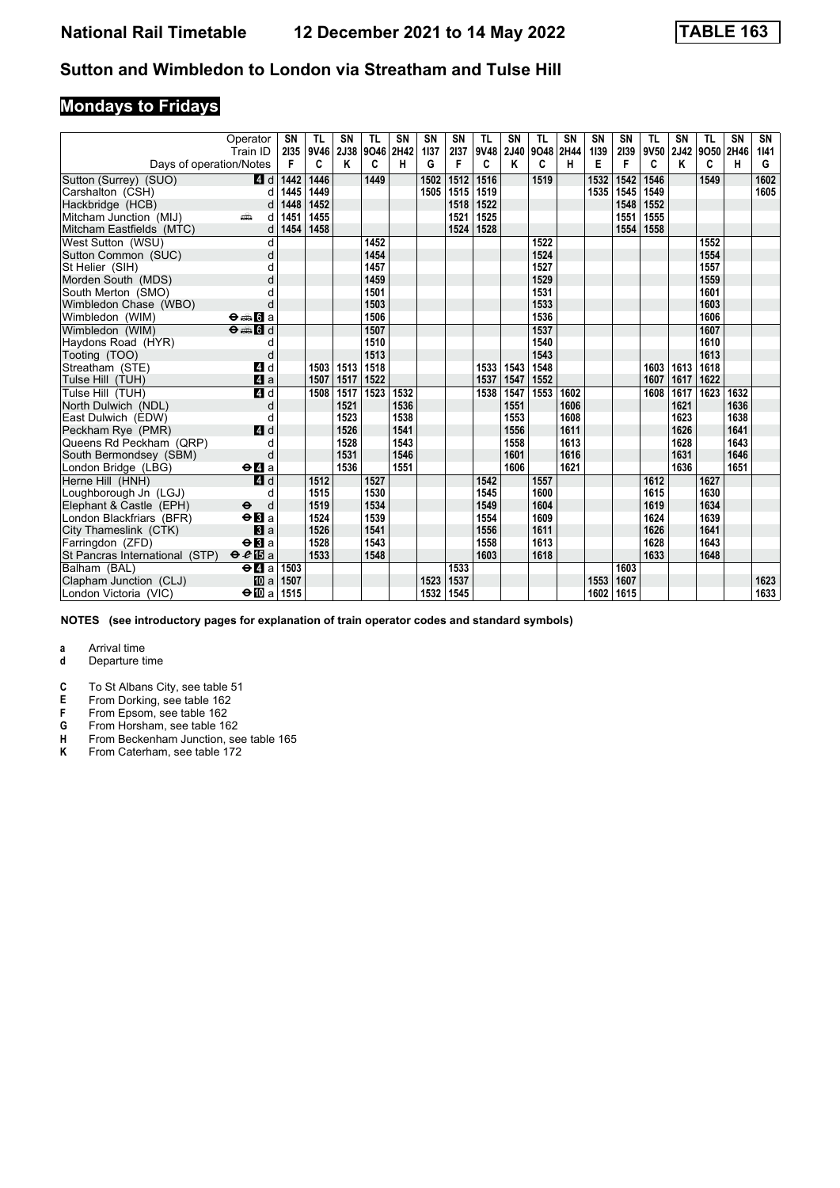# National Rail Timetable 12 December 2021 to 14 May 2022 TABLE 163

## Sutton and Wimbledon to London via Streatham and Tulse Hill

### Mondays to Fridays

| Operator | | SN | TL | SN | TL | SN | SN | SN | TL | SN | TL | SN | SN | SN | TL | SN | TL | SN | SN |
|---|---|---|---|---|---|---|---|---|---|---|---|---|---|---|---|---|---|---|---|
| Train ID | | 2I35 | 9V46 | 2J38 | 9O46 | 2H42 | 1I37 | 2I37 | 9V48 | 2J40 | 9O48 | 2H44 | 1I39 | 2I39 | 9V50 | 2J42 | 9O50 | 2H46 | 1I41 |
| Days of operation/Notes | | F | C | K | C | H | G | F | C | K | C | H | E | F | C | K | C | H | G |
| Sutton (Surrey) (SUO) | 4 d | 1442 | 1446 | | 1449 | | 1502 | 1512 | 1516 | | 1519 | | 1532 | 1542 | 1546 | | 1549 | | 1602 |
| Carshalton (CSH) | d | 1445 | 1449 | | | | 1505 | 1515 | 1519 | | | | 1535 | 1545 | 1549 | | | | 1605 |
| Hackbridge (HCB) | d | 1448 | 1452 | | | | | 1518 | 1522 | | | | | 1548 | 1552 | | | | |
| Mitcham Junction (MIJ) | d | 1451 | 1455 | | | | | 1521 | 1525 | | | | | 1551 | 1555 | | | | |
| Mitcham Eastfields (MTC) | d | 1454 | 1458 | | | | | 1524 | 1528 | | | | | 1554 | 1558 | | | | |
| West Sutton (WSU) | d | | | | 1452 | | | | | | 1522 | | | | | | 1552 | | |
| Sutton Common (SUC) | d | | | | 1454 | | | | | | 1524 | | | | | | 1554 | | |
| St Helier (SIH) | d | | | | 1457 | | | | | | 1527 | | | | | | 1557 | | |
| Morden South (MDS) | d | | | | 1459 | | | | | | 1529 | | | | | | 1559 | | |
| South Merton (SMO) | d | | | | 1501 | | | | | | 1531 | | | | | | 1601 | | |
| Wimbledon Chase (WBO) | d | | | | 1503 | | | | | | 1533 | | | | | | 1603 | | |
| Wimbledon (WIM) | 6 a | | | | 1506 | | | | | | 1536 | | | | | | 1606 | | |
| Wimbledon (WIM) | 6 d | | | | 1507 | | | | | | 1537 | | | | | | 1607 | | |
| Haydons Road (HYR) | d | | | | 1510 | | | | | | 1540 | | | | | | 1610 | | |
| Tooting (TOO) | d | | | | 1513 | | | | | | 1543 | | | | | | 1613 | | |
| Streatham (STE) | 4 d | | 1503 | 1513 | 1518 | | | | 1533 | 1543 | 1548 | | | | 1603 | 1613 | 1618 | | |
| Tulse Hill (TUH) | 4 a | | 1507 | 1517 | 1522 | | | | 1537 | 1547 | 1552 | | | | 1607 | 1617 | 1622 | | |
| Tulse Hill (TUH) | 4 d | | 1508 | 1517 | 1523 | 1532 | | | 1538 | 1547 | 1553 | 1602 | | | 1608 | 1617 | 1623 | 1632 | |
| North Dulwich (NDL) | d | | | 1521 | | 1536 | | | | 1551 | | 1606 | | | | 1621 | | 1636 | |
| East Dulwich (EDW) | d | | | 1523 | | 1538 | | | | 1553 | | 1608 | | | | 1623 | | 1638 | |
| Peckham Rye (PMR) | 4 d | | | 1526 | | 1541 | | | | 1556 | | 1611 | | | | 1626 | | 1641 | |
| Queens Rd Peckham (QRP) | d | | | 1528 | | 1543 | | | | 1558 | | 1613 | | | | 1628 | | 1643 | |
| South Bermondsey (SBM) | d | | | 1531 | | 1546 | | | | 1601 | | 1616 | | | | 1631 | | 1646 | |
| London Bridge (LBG) | 4 a | | | 1536 | | 1551 | | | | 1606 | | 1621 | | | | 1636 | | 1651 | |
| Herne Hill (HNH) | 4 d | | 1512 | | 1527 | | | | 1542 | | 1557 | | | | 1612 | | 1627 | | |
| Loughborough Jn (LGJ) | d | | 1515 | | 1530 | | | | 1545 | | 1600 | | | | 1615 | | 1630 | | |
| Elephant & Castle (EPH) | d | | 1519 | | 1534 | | | | 1549 | | 1604 | | | | 1619 | | 1634 | | |
| London Blackfriars (BFR) | 3 a | | 1524 | | 1539 | | | | 1554 | | 1609 | | | | 1624 | | 1639 | | |
| City Thameslink (CTK) | 3 a | | 1526 | | 1541 | | | | 1556 | | 1611 | | | | 1626 | | 1641 | | |
| Farringdon (ZFD) | 3 a | | 1528 | | 1543 | | | | 1558 | | 1613 | | | | 1628 | | 1643 | | |
| St Pancras International (STP) | 15 a | | 1533 | | 1548 | | | | 1603 | | 1618 | | | | 1633 | | 1648 | | |
| Balham (BAL) | 4 a | 1503 | | | | | | 1533 | | | | | | 1603 | | | | | |
| Clapham Junction (CLJ) | 10 a | 1507 | | | | | 1523 | 1537 | | | | | 1553 | 1607 | | | | | 1623 |
| London Victoria (VIC) | 10 a | 1515 | | | | | 1532 | 1545 | | | | | 1602 | 1615 | | | | | 1633 |

**NOTES (see introductory pages for explanation of train operator codes and standard symbols)**

**a** Arrival time
**d** Departure time

**C** To St Albans City, see table 51
**E** From Dorking, see table 162
**F** From Epsom, see table 162
**G** From Horsham, see table 162
**H** From Beckenham Junction, see table 165
**K** From Caterham, see table 172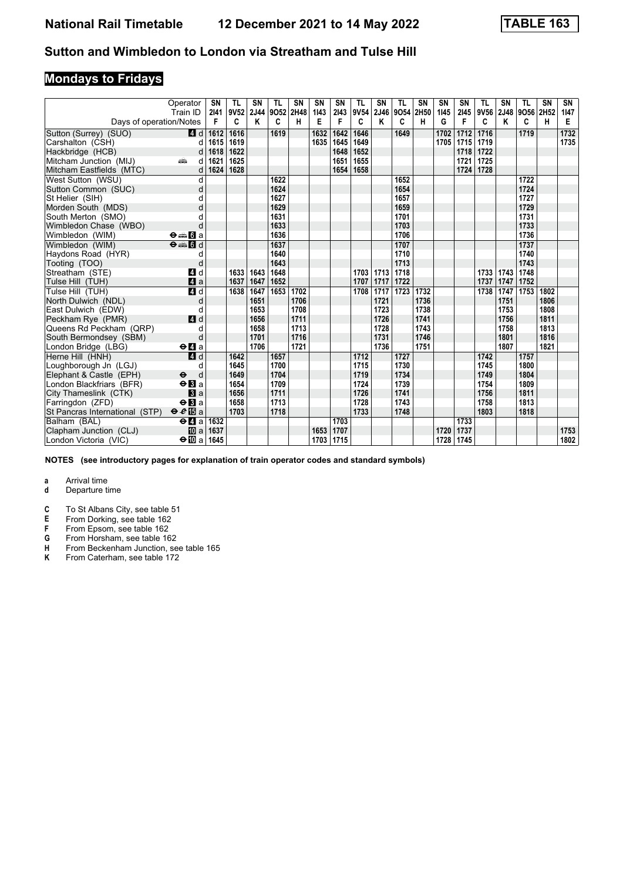# Sutton and Wimbledon to London via Streatham and Tulse Hill

## Mondays to Fridays

| Operator | | SN | TL | SN | TL | SN | SN | SN | TL | SN | TL | SN | SN | SN | TL | SN | TL | SN | SN |
|---|---|---|---|---|---|---|---|---|---|---|---|---|---|---|---|---|---|---|---|
| Train ID | | 2I41 | 9V52 | 2J44 | 9O52 | 2H48 | 1I43 | 2I43 | 9V54 | 2J46 | 9O54 | 2H50 | 1I45 | 2I45 | 9V56 | 2J48 | 9O56 | 2H52 | 1I47 |
| Days of operation/Notes | | F | C | K | C | H | E | F | C | K | C | H | G | F | C | K | C | H | E |
| Sutton (Surrey) (SUO) | 4 d | 1612 | 1616 | | 1619 | | 1632 | 1642 | 1646 | | 1649 | | 1702 | 1712 | 1716 | | 1719 | | 1732 |
| Carshalton (CSH) | d | 1615 | 1619 | | | | 1635 | 1645 | 1649 | | | | 1705 | 1715 | 1719 | | | | 1735 |
| Hackbridge (HCB) | d | 1618 | 1622 | | | | | 1648 | 1652 | | | | | 1718 | 1722 | | | | |
| Mitcham Junction (MIJ) | d | 1621 | 1625 | | | | | 1651 | 1655 | | | | | 1721 | 1725 | | | | |
| Mitcham Eastfields (MTC) | d | 1624 | 1628 | | | | | 1654 | 1658 | | | | | 1724 | 1728 | | | | |
| West Sutton (WSU) | d | | | | 1622 | | | | | | 1652 | | | | | | 1722 | | |
| Sutton Common (SUC) | d | | | | 1624 | | | | | | 1654 | | | | | | 1724 | | |
| St Helier (SIH) | d | | | | 1627 | | | | | | 1657 | | | | | | 1727 | | |
| Morden South (MDS) | d | | | | 1629 | | | | | | 1659 | | | | | | 1729 | | |
| South Merton (SMO) | d | | | | 1631 | | | | | | 1701 | | | | | | 1731 | | |
| Wimbledon Chase (WBO) | d | | | | 1633 | | | | | | 1703 | | | | | | 1733 | | |
| Wimbledon (WIM) | ⊖ 6 a | | | | 1636 | | | | | | 1706 | | | | | | 1736 | | |
| Wimbledon (WIM) | ⊖ 6 d | | | | 1637 | | | | | | 1707 | | | | | | 1737 | | |
| Haydons Road (HYR) | d | | | | 1640 | | | | | | 1710 | | | | | | 1740 | | |
| Tooting (TOO) | d | | | | 1643 | | | | | | 1713 | | | | | | 1743 | | |
| Streatham (STE) | 4 d | | 1633 | 1643 | 1648 | | | | 1703 | 1713 | 1718 | | | | 1733 | 1743 | 1748 | | |
| Tulse Hill (TUH) | 4 a | | 1637 | 1647 | 1652 | | | | 1707 | 1717 | 1722 | | | | 1737 | 1747 | 1752 | | |
| Tulse Hill (TUH) | 4 d | | 1638 | 1647 | 1653 | 1702 | | | 1708 | 1717 | 1723 | 1732 | | | 1738 | 1747 | 1753 | 1802 | |
| North Dulwich (NDL) | d | | | 1651 | | 1706 | | | | 1721 | | 1736 | | | | 1751 | | 1806 | |
| East Dulwich (EDW) | d | | | 1653 | | 1708 | | | | 1723 | | 1738 | | | | 1753 | | 1808 | |
| Peckham Rye (PMR) | 4 d | | | 1656 | | 1711 | | | | 1726 | | 1741 | | | | 1756 | | 1811 | |
| Queens Rd Peckham (QRP) | d | | | 1658 | | 1713 | | | | 1728 | | 1743 | | | | 1758 | | 1813 | |
| South Bermondsey (SBM) | d | | | 1701 | | 1716 | | | | 1731 | | 1746 | | | | 1801 | | 1816 | |
| London Bridge (LBG) | ⊖ 4 a | | | 1706 | | 1721 | | | | 1736 | | 1751 | | | | 1807 | | 1821 | |
| Herne Hill (HNH) | 4 d | | 1642 | | 1657 | | | | 1712 | | 1727 | | | | 1742 | | 1757 | | |
| Loughborough Jn (LGJ) | d | | 1645 | | 1700 | | | | 1715 | | 1730 | | | | 1745 | | 1800 | | |
| Elephant & Castle (EPH) | ⊖ d | | 1649 | | 1704 | | | | 1719 | | 1734 | | | | 1749 | | 1804 | | |
| London Blackfriars (BFR) | ⊖ 3 a | | 1654 | | 1709 | | | | 1724 | | 1739 | | | | 1754 | | 1809 | | |
| City Thameslink (CTK) | 3 a | | 1656 | | 1711 | | | | 1726 | | 1741 | | | | 1756 | | 1811 | | |
| Farringdon (ZFD) | ⊖ 3 a | | 1658 | | 1713 | | | | 1728 | | 1743 | | | | 1758 | | 1813 | | |
| St Pancras International (STP) | ⊖ 15 a | | 1703 | | 1718 | | | | 1733 | | 1748 | | | | 1803 | | 1818 | | |
| Balham (BAL) | ⊖ 4 a | 1632 | | | | | | 1703 | | | | | | 1733 | | | | | |
| Clapham Junction (CLJ) | 10 a | 1637 | | | | | 1653 | 1707 | | | | | 1720 | 1737 | | | | | 1753 |
| London Victoria (VIC) | ⊖ 10 a | 1645 | | | | | 1703 | 1715 | | | | | 1728 | 1745 | | | | | 1802 |

**NOTES (see introductory pages for explanation of train operator codes and standard symbols)**

**a** Arrival time
**d** Departure time

**C** To St Albans City, see table 51
**E** From Dorking, see table 162
**F** From Epsom, see table 162
**G** From Horsham, see table 162
**H** From Beckenham Junction, see table 165
**K** From Caterham, see table 172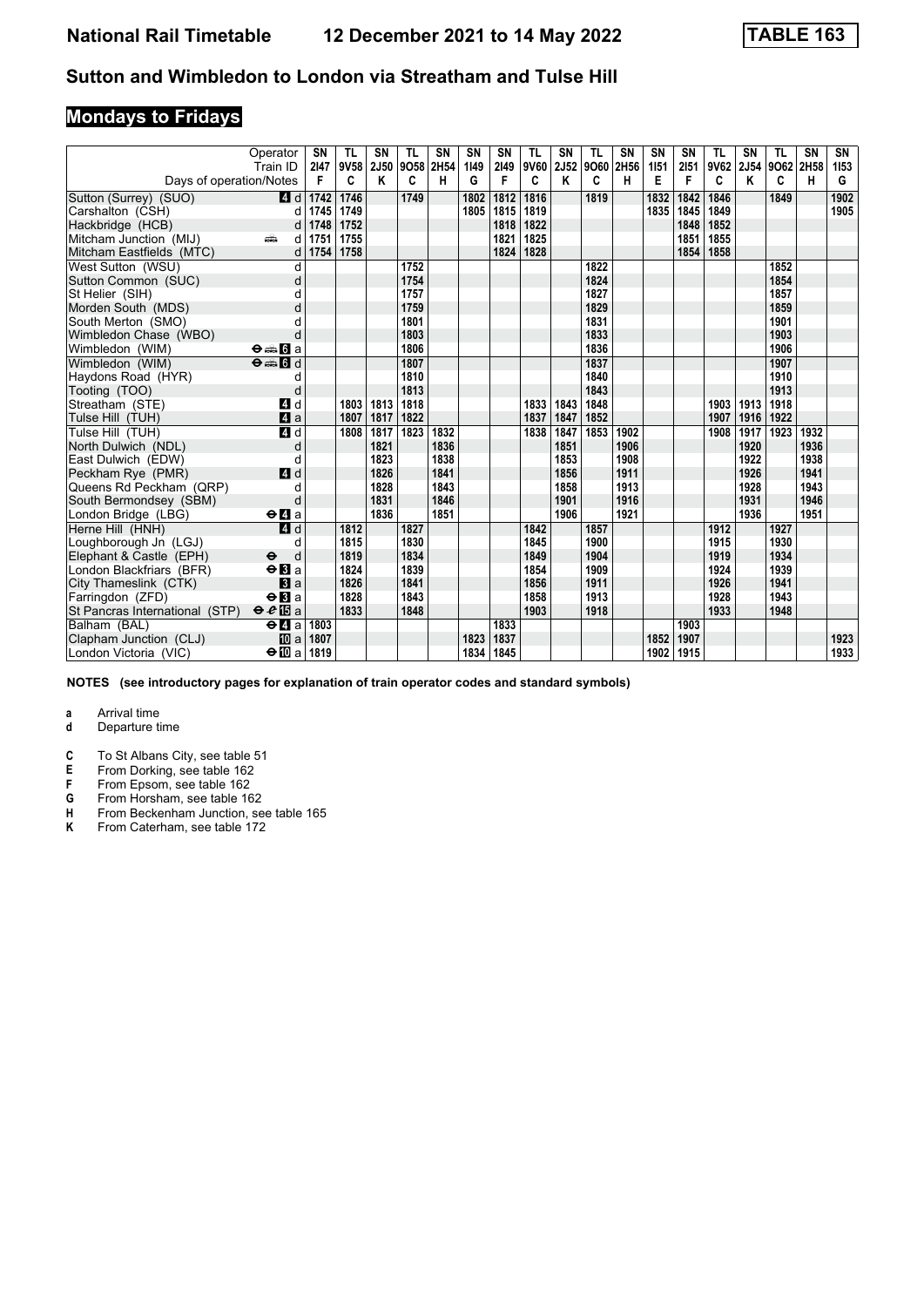# National Rail Timetable 12 December 2021 to 14 May 2022 TABLE 163

## Sutton and Wimbledon to London via Streatham and Tulse Hill

### Mondays to Fridays

| Operator | | SN | TL | SN | TL | SN | SN | SN | TL | SN | TL | SN | SN | SN | TL | SN | TL | SN | SN |
|---|---|---|---|---|---|---|---|---|---|---|---|---|---|---|---|---|---|---|---|
| Train ID | | 2I47 | 9V58 | 2J50 | 9O58 | 2H54 | 1I49 | 2I49 | 9V60 | 2J52 | 9O60 | 2H56 | 1I51 | 2I51 | 9V62 | 2J54 | 9O62 | 2H58 | 1I53 |
| Days of operation/Notes | | F | C | K | C | H | G | F | C | K | C | H | E | F | C | K | C | H | G |
| Sutton (Surrey) (SUO) | 4 d | 1742 | 1746 | | 1749 | | 1802 | 1812 | 1816 | | 1819 | | 1832 | 1842 | 1846 | | 1849 | | 1902 |
| Carshalton (CSH) | d | 1745 | 1749 | | | | 1805 | 1815 | 1819 | | | | 1835 | 1845 | 1849 | | | | 1905 |
| Hackbridge (HCB) | d | 1748 | 1752 | | | | | 1818 | 1822 | | | | | 1848 | 1852 | | | | |
| Mitcham Junction (MIJ) | d | 1751 | 1755 | | | | | 1821 | 1825 | | | | | 1851 | 1855 | | | | |
| Mitcham Eastfields (MTC) | d | 1754 | 1758 | | | | | 1824 | 1828 | | | | | 1854 | 1858 | | | | |
| West Sutton (WSU) | d | | | | 1752 | | | | | | 1822 | | | | | | 1852 | | |
| Sutton Common (SUC) | d | | | | 1754 | | | | | | 1824 | | | | | | 1854 | | |
| St Helier (SIH) | d | | | | 1757 | | | | | | 1827 | | | | | | 1857 | | |
| Morden South (MDS) | d | | | | 1759 | | | | | | 1829 | | | | | | 1859 | | |
| South Merton (SMO) | d | | | | 1801 | | | | | | 1831 | | | | | | 1901 | | |
| Wimbledon Chase (WBO) | d | | | | 1803 | | | | | | 1833 | | | | | | 1903 | | |
| Wimbledon (WIM) | 6 a | | | | 1806 | | | | | | 1836 | | | | | | 1906 | | |
| Wimbledon (WIM) | 6 d | | | | 1807 | | | | | | 1837 | | | | | | 1907 | | |
| Haydons Road (HYR) | d | | | | 1810 | | | | | | 1840 | | | | | | 1910 | | |
| Tooting (TOO) | d | | | | 1813 | | | | | | 1843 | | | | | | 1913 | | |
| Streatham (STE) | 4 d | | 1803 | 1813 | 1818 | | | | 1833 | 1843 | 1848 | | | | 1903 | 1913 | 1918 | | |
| Tulse Hill (TUH) | 4 a | | 1807 | 1817 | 1822 | | | | 1837 | 1847 | 1852 | | | | 1907 | 1916 | 1922 | | |
| Tulse Hill (TUH) | 4 d | | 1808 | 1817 | 1823 | 1832 | | | 1838 | 1847 | 1853 | 1902 | | | 1908 | 1917 | 1923 | 1932 | |
| North Dulwich (NDL) | d | | | 1821 | | 1836 | | | | 1851 | | 1906 | | | | 1920 | | 1936 | |
| East Dulwich (EDW) | d | | | 1823 | | 1838 | | | | 1853 | | 1908 | | | | 1922 | | 1938 | |
| Peckham Rye (PMR) | 4 d | | | 1826 | | 1841 | | | | 1856 | | 1911 | | | | 1926 | | 1941 | |
| Queens Rd Peckham (QRP) | d | | | 1828 | | 1843 | | | | 1858 | | 1913 | | | | 1928 | | 1943 | |
| South Bermondsey (SBM) | d | | | 1831 | | 1846 | | | | 1901 | | 1916 | | | | 1931 | | 1946 | |
| London Bridge (LBG) | 4 a | | | 1836 | | 1851 | | | | 1906 | | 1921 | | | | 1936 | | 1951 | |
| Herne Hill (HNH) | 4 d | | 1812 | | 1827 | | | | 1842 | | 1857 | | | | 1912 | | 1927 | | |
| Loughborough Jn (LGJ) | d | | 1815 | | 1830 | | | | 1845 | | 1900 | | | | 1915 | | 1930 | | |
| Elephant & Castle (EPH) | d | | 1819 | | 1834 | | | | 1849 | | 1904 | | | | 1919 | | 1934 | | |
| London Blackfriars (BFR) | 3 a | | 1824 | | 1839 | | | | 1854 | | 1909 | | | | 1924 | | 1939 | | |
| City Thameslink (CTK) | 3 a | | 1826 | | 1841 | | | | 1856 | | 1911 | | | | 1926 | | 1941 | | |
| Farringdon (ZFD) | 3 a | | 1828 | | 1843 | | | | 1858 | | 1913 | | | | 1928 | | 1943 | | |
| St Pancras International (STP) | 15 a | | 1833 | | 1848 | | | | 1903 | | 1918 | | | | 1933 | | 1948 | | |
| Balham (BAL) | 4 a | 1803 | | | | | | 1833 | | | | | | 1903 | | | | | |
| Clapham Junction (CLJ) | 10 a | 1807 | | | | | 1823 | 1837 | | | | | 1852 | 1907 | | | | | 1923 |
| London Victoria (VIC) | 10 a | 1819 | | | | | 1834 | 1845 | | | | | 1902 | 1915 | | | | | 1933 |

**NOTES (see introductory pages for explanation of train operator codes and standard symbols)**

- **a** Arrival time
- **d** Departure time

- **C** To St Albans City, see table 51
- **E** From Dorking, see table 162
- **F** From Epsom, see table 162
- **G** From Horsham, see table 162
- **H** From Beckenham Junction, see table 165
- **K** From Caterham, see table 172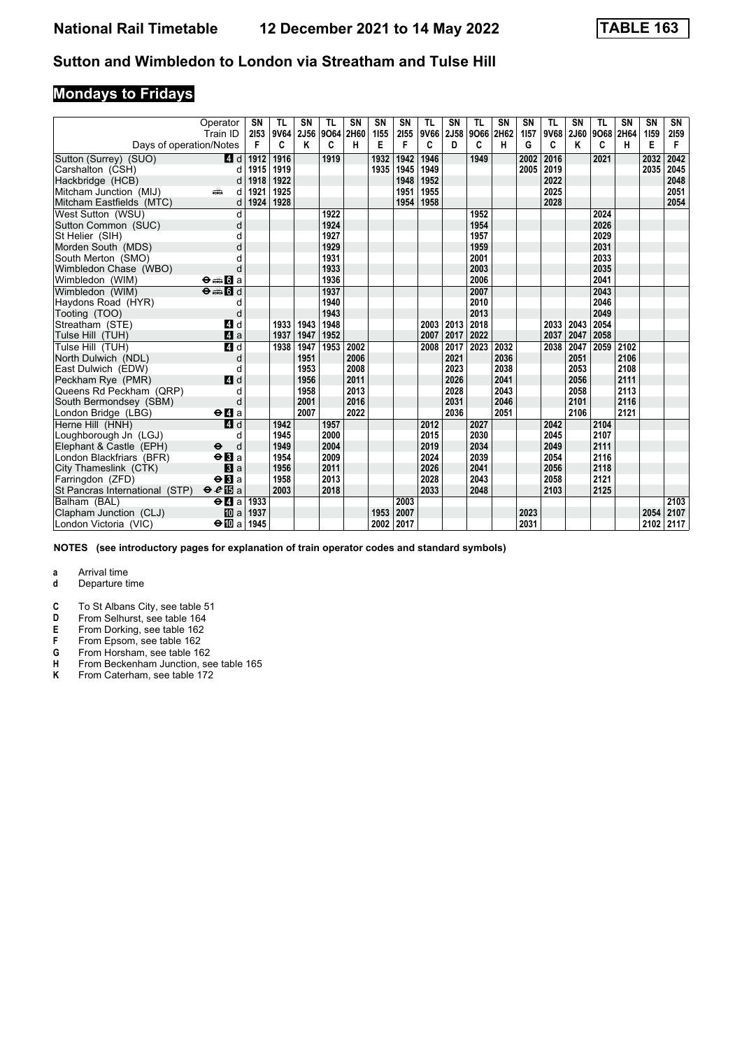# National Rail Timetable 12 December 2021 to 14 May 2022 TABLE 163

## Sutton and Wimbledon to London via Streatham and Tulse Hill

## Mondays to Fridays

| Operator | | SN | TL | SN | TL | SN | SN | SN | TL | SN | TL | SN | SN | TL | SN | TL | SN | SN | SN |
|---|---|---|---|---|---|---|---|---|---|---|---|---|---|---|---|---|---|---|---|
| Train ID | | 2I53 | 9V64 | 2J56 | 9O64 | 2H60 | 1I55 | 2I55 | 9V66 | 2J58 | 9O66 | 2H62 | 1I57 | 9V68 | 2J60 | 9O68 | 2H64 | 1I59 | 2I59 |
| Days of operation/Notes | | F | C | K | C | H | E | F | C | D | C | H | G | C | K | C | H | E | F |
| Sutton (Surrey) (SUO) | 4 d | 1912 | 1916 | | 1919 | | 1932 | 1942 | 1946 | | 1949 | | 2002 | 2016 | | 2021 | | 2032 | 2042 |
| Carshalton (CSH) | d | 1915 | 1919 | | | | 1935 | 1945 | 1949 | | | | 2005 | 2019 | | | | 2035 | 2045 |
| Hackbridge (HCB) | d | 1918 | 1922 | | | | | 1948 | 1952 | | | | | 2022 | | | | | 2048 |
| Mitcham Junction (MIJ) | d | 1921 | 1925 | | | | | 1951 | 1955 | | | | | 2025 | | | | | 2051 |
| Mitcham Eastfields (MTC) | d | 1924 | 1928 | | | | | 1954 | 1958 | | | | | 2028 | | | | | 2054 |
| West Sutton (WSU) | d | | | | 1922 | | | | | | 1952 | | | | | 2024 | | | |
| Sutton Common (SUC) | d | | | | 1924 | | | | | | 1954 | | | | | 2026 | | | |
| St Helier (SIH) | d | | | | 1927 | | | | | | 1957 | | | | | 2029 | | | |
| Morden South (MDS) | d | | | | 1929 | | | | | | 1959 | | | | | 2031 | | | |
| South Merton (SMO) | d | | | | 1931 | | | | | | 2001 | | | | | 2033 | | | |
| Wimbledon Chase (WBO) | d | | | | 1933 | | | | | | 2003 | | | | | 2035 | | | |
| Wimbledon (WIM) | 6 a | | | | 1936 | | | | | | 2006 | | | | | 2041 | | | |
| Wimbledon (WIM) | 6 d | | | | 1937 | | | | | | 2007 | | | | | 2043 | | | |
| Haydons Road (HYR) | d | | | | 1940 | | | | | | 2010 | | | | | 2046 | | | |
| Tooting (TOO) | d | | | | 1943 | | | | | | 2013 | | | | | 2049 | | | |
| Streatham (STE) | 4 d | | 1933 | 1943 | 1948 | | | | 2003 | 2013 | 2018 | | | 2033 | 2043 | 2054 | | | |
| Tulse Hill (TUH) | 4 a | | 1937 | 1947 | 1952 | | | | 2007 | 2017 | 2022 | | | 2037 | 2047 | 2058 | | | |
| Tulse Hill (TUH) | 4 d | | 1938 | 1947 | 1953 | 2002 | | | 2008 | 2017 | 2023 | 2032 | | 2038 | 2047 | 2059 | 2102 | | |
| North Dulwich (NDL) | d | | | 1951 | | 2006 | | | | 2021 | | 2036 | | | 2051 | | 2106 | | |
| East Dulwich (EDW) | d | | | 1953 | | 2008 | | | | 2023 | | 2038 | | | 2053 | | 2108 | | |
| Peckham Rye (PMR) | 4 d | | | 1956 | | 2011 | | | | 2026 | | 2041 | | | 2056 | | 2111 | | |
| Queens Rd Peckham (QRP) | d | | | 1958 | | 2013 | | | | 2028 | | 2043 | | | 2058 | | 2113 | | |
| South Bermondsey (SBM) | d | | | 2001 | | 2016 | | | | 2031 | | 2046 | | | 2101 | | 2116 | | |
| London Bridge (LBG) | 4 a | | | 2007 | | 2022 | | | | 2036 | | 2051 | | | 2106 | | 2121 | | |
| Herne Hill (HNH) | 4 d | | 1942 | | 1957 | | | | 2012 | | 2027 | | | 2042 | | 2104 | | | |
| Loughborough Jn (LGJ) | d | | 1945 | | 2000 | | | | 2015 | | 2030 | | | 2045 | | 2107 | | | |
| Elephant & Castle (EPH) | d | | 1949 | | 2004 | | | | 2019 | | 2034 | | | 2049 | | 2111 | | | |
| London Blackfriars (BFR) | 3 a | | 1954 | | 2009 | | | | 2024 | | 2039 | | | 2054 | | 2116 | | | |
| City Thameslink (CTK) | 3 a | | 1956 | | 2011 | | | | 2026 | | 2041 | | | 2056 | | 2118 | | | |
| Farringdon (ZFD) | 3 a | | 1958 | | 2013 | | | | 2028 | | 2043 | | | 2058 | | 2121 | | | |
| St Pancras International (STP) | 15 a | | 2003 | | 2018 | | | | 2033 | | 2048 | | | 2103 | | 2125 | | | |
| Balham (BAL) | 4 a | 1933 | | | | | | 2003 | | | | | | | | | | | 2103 |
| Clapham Junction (CLJ) | 10 a | 1937 | | | | | 1953 | 2007 | | | | | 2023 | | | | | 2054 | 2107 |
| London Victoria (VIC) | 10 a | 1945 | | | | | 2002 | 2017 | | | | | 2031 | | | | | 2102 | 2117 |

**NOTES (see introductory pages for explanation of train operator codes and standard symbols)**

- **a** Arrival time
- **d** Departure time

- **C** To St Albans City, see table 51
- **D** From Selhurst, see table 164
- **E** From Dorking, see table 162
- **F** From Epsom, see table 162
- **G** From Horsham, see table 162
- **H** From Beckenham Junction, see table 165
- **K** From Caterham, see table 172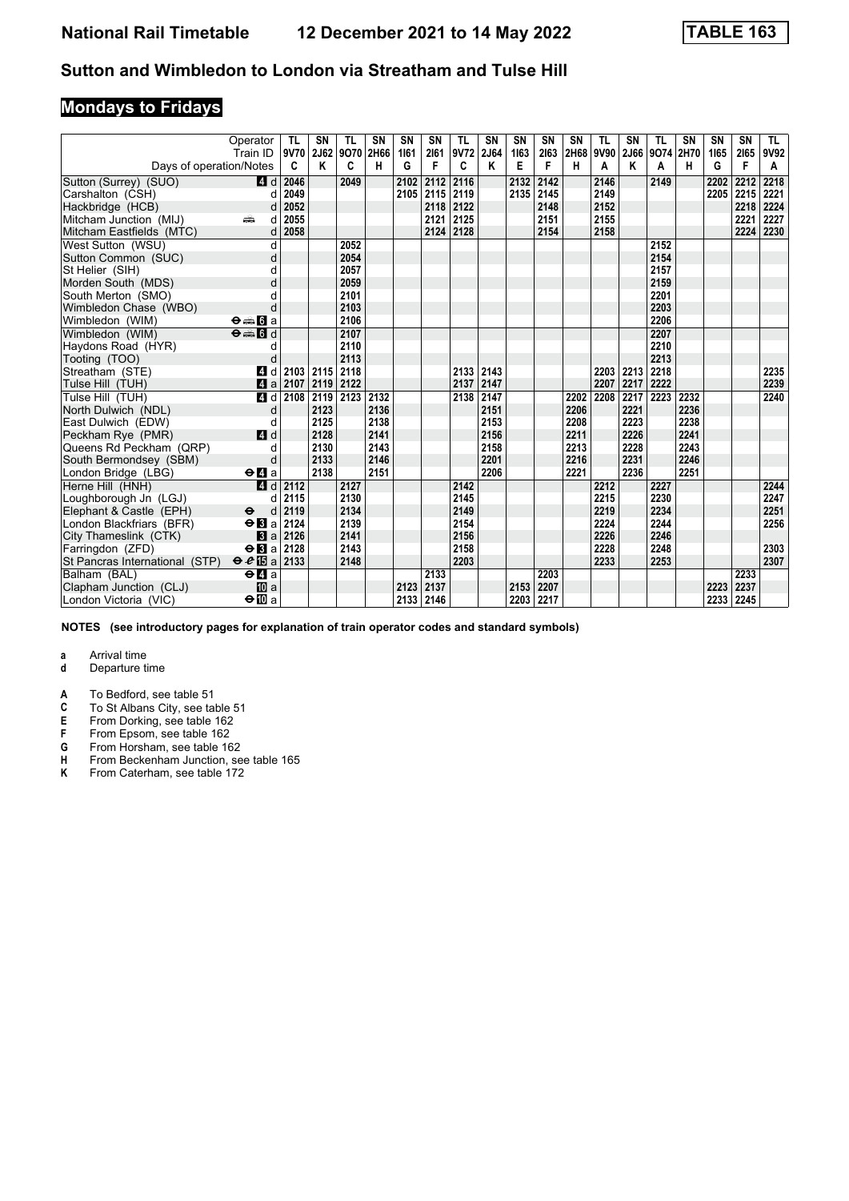# National Rail Timetable 12 December 2021 to 14 May 2022 TABLE 163

## Sutton and Wimbledon to London via Streatham and Tulse Hill

### Mondays to Fridays

| Operator | | TL | SN | TL | SN | SN | SN | TL | SN | SN | SN | SN | TL | SN | TL | SN | SN | SN | TL |
|---|---|---|---|---|---|---|---|---|---|---|---|---|---|---|---|---|---|---|---|
| Train ID | | 9V70 | 2J62 | 9O70 | 2H66 | 1I61 | 2I61 | 9V72 | 2J64 | 1I63 | 2I63 | 2H68 | 9V90 | 2J66 | 9O74 | 2H70 | 1I65 | 2I65 | 9V92 |
| Days of operation/Notes | | C | K | C | H | G | F | C | K | E | F | H | A | K | A | H | G | F | A |
| Sutton (Surrey) (SUO) | 4 d | 2046 | | 2049 | | 2102 | 2112 | 2116 | | 2132 | 2142 | | 2146 | | 2149 | | 2202 | 2212 | 2218 |
| Carshalton (CSH) | d | 2049 | | | | 2105 | 2115 | 2119 | | 2135 | 2145 | | 2149 | | | | 2205 | 2215 | 2221 |
| Hackbridge (HCB) | d | 2052 | | | | | 2118 | 2122 | | | 2148 | | 2152 | | | | | 2218 | 2224 |
| Mitcham Junction (MIJ) | d | 2055 | | | | | 2121 | 2125 | | | 2151 | | 2155 | | | | | 2221 | 2227 |
| Mitcham Eastfields (MTC) | d | 2058 | | | | | 2124 | 2128 | | | 2154 | | 2158 | | | | | 2224 | 2230 |
| West Sutton (WSU) | d | | | 2052 | | | | | | | | | | | 2152 | | | | |
| Sutton Common (SUC) | d | | | 2054 | | | | | | | | | | | 2154 | | | | |
| St Helier (SIH) | d | | | 2057 | | | | | | | | | | | 2157 | | | | |
| Morden South (MDS) | d | | | 2059 | | | | | | | | | | | 2159 | | | | |
| South Merton (SMO) | d | | | 2101 | | | | | | | | | | | 2201 | | | | |
| Wimbledon Chase (WBO) | d | | | 2103 | | | | | | | | | | | 2203 | | | | |
| Wimbledon (WIM) | 6 a | | | 2106 | | | | | | | | | | | 2206 | | | | |
| Wimbledon (WIM) | 6 d | | | 2107 | | | | | | | | | | | 2207 | | | | |
| Haydons Road (HYR) | d | | | 2110 | | | | | | | | | | | 2210 | | | | |
| Tooting (TOO) | d | | | 2113 | | | | | | | | | | | 2213 | | | | |
| Streatham (STE) | 4 d | 2103 | 2115 | 2118 | | | | 2133 | 2143 | | | | 2203 | 2213 | 2218 | | | | 2235 |
| Tulse Hill (TUH) | 4 a | 2107 | 2119 | 2122 | | | | 2137 | 2147 | | | | 2207 | 2217 | 2222 | | | | 2239 |
| Tulse Hill (TUH) | 4 d | 2108 | 2119 | 2123 | 2132 | | | 2138 | 2147 | | | 2202 | 2208 | 2217 | 2223 | 2232 | | | 2240 |
| North Dulwich (NDL) | d | | 2123 | | 2136 | | | | 2151 | | | 2206 | | 2221 | | 2236 | | | |
| East Dulwich (EDW) | d | | 2125 | | 2138 | | | | 2153 | | | 2208 | | 2223 | | 2238 | | | |
| Peckham Rye (PMR) | 4 d | | 2128 | | 2141 | | | | 2156 | | | 2211 | | 2226 | | 2241 | | | |
| Queens Rd Peckham (QRP) | d | | 2130 | | 2143 | | | | 2158 | | | 2213 | | 2228 | | 2243 | | | |
| South Bermondsey (SBM) | d | | 2133 | | 2146 | | | | 2201 | | | 2216 | | 2231 | | 2246 | | | |
| London Bridge (LBG) | 4 a | | 2138 | | 2151 | | | | 2206 | | | 2221 | | 2236 | | 2251 | | | |
| Herne Hill (HNH) | 4 d | 2112 | | 2127 | | | | 2142 | | | | | 2212 | | 2227 | | | | 2244 |
| Loughborough Jn (LGJ) | d | 2115 | | 2130 | | | | 2145 | | | | | 2215 | | 2230 | | | | 2247 |
| Elephant & Castle (EPH) | d | 2119 | | 2134 | | | | 2149 | | | | | 2219 | | 2234 | | | | 2251 |
| London Blackfriars (BFR) | 3 a | 2124 | | 2139 | | | | 2154 | | | | | 2224 | | 2244 | | | | 2256 |
| City Thameslink (CTK) | 3 a | 2126 | | 2141 | | | | 2156 | | | | | 2226 | | 2246 | | | | |
| Farringdon (ZFD) | 3 a | 2128 | | 2143 | | | | 2158 | | | | | 2228 | | 2248 | | | | 2303 |
| St Pancras International (STP) | 15 a | 2133 | | 2148 | | | | 2203 | | | | | 2233 | | 2253 | | | | 2307 |
| Balham (BAL) | 4 a | | | | | | 2133 | | | | 2203 | | | | | | | 2233 | |
| Clapham Junction (CLJ) | 10 a | | | | | 2123 | 2137 | | | 2153 | 2207 | | | | | | 2223 | 2237 | |
| London Victoria (VIC) | 10 a | | | | | 2133 | 2146 | | | 2203 | 2217 | | | | | | 2233 | 2245 | |

**NOTES (see introductory pages for explanation of train operator codes and standard symbols)**

- **a** Arrival time
- **d** Departure time

- **A** To Bedford, see table 51
- **C** To St Albans City, see table 51
- **E** From Dorking, see table 162
- **F** From Epsom, see table 162
- **G** From Horsham, see table 162
- **H** From Beckenham Junction, see table 165
- **K** From Caterham, see table 172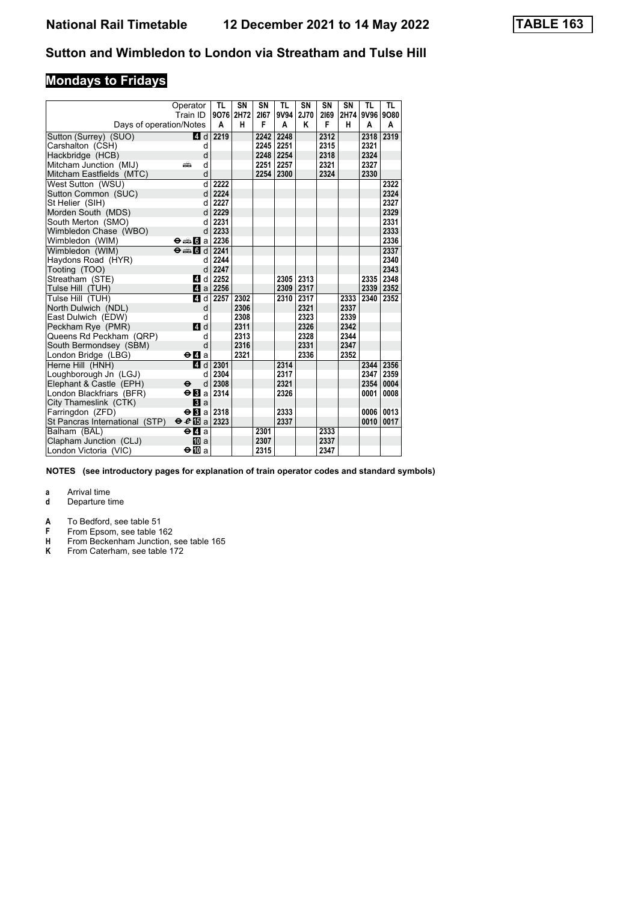# National Rail Timetable 12 December 2021 to 14 May 2022 TABLE 163

## Sutton and Wimbledon to London via Streatham and Tulse Hill

## Mondays to Fridays

| Operator | | TL | SN | SN | TL | SN | SN | SN | TL | TL |
|---|---|---|---|---|---|---|---|---|---|---|
| Train ID | | 9O76 | 2H72 | 2I67 | 9V94 | 2J70 | 2I69 | 2H74 | 9V96 | 9O80 |
| Days of operation/Notes | | A | H | F | A | K | F | H | A | A |
| Sutton (Surrey) (SUO) | 4 d | 2219 | | 2242 | 2248 | | 2312 | | 2318 | 2319 |
| Carshalton (CSH) | d | | | 2245 | 2251 | | 2315 | | 2321 | |
| Hackbridge (HCB) | d | | | 2248 | 2254 | | 2318 | | 2324 | |
| Mitcham Junction (MIJ) | d | | | 2251 | 2257 | | 2321 | | 2327 | |
| Mitcham Eastfields (MTC) | d | | | 2254 | 2300 | | 2324 | | 2330 | |
| West Sutton (WSU) | d | 2222 | | | | | | | | 2322 |
| Sutton Common (SUC) | d | 2224 | | | | | | | | 2324 |
| St Helier (SIH) | d | 2227 | | | | | | | | 2327 |
| Morden South (MDS) | d | 2229 | | | | | | | | 2329 |
| South Merton (SMO) | d | 2231 | | | | | | | | 2331 |
| Wimbledon Chase (WBO) | d | 2233 | | | | | | | | 2333 |
| Wimbledon (WIM) | 6 a | 2236 | | | | | | | | 2336 |
| Wimbledon (WIM) | 6 d | 2241 | | | | | | | | 2337 |
| Haydons Road (HYR) | d | 2244 | | | | | | | | 2340 |
| Tooting (TOO) | d | 2247 | | | | | | | | 2343 |
| Streatham (STE) | 4 d | 2252 | | | 2305 | 2313 | | | 2335 | 2348 |
| Tulse Hill (TUH) | 4 a | 2256 | | | 2309 | 2317 | | | 2339 | 2352 |
| Tulse Hill (TUH) | 4 d | 2257 | 2302 | | 2310 | 2317 | | 2333 | 2340 | 2352 |
| North Dulwich (NDL) | d | | 2306 | | | 2321 | | 2337 | | |
| East Dulwich (EDW) | d | | 2308 | | | 2323 | | 2339 | | |
| Peckham Rye (PMR) | 4 d | | 2311 | | | 2326 | | 2342 | | |
| Queens Rd Peckham (QRP) | d | | 2313 | | | 2328 | | 2344 | | |
| South Bermondsey (SBM) | d | | 2316 | | | 2331 | | 2347 | | |
| London Bridge (LBG) | 4 a | | 2321 | | | 2336 | | 2352 | | |
| Herne Hill (HNH) | 4 d | 2301 | | | 2314 | | | | 2344 | 2356 |
| Loughborough Jn (LGJ) | d | 2304 | | | 2317 | | | | 2347 | 2359 |
| Elephant & Castle (EPH) | d | 2308 | | | 2321 | | | | 2354 | 0004 |
| London Blackfriars (BFR) | 3 a | 2314 | | | 2326 | | | | 0001 | 0008 |
| City Thameslink (CTK) | 3 a | | | | | | | | | |
| Farringdon (ZFD) | 3 a | 2318 | | | 2333 | | | | 0006 | 0013 |
| St Pancras International (STP) | 15 a | 2323 | | | 2337 | | | | 0010 | 0017 |
| Balham (BAL) | 4 a | | | 2301 | | | 2333 | | | |
| Clapham Junction (CLJ) | 10 a | | | 2307 | | | 2337 | | | |
| London Victoria (VIC) | 10 a | | | 2315 | | | 2347 | | | |

**NOTES (see introductory pages for explanation of train operator codes and standard symbols)**

**a** Arrival time
**d** Departure time

**A** To Bedford, see table 51
**F** From Epsom, see table 162
**H** From Beckenham Junction, see table 165
**K** From Caterham, see table 172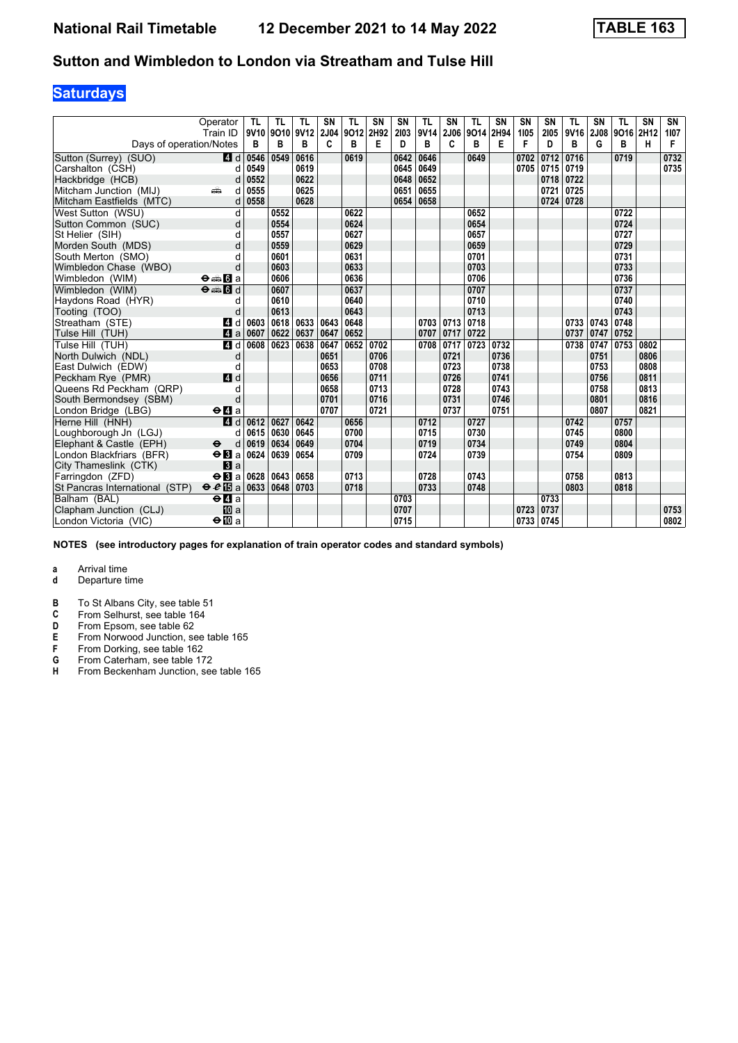**National Rail Timetable** **12 December 2021 to 14 May 2022** **TABLE 163**

## Sutton and Wimbledon to London via Streatham and Tulse Hill

### Saturdays

| Operator | | TL | TL | TL | SN | TL | SN | SN | TL | SN | TL | SN | SN | SN | TL | SN | TL | SN | SN |
|---|---|---|---|---|---|---|---|---|---|---|---|---|---|---|---|---|---|---|---|
| Train ID | | 9V10 | 9O10 | 9V12 | 2J04 | 9O12 | 2H92 | 2I03 | 9V14 | 2J06 | 9O14 | 2H94 | 1I05 | 2I05 | 9V16 | 2J08 | 9O16 | 2H12 | 1I07 |
| Days of operation/Notes | | B | B | B | C | B | E | D | B | C | B | E | F | D | B | G | B | H | F |
| Sutton (Surrey) (SUO) | 4 d | 0546 | 0549 | 0616 | | 0619 | | 0642 | 0646 | | 0649 | | 0702 | 0712 | 0716 | | 0719 | | 0732 |
| Carshalton (CSH) | d | 0549 | | 0619 | | | | 0645 | 0649 | | | | 0705 | 0715 | 0719 | | | | 0735 |
| Hackbridge (HCB) | d | 0552 | | 0622 | | | | 0648 | 0652 | | | | | 0718 | 0722 | | | | |
| Mitcham Junction (MIJ) | d | 0555 | | 0625 | | | | 0651 | 0655 | | | | | 0721 | 0725 | | | | |
| Mitcham Eastfields (MTC) | d | 0558 | | 0628 | | | | 0654 | 0658 | | | | | 0724 | 0728 | | | | |
| West Sutton (WSU) | d | | 0552 | | | 0622 | | | | | 0652 | | | | | | 0722 | | |
| Sutton Common (SUC) | d | | 0554 | | | 0624 | | | | | 0654 | | | | | | 0724 | | |
| St Helier (SIH) | d | | 0557 | | | 0627 | | | | | 0657 | | | | | | 0727 | | |
| Morden South (MDS) | d | | 0559 | | | 0629 | | | | | 0659 | | | | | | 0729 | | |
| South Merton (SMO) | d | | 0601 | | | 0631 | | | | | 0701 | | | | | | 0731 | | |
| Wimbledon Chase (WBO) | d | | 0603 | | | 0633 | | | | | 0703 | | | | | | 0733 | | |
| Wimbledon (WIM) | 6 a | | 0606 | | | 0636 | | | | | 0706 | | | | | | 0736 | | |
| Wimbledon (WIM) | 6 d | | 0607 | | | 0637 | | | | | 0707 | | | | | | 0737 | | |
| Haydons Road (HYR) | d | | 0610 | | | 0640 | | | | | 0710 | | | | | | 0740 | | |
| Tooting (TOO) | d | | 0613 | | | 0643 | | | | | 0713 | | | | | | 0743 | | |
| Streatham (STE) | 4 d | 0603 | 0618 | 0633 | 0643 | 0648 | | | 0703 | 0713 | 0718 | | | | 0733 | 0743 | 0748 | | |
| Tulse Hill (TUH) | 4 a | 0607 | 0622 | 0637 | 0647 | 0652 | | | 0707 | 0717 | 0722 | | | | 0737 | 0747 | 0752 | | |
| Tulse Hill (TUH) | 4 d | 0608 | 0623 | 0638 | 0647 | 0652 | 0702 | | 0708 | 0717 | 0723 | 0732 | | | 0738 | 0747 | 0753 | 0802 | |
| North Dulwich (NDL) | d | | | | 0651 | | 0706 | | | 0721 | | 0736 | | | | 0751 | | 0806 | |
| East Dulwich (EDW) | d | | | | 0653 | | 0708 | | | 0723 | | 0738 | | | | 0753 | | 0808 | |
| Peckham Rye (PMR) | 4 d | | | | 0656 | | 0711 | | | 0726 | | 0741 | | | | 0756 | | 0811 | |
| Queens Rd Peckham (QRP) | d | | | | 0658 | | 0713 | | | 0728 | | 0743 | | | | 0758 | | 0813 | |
| South Bermondsey (SBM) | d | | | | 0701 | | 0716 | | | 0731 | | 0746 | | | | 0801 | | 0816 | |
| London Bridge (LBG) | 4 a | | | | 0707 | | 0721 | | | 0737 | | 0751 | | | | 0807 | | 0821 | |
| Herne Hill (HNH) | 4 d | 0612 | 0627 | 0642 | | 0656 | | | 0712 | | 0727 | | | | 0742 | | 0757 | | |
| Loughborough Jn (LGJ) | d | 0615 | 0630 | 0645 | | 0700 | | | 0715 | | 0730 | | | | 0745 | | 0800 | | |
| Elephant & Castle (EPH) | d | 0619 | 0634 | 0649 | | 0704 | | | 0719 | | 0734 | | | | 0749 | | 0804 | | |
| London Blackfriars (BFR) | 3 a | 0624 | 0639 | 0654 | | 0709 | | | 0724 | | 0739 | | | | 0754 | | 0809 | | |
| City Thameslink (CTK) | 3 a | | | | | | | | | | | | | | | | | | |
| Farringdon (ZFD) | 3 a | 0628 | 0643 | 0658 | | 0713 | | | 0728 | | 0743 | | | | 0758 | | 0813 | | |
| St Pancras International (STP) | 15 a | 0633 | 0648 | 0703 | | 0718 | | | 0733 | | 0748 | | | | 0803 | | 0818 | | |
| Balham (BAL) | 4 a | | | | | | | 0703 | | | | | | 0733 | | | | | |
| Clapham Junction (CLJ) | 10 a | | | | | | | 0707 | | | | | 0723 | 0737 | | | | | 0753 |
| London Victoria (VIC) | 10 a | | | | | | | 0715 | | | | | 0733 | 0745 | | | | | 0802 |

**NOTES (see introductory pages for explanation of train operator codes and standard symbols)**

- **a** Arrival time
- **d** Departure time

- **B** To St Albans City, see table 51
- **C** From Selhurst, see table 164
- **D** From Epsom, see table 62
- **E** From Norwood Junction, see table 165
- **F** From Dorking, see table 162
- **G** From Caterham, see table 172
- **H** From Beckenham Junction, see table 165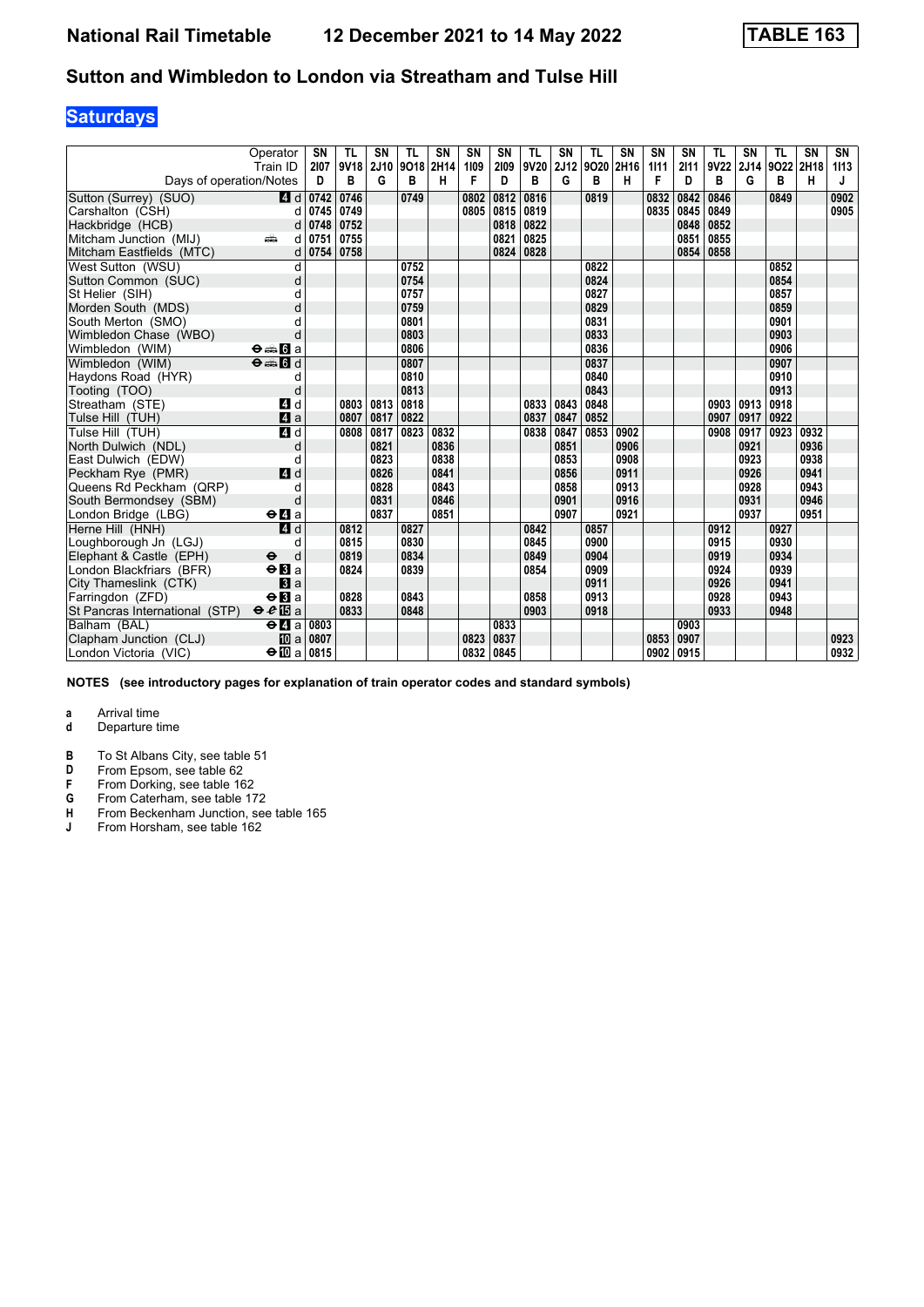# National Rail Timetable    12 December 2021 to 14 May 2022    TABLE 163

## Sutton and Wimbledon to London via Streatham and Tulse Hill

### Saturdays

| Operator | | SN | TL | SN | TL | SN | SN | SN | TL | SN | TL | SN | SN | SN | TL | SN | TL | SN | SN |
|---|---|---|---|---|---|---|---|---|---|---|---|---|---|---|---|---|---|---|---|
| Train ID | | 2I07 | 9V18 | 2J10 | 9O18 | 2H14 | 1I09 | 2I09 | 9V20 | 2J12 | 9O20 | 2H16 | 1I11 | 2I11 | 9V22 | 2J14 | 9O22 | 2H18 | 1I13 |
| Days of operation/Notes | | D | B | G | B | H | F | D | B | G | B | H | F | D | B | G | B | H | J |
| Sutton (Surrey) (SUO) | 4 d | 0742 | 0746 | | 0749 | | 0802 | 0812 | 0816 | | 0819 | | 0832 | 0842 | 0846 | | 0849 | | 0902 |
| Carshalton (CSH) | d | 0745 | 0749 | | | | 0805 | 0815 | 0819 | | | | 0835 | 0845 | 0849 | | | | 0905 |
| Hackbridge (HCB) | d | 0748 | 0752 | | | | | 0818 | 0822 | | | | | 0848 | 0852 | | | | |
| Mitcham Junction (MIJ) | d | 0751 | 0755 | | | | | 0821 | 0825 | | | | | 0851 | 0855 | | | | |
| Mitcham Eastfields (MTC) | d | 0754 | 0758 | | | | | 0824 | 0828 | | | | | 0854 | 0858 | | | | |
| West Sutton (WSU) | d | | | | 0752 | | | | | | 0822 | | | | | | 0852 | | |
| Sutton Common (SUC) | d | | | | 0754 | | | | | | 0824 | | | | | | 0854 | | |
| St Helier (SIH) | d | | | | 0757 | | | | | | 0827 | | | | | | 0857 | | |
| Morden South (MDS) | d | | | | 0759 | | | | | | 0829 | | | | | | 0859 | | |
| South Merton (SMO) | d | | | | 0801 | | | | | | 0831 | | | | | | 0901 | | |
| Wimbledon Chase (WBO) | d | | | | 0803 | | | | | | 0833 | | | | | | 0903 | | |
| Wimbledon (WIM) | 6 a | | | | 0806 | | | | | | 0836 | | | | | | 0906 | | |
| Wimbledon (WIM) | 6 d | | | | 0807 | | | | | | 0837 | | | | | | 0907 | | |
| Haydons Road (HYR) | d | | | | 0810 | | | | | | 0840 | | | | | | 0910 | | |
| Tooting (TOO) | d | | | | 0813 | | | | | | 0843 | | | | | | 0913 | | |
| Streatham (STE) | 4 d | | 0803 | 0813 | 0818 | | | | 0833 | 0843 | 0848 | | | | 0903 | 0913 | 0918 | | |
| Tulse Hill (TUH) | 4 a | | 0807 | 0817 | 0822 | | | | 0837 | 0847 | 0852 | | | | 0907 | 0917 | 0922 | | |
| Tulse Hill (TUH) | 4 d | | 0808 | 0817 | 0823 | 0832 | | | 0838 | 0847 | 0853 | 0902 | | | 0908 | 0917 | 0923 | 0932 | |
| North Dulwich (NDL) | d | | | 0821 | | 0836 | | | | 0851 | | 0906 | | | | 0921 | | 0936 | |
| East Dulwich (EDW) | d | | | 0823 | | 0838 | | | | 0853 | | 0908 | | | | 0923 | | 0938 | |
| Peckham Rye (PMR) | 4 d | | | 0826 | | 0841 | | | | 0856 | | 0911 | | | | 0926 | | 0941 | |
| Queens Rd Peckham (QRP) | d | | | 0828 | | 0843 | | | | 0858 | | 0913 | | | | 0928 | | 0943 | |
| South Bermondsey (SBM) | d | | | 0831 | | 0846 | | | | 0901 | | 0916 | | | | 0931 | | 0946 | |
| London Bridge (LBG) | 4 a | | | 0837 | | 0851 | | | | 0907 | | 0921 | | | | 0937 | | 0951 | |
| Herne Hill (HNH) | 4 d | | 0812 | | 0827 | | | | 0842 | | 0857 | | | | 0912 | | 0927 | | |
| Loughborough Jn (LGJ) | d | | 0815 | | 0830 | | | | 0845 | | 0900 | | | | 0915 | | 0930 | | |
| Elephant & Castle (EPH) | d | | 0819 | | 0834 | | | | 0849 | | 0904 | | | | 0919 | | 0934 | | |
| London Blackfriars (BFR) | 3 a | | 0824 | | 0839 | | | | 0854 | | 0909 | | | | 0924 | | 0939 | | |
| City Thameslink (CTK) | 3 a | | | | | | | | | | 0911 | | | | 0926 | | 0941 | | |
| Farringdon (ZFD) | 3 a | | 0828 | | 0843 | | | | 0858 | | 0913 | | | | 0928 | | 0943 | | |
| St Pancras International (STP) | 15 a | | 0833 | | 0848 | | | | 0903 | | 0918 | | | | 0933 | | 0948 | | |
| Balham (BAL) | 4 a | 0803 | | | | | | 0833 | | | | | | 0903 | | | | | |
| Clapham Junction (CLJ) | 10 a | 0807 | | | | | 0823 | 0837 | | | | | 0853 | 0907 | | | | | 0923 |
| London Victoria (VIC) | 10 a | 0815 | | | | | 0832 | 0845 | | | | | 0902 | 0915 | | | | | 0932 |

**NOTES (see introductory pages for explanation of train operator codes and standard symbols)**

- **a** Arrival time
- **d** Departure time

- **B** To St Albans City, see table 51
- **D** From Epsom, see table 62
- **F** From Dorking, see table 162
- **G** From Caterham, see table 172
- **H** From Beckenham Junction, see table 165
- **J** From Horsham, see table 162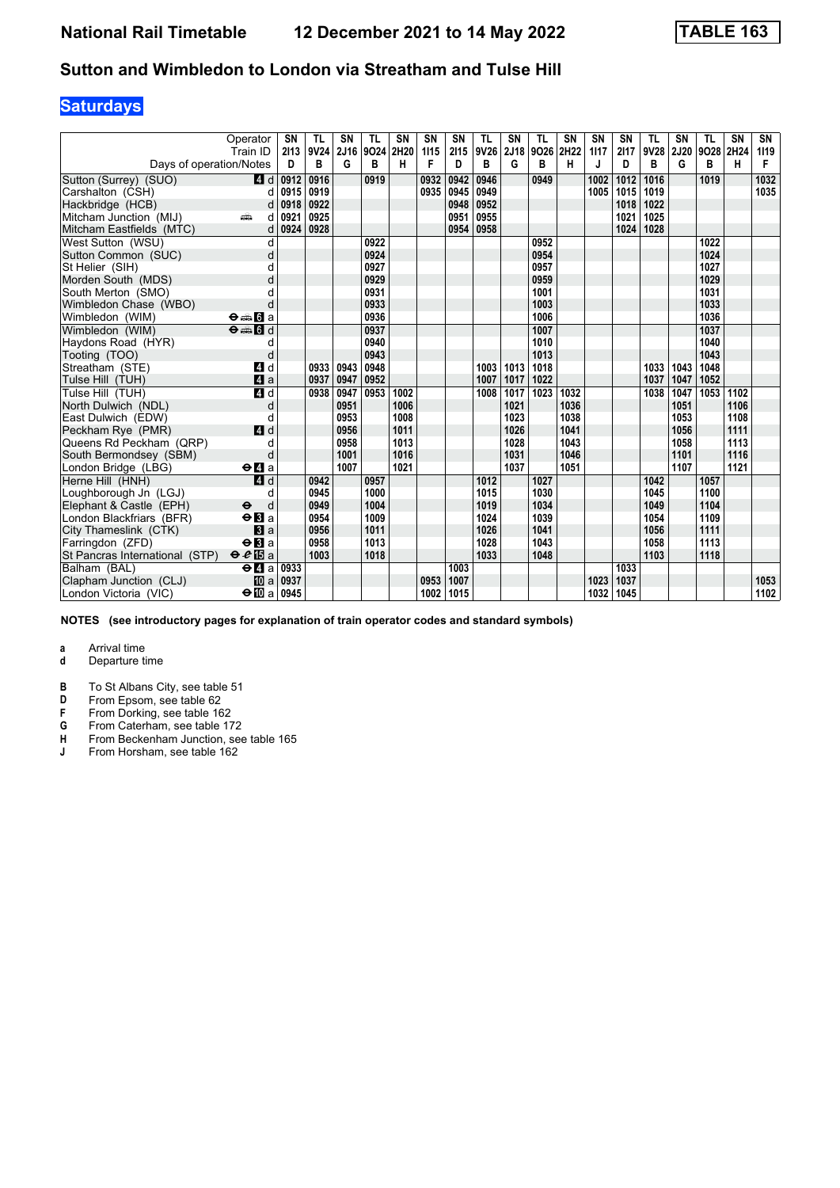# National Rail Timetable 12 December 2021 to 14 May 2022 TABLE 163

## Sutton and Wimbledon to London via Streatham and Tulse Hill

### Saturdays

| Operator | | SN | TL | SN | TL | SN | SN | SN | TL | SN | TL | SN | SN | SN | TL | SN | TL | SN | SN |
|---|---|---|---|---|---|---|---|---|---|---|---|---|---|---|---|---|---|---|---|
| Train ID | | 2I13 | 9V24 | 2J16 | 9O24 | 2H20 | 1I15 | 2I15 | 9V26 | 2J18 | 9O26 | 2H22 | 1I17 | 2I17 | 9V28 | 2J20 | 9O28 | 2H24 | 1I19 |
| Days of operation/Notes | | D | B | G | B | H | F | D | B | G | B | H | J | D | B | G | B | H | F |
| Sutton (Surrey) (SUO) | 4 d | 0912 | 0916 | | 0919 | | 0932 | 0942 | 0946 | | 0949 | | 1002 | 1012 | 1016 | | 1019 | | 1032 |
| Carshalton (CSH) | d | 0915 | 0919 | | | | 0935 | 0945 | 0949 | | | | 1005 | 1015 | 1019 | | | | 1035 |
| Hackbridge (HCB) | d | 0918 | 0922 | | | | | 0948 | 0952 | | | | | 1018 | 1022 | | | | |
| Mitcham Junction (MIJ) | d | 0921 | 0925 | | | | | 0951 | 0955 | | | | | 1021 | 1025 | | | | |
| Mitcham Eastfields (MTC) | d | 0924 | 0928 | | | | | 0954 | 0958 | | | | | 1024 | 1028 | | | | |
| West Sutton (WSU) | d | | | | 0922 | | | | | | 0952 | | | | | | 1022 | | |
| Sutton Common (SUC) | d | | | | 0924 | | | | | | 0954 | | | | | | 1024 | | |
| St Helier (SIH) | d | | | | 0927 | | | | | | 0957 | | | | | | 1027 | | |
| Morden South (MDS) | d | | | | 0929 | | | | | | 0959 | | | | | | 1029 | | |
| South Merton (SMO) | d | | | | 0931 | | | | | | 1001 | | | | | | 1031 | | |
| Wimbledon Chase (WBO) | d | | | | 0933 | | | | | | 1003 | | | | | | 1033 | | |
| Wimbledon (WIM) | 6 a | | | | 0936 | | | | | | 1006 | | | | | | 1036 | | |
| Wimbledon (WIM) | 6 d | | | | 0937 | | | | | | 1007 | | | | | | 1037 | | |
| Haydons Road (HYR) | d | | | | 0940 | | | | | | 1010 | | | | | | 1040 | | |
| Tooting (TOO) | d | | | | 0943 | | | | | | 1013 | | | | | | 1043 | | |
| Streatham (STE) | 4 d | | 0933 | 0943 | 0948 | | | | 1003 | 1013 | 1018 | | | | 1033 | 1043 | 1048 | | |
| Tulse Hill (TUH) | 4 a | | 0937 | 0947 | 0952 | | | | 1007 | 1017 | 1022 | | | | 1037 | 1047 | 1052 | | |
| Tulse Hill (TUH) | 4 d | | 0938 | 0947 | 0953 | 1002 | | | 1008 | 1017 | 1023 | 1032 | | | 1038 | 1047 | 1053 | 1102 | |
| North Dulwich (NDL) | d | | | 0951 | | 1006 | | | | 1021 | | 1036 | | | | 1051 | | 1106 | |
| East Dulwich (EDW) | d | | | 0953 | | 1008 | | | | 1023 | | 1038 | | | | 1053 | | 1108 | |
| Peckham Rye (PMR) | 4 d | | | 0956 | | 1011 | | | | 1026 | | 1041 | | | | 1056 | | 1111 | |
| Queens Rd Peckham (QRP) | d | | | 0958 | | 1013 | | | | 1028 | | 1043 | | | | 1058 | | 1113 | |
| South Bermondsey (SBM) | d | | | 1001 | | 1016 | | | | 1031 | | 1046 | | | | 1101 | | 1116 | |
| London Bridge (LBG) | 4 a | | | 1007 | | 1021 | | | | 1037 | | 1051 | | | | 1107 | | 1121 | |
| Herne Hill (HNH) | 4 d | | 0942 | | 0957 | | | | 1012 | | 1027 | | | | 1042 | | 1057 | | |
| Loughborough Jn (LGJ) | d | | 0945 | | 1000 | | | | 1015 | | 1030 | | | | 1045 | | 1100 | | |
| Elephant & Castle (EPH) | d | | 0949 | | 1004 | | | | 1019 | | 1034 | | | | 1049 | | 1104 | | |
| London Blackfriars (BFR) | 3 a | | 0954 | | 1009 | | | | 1024 | | 1039 | | | | 1054 | | 1109 | | |
| City Thameslink (CTK) | 3 a | | 0956 | | 1011 | | | | 1026 | | 1041 | | | | 1056 | | 1111 | | |
| Farringdon (ZFD) | 3 a | | 0958 | | 1013 | | | | 1028 | | 1043 | | | | 1058 | | 1113 | | |
| St Pancras International (STP) | 15 a | | 1003 | | 1018 | | | | 1033 | | 1048 | | | | 1103 | | 1118 | | |
| Balham (BAL) | 4 a | 0933 | | | | | | 1003 | | | | | | 1033 | | | | | |
| Clapham Junction (CLJ) | 10 a | 0937 | | | | | 0953 | 1007 | | | | | 1023 | 1037 | | | | | 1053 |
| London Victoria (VIC) | 10 a | 0945 | | | | | 1002 | 1015 | | | | | 1032 | 1045 | | | | | 1102 |

**NOTES (see introductory pages for explanation of train operator codes and standard symbols)**

- **a** Arrival time
- **d** Departure time

- **B** To St Albans City, see table 51
- **D** From Epsom, see table 62
- **F** From Dorking, see table 162
- **G** From Caterham, see table 172
- **H** From Beckenham Junction, see table 165
- **J** From Horsham, see table 162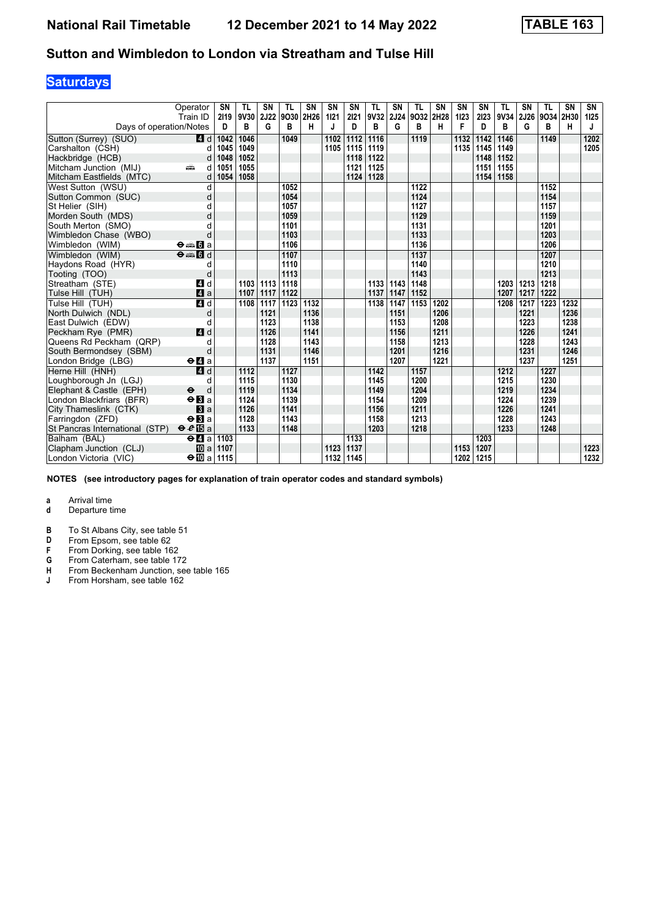# National Rail Timetable 12 December 2021 to 14 May 2022 TABLE 163

## Sutton and Wimbledon to London via Streatham and Tulse Hill

### Saturdays

| Operator | | SN | TL | SN | TL | SN | SN | SN | TL | SN | TL | SN | SN | SN | TL | SN | TL | SN | SN |
|---|---|---|---|---|---|---|---|---|---|---|---|---|---|---|---|---|---|---|---|
| Train ID | | 2I19 | 9V30 | 2J22 | 9O30 | 2H26 | 1I21 | 2I21 | 9V32 | 2J24 | 9O32 | 2H28 | 1I23 | 2I23 | 9V34 | 2J26 | 9O34 | 2H30 | 1I25 |
| Days of operation/Notes | | D | B | G | B | H | J | D | B | G | B | H | F | D | B | G | B | H | J |
| Sutton (Surrey) (SUO) | 4 d | 1042 | 1046 | | 1049 | | 1102 | 1112 | 1116 | | 1119 | | 1132 | 1142 | 1146 | | 1149 | | 1202 |
| Carshalton (CSH) | d | 1045 | 1049 | | | | 1105 | 1115 | 1119 | | | | 1135 | 1145 | 1149 | | | | 1205 |
| Hackbridge (HCB) | d | 1048 | 1052 | | | | | 1118 | 1122 | | | | | 1148 | 1152 | | | | |
| Mitcham Junction (MIJ) | d | 1051 | 1055 | | | | | 1121 | 1125 | | | | | 1151 | 1155 | | | | |
| Mitcham Eastfields (MTC) | d | 1054 | 1058 | | | | | 1124 | 1128 | | | | | 1154 | 1158 | | | | |
| West Sutton (WSU) | d | | | | 1052 | | | | | | 1122 | | | | | | 1152 | | |
| Sutton Common (SUC) | d | | | | 1054 | | | | | | 1124 | | | | | | 1154 | | |
| St Helier (SIH) | d | | | | 1057 | | | | | | 1127 | | | | | | 1157 | | |
| Morden South (MDS) | d | | | | 1059 | | | | | | 1129 | | | | | | 1159 | | |
| South Merton (SMO) | d | | | | 1101 | | | | | | 1131 | | | | | | 1201 | | |
| Wimbledon Chase (WBO) | d | | | | 1103 | | | | | | 1133 | | | | | | 1203 | | |
| Wimbledon (WIM) | 6 a | | | | 1106 | | | | | | 1136 | | | | | | 1206 | | |
| Wimbledon (WIM) | 6 d | | | | 1107 | | | | | | 1137 | | | | | | 1207 | | |
| Haydons Road (HYR) | d | | | | 1110 | | | | | | 1140 | | | | | | 1210 | | |
| Tooting (TOO) | d | | | | 1113 | | | | | | 1143 | | | | | | 1213 | | |
| Streatham (STE) | 4 d | | 1103 | 1113 | 1118 | | | | 1133 | 1143 | 1148 | | | | 1203 | 1213 | 1218 | | |
| Tulse Hill (TUH) | 4 a | | 1107 | 1117 | 1122 | | | | 1137 | 1147 | 1152 | | | | 1207 | 1217 | 1222 | | |
| Tulse Hill (TUH) | 4 d | | 1108 | 1117 | 1123 | 1132 | | | 1138 | 1147 | 1153 | 1202 | | | 1208 | 1217 | 1223 | 1232 | |
| North Dulwich (NDL) | d | | | 1121 | | 1136 | | | | 1151 | | 1206 | | | | 1221 | | 1236 | |
| East Dulwich (EDW) | d | | | 1123 | | 1138 | | | | 1153 | | 1208 | | | | 1223 | | 1238 | |
| Peckham Rye (PMR) | 4 d | | | 1126 | | 1141 | | | | 1156 | | 1211 | | | | 1226 | | 1241 | |
| Queens Rd Peckham (QRP) | d | | | 1128 | | 1143 | | | | 1158 | | 1213 | | | | 1228 | | 1243 | |
| South Bermondsey (SBM) | d | | | 1131 | | 1146 | | | | 1201 | | 1216 | | | | 1231 | | 1246 | |
| London Bridge (LBG) | 4 a | | | 1137 | | 1151 | | | | 1207 | | 1221 | | | | 1237 | | 1251 | |
| Herne Hill (HNH) | 4 d | | 1112 | | 1127 | | | | 1142 | | 1157 | | | | 1212 | | 1227 | | |
| Loughborough Jn (LGJ) | d | | 1115 | | 1130 | | | | 1145 | | 1200 | | | | 1215 | | 1230 | | |
| Elephant & Castle (EPH) | d | | 1119 | | 1134 | | | | 1149 | | 1204 | | | | 1219 | | 1234 | | |
| London Blackfriars (BFR) | 3 a | | 1124 | | 1139 | | | | 1154 | | 1209 | | | | 1224 | | 1239 | | |
| City Thameslink (CTK) | 3 a | | 1126 | | 1141 | | | | 1156 | | 1211 | | | | 1226 | | 1241 | | |
| Farringdon (ZFD) | 3 a | | 1128 | | 1143 | | | | 1158 | | 1213 | | | | 1228 | | 1243 | | |
| St Pancras International (STP) | 15 a | | 1133 | | 1148 | | | | 1203 | | 1218 | | | | 1233 | | 1248 | | |
| Balham (BAL) | 4 a | 1103 | | | | | | 1133 | | | | | | 1203 | | | | | |
| Clapham Junction (CLJ) | 10 a | 1107 | | | | | 1123 | 1137 | | | | | 1153 | 1207 | | | | | 1223 |
| London Victoria (VIC) | 10 a | 1115 | | | | | 1132 | 1145 | | | | | 1202 | 1215 | | | | | 1232 |

**NOTES (see introductory pages for explanation of train operator codes and standard symbols)**

- **a** Arrival time
- **d** Departure time

- **B** To St Albans City, see table 51
- **D** From Epsom, see table 62
- **F** From Dorking, see table 162
- **G** From Caterham, see table 172
- **H** From Beckenham Junction, see table 165
- **J** From Horsham, see table 162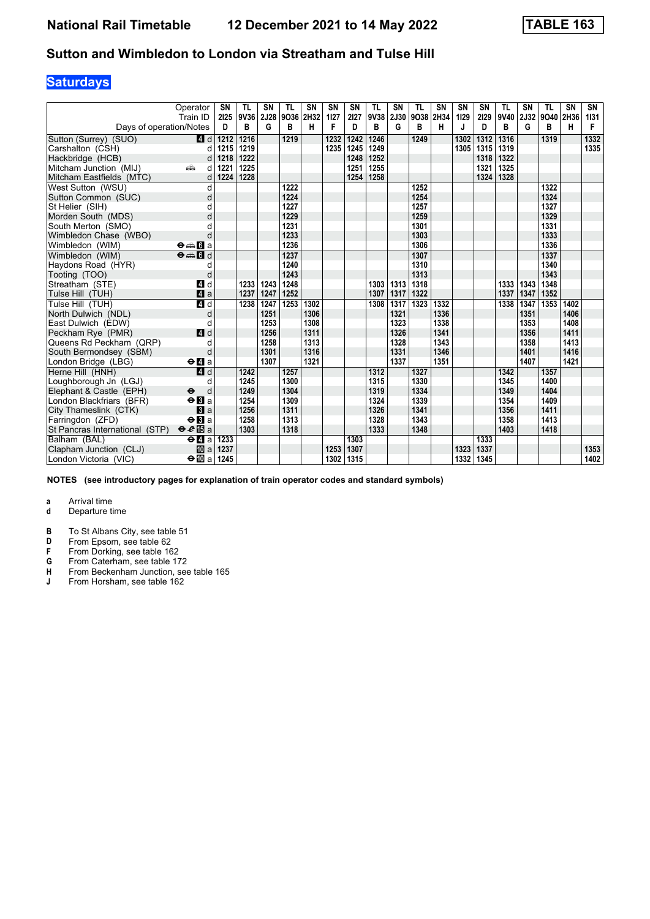# National Rail Timetable    12 December 2021 to 14 May 2022    TABLE 163

## Sutton and Wimbledon to London via Streatham and Tulse Hill

### Saturdays

| Operator | | SN | TL | SN | TL | SN | SN | SN | TL | SN | TL | SN | SN | SN | TL | SN | TL | SN | SN |
|---|---|---|---|---|---|---|---|---|---|---|---|---|---|---|---|---|---|---|---|
| Train ID | | 2I25 | 9V36 | 2J28 | 9O36 | 2H32 | 1I27 | 2I27 | 9V38 | 2J30 | 9O38 | 2H34 | 1I29 | 2I29 | 9V40 | 2J32 | 9O40 | 2H36 | 1I31 |
| Days of operation/Notes | | D | B | G | B | H | F | D | B | G | B | H | J | D | B | G | B | H | F |
| Sutton (Surrey) (SUO) | 4 d | 1212 | 1216 | | 1219 | | 1232 | 1242 | 1246 | | 1249 | | 1302 | 1312 | 1316 | | 1319 | | 1332 |
| Carshalton (CSH) | d | 1215 | 1219 | | | | 1235 | 1245 | 1249 | | | | 1305 | 1315 | 1319 | | | | 1335 |
| Hackbridge (HCB) | d | 1218 | 1222 | | | | | 1248 | 1252 | | | | | 1318 | 1322 | | | | |
| Mitcham Junction (MIJ) | d | 1221 | 1225 | | | | | 1251 | 1255 | | | | | 1321 | 1325 | | | | |
| Mitcham Eastfields (MTC) | d | 1224 | 1228 | | | | | 1254 | 1258 | | | | | 1324 | 1328 | | | | |
| West Sutton (WSU) | d | | | | 1222 | | | | | | 1252 | | | | | | 1322 | | |
| Sutton Common (SUC) | d | | | | 1224 | | | | | | 1254 | | | | | | 1324 | | |
| St Helier (SIH) | d | | | | 1227 | | | | | | 1257 | | | | | | 1327 | | |
| Morden South (MDS) | d | | | | 1229 | | | | | | 1259 | | | | | | 1329 | | |
| South Merton (SMO) | d | | | | 1231 | | | | | | 1301 | | | | | | 1331 | | |
| Wimbledon Chase (WBO) | d | | | | 1233 | | | | | | 1303 | | | | | | 1333 | | |
| Wimbledon (WIM) | 6 a | | | | 1236 | | | | | | 1306 | | | | | | 1336 | | |
| Wimbledon (WIM) | 6 d | | | | 1237 | | | | | | 1307 | | | | | | 1337 | | |
| Haydons Road (HYR) | d | | | | 1240 | | | | | | 1310 | | | | | | 1340 | | |
| Tooting (TOO) | d | | | | 1243 | | | | | | 1313 | | | | | | 1343 | | |
| Streatham (STE) | 4 d | | 1233 | 1243 | 1248 | | | | 1303 | 1313 | 1318 | | | | 1333 | 1343 | 1348 | | |
| Tulse Hill (TUH) | 4 a | | 1237 | 1247 | 1252 | | | | 1307 | 1317 | 1322 | | | | 1337 | 1347 | 1352 | | |
| Tulse Hill (TUH) | 4 d | | 1238 | 1247 | 1253 | 1302 | | | 1308 | 1317 | 1323 | 1332 | | | 1338 | 1347 | 1353 | 1402 | |
| North Dulwich (NDL) | d | | | 1251 | | 1306 | | | | 1321 | | 1336 | | | | 1351 | | 1406 | |
| East Dulwich (EDW) | d | | | 1253 | | 1308 | | | | 1323 | | 1338 | | | | 1353 | | 1408 | |
| Peckham Rye (PMR) | 4 d | | | 1256 | | 1311 | | | | 1326 | | 1341 | | | | 1356 | | 1411 | |
| Queens Rd Peckham (QRP) | d | | | 1258 | | 1313 | | | | 1328 | | 1343 | | | | 1358 | | 1413 | |
| South Bermondsey (SBM) | d | | | 1301 | | 1316 | | | | 1331 | | 1346 | | | | 1401 | | 1416 | |
| London Bridge (LBG) | 4 a | | | 1307 | | 1321 | | | | 1337 | | 1351 | | | | 1407 | | 1421 | |
| Herne Hill (HNH) | 4 d | | 1242 | | 1257 | | | | 1312 | | 1327 | | | | 1342 | | 1357 | | |
| Loughborough Jn (LGJ) | d | | 1245 | | 1300 | | | | 1315 | | 1330 | | | | 1345 | | 1400 | | |
| Elephant & Castle (EPH) | d | | 1249 | | 1304 | | | | 1319 | | 1334 | | | | 1349 | | 1404 | | |
| London Blackfriars (BFR) | 3 a | | 1254 | | 1309 | | | | 1324 | | 1339 | | | | 1354 | | 1409 | | |
| City Thameslink (CTK) | 3 a | | 1256 | | 1311 | | | | 1326 | | 1341 | | | | 1356 | | 1411 | | |
| Farringdon (ZFD) | 3 a | | 1258 | | 1313 | | | | 1328 | | 1343 | | | | 1358 | | 1413 | | |
| St Pancras International (STP) | 15 a | | 1303 | | 1318 | | | | 1333 | | 1348 | | | | 1403 | | 1418 | | |
| Balham (BAL) | 4 a | 1233 | | | | | | 1303 | | | | | | 1333 | | | | | |
| Clapham Junction (CLJ) | 10 a | 1237 | | | | | 1253 | 1307 | | | | | 1323 | 1337 | | | | | 1353 |
| London Victoria (VIC) | 10 a | 1245 | | | | | 1302 | 1315 | | | | | 1332 | 1345 | | | | | 1402 |

**NOTES (see introductory pages for explanation of train operator codes and standard symbols)**

- **a** Arrival time
- **d** Departure time

- **B** To St Albans City, see table 51
- **D** From Epsom, see table 62
- **F** From Dorking, see table 162
- **G** From Caterham, see table 172
- **H** From Beckenham Junction, see table 165
- **J** From Horsham, see table 162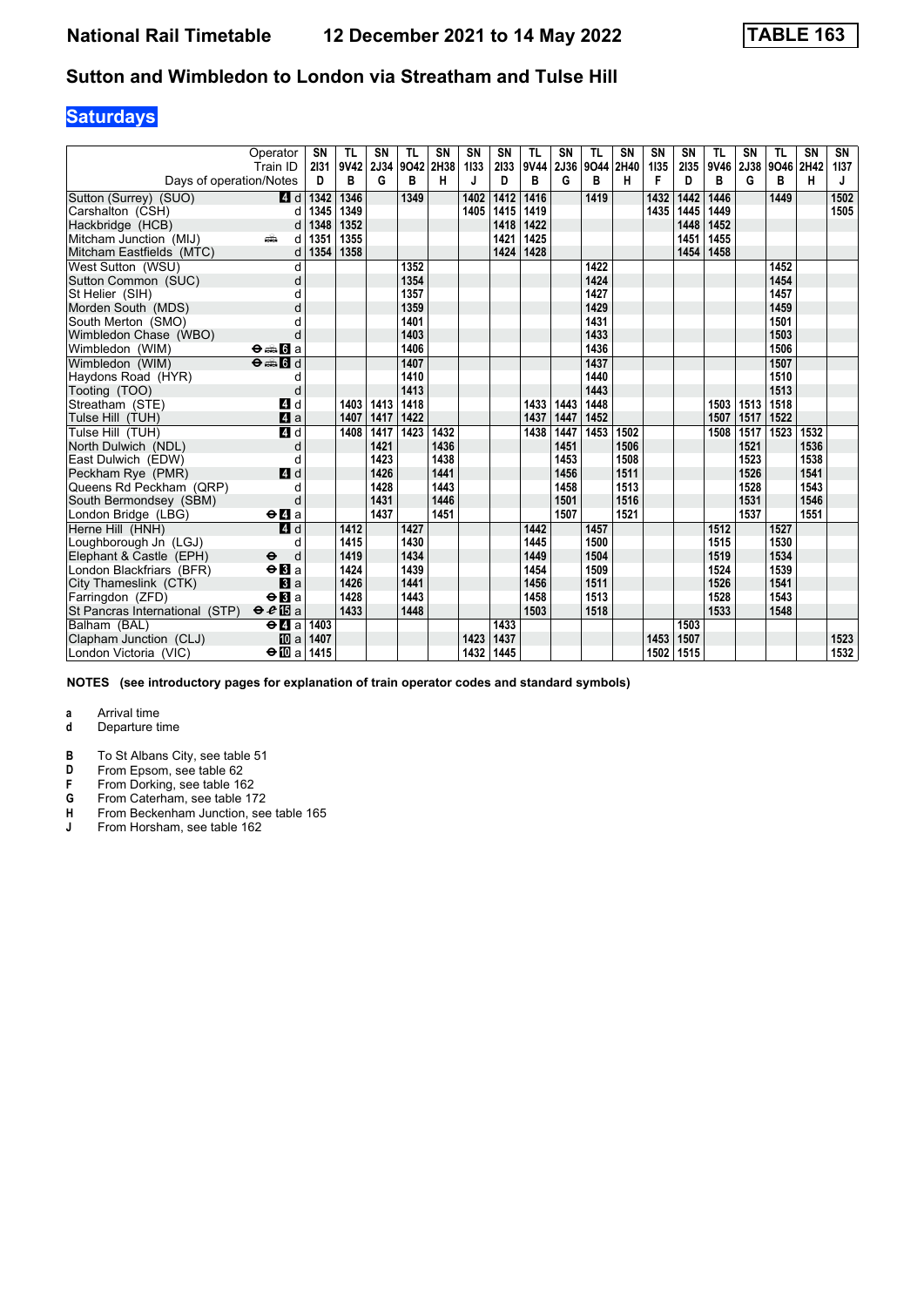# National Rail Timetable 12 December 2021 to 14 May 2022 TABLE 163

## Sutton and Wimbledon to London via Streatham and Tulse Hill

### Saturdays

| Operator | | SN | TL | SN | TL | SN | SN | SN | TL | SN | TL | SN | SN | SN | TL | SN | TL | SN | SN |
|---|---|---|---|---|---|---|---|---|---|---|---|---|---|---|---|---|---|---|---|
| Train ID | | 2I31 | 9V42 | 2J34 | 9O42 | 2H38 | 1I33 | 2I33 | 9V44 | 2J36 | 9O44 | 2H40 | 1I35 | 2I35 | 9V46 | 2J38 | 9O46 | 2H42 | 1I37 |
| Days of operation/Notes | | D | B | G | B | H | J | D | B | G | B | H | F | D | B | G | B | H | J |
| Sutton (Surrey) (SUO) | 4 d | 1342 | 1346 | | 1349 | | 1402 | 1412 | 1416 | | 1419 | | 1432 | 1442 | 1446 | | 1449 | | 1502 |
| Carshalton (CSH) | d | 1345 | 1349 | | | | 1405 | 1415 | 1419 | | | | 1435 | 1445 | 1449 | | | | 1505 |
| Hackbridge (HCB) | d | 1348 | 1352 | | | | | 1418 | 1422 | | | | | 1448 | 1452 | | | | |
| Mitcham Junction (MIJ) | d | 1351 | 1355 | | | | | 1421 | 1425 | | | | | 1451 | 1455 | | | | |
| Mitcham Eastfields (MTC) | d | 1354 | 1358 | | | | | 1424 | 1428 | | | | | 1454 | 1458 | | | | |
| West Sutton (WSU) | d | | | | 1352 | | | | | | 1422 | | | | | | 1452 | | |
| Sutton Common (SUC) | d | | | | 1354 | | | | | | 1424 | | | | | | 1454 | | |
| St Helier (SIH) | d | | | | 1357 | | | | | | 1427 | | | | | | 1457 | | |
| Morden South (MDS) | d | | | | 1359 | | | | | | 1429 | | | | | | 1459 | | |
| South Merton (SMO) | d | | | | 1401 | | | | | | 1431 | | | | | | 1501 | | |
| Wimbledon Chase (WBO) | d | | | | 1403 | | | | | | 1433 | | | | | | 1503 | | |
| Wimbledon (WIM) | 6 a | | | | 1406 | | | | | | 1436 | | | | | | 1506 | | |
| Wimbledon (WIM) | 6 d | | | | 1407 | | | | | | 1437 | | | | | | 1507 | | |
| Haydons Road (HYR) | d | | | | 1410 | | | | | | 1440 | | | | | | 1510 | | |
| Tooting (TOO) | d | | | | 1413 | | | | | | 1443 | | | | | | 1513 | | |
| Streatham (STE) | 4 d | | 1403 | 1413 | 1418 | | | | 1433 | 1443 | 1448 | | | | 1503 | 1513 | 1518 | | |
| Tulse Hill (TUH) | 4 a | | 1407 | 1417 | 1422 | | | | 1437 | 1447 | 1452 | | | | 1507 | 1517 | 1522 | | |
| Tulse Hill (TUH) | 4 d | | 1408 | 1417 | 1423 | 1432 | | | 1438 | 1447 | 1453 | 1502 | | | 1508 | 1517 | 1523 | 1532 | |
| North Dulwich (NDL) | d | | | 1421 | | 1436 | | | | 1451 | | 1506 | | | | 1521 | | 1536 | |
| East Dulwich (EDW) | d | | | 1423 | | 1438 | | | | 1453 | | 1508 | | | | 1523 | | 1538 | |
| Peckham Rye (PMR) | 4 d | | | 1426 | | 1441 | | | | 1456 | | 1511 | | | | 1526 | | 1541 | |
| Queens Rd Peckham (QRP) | d | | | 1428 | | 1443 | | | | 1458 | | 1513 | | | | 1528 | | 1543 | |
| South Bermondsey (SBM) | d | | | 1431 | | 1446 | | | | 1501 | | 1516 | | | | 1531 | | 1546 | |
| London Bridge (LBG) | 4 a | | | 1437 | | 1451 | | | | 1507 | | 1521 | | | | 1537 | | 1551 | |
| Herne Hill (HNH) | 4 d | | 1412 | | 1427 | | | | 1442 | | 1457 | | | | 1512 | | 1527 | | |
| Loughborough Jn (LGJ) | d | | 1415 | | 1430 | | | | 1445 | | 1500 | | | | 1515 | | 1530 | | |
| Elephant & Castle (EPH) | d | | 1419 | | 1434 | | | | 1449 | | 1504 | | | | 1519 | | 1534 | | |
| London Blackfriars (BFR) | 3 a | | 1424 | | 1439 | | | | 1454 | | 1509 | | | | 1524 | | 1539 | | |
| City Thameslink (CTK) | 3 a | | 1426 | | 1441 | | | | 1456 | | 1511 | | | | 1526 | | 1541 | | |
| Farringdon (ZFD) | 3 a | | 1428 | | 1443 | | | | 1458 | | 1513 | | | | 1528 | | 1543 | | |
| St Pancras International (STP) | 15 a | | 1433 | | 1448 | | | | 1503 | | 1518 | | | | 1533 | | 1548 | | |
| Balham (BAL) | 4 a | 1403 | | | | | | 1433 | | | | | | 1503 | | | | | |
| Clapham Junction (CLJ) | 10 a | 1407 | | | | | 1423 | 1437 | | | | | 1453 | 1507 | | | | | 1523 |
| London Victoria (VIC) | 10 a | 1415 | | | | | 1432 | 1445 | | | | | 1502 | 1515 | | | | | 1532 |

**NOTES (see introductory pages for explanation of train operator codes and standard symbols)**

**a** Arrival time
**d** Departure time

**B** To St Albans City, see table 51
**D** From Epsom, see table 62
**F** From Dorking, see table 162
**G** From Caterham, see table 172
**H** From Beckenham Junction, see table 165
**J** From Horsham, see table 162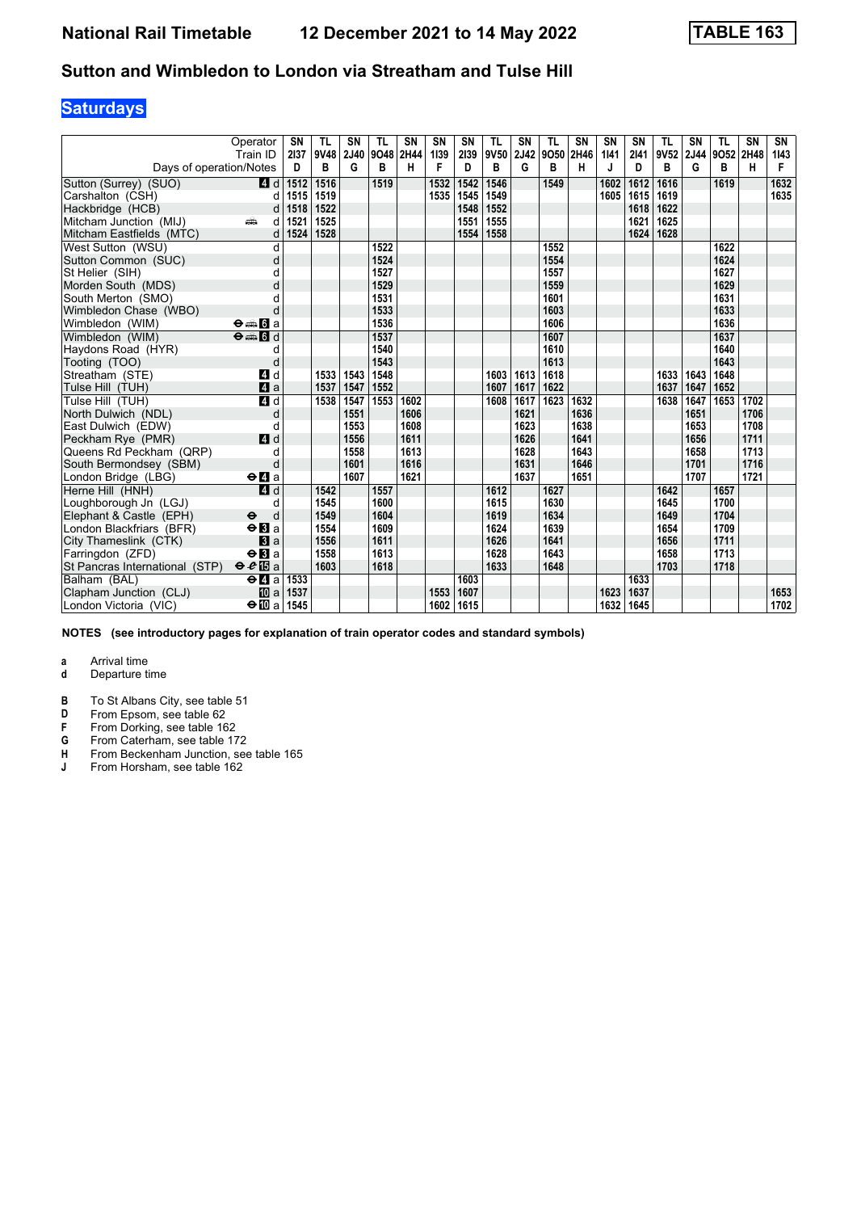# National Rail Timetable 12 December 2021 to 14 May 2022 TABLE 163

## Sutton and Wimbledon to London via Streatham and Tulse Hill

### Saturdays

| Operator | | SN | TL | SN | TL | SN | SN | SN | TL | SN | TL | SN | SN | SN | TL | SN | TL | SN | SN |
|---|---|---|---|---|---|---|---|---|---|---|---|---|---|---|---|---|---|---|---|
| Train ID | | 2I37 | 9V48 | 2J40 | 9O48 | 2H44 | 1I39 | 2I39 | 9V50 | 2J42 | 9O50 | 2H46 | 1I41 | 2I41 | 9V52 | 2J44 | 9O52 | 2H48 | 1I43 |
| Days of operation/Notes | | D | B | G | B | H | F | D | B | G | B | H | J | D | B | G | B | H | F |
| Sutton (Surrey) (SUO) | 4 d | 1512 | 1516 | | 1519 | | 1532 | 1542 | 1546 | | 1549 | | 1602 | 1612 | 1616 | | 1619 | | 1632 |
| Carshalton (CSH) | d | 1515 | 1519 | | | | 1535 | 1545 | 1549 | | | | 1605 | 1615 | 1619 | | | | 1635 |
| Hackbridge (HCB) | d | 1518 | 1522 | | | | | 1548 | 1552 | | | | | 1618 | 1622 | | | | |
| Mitcham Junction (MIJ) | d | 1521 | 1525 | | | | | 1551 | 1555 | | | | | 1621 | 1625 | | | | |
| Mitcham Eastfields (MTC) | d | 1524 | 1528 | | | | | 1554 | 1558 | | | | | 1624 | 1628 | | | | |
| West Sutton (WSU) | d | | | | 1522 | | | | | | 1552 | | | | | | 1622 | | |
| Sutton Common (SUC) | d | | | | 1524 | | | | | | 1554 | | | | | | 1624 | | |
| St Helier (SIH) | d | | | | 1527 | | | | | | 1557 | | | | | | 1627 | | |
| Morden South (MDS) | d | | | | 1529 | | | | | | 1559 | | | | | | 1629 | | |
| South Merton (SMO) | d | | | | 1531 | | | | | | 1601 | | | | | | 1631 | | |
| Wimbledon Chase (WBO) | d | | | | 1533 | | | | | | 1603 | | | | | | 1633 | | |
| Wimbledon (WIM) | 6 a | | | | 1536 | | | | | | 1606 | | | | | | 1636 | | |
| Wimbledon (WIM) | 6 d | | | | 1537 | | | | | | 1607 | | | | | | 1637 | | |
| Haydons Road (HYR) | d | | | | 1540 | | | | | | 1610 | | | | | | 1640 | | |
| Tooting (TOO) | d | | | | 1543 | | | | | | 1613 | | | | | | 1643 | | |
| Streatham (STE) | 4 d | | 1533 | 1543 | 1548 | | | | 1603 | 1613 | 1618 | | | | 1633 | 1643 | 1648 | | |
| Tulse Hill (TUH) | 4 a | | 1537 | 1547 | 1552 | | | | 1607 | 1617 | 1622 | | | | 1637 | 1647 | 1652 | | |
| Tulse Hill (TUH) | 4 d | | 1538 | 1547 | 1553 | 1602 | | | 1608 | 1617 | 1623 | 1632 | | | 1638 | 1647 | 1653 | 1702 | |
| North Dulwich (NDL) | d | | | 1551 | | 1606 | | | | 1621 | | 1636 | | | | 1651 | | 1706 | |
| East Dulwich (EDW) | d | | | 1553 | | 1608 | | | | 1623 | | 1638 | | | | 1653 | | 1708 | |
| Peckham Rye (PMR) | 4 d | | | 1556 | | 1611 | | | | 1626 | | 1641 | | | | 1656 | | 1711 | |
| Queens Rd Peckham (QRP) | d | | | 1558 | | 1613 | | | | 1628 | | 1643 | | | | 1658 | | 1713 | |
| South Bermondsey (SBM) | d | | | 1601 | | 1616 | | | | 1631 | | 1646 | | | | 1701 | | 1716 | |
| London Bridge (LBG) | ⊖ 4 a | | | 1607 | | 1621 | | | | 1637 | | 1651 | | | | 1707 | | 1721 | |
| Herne Hill (HNH) | 4 d | | 1542 | | 1557 | | | | 1612 | | 1627 | | | | 1642 | | 1657 | | |
| Loughborough Jn (LGJ) | d | | 1545 | | 1600 | | | | 1615 | | 1630 | | | | 1645 | | 1700 | | |
| Elephant & Castle (EPH) | ⊖ d | | 1549 | | 1604 | | | | 1619 | | 1634 | | | | 1649 | | 1704 | | |
| London Blackfriars (BFR) | ⊖ 3 a | | 1554 | | 1609 | | | | 1624 | | 1639 | | | | 1654 | | 1709 | | |
| City Thameslink (CTK) | 3 a | | 1556 | | 1611 | | | | 1626 | | 1641 | | | | 1656 | | 1711 | | |
| Farringdon (ZFD) | ⊖ 3 a | | 1558 | | 1613 | | | | 1628 | | 1643 | | | | 1658 | | 1713 | | |
| St Pancras International (STP) | ⊖ 15 a | | 1603 | | 1618 | | | | 1633 | | 1648 | | | | 1703 | | 1718 | | |
| Balham (BAL) | ⊖ 4 a | 1533 | | | | | | 1603 | | | | | | 1633 | | | | | |
| Clapham Junction (CLJ) | 10 a | 1537 | | | | | 1553 | 1607 | | | | | 1623 | 1637 | | | | | 1653 |
| London Victoria (VIC) | ⊖ 10 a | 1545 | | | | | 1602 | 1615 | | | | | 1632 | 1645 | | | | | 1702 |

**NOTES (see introductory pages for explanation of train operator codes and standard symbols)**

**a** Arrival time
**d** Departure time

**B** To St Albans City, see table 51
**D** From Epsom, see table 62
**F** From Dorking, see table 162
**G** From Caterham, see table 172
**H** From Beckenham Junction, see table 165
**J** From Horsham, see table 162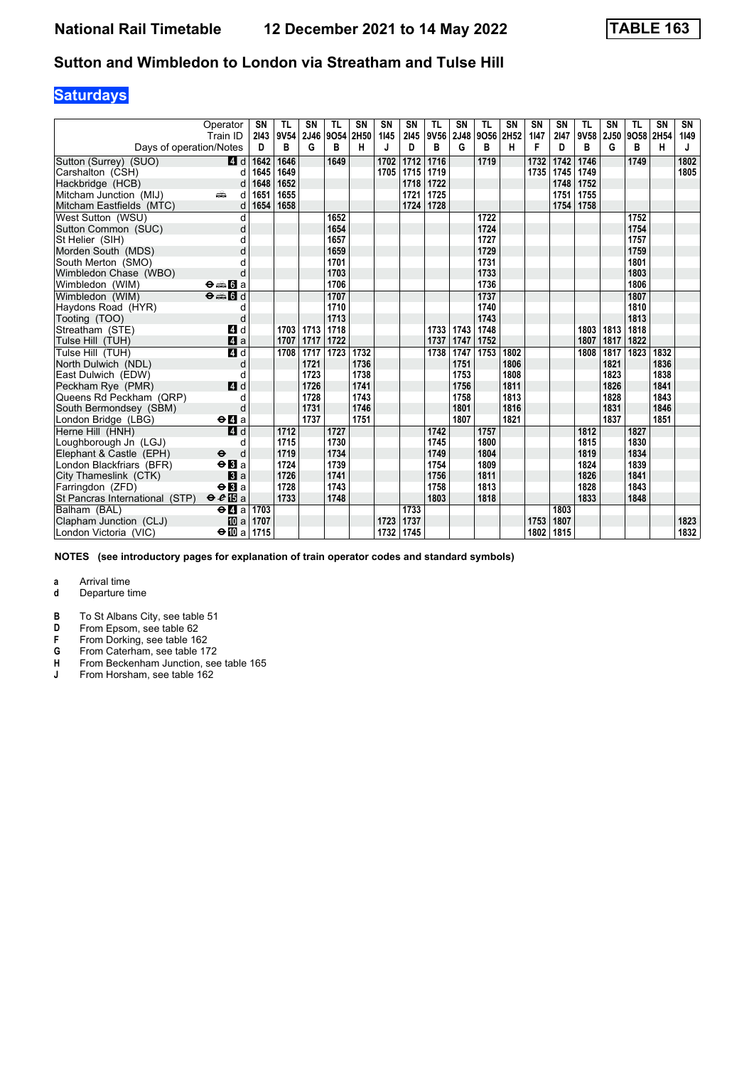# National Rail Timetable 12 December 2021 to 14 May 2022 TABLE 163

## Sutton and Wimbledon to London via Streatham and Tulse Hill

### Saturdays

| Operator | | SN | TL | SN | TL | SN | SN | SN | TL | SN | TL | SN | SN | SN | TL | SN | TL | SN | SN |
|---|---|---|---|---|---|---|---|---|---|---|---|---|---|---|---|---|---|---|---|
| Train ID | | 2I43 | 9V54 | 2J46 | 9O54 | 2H50 | 1I45 | 2I45 | 9V56 | 2J48 | 9O56 | 2H52 | 1I47 | 2I47 | 9V58 | 2J50 | 9O58 | 2H54 | 1I49 |
| Days of operation/Notes | | D | B | G | B | H | J | D | B | G | B | H | F | D | B | G | B | H | J |
| Sutton (Surrey) (SUO) | 4 d | 1642 | 1646 | | 1649 | | 1702 | 1712 | 1716 | | 1719 | | 1732 | 1742 | 1746 | | 1749 | | 1802 |
| Carshalton (CSH) | d | 1645 | 1649 | | | | 1705 | 1715 | 1719 | | | | 1735 | 1745 | 1749 | | | | 1805 |
| Hackbridge (HCB) | d | 1648 | 1652 | | | | | 1718 | 1722 | | | | | 1748 | 1752 | | | | |
| Mitcham Junction (MIJ) | d | 1651 | 1655 | | | | | 1721 | 1725 | | | | | 1751 | 1755 | | | | |
| Mitcham Eastfields (MTC) | d | 1654 | 1658 | | | | | 1724 | 1728 | | | | | 1754 | 1758 | | | | |
| West Sutton (WSU) | d | | | | 1652 | | | | | | 1722 | | | | | | 1752 | | |
| Sutton Common (SUC) | d | | | | 1654 | | | | | | 1724 | | | | | | 1754 | | |
| St Helier (SIH) | d | | | | 1657 | | | | | | 1727 | | | | | | 1757 | | |
| Morden South (MDS) | d | | | | 1659 | | | | | | 1729 | | | | | | 1759 | | |
| South Merton (SMO) | d | | | | 1701 | | | | | | 1731 | | | | | | 1801 | | |
| Wimbledon Chase (WBO) | d | | | | 1703 | | | | | | 1733 | | | | | | 1803 | | |
| Wimbledon (WIM) | 6 a | | | | 1706 | | | | | | 1736 | | | | | | 1806 | | |
| Wimbledon (WIM) | 6 d | | | | 1707 | | | | | | 1737 | | | | | | 1807 | | |
| Haydons Road (HYR) | d | | | | 1710 | | | | | | 1740 | | | | | | 1810 | | |
| Tooting (TOO) | d | | | | 1713 | | | | | | 1743 | | | | | | 1813 | | |
| Streatham (STE) | 4 d | | 1703 | 1713 | 1718 | | | | 1733 | 1743 | 1748 | | | | 1803 | 1813 | 1818 | | |
| Tulse Hill (TUH) | 4 a | | 1707 | 1717 | 1722 | | | | 1737 | 1747 | 1752 | | | | 1807 | 1817 | 1822 | | |
| Tulse Hill (TUH) | 4 d | | 1708 | 1717 | 1723 | 1732 | | | 1738 | 1747 | 1753 | 1802 | | | 1808 | 1817 | 1823 | 1832 | |
| North Dulwich (NDL) | d | | | 1721 | | 1736 | | | | 1751 | | 1806 | | | | 1821 | | 1836 | |
| East Dulwich (EDW) | d | | | 1723 | | 1738 | | | | 1753 | | 1808 | | | | 1823 | | 1838 | |
| Peckham Rye (PMR) | 4 d | | | 1726 | | 1741 | | | | 1756 | | 1811 | | | | 1826 | | 1841 | |
| Queens Rd Peckham (QRP) | d | | | 1728 | | 1743 | | | | 1758 | | 1813 | | | | 1828 | | 1843 | |
| South Bermondsey (SBM) | d | | | 1731 | | 1746 | | | | 1801 | | 1816 | | | | 1831 | | 1846 | |
| London Bridge (LBG) | 4 a | | | 1737 | | 1751 | | | | 1807 | | 1821 | | | | 1837 | | 1851 | |
| Herne Hill (HNH) | 4 d | | 1712 | | 1727 | | | | 1742 | | 1757 | | | | 1812 | | 1827 | | |
| Loughborough Jn (LGJ) | d | | 1715 | | 1730 | | | | 1745 | | 1800 | | | | 1815 | | 1830 | | |
| Elephant & Castle (EPH) | d | | 1719 | | 1734 | | | | 1749 | | 1804 | | | | 1819 | | 1834 | | |
| London Blackfriars (BFR) | 3 a | | 1724 | | 1739 | | | | 1754 | | 1809 | | | | 1824 | | 1839 | | |
| City Thameslink (CTK) | 3 a | | 1726 | | 1741 | | | | 1756 | | 1811 | | | | 1826 | | 1841 | | |
| Farringdon (ZFD) | 3 a | | 1728 | | 1743 | | | | 1758 | | 1813 | | | | 1828 | | 1843 | | |
| St Pancras International (STP) | 15 a | | 1733 | | 1748 | | | | 1803 | | 1818 | | | | 1833 | | 1848 | | |
| Balham (BAL) | 4 a | 1703 | | | | | | 1733 | | | | | | 1803 | | | | | |
| Clapham Junction (CLJ) | 10 a | 1707 | | | | | 1723 | 1737 | | | | | 1753 | 1807 | | | | | 1823 |
| London Victoria (VIC) | 10 a | 1715 | | | | | 1732 | 1745 | | | | | 1802 | 1815 | | | | | 1832 |

**NOTES (see introductory pages for explanation of train operator codes and standard symbols)**

- **a** Arrival time
- **d** Departure time

- **B** To St Albans City, see table 51
- **D** From Epsom, see table 62
- **F** From Dorking, see table 162
- **G** From Caterham, see table 172
- **H** From Beckenham Junction, see table 165
- **J** From Horsham, see table 162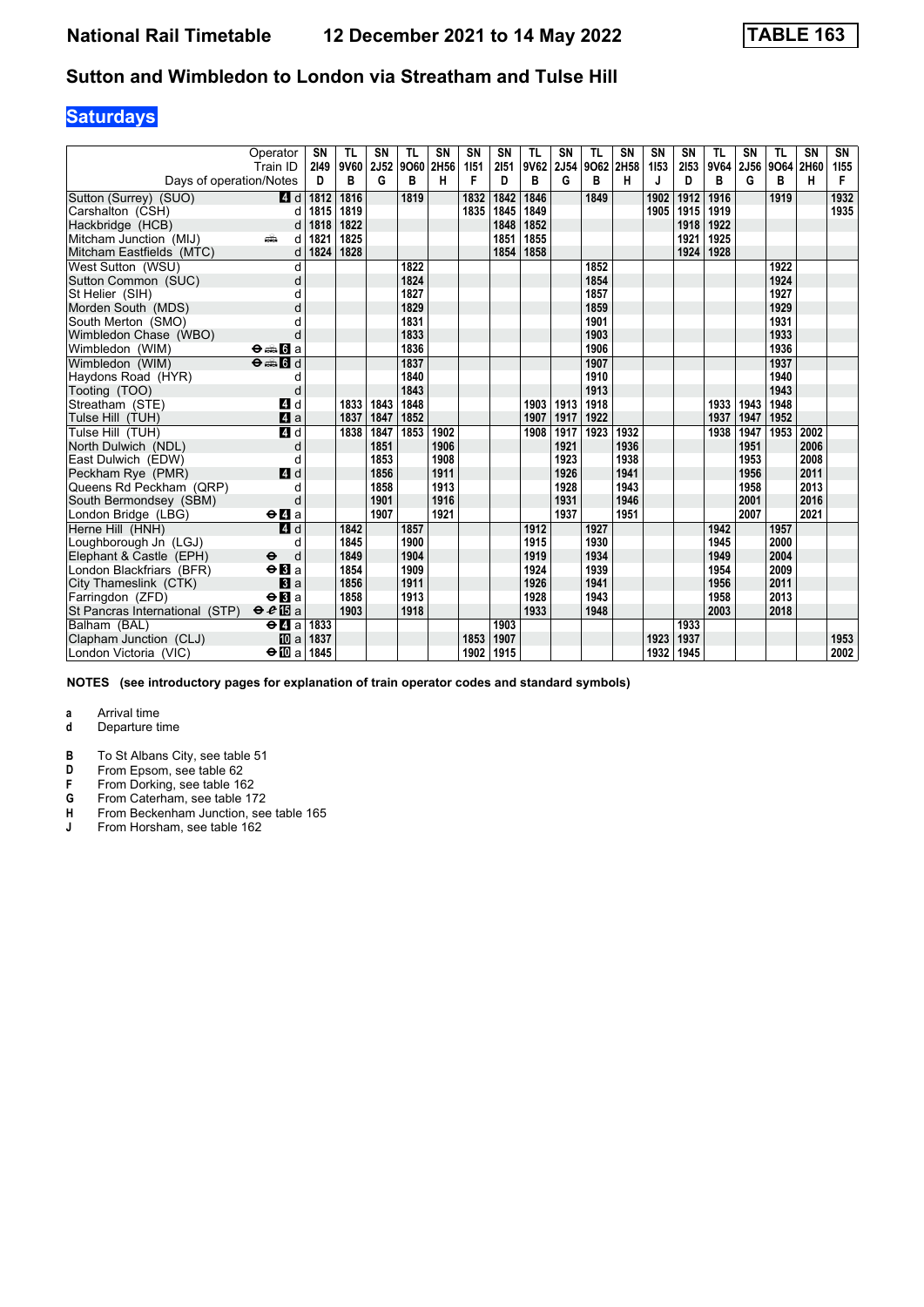# National Rail Timetable 12 December 2021 to 14 May 2022 TABLE 163

## Sutton and Wimbledon to London via Streatham and Tulse Hill

### Saturdays

| Operator | | SN | TL | SN | TL | SN | SN | SN | TL | SN | TL | SN | SN | SN | TL | SN | TL | SN | SN |
|---|---|---|---|---|---|---|---|---|---|---|---|---|---|---|---|---|---|---|---|
| Train ID | | 2I49 | 9V60 | 2J52 | 9O60 | 2H56 | 1I51 | 2I51 | 9V62 | 2J54 | 9O62 | 2H58 | 1I53 | 2I53 | 9V64 | 2J56 | 9O64 | 2H60 | 1I55 |
| Days of operation/Notes | | D | B | G | B | H | F | D | B | G | B | H | J | D | B | G | B | H | F |
| Sutton (Surrey) (SUO) | 4 d | 1812 | 1816 | | 1819 | | 1832 | 1842 | 1846 | | 1849 | | 1902 | 1912 | 1916 | | 1919 | | 1932 |
| Carshalton (CSH) | d | 1815 | 1819 | | | | 1835 | 1845 | 1849 | | | | 1905 | 1915 | 1919 | | | | 1935 |
| Hackbridge (HCB) | d | 1818 | 1822 | | | | | 1848 | 1852 | | | | | 1918 | 1922 | | | | |
| Mitcham Junction (MIJ) | d | 1821 | 1825 | | | | | 1851 | 1855 | | | | | 1921 | 1925 | | | | |
| Mitcham Eastfields (MTC) | d | 1824 | 1828 | | | | | 1854 | 1858 | | | | | 1924 | 1928 | | | | |
| West Sutton (WSU) | d | | | | 1822 | | | | | | 1852 | | | | | | 1922 | | |
| Sutton Common (SUC) | d | | | | 1824 | | | | | | 1854 | | | | | | 1924 | | |
| St Helier (SIH) | d | | | | 1827 | | | | | | 1857 | | | | | | 1927 | | |
| Morden South (MDS) | d | | | | 1829 | | | | | | 1859 | | | | | | 1929 | | |
| South Merton (SMO) | d | | | | 1831 | | | | | | 1901 | | | | | | 1931 | | |
| Wimbledon Chase (WBO) | d | | | | 1833 | | | | | | 1903 | | | | | | 1933 | | |
| Wimbledon (WIM) | ⊖ 6 a | | | | 1836 | | | | | | 1906 | | | | | | 1936 | | |
| Wimbledon (WIM) | ⊖ 6 d | | | | 1837 | | | | | | 1907 | | | | | | 1937 | | |
| Haydons Road (HYR) | d | | | | 1840 | | | | | | 1910 | | | | | | 1940 | | |
| Tooting (TOO) | d | | | | 1843 | | | | | | 1913 | | | | | | 1943 | | |
| Streatham (STE) | 4 d | | 1833 | 1843 | 1848 | | | | 1903 | 1913 | 1918 | | | | 1933 | 1943 | 1948 | | |
| Tulse Hill (TUH) | 4 a | | 1837 | 1847 | 1852 | | | | 1907 | 1917 | 1922 | | | | 1937 | 1947 | 1952 | | |
| Tulse Hill (TUH) | 4 d | | 1838 | 1847 | 1853 | 1902 | | | 1908 | 1917 | 1923 | 1932 | | | 1938 | 1947 | 1953 | 2002 | |
| North Dulwich (NDL) | d | | | 1851 | | 1906 | | | | 1921 | | 1936 | | | | 1951 | | 2006 | |
| East Dulwich (EDW) | d | | | 1853 | | 1908 | | | | 1923 | | 1938 | | | | 1953 | | 2008 | |
| Peckham Rye (PMR) | 4 d | | | 1856 | | 1911 | | | | 1926 | | 1941 | | | | 1956 | | 2011 | |
| Queens Rd Peckham (QRP) | d | | | 1858 | | 1913 | | | | 1928 | | 1943 | | | | 1958 | | 2013 | |
| South Bermondsey (SBM) | d | | | 1901 | | 1916 | | | | 1931 | | 1946 | | | | 2001 | | 2016 | |
| London Bridge (LBG) | ⊖ 4 a | | | 1907 | | 1921 | | | | 1937 | | 1951 | | | | 2007 | | 2021 | |
| Herne Hill (HNH) | 4 d | | 1842 | | 1857 | | | | 1912 | | 1927 | | | | 1942 | | 1957 | | |
| Loughborough Jn (LGJ) | d | | 1845 | | 1900 | | | | 1915 | | 1930 | | | | 1945 | | 2000 | | |
| Elephant & Castle (EPH) | ⊖ d | | 1849 | | 1904 | | | | 1919 | | 1934 | | | | 1949 | | 2004 | | |
| London Blackfriars (BFR) | ⊖ 3 a | | 1854 | | 1909 | | | | 1924 | | 1939 | | | | 1954 | | 2009 | | |
| City Thameslink (CTK) | 3 a | | 1856 | | 1911 | | | | 1926 | | 1941 | | | | 1956 | | 2011 | | |
| Farringdon (ZFD) | ⊖ 3 a | | 1858 | | 1913 | | | | 1928 | | 1943 | | | | 1958 | | 2013 | | |
| St Pancras International (STP) | ⊖ 15 a | | 1903 | | 1918 | | | | 1933 | | 1948 | | | | 2003 | | 2018 | | |
| Balham (BAL) | ⊖ 4 a | 1833 | | | | | | 1903 | | | | | | 1933 | | | | | |
| Clapham Junction (CLJ) | 10 a | 1837 | | | | | 1853 | 1907 | | | | | 1923 | 1937 | | | | | 1953 |
| London Victoria (VIC) | ⊖ 10 a | 1845 | | | | | 1902 | 1915 | | | | | 1932 | 1945 | | | | | 2002 |

**NOTES (see introductory pages for explanation of train operator codes and standard symbols)**

**a** Arrival time
**d** Departure time

**B** To St Albans City, see table 51
**D** From Epsom, see table 62
**F** From Dorking, see table 162
**G** From Caterham, see table 172
**H** From Beckenham Junction, see table 165
**J** From Horsham, see table 162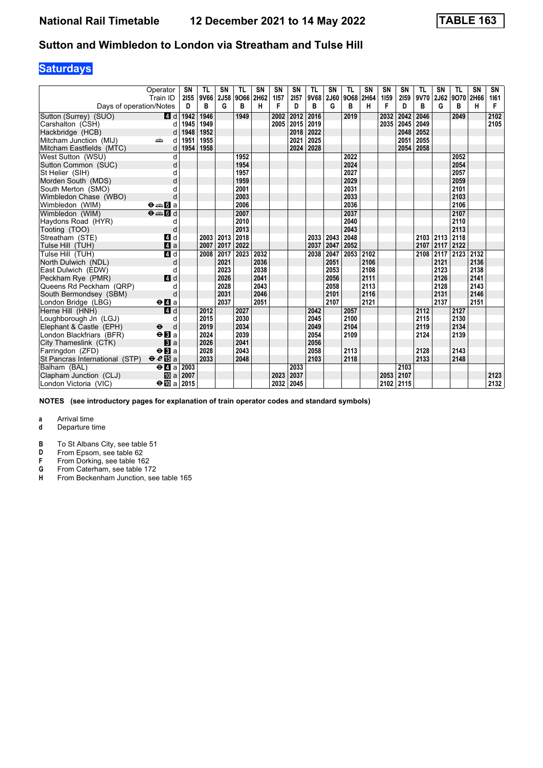# National Rail Timetable 12 December 2021 to 14 May 2022 TABLE 163

## Sutton and Wimbledon to London via Streatham and Tulse Hill

### Saturdays

| Operator | | SN | TL | SN | TL | SN | SN | SN | TL | SN | TL | SN | SN | SN | TL | SN | TL | SN | SN |
|---|---|---|---|---|---|---|---|---|---|---|---|---|---|---|---|---|---|---|---|
| Train ID | | 2I55 | 9V66 | 2J58 | 9O66 | 2H62 | 1I57 | 2I57 | 9V68 | 2J60 | 9O68 | 2H64 | 1I59 | 2I59 | 9V70 | 2J62 | 9O70 | 2H66 | 1I61 |
| Days of operation/Notes | | D | B | G | B | H | F | D | B | G | B | H | F | D | B | G | B | H | F |
| Sutton (Surrey) (SUO) | 4 d | 1942 | 1946 | | 1949 | | 2002 | 2012 | 2016 | | 2019 | | 2032 | 2042 | 2046 | | 2049 | | 2102 |
| Carshalton (CSH) | d | 1945 | 1949 | | | | 2005 | 2015 | 2019 | | | | 2035 | 2045 | 2049 | | | | 2105 |
| Hackbridge (HCB) | d | 1948 | 1952 | | | | | 2018 | 2022 | | | | | 2048 | 2052 | | | | |
| Mitcham Junction (MIJ) | d | 1951 | 1955 | | | | | 2021 | 2025 | | | | | 2051 | 2055 | | | | |
| Mitcham Eastfields (MTC) | d | 1954 | 1958 | | | | | 2024 | 2028 | | | | | 2054 | 2058 | | | | |
| West Sutton (WSU) | d | | | | 1952 | | | | | | 2022 | | | | | | 2052 | | |
| Sutton Common (SUC) | d | | | | 1954 | | | | | | 2024 | | | | | | 2054 | | |
| St Helier (SIH) | d | | | | 1957 | | | | | | 2027 | | | | | | 2057 | | |
| Morden South (MDS) | d | | | | 1959 | | | | | | 2029 | | | | | | 2059 | | |
| South Merton (SMO) | d | | | | 2001 | | | | | | 2031 | | | | | | 2101 | | |
| Wimbledon Chase (WBO) | d | | | | 2003 | | | | | | 2033 | | | | | | 2103 | | |
| Wimbledon (WIM) | 6 a | | | | 2006 | | | | | | 2036 | | | | | | 2106 | | |
| Wimbledon (WIM) | 6 d | | | | 2007 | | | | | | 2037 | | | | | | 2107 | | |
| Haydons Road (HYR) | d | | | | 2010 | | | | | | 2040 | | | | | | 2110 | | |
| Tooting (TOO) | d | | | | 2013 | | | | | | 2043 | | | | | | 2113 | | |
| Streatham (STE) | 4 d | | 2003 | 2013 | 2018 | | | | 2033 | 2043 | 2048 | | | | 2103 | 2113 | 2118 | | |
| Tulse Hill (TUH) | 4 a | | 2007 | 2017 | 2022 | | | | 2037 | 2047 | 2052 | | | | 2107 | 2117 | 2122 | | |
| Tulse Hill (TUH) | 4 d | | 2008 | 2017 | 2023 | 2032 | | | 2038 | 2047 | 2053 | 2102 | | | 2108 | 2117 | 2123 | 2132 | |
| North Dulwich (NDL) | d | | | 2021 | | 2036 | | | | 2051 | | 2106 | | | | 2121 | | 2136 | |
| East Dulwich (EDW) | d | | | 2023 | | 2038 | | | | 2053 | | 2108 | | | | 2123 | | 2138 | |
| Peckham Rye (PMR) | 4 d | | | 2026 | | 2041 | | | | 2056 | | 2111 | | | | 2126 | | 2141 | |
| Queens Rd Peckham (QRP) | d | | | 2028 | | 2043 | | | | 2058 | | 2113 | | | | 2128 | | 2143 | |
| South Bermondsey (SBM) | d | | | 2031 | | 2046 | | | | 2101 | | 2116 | | | | 2131 | | 2146 | |
| London Bridge (LBG) | 4 a | | | 2037 | | 2051 | | | | 2107 | | 2121 | | | | 2137 | | 2151 | |
| Herne Hill (HNH) | 4 d | | 2012 | | 2027 | | | | 2042 | | 2057 | | | | 2112 | | 2127 | | |
| Loughborough Jn (LGJ) | d | | 2015 | | 2030 | | | | 2045 | | 2100 | | | | 2115 | | 2130 | | |
| Elephant & Castle (EPH) | d | | 2019 | | 2034 | | | | 2049 | | 2104 | | | | 2119 | | 2134 | | |
| London Blackfriars (BFR) | 3 a | | 2024 | | 2039 | | | | 2054 | | 2109 | | | | 2124 | | 2139 | | |
| City Thameslink (CTK) | 3 a | | 2026 | | 2041 | | | | 2056 | | | | | | | | | | |
| Farringdon (ZFD) | 3 a | | 2028 | | 2043 | | | | 2058 | | 2113 | | | | 2128 | | 2143 | | |
| St Pancras International (STP) | 15 a | | 2033 | | 2048 | | | | 2103 | | 2118 | | | | 2133 | | 2148 | | |
| Balham (BAL) | 4 a | 2003 | | | | | | 2033 | | | | | | 2103 | | | | | |
| Clapham Junction (CLJ) | 10 a | 2007 | | | | | 2023 | 2037 | | | | | 2053 | 2107 | | | | | 2123 |
| London Victoria (VIC) | 10 a | 2015 | | | | | 2032 | 2045 | | | | | 2102 | 2115 | | | | | 2132 |

**NOTES (see introductory pages for explanation of train operator codes and standard symbols)**

**a** Arrival time
**d** Departure time

**B** To St Albans City, see table 51
**D** From Epsom, see table 62
**F** From Dorking, see table 162
**G** From Caterham, see table 172
**H** From Beckenham Junction, see table 165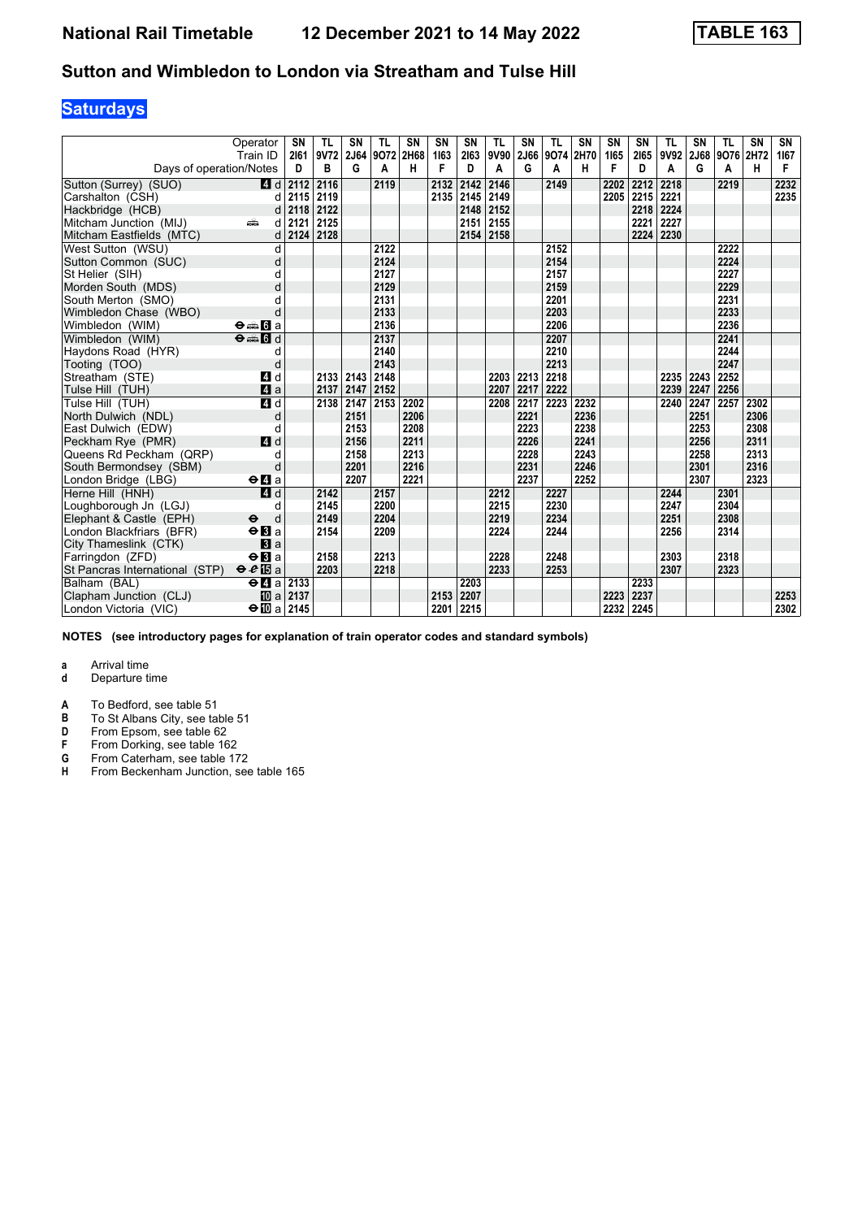# National Rail Timetable 12 December 2021 to 14 May 2022 TABLE 163

## Sutton and Wimbledon to London via Streatham and Tulse Hill

### Saturdays

| Operator | | SN | TL | SN | TL | SN | SN | SN | TL | SN | TL | SN | SN | SN | TL | SN | TL | SN | SN |
|---|---|---|---|---|---|---|---|---|---|---|---|---|---|---|---|---|---|---|---|
| Train ID | | 2I61 | 9V72 | 2J64 | 9O72 | 2H68 | 1I63 | 2I63 | 9V90 | 2J66 | 9O74 | 2H70 | 1I65 | 2I65 | 9V92 | 2J68 | 9O76 | 2H72 | 1I67 |
| Days of operation/Notes | | D | B | G | A | H | F | D | A | G | A | H | F | D | A | G | A | H | F |
| Sutton (Surrey) (SUO) | 4 d | 2112 | 2116 | | 2119 | | 2132 | 2142 | 2146 | | 2149 | | 2202 | 2212 | 2218 | | 2219 | | 2232 |
| Carshalton (CSH) | d | 2115 | 2119 | | | | 2135 | 2145 | 2149 | | | | 2205 | 2215 | 2221 | | | | 2235 |
| Hackbridge (HCB) | d | 2118 | 2122 | | | | | 2148 | 2152 | | | | | 2218 | 2224 | | | | |
| Mitcham Junction (MIJ) | d | 2121 | 2125 | | | | | 2151 | 2155 | | | | | 2221 | 2227 | | | | |
| Mitcham Eastfields (MTC) | d | 2124 | 2128 | | | | | 2154 | 2158 | | | | | 2224 | 2230 | | | | |
| West Sutton (WSU) | d | | | | 2122 | | | | | | 2152 | | | | | | 2222 | | |
| Sutton Common (SUC) | d | | | | 2124 | | | | | | 2154 | | | | | | 2224 | | |
| St Helier (SIH) | d | | | | 2127 | | | | | | 2157 | | | | | | 2227 | | |
| Morden South (MDS) | d | | | | 2129 | | | | | | 2159 | | | | | | 2229 | | |
| South Merton (SMO) | d | | | | 2131 | | | | | | 2201 | | | | | | 2231 | | |
| Wimbledon Chase (WBO) | d | | | | 2133 | | | | | | 2203 | | | | | | 2233 | | |
| Wimbledon (WIM) | 6 a | | | | 2136 | | | | | | 2206 | | | | | | 2236 | | |
| Wimbledon (WIM) | 6 d | | | | 2137 | | | | | | 2207 | | | | | | 2241 | | |
| Haydons Road (HYR) | d | | | | 2140 | | | | | | 2210 | | | | | | 2244 | | |
| Tooting (TOO) | d | | | | 2143 | | | | | | 2213 | | | | | | 2247 | | |
| Streatham (STE) | 4 d | | 2133 | 2143 | 2148 | | | | 2203 | 2213 | 2218 | | | | 2235 | 2243 | 2252 | | |
| Tulse Hill (TUH) | 4 a | | 2137 | 2147 | 2152 | | | | 2207 | 2217 | 2222 | | | | 2239 | 2247 | 2256 | | |
| Tulse Hill (TUH) | 4 d | | 2138 | 2147 | 2153 | 2202 | | | 2208 | 2217 | 2223 | 2232 | | | 2240 | 2247 | 2257 | 2302 | |
| North Dulwich (NDL) | d | | | 2151 | | 2206 | | | | 2221 | | 2236 | | | | 2251 | | 2306 | |
| East Dulwich (EDW) | d | | | 2153 | | 2208 | | | | 2223 | | 2238 | | | | 2253 | | 2308 | |
| Peckham Rye (PMR) | 4 d | | | 2156 | | 2211 | | | | 2226 | | 2241 | | | | 2256 | | 2311 | |
| Queens Rd Peckham (QRP) | d | | | 2158 | | 2213 | | | | 2228 | | 2243 | | | | 2258 | | 2313 | |
| South Bermondsey (SBM) | d | | | 2201 | | 2216 | | | | 2231 | | 2246 | | | | 2301 | | 2316 | |
| London Bridge (LBG) | 4 a | | | 2207 | | 2221 | | | | 2237 | | 2252 | | | | 2307 | | 2323 | |
| Herne Hill (HNH) | 4 d | | 2142 | | 2157 | | | | 2212 | | 2227 | | | | 2244 | | 2301 | | |
| Loughborough Jn (LGJ) | d | | 2145 | | 2200 | | | | 2215 | | 2230 | | | | 2247 | | 2304 | | |
| Elephant & Castle (EPH) | d | | 2149 | | 2204 | | | | 2219 | | 2234 | | | | 2251 | | 2308 | | |
| London Blackfriars (BFR) | 3 a | | 2154 | | 2209 | | | | 2224 | | 2244 | | | | 2256 | | 2314 | | |
| City Thameslink (CTK) | 3 a | | | | | | | | | | | | | | | | | | |
| Farringdon (ZFD) | 3 a | | 2158 | | 2213 | | | | 2228 | | 2248 | | | | 2303 | | 2318 | | |
| St Pancras International (STP) | 15 a | | 2203 | | 2218 | | | | 2233 | | 2253 | | | | 2307 | | 2323 | | |
| Balham (BAL) | 4 a | 2133 | | | | | | 2203 | | | | | | 2233 | | | | | |
| Clapham Junction (CLJ) | 10 a | 2137 | | | | | 2153 | 2207 | | | | | 2223 | 2237 | | | | | 2253 |
| London Victoria (VIC) | 10 a | 2145 | | | | | 2201 | 2215 | | | | | 2232 | 2245 | | | | | 2302 |

**NOTES (see introductory pages for explanation of train operator codes and standard symbols)**

- **a** Arrival time
- **d** Departure time

- **A** To Bedford, see table 51
- **B** To St Albans City, see table 51
- **D** From Epsom, see table 62
- **F** From Dorking, see table 162
- **G** From Caterham, see table 172
- **H** From Beckenham Junction, see table 165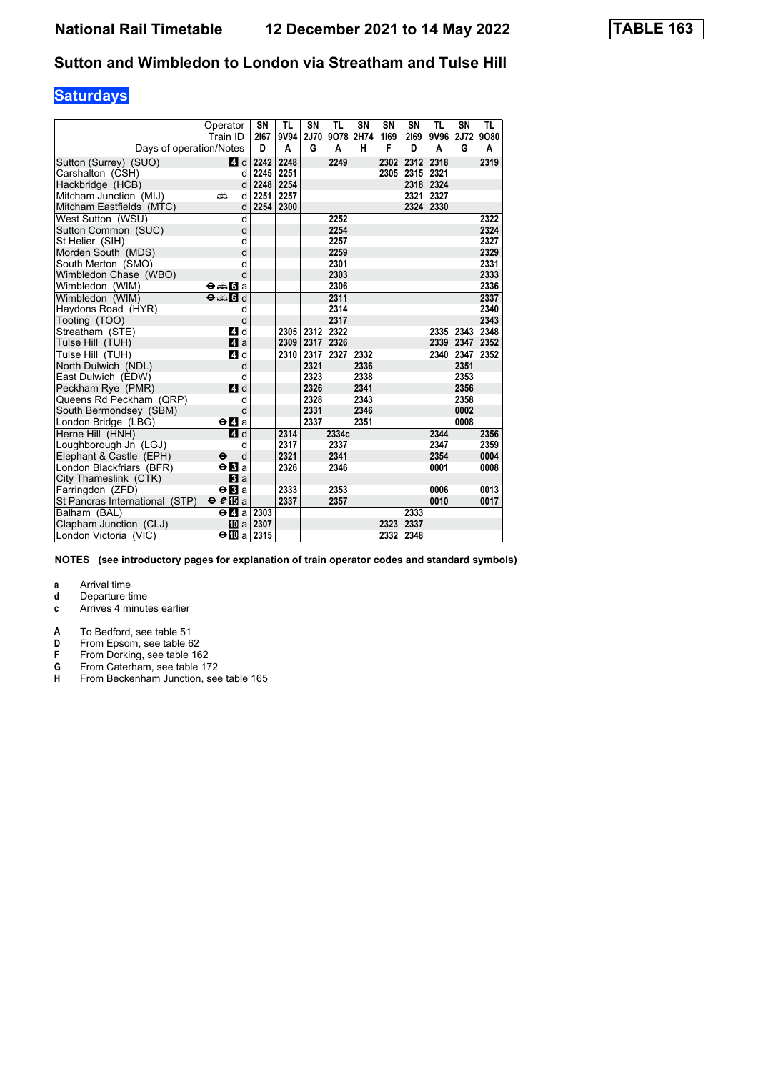# National Rail Timetable 12 December 2021 to 14 May 2022

**TABLE 163**

## Sutton and Wimbledon to London via Streatham and Tulse Hill

### Saturdays

| Operator | | SN | TL | SN | TL | SN | SN | SN | TL | SN | TL |
|---|---|---|---|---|---|---|---|---|---|---|---|
| Train ID | | 2I67 | 9V94 | 2J70 | 9O78 | 2H74 | 1I69 | 2I69 | 9V96 | 2J72 | 9O80 |
| Days of operation/Notes | | D | A | G | A | H | F | D | A | G | A |
| Sutton (Surrey) (SUO) | 4 d | 2242 | 2248 | | 2249 | | 2302 | 2312 | 2318 | | 2319 |
| Carshalton (CSH) | d | 2245 | 2251 | | | | 2305 | 2315 | 2321 | | |
| Hackbridge (HCB) | d | 2248 | 2254 | | | | | 2318 | 2324 | | |
| Mitcham Junction (MIJ) | d | 2251 | 2257 | | | | | 2321 | 2327 | | |
| Mitcham Eastfields (MTC) | d | 2254 | 2300 | | | | | 2324 | 2330 | | |
| West Sutton (WSU) | d | | | | 2252 | | | | | | 2322 |
| Sutton Common (SUC) | d | | | | 2254 | | | | | | 2324 |
| St Helier (SIH) | d | | | | 2257 | | | | | | 2327 |
| Morden South (MDS) | d | | | | 2259 | | | | | | 2329 |
| South Merton (SMO) | d | | | | 2301 | | | | | | 2331 |
| Wimbledon Chase (WBO) | d | | | | 2303 | | | | | | 2333 |
| Wimbledon (WIM) | ⊖ 6 a | | | | 2306 | | | | | | 2336 |
| Wimbledon (WIM) | ⊖ 6 d | | | | 2311 | | | | | | 2337 |
| Haydons Road (HYR) | d | | | | 2314 | | | | | | 2340 |
| Tooting (TOO) | d | | | | 2317 | | | | | | 2343 |
| Streatham (STE) | 4 d | | 2305 | 2312 | 2322 | | | | 2335 | 2343 | 2348 |
| Tulse Hill (TUH) | 4 a | | 2309 | 2317 | 2326 | | | | 2339 | 2347 | 2352 |
| Tulse Hill (TUH) | 4 d | | 2310 | 2317 | 2327 | 2332 | | | 2340 | 2347 | 2352 |
| North Dulwich (NDL) | d | | | 2321 | | 2336 | | | | 2351 | |
| East Dulwich (EDW) | d | | | 2323 | | 2338 | | | | 2353 | |
| Peckham Rye (PMR) | 4 d | | | 2326 | | 2341 | | | | 2356 | |
| Queens Rd Peckham (QRP) | d | | | 2328 | | 2343 | | | | 2358 | |
| South Bermondsey (SBM) | d | | | 2331 | | 2346 | | | | 0002 | |
| London Bridge (LBG) | ⊖ 4 a | | | 2337 | | 2351 | | | | 0008 | |
| Herne Hill (HNH) | 4 d | | 2314 | | 2334c | | | | 2344 | | 2356 |
| Loughborough Jn (LGJ) | d | | 2317 | | 2337 | | | | 2347 | | 2359 |
| Elephant & Castle (EPH) | ⊖ d | | 2321 | | 2341 | | | | 2354 | | 0004 |
| London Blackfriars (BFR) | ⊖ 3 a | | 2326 | | 2346 | | | | 0001 | | 0008 |
| City Thameslink (CTK) | 3 a | | | | | | | | | | |
| Farringdon (ZFD) | ⊖ 3 a | | 2333 | | 2353 | | | | 0006 | | 0013 |
| St Pancras International (STP) | ⊖ 15 a | | 2337 | | 2357 | | | | 0010 | | 0017 |
| Balham (BAL) | ⊖ 4 a | 2303 | | | | | | 2333 | | | |
| Clapham Junction (CLJ) | 10 a | 2307 | | | | | 2323 | 2337 | | | |
| London Victoria (VIC) | ⊖ 10 a | 2315 | | | | | 2332 | 2348 | | | |

**NOTES (see introductory pages for explanation of train operator codes and standard symbols)**

- **a** Arrival time
- **d** Departure time
- **c** Arrives 4 minutes earlier

- **A** To Bedford, see table 51
- **D** From Epsom, see table 62
- **F** From Dorking, see table 162
- **G** From Caterham, see table 172
- **H** From Beckenham Junction, see table 165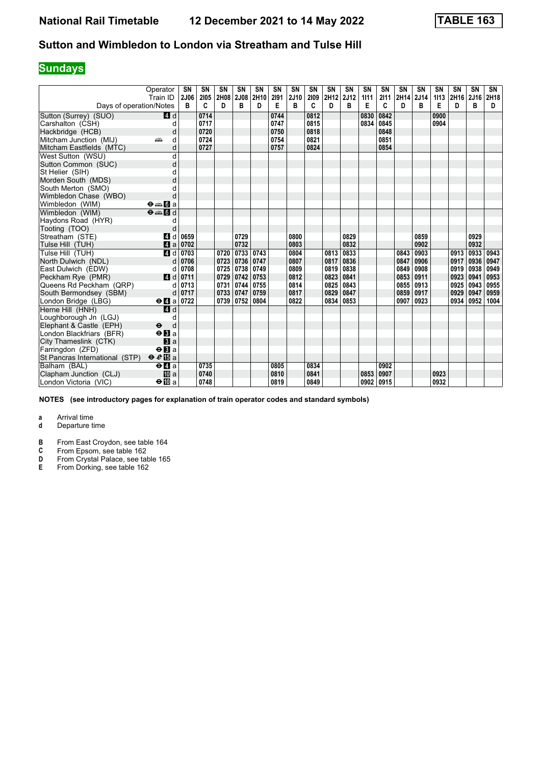# National Rail Timetable 12 December 2021 to 14 May 2022 TABLE 163

## Sutton and Wimbledon to London via Streatham and Tulse Hill

**Sundays**

| Operator | | SN | SN | SN | SN | SN | SN | SN | SN | SN | SN | SN | SN | SN | SN | SN | SN | SN | SN |
|---|---|---|---|---|---|---|---|---|---|---|---|---|---|---|---|---|---|---|---|
| Train ID | | 2J06 | 2I05 | 2H08 | 2J08 | 2H10 | 2I91 | 2J10 | 2I09 | 2H12 | 2J12 | 1I11 | 2I11 | 2H14 | 2J14 | 1I13 | 2H16 | 2J16 | 2H18 |
| Days of operation/Notes | | B | C | D | B | D | E | B | C | D | B | E | C | D | B | E | D | B | D |
| Sutton (Surrey) (SUO) | 4 d | | 0714 | | | | 0744 | | 0812 | | | 0830 | 0842 | | | 0900 | | | |
| Carshalton (CSH) | d | | 0717 | | | | 0747 | | 0815 | | | 0834 | 0845 | | | 0904 | | | |
| Hackbridge (HCB) | d | | 0720 | | | | 0750 | | 0818 | | | | 0848 | | | | | | |
| Mitcham Junction (MIJ) | d | | 0724 | | | | 0754 | | 0821 | | | | 0851 | | | | | | |
| Mitcham Eastfields (MTC) | d | | 0727 | | | | 0757 | | 0824 | | | | 0854 | | | | | | |
| West Sutton (WSU) | d | | | | | | | | | | | | | | | | | | |
| Sutton Common (SUC) | d | | | | | | | | | | | | | | | | | | |
| St Helier (SIH) | d | | | | | | | | | | | | | | | | | | |
| Morden South (MDS) | d | | | | | | | | | | | | | | | | | | |
| South Merton (SMO) | d | | | | | | | | | | | | | | | | | | |
| Wimbledon Chase (WBO) | d | | | | | | | | | | | | | | | | | | |
| Wimbledon (WIM) | ⊖ 6 a | | | | | | | | | | | | | | | | | | |
| Wimbledon (WIM) | ⊖ 6 d | | | | | | | | | | | | | | | | | | |
| Haydons Road (HYR) | d | | | | | | | | | | | | | | | | | | |
| Tooting (TOO) | d | | | | | | | | | | | | | | | | | | |
| Streatham (STE) | 4 d | 0659 | | | 0729 | | | 0800 | | | 0829 | | | | 0859 | | | 0929 | |
| Tulse Hill (TUH) | 4 a | 0702 | | | 0732 | | | 0803 | | | 0832 | | | | 0902 | | | 0932 | |
| Tulse Hill (TUH) | 4 d | 0703 | | 0720 | 0733 | 0743 | | 0804 | | 0813 | 0833 | | | 0843 | 0903 | | 0913 | 0933 | 0943 |
| North Dulwich (NDL) | d | 0706 | | 0723 | 0736 | 0747 | | 0807 | | 0817 | 0836 | | | 0847 | 0906 | | 0917 | 0936 | 0947 |
| East Dulwich (EDW) | d | 0708 | | 0725 | 0738 | 0749 | | 0809 | | 0819 | 0838 | | | 0849 | 0908 | | 0919 | 0938 | 0949 |
| Peckham Rye (PMR) | 4 d | 0711 | | 0729 | 0742 | 0753 | | 0812 | | 0823 | 0841 | | | 0853 | 0911 | | 0923 | 0941 | 0953 |
| Queens Rd Peckham (QRP) | d | 0713 | | 0731 | 0744 | 0755 | | 0814 | | 0825 | 0843 | | | 0855 | 0913 | | 0925 | 0943 | 0955 |
| South Bermondsey (SBM) | d | 0717 | | 0733 | 0747 | 0759 | | 0817 | | 0829 | 0847 | | | 0859 | 0917 | | 0929 | 0947 | 0959 |
| London Bridge (LBG) | ⊖ 4 a | 0722 | | 0739 | 0752 | 0804 | | 0822 | | 0834 | 0853 | | | 0907 | 0923 | | 0934 | 0952 | 1004 |
| Herne Hill (HNH) | 4 d | | | | | | | | | | | | | | | | | | |
| Loughborough Jn (LGJ) | d | | | | | | | | | | | | | | | | | | |
| Elephant & Castle (EPH) | ⊖ d | | | | | | | | | | | | | | | | | | |
| London Blackfriars (BFR) | ⊖ 3 a | | | | | | | | | | | | | | | | | | |
| City Thameslink (CTK) | 3 a | | | | | | | | | | | | | | | | | | |
| Farringdon (ZFD) | ⊖ 3 a | | | | | | | | | | | | | | | | | | |
| St Pancras International (STP) | ⊖ 15 a | | | | | | | | | | | | | | | | | | |
| Balham (BAL) | ⊖ 4 a | | 0735 | | | | 0805 | | 0834 | | | | 0902 | | | | | | |
| Clapham Junction (CLJ) | 10 a | | 0740 | | | | 0810 | | 0841 | | | 0853 | 0907 | | | 0923 | | | |
| London Victoria (VIC) | ⊖ 10 a | | 0748 | | | | 0819 | | 0849 | | | 0902 | 0915 | | | 0932 | | | |

**NOTES (see introductory pages for explanation of train operator codes and standard symbols)**

**a** Arrival time
**d** Departure time

**B** From East Croydon, see table 164
**C** From Epsom, see table 162
**D** From Crystal Palace, see table 165
**E** From Dorking, see table 162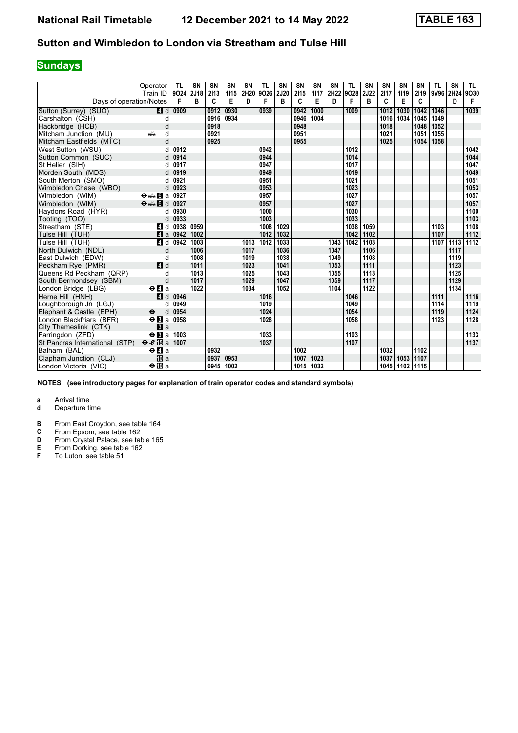# National Rail Timetable 12 December 2021 to 14 May 2022 TABLE 163

## Sutton and Wimbledon to London via Streatham and Tulse Hill

### Sundays

| Operator | | TL | SN | SN | SN | SN | TL | SN | SN | SN | SN | TL | SN | SN | SN | SN | TL | SN | TL |
|---|---|---|---|---|---|---|---|---|---|---|---|---|---|---|---|---|---|---|---|
| Train ID | | 9O24 | 2J18 | 2I13 | 1I15 | 2H20 | 9O26 | 2J20 | 2I15 | 1I17 | 2H22 | 9O28 | 2J22 | 2I17 | 1I19 | 2I19 | 9V96 | 2H24 | 9O30 |
| Days of operation/Notes | | F | B | C | E | D | F | B | C | E | D | F | B | C | E | C | | D | F |
| Sutton (Surrey) (SUO) | 4 d | 0909 | | 0912 | 0930 | | 0939 | | 0942 | 1000 | | 1009 | | 1012 | 1030 | 1042 | 1046 | | 1039 |
| Carshalton (CSH) | d | | | 0916 | 0934 | | | | 0946 | 1004 | | | | 1016 | 1034 | 1045 | 1049 | | |
| Hackbridge (HCB) | d | | | 0918 | | | | | 0948 | | | | | 1018 | | 1048 | 1052 | | |
| Mitcham Junction (MIJ) | d | | | 0921 | | | | | 0951 | | | | | 1021 | | 1051 | 1055 | | |
| Mitcham Eastfields (MTC) | d | | | 0925 | | | | | 0955 | | | | | 1025 | | 1054 | 1058 | | |
| West Sutton (WSU) | d | 0912 | | | | | 0942 | | | | | 1012 | | | | | | | 1042 |
| Sutton Common (SUC) | d | 0914 | | | | | 0944 | | | | | 1014 | | | | | | | 1044 |
| St Helier (SIH) | d | 0917 | | | | | 0947 | | | | | 1017 | | | | | | | 1047 |
| Morden South (MDS) | d | 0919 | | | | | 0949 | | | | | 1019 | | | | | | | 1049 |
| South Merton (SMO) | d | 0921 | | | | | 0951 | | | | | 1021 | | | | | | | 1051 |
| Wimbledon Chase (WBO) | d | 0923 | | | | | 0953 | | | | | 1023 | | | | | | | 1053 |
| Wimbledon (WIM) | ⊖ 6 a | 0927 | | | | | 0957 | | | | | 1027 | | | | | | | 1057 |
| Wimbledon (WIM) | ⊖ 6 d | 0927 | | | | | 0957 | | | | | 1027 | | | | | | | 1057 |
| Haydons Road (HYR) | d | 0930 | | | | | 1000 | | | | | 1030 | | | | | | | 1100 |
| Tooting (TOO) | d | 0933 | | | | | 1003 | | | | | 1033 | | | | | | | 1103 |
| Streatham (STE) | 4 d | 0938 | 0959 | | | | 1008 | 1029 | | | | 1038 | 1059 | | | | 1103 | | 1108 |
| Tulse Hill (TUH) | 4 a | 0942 | 1002 | | | | 1012 | 1032 | | | | 1042 | 1102 | | | | 1107 | | 1112 |
| Tulse Hill (TUH) | 4 d | 0942 | 1003 | | | 1013 | 1012 | 1033 | | | 1043 | 1042 | 1103 | | | | 1107 | 1113 | 1112 |
| North Dulwich (NDL) | d | | 1006 | | | 1017 | | 1036 | | | 1047 | | 1106 | | | | | 1117 | |
| East Dulwich (EDW) | d | | 1008 | | | 1019 | | 1038 | | | 1049 | | 1108 | | | | | 1119 | |
| Peckham Rye (PMR) | 4 d | | 1011 | | | 1023 | | 1041 | | | 1053 | | 1111 | | | | | 1123 | |
| Queens Rd Peckham (QRP) | d | | 1013 | | | 1025 | | 1043 | | | 1055 | | 1113 | | | | | 1125 | |
| South Bermondsey (SBM) | d | | 1017 | | | 1029 | | 1047 | | | 1059 | | 1117 | | | | | 1129 | |
| London Bridge (LBG) | ⊖ 4 a | | 1022 | | | 1034 | | 1052 | | | 1104 | | 1122 | | | | | 1134 | |
| Herne Hill (HNH) | 4 d | 0946 | | | | | 1016 | | | | | 1046 | | | | | 1111 | | 1116 |
| Loughborough Jn (LGJ) | d | 0949 | | | | | 1019 | | | | | 1049 | | | | | 1114 | | 1119 |
| Elephant & Castle (EPH) | ⊖ d | 0954 | | | | | 1024 | | | | | 1054 | | | | | 1119 | | 1124 |
| London Blackfriars (BFR) | ⊖ 3 a | 0958 | | | | | 1028 | | | | | 1058 | | | | | 1123 | | 1128 |
| City Thameslink (CTK) | 3 a | | | | | | | | | | | | | | | | | | |
| Farringdon (ZFD) | ⊖ 3 a | 1003 | | | | | 1033 | | | | | 1103 | | | | | | | 1133 |
| St Pancras International (STP) | ⊖ 15 a | 1007 | | | | | 1037 | | | | | 1107 | | | | | | | 1137 |
| Balham (BAL) | ⊖ 4 a | | | 0932 | | | | | 1002 | | | | | 1032 | | 1102 | | | |
| Clapham Junction (CLJ) | 10 a | | | 0937 | 0953 | | | | 1007 | 1023 | | | | 1037 | 1053 | 1107 | | | |
| London Victoria (VIC) | ⊖ 10 a | | | 0945 | 1002 | | | | 1015 | 1032 | | | | 1045 | 1102 | 1115 | | | |

**NOTES (see introductory pages for explanation of train operator codes and standard symbols)**

**a** Arrival time
**d** Departure time

**B** From East Croydon, see table 164
**C** From Epsom, see table 162
**D** From Crystal Palace, see table 165
**E** From Dorking, see table 162
**F** To Luton, see table 51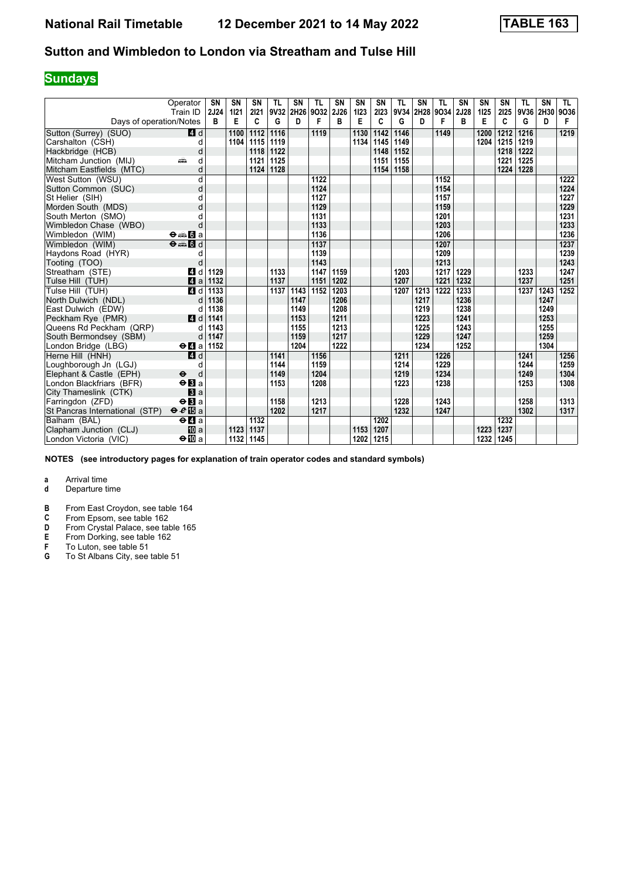# National Rail Timetable 12 December 2021 to 14 May 2022 TABLE 163

## Sutton and Wimbledon to London via Streatham and Tulse Hill

### Sundays

| Operator | | SN | SN | SN | TL | SN | TL | SN | SN | SN | TL | SN | TL | SN | SN | SN | TL | SN | TL |
|---|---|---|---|---|---|---|---|---|---|---|---|---|---|---|---|---|---|---|---|
| Train ID | | 2J24 | 1I21 | 2I21 | 9V32 | 2H26 | 9O32 | 2J26 | 1I23 | 2I23 | 9V34 | 2H28 | 9O34 | 2J28 | 1I25 | 2I25 | 9V36 | 2H30 | 9O36 |
| Days of operation/Notes | | B | E | C | G | D | F | B | E | C | G | D | F | B | E | C | G | D | F |
| Sutton (Surrey) (SUO) | 4 d | | 1100 | 1112 | 1116 | | 1119 | | 1130 | 1142 | 1146 | | 1149 | | 1200 | 1212 | 1216 | | 1219 |
| Carshalton (CSH) | d | | 1104 | 1115 | 1119 | | | | 1134 | 1145 | 1149 | | | | 1204 | 1215 | 1219 | | |
| Hackbridge (HCB) | d | | | 1118 | 1122 | | | | | 1148 | 1152 | | | | | 1218 | 1222 | | |
| Mitcham Junction (MIJ) | d | | | 1121 | 1125 | | | | | 1151 | 1155 | | | | | 1221 | 1225 | | |
| Mitcham Eastfields (MTC) | d | | | 1124 | 1128 | | | | | 1154 | 1158 | | | | | 1224 | 1228 | | |
| West Sutton (WSU) | d | | | | | | 1122 | | | | | | 1152 | | | | | | 1222 |
| Sutton Common (SUC) | d | | | | | | 1124 | | | | | | 1154 | | | | | | 1224 |
| St Helier (SIH) | d | | | | | | 1127 | | | | | | 1157 | | | | | | 1227 |
| Morden South (MDS) | d | | | | | | 1129 | | | | | | 1159 | | | | | | 1229 |
| South Merton (SMO) | d | | | | | | 1131 | | | | | | 1201 | | | | | | 1231 |
| Wimbledon Chase (WBO) | d | | | | | | 1133 | | | | | | 1203 | | | | | | 1233 |
| Wimbledon (WIM) | ⊖ 6 a | | | | | | 1136 | | | | | | 1206 | | | | | | 1236 |
| Wimbledon (WIM) | ⊖ 6 d | | | | | | 1137 | | | | | | 1207 | | | | | | 1237 |
| Haydons Road (HYR) | d | | | | | | 1139 | | | | | | 1209 | | | | | | 1239 |
| Tooting (TOO) | d | | | | | | 1143 | | | | | | 1213 | | | | | | 1243 |
| Streatham (STE) | 4 d | 1129 | | | 1133 | | 1147 | 1159 | | | 1203 | | 1217 | 1229 | | | 1233 | | 1247 |
| Tulse Hill (TUH) | 4 a | 1132 | | | 1137 | | 1151 | 1202 | | | 1207 | | 1221 | 1232 | | | 1237 | | 1251 |
| Tulse Hill (TUH) | 4 d | 1133 | | | 1137 | 1143 | 1152 | 1203 | | | 1207 | 1213 | 1222 | 1233 | | | 1237 | 1243 | 1252 |
| North Dulwich (NDL) | d | 1136 | | | | 1147 | | 1206 | | | | 1217 | | 1236 | | | | 1247 | |
| East Dulwich (EDW) | d | 1138 | | | | 1149 | | 1208 | | | | 1219 | | 1238 | | | | 1249 | |
| Peckham Rye (PMR) | 4 d | 1141 | | | | 1153 | | 1211 | | | | 1223 | | 1241 | | | | 1253 | |
| Queens Rd Peckham (QRP) | d | 1143 | | | | 1155 | | 1213 | | | | 1225 | | 1243 | | | | 1255 | |
| South Bermondsey (SBM) | d | 1147 | | | | 1159 | | 1217 | | | | 1229 | | 1247 | | | | 1259 | |
| London Bridge (LBG) | ⊖ 4 a | 1152 | | | | 1204 | | 1222 | | | | 1234 | | 1252 | | | | 1304 | |
| Herne Hill (HNH) | 4 d | | | | 1141 | | 1156 | | | | 1211 | | 1226 | | | | 1241 | | 1256 |
| Loughborough Jn (LGJ) | d | | | | 1144 | | 1159 | | | | 1214 | | 1229 | | | | 1244 | | 1259 |
| Elephant & Castle (EPH) | ⊖ d | | | | 1149 | | 1204 | | | | 1219 | | 1234 | | | | 1249 | | 1304 |
| London Blackfriars (BFR) | ⊖ 3 a | | | | 1153 | | 1208 | | | | 1223 | | 1238 | | | | 1253 | | 1308 |
| City Thameslink (CTK) | 3 a | | | | | | | | | | | | | | | | | | |
| Farringdon (ZFD) | ⊖ 3 a | | | | 1158 | | 1213 | | | | 1228 | | 1243 | | | | 1258 | | 1313 |
| St Pancras International (STP) | ⊖ 15 a | | | | 1202 | | 1217 | | | | 1232 | | 1247 | | | | 1302 | | 1317 |
| Balham (BAL) | ⊖ 4 a | | | 1132 | | | | | | 1202 | | | | | | 1232 | | | |
| Clapham Junction (CLJ) | 10 a | | 1123 | 1137 | | | | | 1153 | 1207 | | | | | 1223 | 1237 | | | |
| London Victoria (VIC) | ⊖ 10 a | | 1132 | 1145 | | | | | 1202 | 1215 | | | | | 1232 | 1245 | | | |

**NOTES (see introductory pages for explanation of train operator codes and standard symbols)**

**a** Arrival time
**d** Departure time

**B** From East Croydon, see table 164
**C** From Epsom, see table 162
**D** From Crystal Palace, see table 165
**E** From Dorking, see table 162
**F** To Luton, see table 51
**G** To St Albans City, see table 51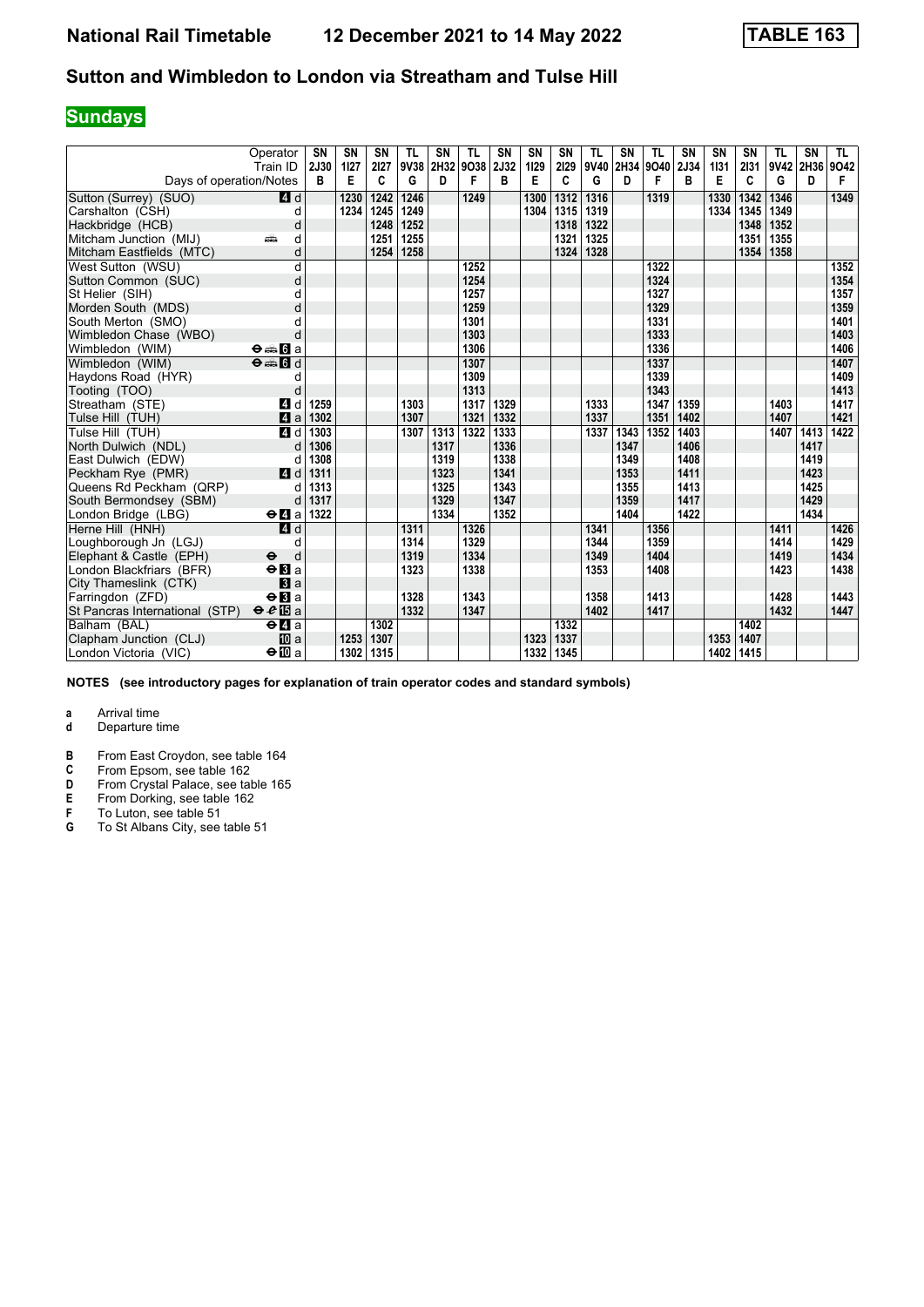# National Rail Timetable 12 December 2021 to 14 May 2022 TABLE 163

## Sutton and Wimbledon to London via Streatham and Tulse Hill

**Sundays**

| Operator | | SN | SN | SN | TL | SN | TL | SN | SN | SN | TL | SN | TL | SN | SN | SN | TL | SN | TL |
|---|---|---|---|---|---|---|---|---|---|---|---|---|---|---|---|---|---|---|---|
| Train ID | | 2J30 | 1I27 | 2I27 | 9V38 | 2H32 | 9O38 | 2J32 | 1I29 | 2I29 | 9V40 | 2H34 | 9O40 | 2J34 | 1I31 | 2I31 | 9V42 | 2H36 | 9O42 |
| Days of operation/Notes | | B | E | C | G | D | F | B | E | C | G | D | F | B | E | C | G | D | F |
| Sutton (Surrey) (SUO) | 4 d | | 1230 | 1242 | 1246 | | 1249 | | 1300 | 1312 | 1316 | | 1319 | | 1330 | 1342 | 1346 | | 1349 |
| Carshalton (CSH) | d | | 1234 | 1245 | 1249 | | | | 1304 | 1315 | 1319 | | | | 1334 | 1345 | 1349 | | |
| Hackbridge (HCB) | d | | | 1248 | 1252 | | | | | 1318 | 1322 | | | | | 1348 | 1352 | | |
| Mitcham Junction (MIJ) | d | | | 1251 | 1255 | | | | | 1321 | 1325 | | | | | 1351 | 1355 | | |
| Mitcham Eastfields (MTC) | d | | | 1254 | 1258 | | | | | 1324 | 1328 | | | | | 1354 | 1358 | | |
| West Sutton (WSU) | d | | | | | | 1252 | | | | | | 1322 | | | | | | 1352 |
| Sutton Common (SUC) | d | | | | | | 1254 | | | | | | 1324 | | | | | | 1354 |
| St Helier (SIH) | d | | | | | | 1257 | | | | | | 1327 | | | | | | 1357 |
| Morden South (MDS) | d | | | | | | 1259 | | | | | | 1329 | | | | | | 1359 |
| South Merton (SMO) | d | | | | | | 1301 | | | | | | 1331 | | | | | | 1401 |
| Wimbledon Chase (WBO) | d | | | | | | 1303 | | | | | | 1333 | | | | | | 1403 |
| Wimbledon (WIM) | 6 a | | | | | | 1306 | | | | | | 1336 | | | | | | 1406 |
| Wimbledon (WIM) | 6 d | | | | | | 1307 | | | | | | 1337 | | | | | | 1407 |
| Haydons Road (HYR) | d | | | | | | 1309 | | | | | | 1339 | | | | | | 1409 |
| Tooting (TOO) | d | | | | | | 1313 | | | | | | 1343 | | | | | | 1413 |
| Streatham (STE) | 4 d | 1259 | | | 1303 | | 1317 | 1329 | | | 1333 | | 1347 | 1359 | | | 1403 | | 1417 |
| Tulse Hill (TUH) | 4 a | 1302 | | | 1307 | | 1321 | 1332 | | | 1337 | | 1351 | 1402 | | | 1407 | | 1421 |
| Tulse Hill (TUH) | 4 d | 1303 | | | 1307 | 1313 | 1322 | 1333 | | | 1337 | 1343 | 1352 | 1403 | | | 1407 | 1413 | 1422 |
| North Dulwich (NDL) | d | 1306 | | | | 1317 | | 1336 | | | | 1347 | | 1406 | | | | 1417 | |
| East Dulwich (EDW) | d | 1308 | | | | 1319 | | 1338 | | | | 1349 | | 1408 | | | | 1419 | |
| Peckham Rye (PMR) | 4 d | 1311 | | | | 1323 | | 1341 | | | | 1353 | | 1411 | | | | 1423 | |
| Queens Rd Peckham (QRP) | d | 1313 | | | | 1325 | | 1343 | | | | 1355 | | 1413 | | | | 1425 | |
| South Bermondsey (SBM) | d | 1317 | | | | 1329 | | 1347 | | | | 1359 | | 1417 | | | | 1429 | |
| London Bridge (LBG) | 4 a | 1322 | | | | 1334 | | 1352 | | | | 1404 | | 1422 | | | | 1434 | |
| Herne Hill (HNH) | 4 d | | | | 1311 | | 1326 | | | | 1341 | | 1356 | | | | 1411 | | 1426 |
| Loughborough Jn (LGJ) | d | | | | 1314 | | 1329 | | | | 1344 | | 1359 | | | | 1414 | | 1429 |
| Elephant & Castle (EPH) | d | | | | 1319 | | 1334 | | | | 1349 | | 1404 | | | | 1419 | | 1434 |
| London Blackfriars (BFR) | 3 a | | | | 1323 | | 1338 | | | | 1353 | | 1408 | | | | 1423 | | 1438 |
| City Thameslink (CTK) | 3 a | | | | | | | | | | | | | | | | | | |
| Farringdon (ZFD) | 3 a | | | | 1328 | | 1343 | | | | 1358 | | 1413 | | | | 1428 | | 1443 |
| St Pancras International (STP) | 15 a | | | | 1332 | | 1347 | | | | 1402 | | 1417 | | | | 1432 | | 1447 |
| Balham (BAL) | 4 a | | | 1302 | | | | | | 1332 | | | | | | 1402 | | | |
| Clapham Junction (CLJ) | 10 a | | 1253 | 1307 | | | | | 1323 | 1337 | | | | | 1353 | 1407 | | | |
| London Victoria (VIC) | 10 a | | 1302 | 1315 | | | | | 1332 | 1345 | | | | | 1402 | 1415 | | | |

**NOTES (see introductory pages for explanation of train operator codes and standard symbols)**

- **a** Arrival time
- **d** Departure time

- **B** From East Croydon, see table 164
- **C** From Epsom, see table 162
- **D** From Crystal Palace, see table 165
- **E** From Dorking, see table 162
- **F** To Luton, see table 51
- **G** To St Albans City, see table 51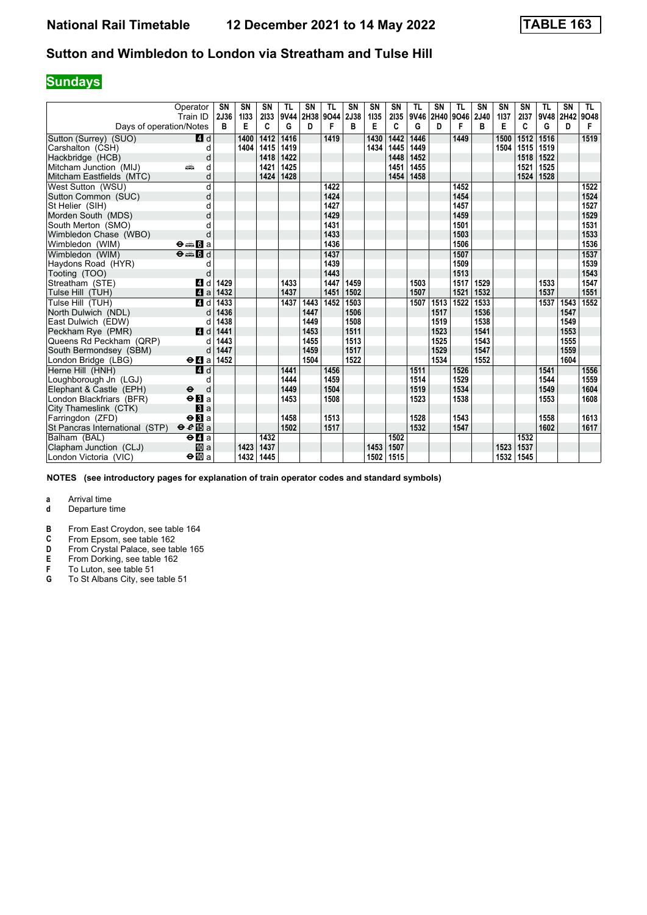# National Rail Timetable 12 December 2021 to 14 May 2022 TABLE 163

## Sutton and Wimbledon to London via Streatham and Tulse Hill

**Sundays**

| Operator | | SN | SN | SN | TL | SN | TL | SN | SN | SN | TL | SN | TL | SN | SN | SN | TL | SN | TL |
|---|---|---|---|---|---|---|---|---|---|---|---|---|---|---|---|---|---|---|---|
| Train ID | | 2J36 | 1I33 | 2I33 | 9V44 | 2H38 | 9O44 | 2J38 | 1I35 | 2I35 | 9V46 | 2H40 | 9O46 | 2J40 | 1I37 | 2I37 | 9V48 | 2H42 | 9O48 |
| Days of operation/Notes | | B | E | C | G | D | F | B | E | C | G | D | F | B | E | C | G | D | F |
| Sutton (Surrey) (SUO) | 4 d | | 1400 | 1412 | 1416 | | 1419 | | 1430 | 1442 | 1446 | | 1449 | | 1500 | 1512 | 1516 | | 1519 |
| Carshalton (CSH) | d | | 1404 | 1415 | 1419 | | | | 1434 | 1445 | 1449 | | | | 1504 | 1515 | 1519 | | |
| Hackbridge (HCB) | d | | | 1418 | 1422 | | | | | 1448 | 1452 | | | | | 1518 | 1522 | | |
| Mitcham Junction (MIJ) | d | | | 1421 | 1425 | | | | | 1451 | 1455 | | | | | 1521 | 1525 | | |
| Mitcham Eastfields (MTC) | d | | | 1424 | 1428 | | | | | 1454 | 1458 | | | | | 1524 | 1528 | | |
| West Sutton (WSU) | d | | | | | | 1422 | | | | | | 1452 | | | | | | 1522 |
| Sutton Common (SUC) | d | | | | | | 1424 | | | | | | 1454 | | | | | | 1524 |
| St Helier (SIH) | d | | | | | | 1427 | | | | | | 1457 | | | | | | 1527 |
| Morden South (MDS) | d | | | | | | 1429 | | | | | | 1459 | | | | | | 1529 |
| South Merton (SMO) | d | | | | | | 1431 | | | | | | 1501 | | | | | | 1531 |
| Wimbledon Chase (WBO) | d | | | | | | 1433 | | | | | | 1503 | | | | | | 1533 |
| Wimbledon (WIM) | 6 a | | | | | | 1436 | | | | | | 1506 | | | | | | 1536 |
| Wimbledon (WIM) | 6 d | | | | | | 1437 | | | | | | 1507 | | | | | | 1537 |
| Haydons Road (HYR) | d | | | | | | 1439 | | | | | | 1509 | | | | | | 1539 |
| Tooting (TOO) | d | | | | | | 1443 | | | | | | 1513 | | | | | | 1543 |
| Streatham (STE) | 4 d | 1429 | | | 1433 | | 1447 | 1459 | | | 1503 | | 1517 | 1529 | | | 1533 | | 1547 |
| Tulse Hill (TUH) | 4 a | 1432 | | | 1437 | | 1451 | 1502 | | | 1507 | | 1521 | 1532 | | | 1537 | | 1551 |
| Tulse Hill (TUH) | 4 d | 1433 | | | 1437 | 1443 | 1452 | 1503 | | | 1507 | 1513 | 1522 | 1533 | | | 1537 | 1543 | 1552 |
| North Dulwich (NDL) | d | 1436 | | | | 1447 | | 1506 | | | | 1517 | | 1536 | | | | 1547 | |
| East Dulwich (EDW) | d | 1438 | | | | 1449 | | 1508 | | | | 1519 | | 1538 | | | | 1549 | |
| Peckham Rye (PMR) | 4 d | 1441 | | | | 1453 | | 1511 | | | | 1523 | | 1541 | | | | 1553 | |
| Queens Rd Peckham (QRP) | d | 1443 | | | | 1455 | | 1513 | | | | 1525 | | 1543 | | | | 1555 | |
| South Bermondsey (SBM) | d | 1447 | | | | 1459 | | 1517 | | | | 1529 | | 1547 | | | | 1559 | |
| London Bridge (LBG) | 4 a | 1452 | | | | 1504 | | 1522 | | | | 1534 | | 1552 | | | | 1604 | |
| Herne Hill (HNH) | 4 d | | | | 1441 | | 1456 | | | | 1511 | | 1526 | | | | 1541 | | 1556 |
| Loughborough Jn (LGJ) | d | | | | 1444 | | 1459 | | | | 1514 | | 1529 | | | | 1544 | | 1559 |
| Elephant & Castle (EPH) | d | | | | 1449 | | 1504 | | | | 1519 | | 1534 | | | | 1549 | | 1604 |
| London Blackfriars (BFR) | 3 a | | | | 1453 | | 1508 | | | | 1523 | | 1538 | | | | 1553 | | 1608 |
| City Thameslink (CTK) | 3 a | | | | | | | | | | | | | | | | | | |
| Farringdon (ZFD) | 3 a | | | | 1458 | | 1513 | | | | 1528 | | 1543 | | | | 1558 | | 1613 |
| St Pancras International (STP) | 15 a | | | | 1502 | | 1517 | | | | 1532 | | 1547 | | | | 1602 | | 1617 |
| Balham (BAL) | 4 a | | | 1432 | | | | | | 1502 | | | | | | 1532 | | | |
| Clapham Junction (CLJ) | 10 a | | 1423 | 1437 | | | | | 1453 | 1507 | | | | | 1523 | 1537 | | | |
| London Victoria (VIC) | 10 a | | 1432 | 1445 | | | | | 1502 | 1515 | | | | | 1532 | 1545 | | | |

**NOTES (see introductory pages for explanation of train operator codes and standard symbols)**

- **a** Arrival time
- **d** Departure time

- **B** From East Croydon, see table 164
- **C** From Epsom, see table 162
- **D** From Crystal Palace, see table 165
- **E** From Dorking, see table 162
- **F** To Luton, see table 51
- **G** To St Albans City, see table 51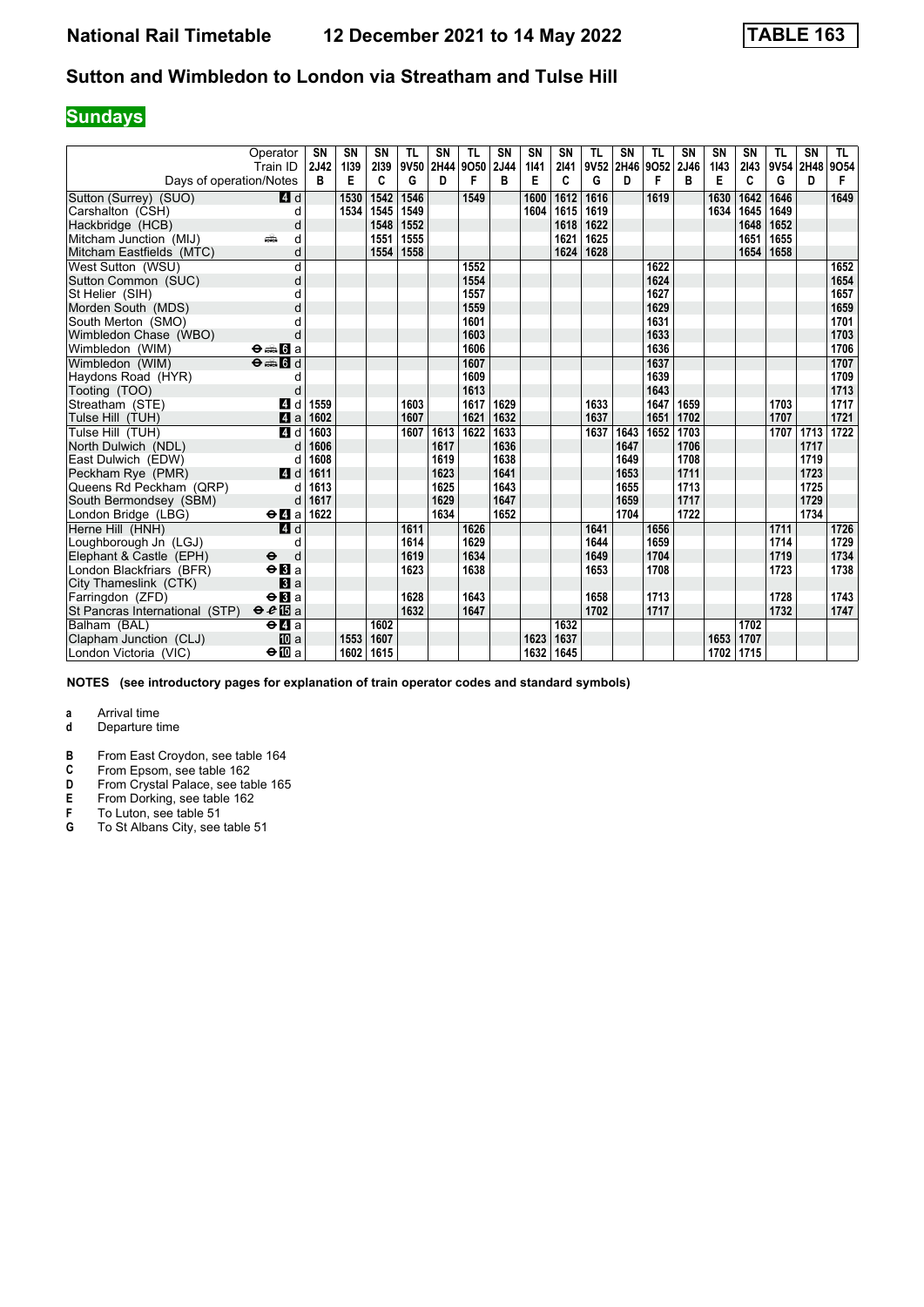# National Rail Timetable    12 December 2021 to 14 May 2022    TABLE 163

## Sutton and Wimbledon to London via Streatham and Tulse Hill

## Sundays

| Operator | | SN | SN | SN | TL | SN | TL | SN | SN | SN | TL | SN | TL | SN | SN | SN | TL | SN | TL |
|---|---|---|---|---|---|---|---|---|---|---|---|---|---|---|---|---|---|---|---|
| Train ID | | 2J42 | 1I39 | 2I39 | 9V50 | 2H44 | 9O50 | 2J44 | 1I41 | 2I41 | 9V52 | 2H46 | 9O52 | 2J46 | 1I43 | 2I43 | 9V54 | 2H48 | 9O54 |
| Days of operation/Notes | | B | E | C | G | D | F | B | E | C | G | D | F | B | E | C | G | D | F |
| Sutton (Surrey) (SUO) | 4 d | | 1530 | 1542 | 1546 | | 1549 | | 1600 | 1612 | 1616 | | 1619 | | 1630 | 1642 | 1646 | | 1649 |
| Carshalton (CSH) | d | | 1534 | 1545 | 1549 | | | | 1604 | 1615 | 1619 | | | | 1634 | 1645 | 1649 | | |
| Hackbridge (HCB) | d | | | 1548 | 1552 | | | | | 1618 | 1622 | | | | | 1648 | 1652 | | |
| Mitcham Junction (MIJ) | d | | | 1551 | 1555 | | | | | 1621 | 1625 | | | | | 1651 | 1655 | | |
| Mitcham Eastfields (MTC) | d | | | 1554 | 1558 | | | | | 1624 | 1628 | | | | | 1654 | 1658 | | |
| West Sutton (WSU) | d | | | | | | 1552 | | | | | | 1622 | | | | | | 1652 |
| Sutton Common (SUC) | d | | | | | | 1554 | | | | | | 1624 | | | | | | 1654 |
| St Helier (SIH) | d | | | | | | 1557 | | | | | | 1627 | | | | | | 1657 |
| Morden South (MDS) | d | | | | | | 1559 | | | | | | 1629 | | | | | | 1659 |
| South Merton (SMO) | d | | | | | | 1601 | | | | | | 1631 | | | | | | 1701 |
| Wimbledon Chase (WBO) | d | | | | | | 1603 | | | | | | 1633 | | | | | | 1703 |
| Wimbledon (WIM) | 6 a | | | | | | 1606 | | | | | | 1636 | | | | | | 1706 |
| Wimbledon (WIM) | 6 d | | | | | | 1607 | | | | | | 1637 | | | | | | 1707 |
| Haydons Road (HYR) | d | | | | | | 1609 | | | | | | 1639 | | | | | | 1709 |
| Tooting (TOO) | d | | | | | | 1613 | | | | | | 1643 | | | | | | 1713 |
| Streatham (STE) | 4 d | 1559 | | | 1603 | | 1617 | 1629 | | | 1633 | | 1647 | 1659 | | | 1703 | | 1717 |
| Tulse Hill (TUH) | 4 a | 1602 | | | 1607 | | 1621 | 1632 | | | 1637 | | 1651 | 1702 | | | 1707 | | 1721 |
| Tulse Hill (TUH) | 4 d | 1603 | | | 1607 | 1613 | 1622 | 1633 | | | 1637 | 1643 | 1652 | 1703 | | | 1707 | 1713 | 1722 |
| North Dulwich (NDL) | d | 1606 | | | | 1617 | | 1636 | | | | 1647 | | 1706 | | | | 1717 | |
| East Dulwich (EDW) | d | 1608 | | | | 1619 | | 1638 | | | | 1649 | | 1708 | | | | 1719 | |
| Peckham Rye (PMR) | 4 d | 1611 | | | | 1623 | | 1641 | | | | 1653 | | 1711 | | | | 1723 | |
| Queens Rd Peckham (QRP) | d | 1613 | | | | 1625 | | 1643 | | | | 1655 | | 1713 | | | | 1725 | |
| South Bermondsey (SBM) | d | 1617 | | | | 1629 | | 1647 | | | | 1659 | | 1717 | | | | 1729 | |
| London Bridge (LBG) | 4 a | 1622 | | | | 1634 | | 1652 | | | | 1704 | | 1722 | | | | 1734 | |
| Herne Hill (HNH) | 4 d | | | | 1611 | | 1626 | | | | 1641 | | 1656 | | | | 1711 | | 1726 |
| Loughborough Jn (LGJ) | d | | | | 1614 | | 1629 | | | | 1644 | | 1659 | | | | 1714 | | 1729 |
| Elephant & Castle (EPH) | d | | | | 1619 | | 1634 | | | | 1649 | | 1704 | | | | 1719 | | 1734 |
| London Blackfriars (BFR) | 3 a | | | | 1623 | | 1638 | | | | 1653 | | 1708 | | | | 1723 | | 1738 |
| City Thameslink (CTK) | 3 a | | | | | | | | | | | | | | | | | | |
| Farringdon (ZFD) | 3 a | | | | 1628 | | 1643 | | | | 1658 | | 1713 | | | | 1728 | | 1743 |
| St Pancras International (STP) | 15 a | | | | 1632 | | 1647 | | | | 1702 | | 1717 | | | | 1732 | | 1747 |
| Balham (BAL) | 4 a | | | 1602 | | | | | | 1632 | | | | | | 1702 | | | |
| Clapham Junction (CLJ) | 10 a | | 1553 | 1607 | | | | | 1623 | 1637 | | | | | 1653 | 1707 | | | |
| London Victoria (VIC) | 10 a | | 1602 | 1615 | | | | | 1632 | 1645 | | | | | 1702 | 1715 | | | |

**NOTES (see introductory pages for explanation of train operator codes and standard symbols)**

**a** Arrival time
**d** Departure time

**B** From East Croydon, see table 164
**C** From Epsom, see table 162
**D** From Crystal Palace, see table 165
**E** From Dorking, see table 162
**F** To Luton, see table 51
**G** To St Albans City, see table 51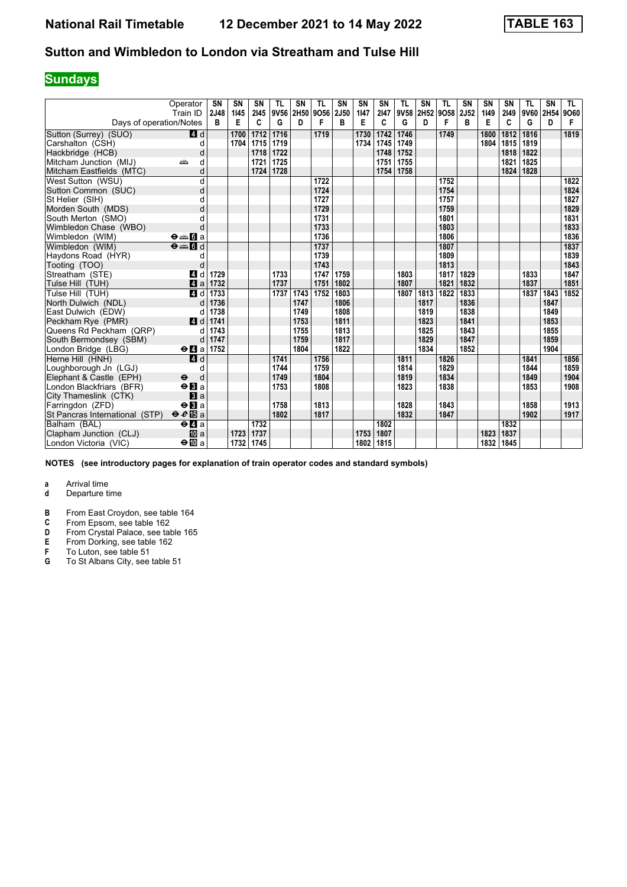# National Rail Timetable 12 December 2021 to 14 May 2022 TABLE 163

## Sutton and Wimbledon to London via Streatham and Tulse Hill

### Sundays

| Operator | | SN | SN | SN | TL | SN | TL | SN | SN | SN | TL | SN | TL | SN | SN | SN | TL | SN | TL |
|---|---|---|---|---|---|---|---|---|---|---|---|---|---|---|---|---|---|---|---|
| Train ID | | 2J48 | 1I45 | 2I45 | 9V56 | 2H50 | 9O56 | 2J50 | 1I47 | 2I47 | 9V58 | 2H52 | 9O58 | 2J52 | 1I49 | 2I49 | 9V60 | 2H54 | 9O60 |
| Days of operation/Notes | | B | E | C | G | D | F | B | E | C | G | D | F | B | E | C | G | D | F |
| Sutton (Surrey) (SUO) | 4 d | | 1700 | 1712 | 1716 | | 1719 | | 1730 | 1742 | 1746 | | 1749 | | 1800 | 1812 | 1816 | | 1819 |
| Carshalton (CSH) | d | | 1704 | 1715 | 1719 | | | | 1734 | 1745 | 1749 | | | | 1804 | 1815 | 1819 | | |
| Hackbridge (HCB) | d | | | 1718 | 1722 | | | | | 1748 | 1752 | | | | | 1818 | 1822 | | |
| Mitcham Junction (MIJ) | d | | | 1721 | 1725 | | | | | 1751 | 1755 | | | | | 1821 | 1825 | | |
| Mitcham Eastfields (MTC) | d | | | 1724 | 1728 | | | | | 1754 | 1758 | | | | | 1824 | 1828 | | |
| West Sutton (WSU) | d | | | | | | 1722 | | | | | | 1752 | | | | | | 1822 |
| Sutton Common (SUC) | d | | | | | | 1724 | | | | | | 1754 | | | | | | 1824 |
| St Helier (SIH) | d | | | | | | 1727 | | | | | | 1757 | | | | | | 1827 |
| Morden South (MDS) | d | | | | | | 1729 | | | | | | 1759 | | | | | | 1829 |
| South Merton (SMO) | d | | | | | | 1731 | | | | | | 1801 | | | | | | 1831 |
| Wimbledon Chase (WBO) | d | | | | | | 1733 | | | | | | 1803 | | | | | | 1833 |
| Wimbledon (WIM) | ⊖ 6 a | | | | | | 1736 | | | | | | 1806 | | | | | | 1836 |
| Wimbledon (WIM) | ⊖ 6 d | | | | | | 1737 | | | | | | 1807 | | | | | | 1837 |
| Haydons Road (HYR) | d | | | | | | 1739 | | | | | | 1809 | | | | | | 1839 |
| Tooting (TOO) | d | | | | | | 1743 | | | | | | 1813 | | | | | | 1843 |
| Streatham (STE) | 4 d | 1729 | | | 1733 | | 1747 | 1759 | | | 1803 | | 1817 | 1829 | | | 1833 | | 1847 |
| Tulse Hill (TUH) | 4 a | 1732 | | | 1737 | | 1751 | 1802 | | | 1807 | | 1821 | 1832 | | | 1837 | | 1851 |
| Tulse Hill (TUH) | 4 d | 1733 | | | 1737 | 1743 | 1752 | 1803 | | | 1807 | 1813 | 1822 | 1833 | | | 1837 | 1843 | 1852 |
| North Dulwich (NDL) | d | 1736 | | | | 1747 | | 1806 | | | | 1817 | | 1836 | | | | 1847 | |
| East Dulwich (EDW) | d | 1738 | | | | 1749 | | 1808 | | | | 1819 | | 1838 | | | | 1849 | |
| Peckham Rye (PMR) | 4 d | 1741 | | | | 1753 | | 1811 | | | | 1823 | | 1841 | | | | 1853 | |
| Queens Rd Peckham (QRP) | d | 1743 | | | | 1755 | | 1813 | | | | 1825 | | 1843 | | | | 1855 | |
| South Bermondsey (SBM) | d | 1747 | | | | 1759 | | 1817 | | | | 1829 | | 1847 | | | | 1859 | |
| London Bridge (LBG) | ⊖ 4 a | 1752 | | | | 1804 | | 1822 | | | | 1834 | | 1852 | | | | 1904 | |
| Herne Hill (HNH) | 4 d | | | | 1741 | | 1756 | | | | 1811 | | 1826 | | | | 1841 | | 1856 |
| Loughborough Jn (LGJ) | d | | | | 1744 | | 1759 | | | | 1814 | | 1829 | | | | 1844 | | 1859 |
| Elephant & Castle (EPH) | ⊖ d | | | | 1749 | | 1804 | | | | 1819 | | 1834 | | | | 1849 | | 1904 |
| London Blackfriars (BFR) | ⊖ 3 a | | | | 1753 | | 1808 | | | | 1823 | | 1838 | | | | 1853 | | 1908 |
| City Thameslink (CTK) | 3 a | | | | | | | | | | | | | | | | | | |
| Farringdon (ZFD) | ⊖ 3 a | | | | 1758 | | 1813 | | | | 1828 | | 1843 | | | | 1858 | | 1913 |
| St Pancras International (STP) | ⊖ 15 a | | | | 1802 | | 1817 | | | | 1832 | | 1847 | | | | 1902 | | 1917 |
| Balham (BAL) | ⊖ 4 a | | | 1732 | | | | | | 1802 | | | | | | 1832 | | | |
| Clapham Junction (CLJ) | 10 a | | 1723 | 1737 | | | | | 1753 | 1807 | | | | | 1823 | 1837 | | | |
| London Victoria (VIC) | ⊖ 10 a | | 1732 | 1745 | | | | | 1802 | 1815 | | | | | 1832 | 1845 | | | |

**NOTES (see introductory pages for explanation of train operator codes and standard symbols)**

- **a** Arrival time
- **d** Departure time

- **B** From East Croydon, see table 164
- **C** From Epsom, see table 162
- **D** From Crystal Palace, see table 165
- **E** From Dorking, see table 162
- **F** To Luton, see table 51
- **G** To St Albans City, see table 51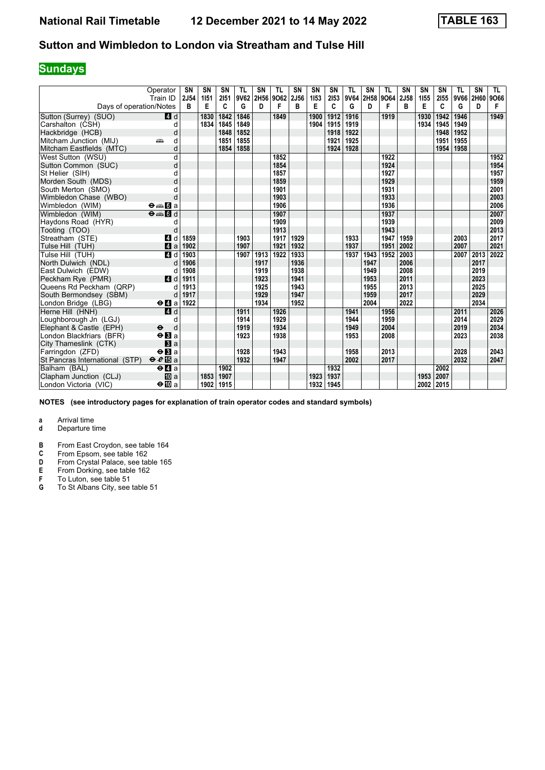# National Rail Timetable 12 December 2021 to 14 May 2022 TABLE 163

## Sutton and Wimbledon to London via Streatham and Tulse Hill

### Sundays

| Operator | | SN | SN | SN | TL | SN | TL | SN | SN | SN | TL | SN | TL | SN | SN | SN | TL | SN | TL |
|---|---|---|---|---|---|---|---|---|---|---|---|---|---|---|---|---|---|---|---|
| Train ID | | 2J54 | 1I51 | 2I51 | 9V62 | 2H56 | 9O62 | 2J56 | 1I53 | 2I53 | 9V64 | 2H58 | 9O64 | 2J58 | 1I55 | 2I55 | 9V66 | 2H60 | 9O66 |
| Days of operation/Notes | | B | E | C | G | D | F | B | E | C | G | D | F | B | E | C | G | D | F |
| Sutton (Surrey) (SUO) | 4 d | | 1830 | 1842 | 1846 | | 1849 | | 1900 | 1912 | 1916 | | 1919 | | 1930 | 1942 | 1946 | | 1949 |
| Carshalton (CSH) | d | | 1834 | 1845 | 1849 | | | | 1904 | 1915 | 1919 | | | | 1934 | 1945 | 1949 | | |
| Hackbridge (HCB) | d | | | 1848 | 1852 | | | | | 1918 | 1922 | | | | | 1948 | 1952 | | |
| Mitcham Junction (MIJ) | 🚌 d | | | 1851 | 1855 | | | | | 1921 | 1925 | | | | | 1951 | 1955 | | |
| Mitcham Eastfields (MTC) | d | | | 1854 | 1858 | | | | | 1924 | 1928 | | | | | 1954 | 1958 | | |
| West Sutton (WSU) | d | | | | | | 1852 | | | | | | 1922 | | | | | | 1952 |
| Sutton Common (SUC) | d | | | | | | 1854 | | | | | | 1924 | | | | | | 1954 |
| St Helier (SIH) | d | | | | | | 1857 | | | | | | 1927 | | | | | | 1957 |
| Morden South (MDS) | d | | | | | | 1859 | | | | | | 1929 | | | | | | 1959 |
| South Merton (SMO) | d | | | | | | 1901 | | | | | | 1931 | | | | | | 2001 |
| Wimbledon Chase (WBO) | d | | | | | | 1903 | | | | | | 1933 | | | | | | 2003 |
| Wimbledon (WIM) | ⊖ 🚌 6 a | | | | | | 1906 | | | | | | 1936 | | | | | | 2006 |
| Wimbledon (WIM) | ⊖ 🚌 6 d | | | | | | 1907 | | | | | | 1937 | | | | | | 2007 |
| Haydons Road (HYR) | d | | | | | | 1909 | | | | | | 1939 | | | | | | 2009 |
| Tooting (TOO) | d | | | | | | 1913 | | | | | | 1943 | | | | | | 2013 |
| Streatham (STE) | 4 d | 1859 | | | 1903 | | 1917 | 1929 | | | 1933 | | 1947 | 1959 | | | 2003 | | 2017 |
| Tulse Hill (TUH) | 4 a | 1902 | | | 1907 | | 1921 | 1932 | | | 1937 | | 1951 | 2002 | | | 2007 | | 2021 |
| Tulse Hill (TUH) | 4 d | 1903 | | | 1907 | 1913 | 1922 | 1933 | | | 1937 | 1943 | 1952 | 2003 | | | 2007 | 2013 | 2022 |
| North Dulwich (NDL) | d | 1906 | | | | 1917 | | 1936 | | | | 1947 | | 2006 | | | | 2017 | |
| East Dulwich (EDW) | d | 1908 | | | | 1919 | | 1938 | | | | 1949 | | 2008 | | | | 2019 | |
| Peckham Rye (PMR) | 4 d | 1911 | | | | 1923 | | 1941 | | | | 1953 | | 2011 | | | | 2023 | |
| Queens Rd Peckham (QRP) | d | 1913 | | | | 1925 | | 1943 | | | | 1955 | | 2013 | | | | 2025 | |
| South Bermondsey (SBM) | d | 1917 | | | | 1929 | | 1947 | | | | 1959 | | 2017 | | | | 2029 | |
| London Bridge (LBG) | ⊖ 4 a | 1922 | | | | 1934 | | 1952 | | | | 2004 | | 2022 | | | | 2034 | |
| Herne Hill (HNH) | 4 d | | | | 1911 | | 1926 | | | | 1941 | | 1956 | | | | 2011 | | 2026 |
| Loughborough Jn (LGJ) | d | | | | 1914 | | 1929 | | | | 1944 | | 1959 | | | | 2014 | | 2029 |
| Elephant & Castle (EPH) | ⊖ d | | | | 1919 | | 1934 | | | | 1949 | | 2004 | | | | 2019 | | 2034 |
| London Blackfriars (BFR) | ⊖ 3 a | | | | 1923 | | 1938 | | | | 1953 | | 2008 | | | | 2023 | | 2038 |
| City Thameslink (CTK) | 3 a | | | | | | | | | | | | | | | | | | |
| Farringdon (ZFD) | ⊖ 3 a | | | | 1928 | | 1943 | | | | 1958 | | 2013 | | | | 2028 | | 2043 |
| St Pancras International (STP) | ⊖ ✈ 15 a | | | | 1932 | | 1947 | | | | 2002 | | 2017 | | | | 2032 | | 2047 |
| Balham (BAL) | ⊖ 4 a | | | 1902 | | | | | | 1932 | | | | | | 2002 | | | |
| Clapham Junction (CLJ) | 10 a | | 1853 | 1907 | | | | | 1923 | 1937 | | | | | 1953 | 2007 | | | |
| London Victoria (VIC) | ⊖ 10 a | | 1902 | 1915 | | | | | 1932 | 1945 | | | | | 2002 | 2015 | | | |

**NOTES (see introductory pages for explanation of train operator codes and standard symbols)**

**a** Arrival time
**d** Departure time

**B** From East Croydon, see table 164
**C** From Epsom, see table 162
**D** From Crystal Palace, see table 165
**E** From Dorking, see table 162
**F** To Luton, see table 51
**G** To St Albans City, see table 51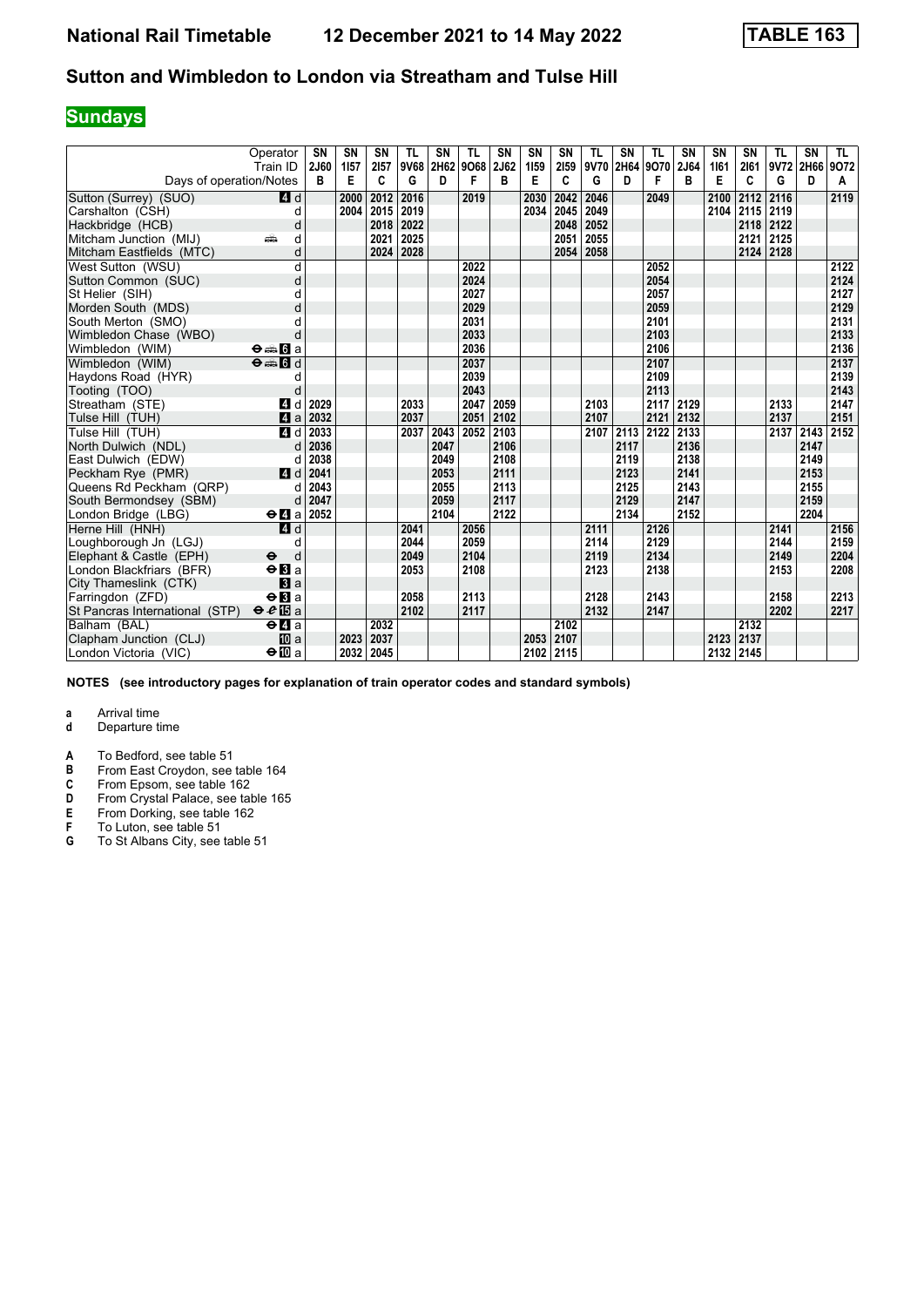# National Rail Timetable 12 December 2021 to 14 May 2022 TABLE 163

## Sutton and Wimbledon to London via Streatham and Tulse Hill

**Sundays**

| Operator | | SN | SN | SN | TL | SN | TL | SN | SN | SN | TL | SN | TL | SN | SN | SN | TL | SN | TL |
|---|---|---|---|---|---|---|---|---|---|---|---|---|---|---|---|---|---|---|---|
| Train ID | | 2J60 | 1I57 | 2I57 | 9V68 | 2H62 | 9O68 | 2J62 | 1I59 | 2I59 | 9V70 | 2H64 | 9O70 | 2J64 | 1I61 | 2I61 | 9V72 | 2H66 | 9O72 |
| Days of operation/Notes | | B | E | C | G | D | F | B | E | C | G | D | F | B | E | C | G | D | A |
| Sutton (Surrey) (SUO) | 4 d | | 2000 | 2012 | 2016 | | 2019 | | 2030 | 2042 | 2046 | | 2049 | | 2100 | 2112 | 2116 | | 2119 |
| Carshalton (CSH) | d | | 2004 | 2015 | 2019 | | | | 2034 | 2045 | 2049 | | | | 2104 | 2115 | 2119 | | |
| Hackbridge (HCB) | d | | | 2018 | 2022 | | | | | 2048 | 2052 | | | | | 2118 | 2122 | | |
| Mitcham Junction (MIJ) | d | | | 2021 | 2025 | | | | | 2051 | 2055 | | | | | 2121 | 2125 | | |
| Mitcham Eastfields (MTC) | d | | | 2024 | 2028 | | | | | 2054 | 2058 | | | | | 2124 | 2128 | | |
| West Sutton (WSU) | d | | | | | | 2022 | | | | | | 2052 | | | | | | 2122 |
| Sutton Common (SUC) | d | | | | | | 2024 | | | | | | 2054 | | | | | | 2124 |
| St Helier (SIH) | d | | | | | | 2027 | | | | | | 2057 | | | | | | 2127 |
| Morden South (MDS) | d | | | | | | 2029 | | | | | | 2059 | | | | | | 2129 |
| South Merton (SMO) | d | | | | | | 2031 | | | | | | 2101 | | | | | | 2131 |
| Wimbledon Chase (WBO) | d | | | | | | 2033 | | | | | | 2103 | | | | | | 2133 |
| Wimbledon (WIM) | ⊖ 6 a | | | | | | 2036 | | | | | | 2106 | | | | | | 2136 |
| Wimbledon (WIM) | ⊖ 6 d | | | | | | 2037 | | | | | | 2107 | | | | | | 2137 |
| Haydons Road (HYR) | d | | | | | | 2039 | | | | | | 2109 | | | | | | 2139 |
| Tooting (TOO) | d | | | | | | 2043 | | | | | | 2113 | | | | | | 2143 |
| Streatham (STE) | 4 d | 2029 | | | 2033 | | 2047 | 2059 | | | 2103 | | 2117 | 2129 | | | 2133 | | 2147 |
| Tulse Hill (TUH) | 4 a | 2032 | | | 2037 | | 2051 | 2102 | | | 2107 | | 2121 | 2132 | | | 2137 | | 2151 |
| Tulse Hill (TUH) | 4 d | 2033 | | | 2037 | 2043 | 2052 | 2103 | | | 2107 | 2113 | 2122 | 2133 | | | 2137 | 2143 | 2152 |
| North Dulwich (NDL) | d | 2036 | | | | 2047 | | 2106 | | | | 2117 | | 2136 | | | | 2147 | |
| East Dulwich (EDW) | d | 2038 | | | | 2049 | | 2108 | | | | 2119 | | 2138 | | | | 2149 | |
| Peckham Rye (PMR) | 4 d | 2041 | | | | 2053 | | 2111 | | | | 2123 | | 2141 | | | | 2153 | |
| Queens Rd Peckham (QRP) | d | 2043 | | | | 2055 | | 2113 | | | | 2125 | | 2143 | | | | 2155 | |
| South Bermondsey (SBM) | d | 2047 | | | | 2059 | | 2117 | | | | 2129 | | 2147 | | | | 2159 | |
| London Bridge (LBG) | ⊖ 4 a | 2052 | | | | 2104 | | 2122 | | | | 2134 | | 2152 | | | | 2204 | |
| Herne Hill (HNH) | 4 d | | | | 2041 | | 2056 | | | | 2111 | | 2126 | | | | 2141 | | 2156 |
| Loughborough Jn (LGJ) | d | | | | 2044 | | 2059 | | | | 2114 | | 2129 | | | | 2144 | | 2159 |
| Elephant & Castle (EPH) | ⊖ d | | | | 2049 | | 2104 | | | | 2119 | | 2134 | | | | 2149 | | 2204 |
| London Blackfriars (BFR) | ⊖ 3 a | | | | 2053 | | 2108 | | | | 2123 | | 2138 | | | | 2153 | | 2208 |
| City Thameslink (CTK) | 3 a | | | | | | | | | | | | | | | | | | |
| Farringdon (ZFD) | ⊖ 3 a | | | | 2058 | | 2113 | | | | 2128 | | 2143 | | | | 2158 | | 2213 |
| St Pancras International (STP) | ⊖ 15 a | | | | 2102 | | 2117 | | | | 2132 | | 2147 | | | | 2202 | | 2217 |
| Balham (BAL) | ⊖ 4 a | | | 2032 | | | | | | 2102 | | | | | | 2132 | | | |
| Clapham Junction (CLJ) | 10 a | | 2023 | 2037 | | | | | 2053 | 2107 | | | | | 2123 | 2137 | | | |
| London Victoria (VIC) | ⊖ 10 a | | 2032 | 2045 | | | | | 2102 | 2115 | | | | | 2132 | 2145 | | | |

**NOTES (see introductory pages for explanation of train operator codes and standard symbols)**

**a** Arrival time
**d** Departure time

**A** To Bedford, see table 51
**B** From East Croydon, see table 164
**C** From Epsom, see table 162
**D** From Crystal Palace, see table 165
**E** From Dorking, see table 162
**F** To Luton, see table 51
**G** To St Albans City, see table 51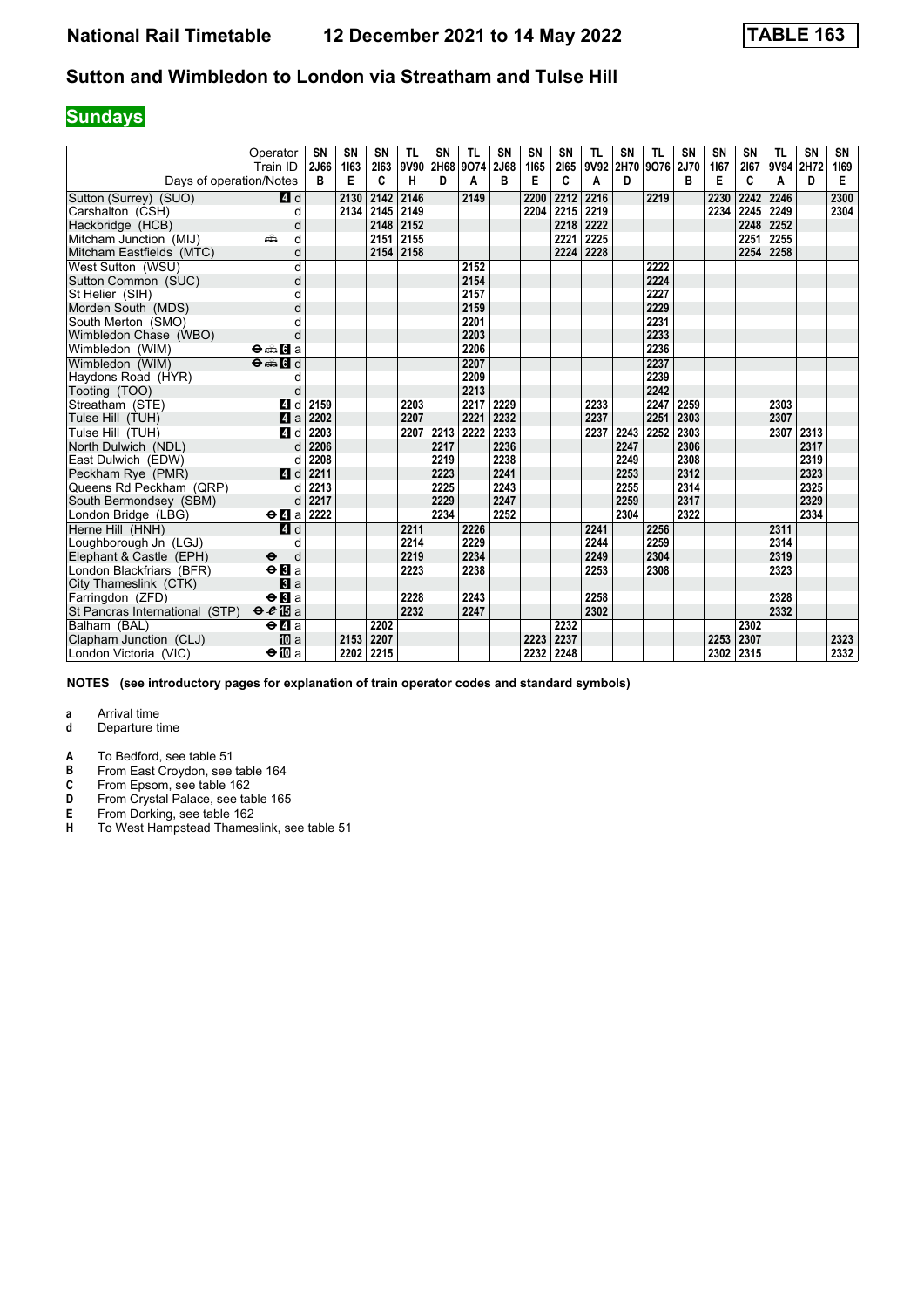# National Rail Timetable 12 December 2021 to 14 May 2022 TABLE 163

## Sutton and Wimbledon to London via Streatham and Tulse Hill

**Sundays**

| Operator | | SN | SN | SN | TL | SN | TL | SN | SN | SN | TL | SN | TL | SN | SN | SN | TL | SN | SN |
|---|---|---|---|---|---|---|---|---|---|---|---|---|---|---|---|---|---|---|---|
| Train ID | | 2J66 | 1I63 | 2I63 | 9V90 | 2H68 | 9O74 | 2J68 | 1I65 | 2I65 | 9V92 | 2H70 | 9O76 | 2J70 | 1I67 | 2I67 | 9V94 | 2H72 | 1I69 |
| Days of operation/Notes | | B | E | C | H | D | A | B | E | C | A | D | | B | E | C | A | D | E |
| Sutton (Surrey) (SUO) | 4 d | | 2130 | 2142 | 2146 | | 2149 | | 2200 | 2212 | 2216 | | 2219 | | 2230 | 2242 | 2246 | | 2300 |
| Carshalton (CSH) | d | | 2134 | 2145 | 2149 | | | | 2204 | 2215 | 2219 | | | | 2234 | 2245 | 2249 | | 2304 |
| Hackbridge (HCB) | d | | | 2148 | 2152 | | | | | 2218 | 2222 | | | | | 2248 | 2252 | | |
| Mitcham Junction (MIJ) | d | | | 2151 | 2155 | | | | | 2221 | 2225 | | | | | 2251 | 2255 | | |
| Mitcham Eastfields (MTC) | d | | | 2154 | 2158 | | | | | 2224 | 2228 | | | | | 2254 | 2258 | | |
| West Sutton (WSU) | d | | | | | | 2152 | | | | | | 2222 | | | | | | |
| Sutton Common (SUC) | d | | | | | | 2154 | | | | | | 2224 | | | | | | |
| St Helier (SIH) | d | | | | | | 2157 | | | | | | 2227 | | | | | | |
| Morden South (MDS) | d | | | | | | 2159 | | | | | | 2229 | | | | | | |
| South Merton (SMO) | d | | | | | | 2201 | | | | | | 2231 | | | | | | |
| Wimbledon Chase (WBO) | d | | | | | | 2203 | | | | | | 2233 | | | | | | |
| Wimbledon (WIM) | 6 a | | | | | | 2206 | | | | | | 2236 | | | | | | |
| Wimbledon (WIM) | 6 d | | | | | | 2207 | | | | | | 2237 | | | | | | |
| Haydons Road (HYR) | d | | | | | | 2209 | | | | | | 2239 | | | | | | |
| Tooting (TOO) | d | | | | | | 2213 | | | | | | 2242 | | | | | | |
| Streatham (STE) | 4 d | 2159 | | | 2203 | | 2217 | 2229 | | | 2233 | | 2247 | 2259 | | | 2303 | | |
| Tulse Hill (TUH) | 4 a | 2202 | | | 2207 | | 2221 | 2232 | | | 2237 | | 2251 | 2303 | | | 2307 | | |
| Tulse Hill (TUH) | 4 d | 2203 | | | 2207 | 2213 | 2222 | 2233 | | | 2237 | 2243 | 2252 | 2303 | | | 2307 | 2313 | |
| North Dulwich (NDL) | d | 2206 | | | | 2217 | | 2236 | | | | 2247 | | 2306 | | | | 2317 | |
| East Dulwich (EDW) | d | 2208 | | | | 2219 | | 2238 | | | | 2249 | | 2308 | | | | 2319 | |
| Peckham Rye (PMR) | 4 d | 2211 | | | | 2223 | | 2241 | | | | 2253 | | 2312 | | | | 2323 | |
| Queens Rd Peckham (QRP) | d | 2213 | | | | 2225 | | 2243 | | | | 2255 | | 2314 | | | | 2325 | |
| South Bermondsey (SBM) | d | 2217 | | | | 2229 | | 2247 | | | | 2259 | | 2317 | | | | 2329 | |
| London Bridge (LBG) | 4 a | 2222 | | | | 2234 | | 2252 | | | | 2304 | | 2322 | | | | 2334 | |
| Herne Hill (HNH) | 4 d | | | | 2211 | | 2226 | | | | 2241 | | 2256 | | | | 2311 | | |
| Loughborough Jn (LGJ) | d | | | | 2214 | | 2229 | | | | 2244 | | 2259 | | | | 2314 | | |
| Elephant & Castle (EPH) | d | | | | 2219 | | 2234 | | | | 2249 | | 2304 | | | | 2319 | | |
| London Blackfriars (BFR) | 3 a | | | | 2223 | | 2238 | | | | 2253 | | 2308 | | | | 2323 | | |
| City Thameslink (CTK) | 3 a | | | | | | | | | | | | | | | | | | |
| Farringdon (ZFD) | 3 a | | | | 2228 | | 2243 | | | | 2258 | | | | | | 2328 | | |
| St Pancras International (STP) | 15 a | | | | 2232 | | 2247 | | | | 2302 | | | | | | 2332 | | |
| Balham (BAL) | 4 a | | | 2202 | | | | | | 2232 | | | | | | 2302 | | | |
| Clapham Junction (CLJ) | 10 a | | 2153 | 2207 | | | | | 2223 | 2237 | | | | | 2253 | 2307 | | | 2323 |
| London Victoria (VIC) | 10 a | | 2202 | 2215 | | | | | 2232 | 2248 | | | | | 2302 | 2315 | | | 2332 |

**NOTES (see introductory pages for explanation of train operator codes and standard symbols)**

**a** Arrival time
**d** Departure time

**A** To Bedford, see table 51
**B** From East Croydon, see table 164
**C** From Epsom, see table 162
**D** From Crystal Palace, see table 165
**E** From Dorking, see table 162
**H** To West Hampstead Thameslink, see table 51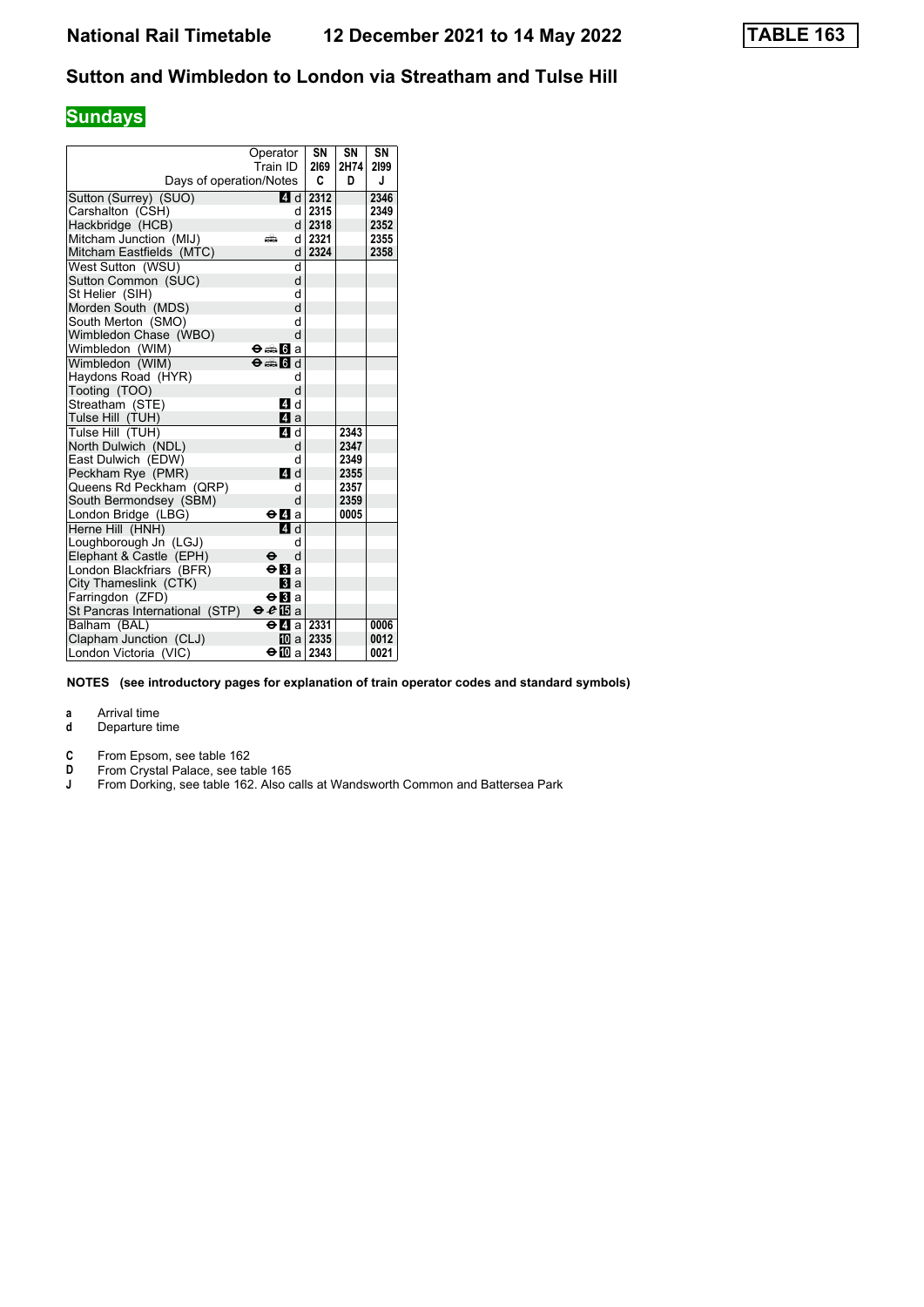# National Rail Timetable 12 December 2021 to 14 May 2022 TABLE 163

## Sutton and Wimbledon to London via Streatham and Tulse Hill

### Sundays

| Operator | | SN | SN | SN |
|---|---|---|---|---|
| Train ID | | 2I69 | 2H74 | 2I99 |
| Days of operation/Notes | | C | D | J |
| Sutton (Surrey) (SUO) | 4 d | 2312 | | 2346 |
| Carshalton (CSH) | d | 2315 | | 2349 |
| Hackbridge (HCB) | d | 2318 | | 2352 |
| Mitcham Junction (MIJ) | d | 2321 | | 2355 |
| Mitcham Eastfields (MTC) | d | 2324 | | 2358 |
| West Sutton (WSU) | d | | | |
| Sutton Common (SUC) | d | | | |
| St Helier (SIH) | d | | | |
| Morden South (MDS) | d | | | |
| South Merton (SMO) | d | | | |
| Wimbledon Chase (WBO) | d | | | |
| Wimbledon (WIM) | ⊖ 6 a | | | |
| Wimbledon (WIM) | ⊖ 6 d | | | |
| Haydons Road (HYR) | d | | | |
| Tooting (TOO) | d | | | |
| Streatham (STE) | 4 d | | | |
| Tulse Hill (TUH) | 4 a | | | |
| Tulse Hill (TUH) | 4 d | | 2343 | |
| North Dulwich (NDL) | d | | 2347 | |
| East Dulwich (EDW) | d | | 2349 | |
| Peckham Rye (PMR) | 4 d | | 2355 | |
| Queens Rd Peckham (QRP) | d | | 2357 | |
| South Bermondsey (SBM) | d | | 2359 | |
| London Bridge (LBG) | ⊖ 4 a | | 0005 | |
| Herne Hill (HNH) | 4 d | | | |
| Loughborough Jn (LGJ) | d | | | |
| Elephant & Castle (EPH) | ⊖ d | | | |
| London Blackfriars (BFR) | ⊖ 3 a | | | |
| City Thameslink (CTK) | 3 a | | | |
| Farringdon (ZFD) | ⊖ 3 a | | | |
| St Pancras International (STP) | ⊖ 15 a | | | |
| Balham (BAL) | ⊖ 4 a | 2331 | | 0006 |
| Clapham Junction (CLJ) | 10 a | 2335 | | 0012 |
| London Victoria (VIC) | ⊖ 10 a | 2343 | | 0021 |

**NOTES (see introductory pages for explanation of train operator codes and standard symbols)**

**a** Arrival time
**d** Departure time

**C** From Epsom, see table 162
**D** From Crystal Palace, see table 165
**J** From Dorking, see table 162. Also calls at Wandsworth Common and Battersea Park